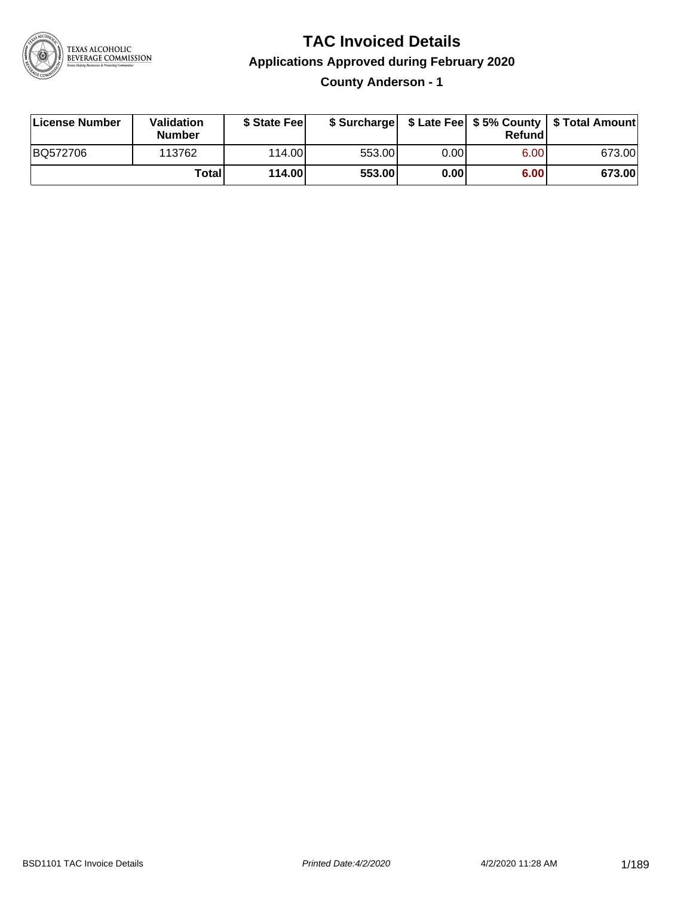# TAC Invoiced Details

## Applications Approved during February 2020

### County Anderson - 1

| License Number | Validation Number | $ State Fee | $ Surcharge | $ Late Fee | $ 5% County Refund | $ Total Amount |
|---|---|---|---|---|---|---|
| BQ572706 | 113762 | 114.00 | 553.00 | 0.00 | 6.00 | 673.00 |
| | **Total** | **114.00** | **553.00** | **0.00** | **6.00** | **673.00** |

BSD1101 TAC Invoice Details | *Printed Date:4/2/2020* | 4/2/2020 11:28 AM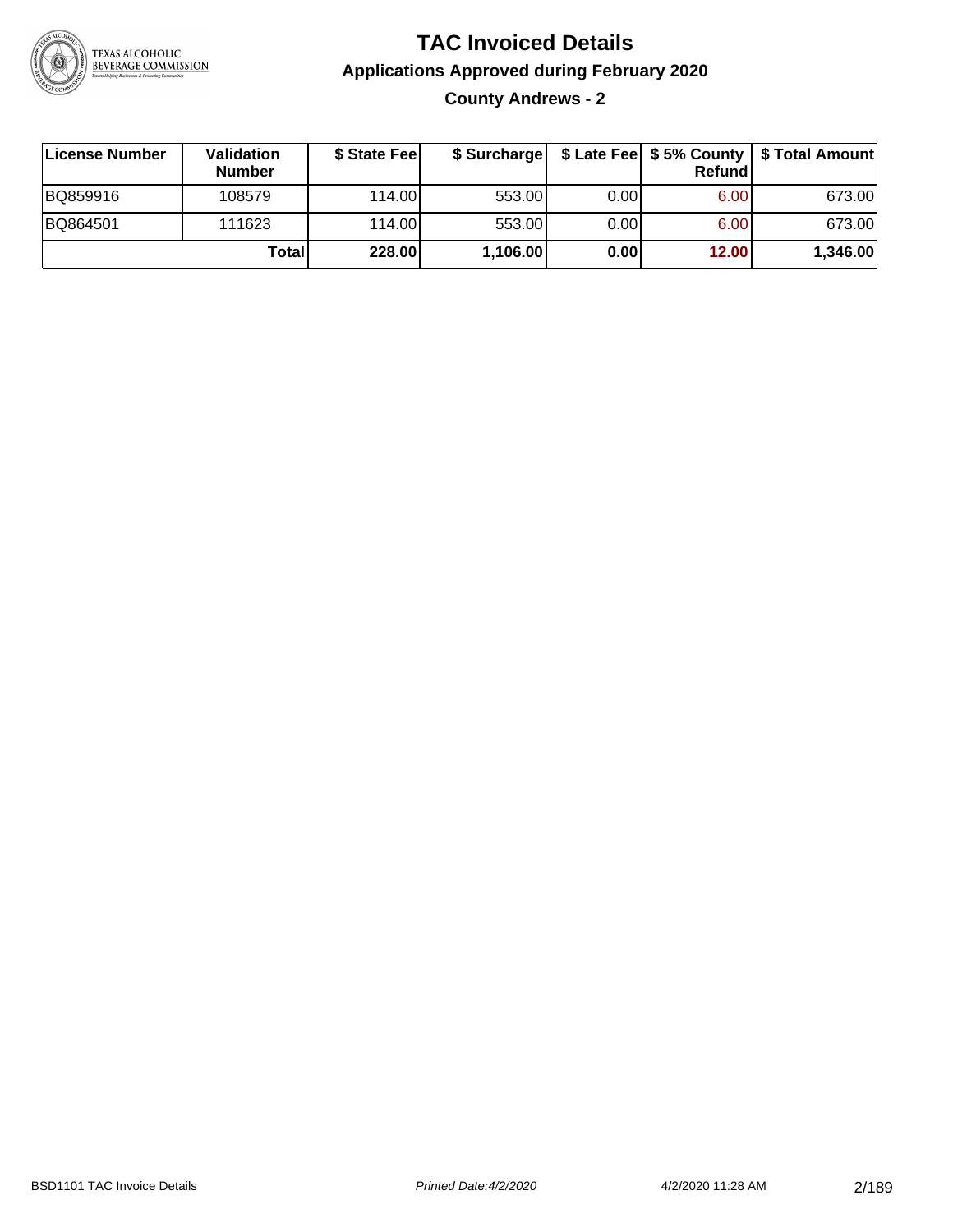# TAC Invoiced Details

## Applications Approved during February 2020

### County Andrews - 2

| License Number | Validation Number | $ State Fee | $ Surcharge | $ Late Fee | $ 5% County Refund | $ Total Amount |
|---|---|---|---|---|---|---|
| BQ859916 | 108579 | 114.00 | 553.00 | 0.00 | 6.00 | 673.00 |
| BQ864501 | 111623 | 114.00 | 553.00 | 0.00 | 6.00 | 673.00 |
| | **Total** | **228.00** | **1,106.00** | **0.00** | **12.00** | **1,346.00** |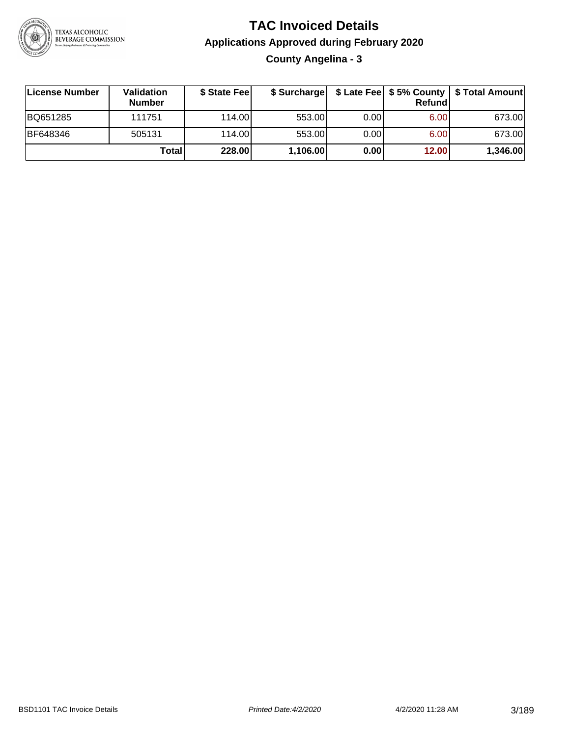# TAC Invoiced Details

## Applications Approved during February 2020

### County Angelina - 3

| License Number | Validation Number | $ State Fee | $ Surcharge | $ Late Fee | $ 5% County Refund | $ Total Amount |
|---|---|---|---|---|---|---|
| BQ651285 | 111751 | 114.00 | 553.00 | 0.00 | 6.00 | 673.00 |
| BF648346 | 505131 | 114.00 | 553.00 | 0.00 | 6.00 | 673.00 |
| | **Total** | **228.00** | **1,106.00** | **0.00** | **12.00** | **1,346.00** |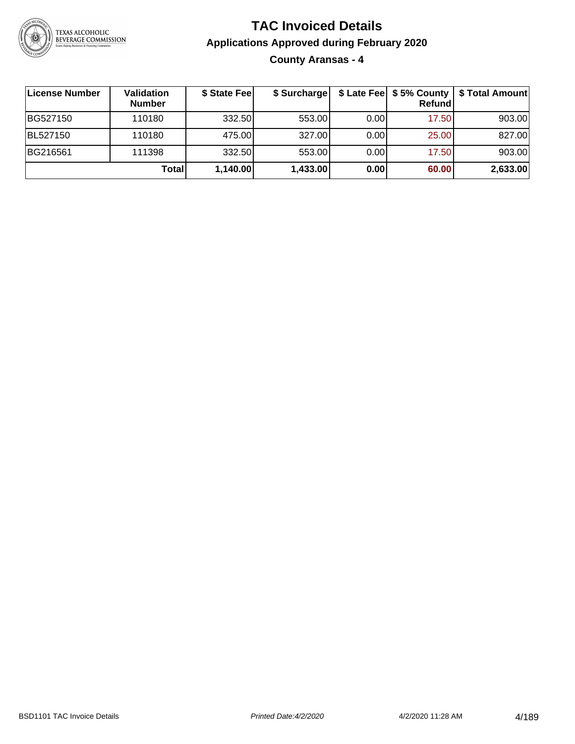# TAC Invoiced Details

## Applications Approved during February 2020

### County Aransas - 4

| License Number | Validation Number | $ State Fee | $ Surcharge | $ Late Fee | $ 5% County Refund | $ Total Amount |
|---|---|---|---|---|---|---|
| BG527150 | 110180 | 332.50 | 553.00 | 0.00 | 17.50 | 903.00 |
| BL527150 | 110180 | 475.00 | 327.00 | 0.00 | 25.00 | 827.00 |
| BG216561 | 111398 | 332.50 | 553.00 | 0.00 | 17.50 | 903.00 |
| | **Total** | **1,140.00** | **1,433.00** | **0.00** | **60.00** | **2,633.00** |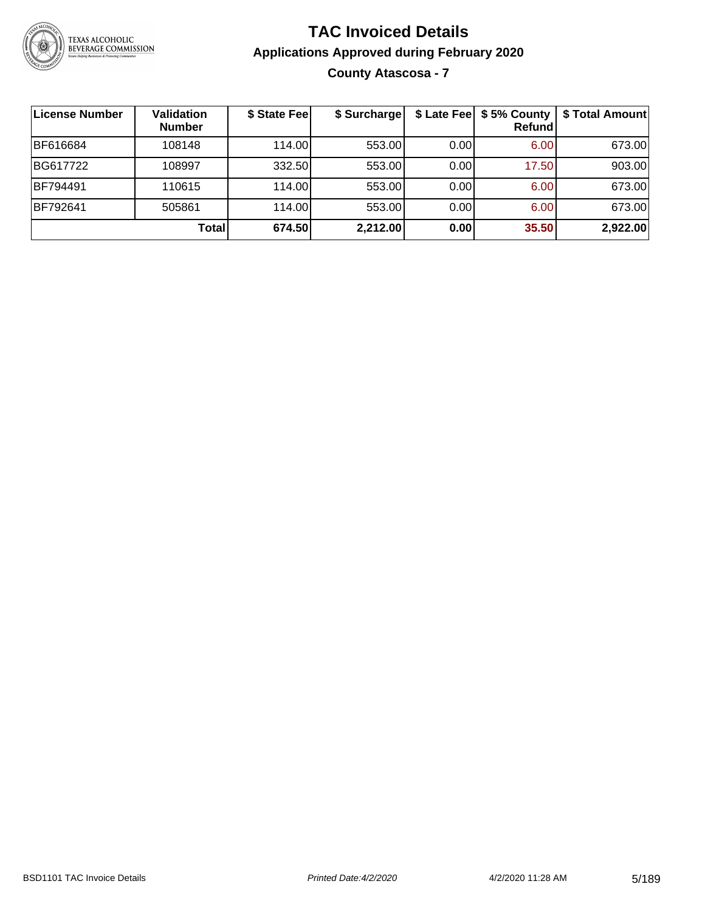# TAC Invoiced Details

## Applications Approved during February 2020

### County Atascosa - 7

| License Number | Validation Number | $ State Fee | $ Surcharge | $ Late Fee | $ 5% County Refund | $ Total Amount |
|---|---|---|---|---|---|---|
| BF616684 | 108148 | 114.00 | 553.00 | 0.00 | 6.00 | 673.00 |
| BG617722 | 108997 | 332.50 | 553.00 | 0.00 | 17.50 | 903.00 |
| BF794491 | 110615 | 114.00 | 553.00 | 0.00 | 6.00 | 673.00 |
| BF792641 | 505861 | 114.00 | 553.00 | 0.00 | 6.00 | 673.00 |
| | **Total** | **674.50** | **2,212.00** | **0.00** | **35.50** | **2,922.00** |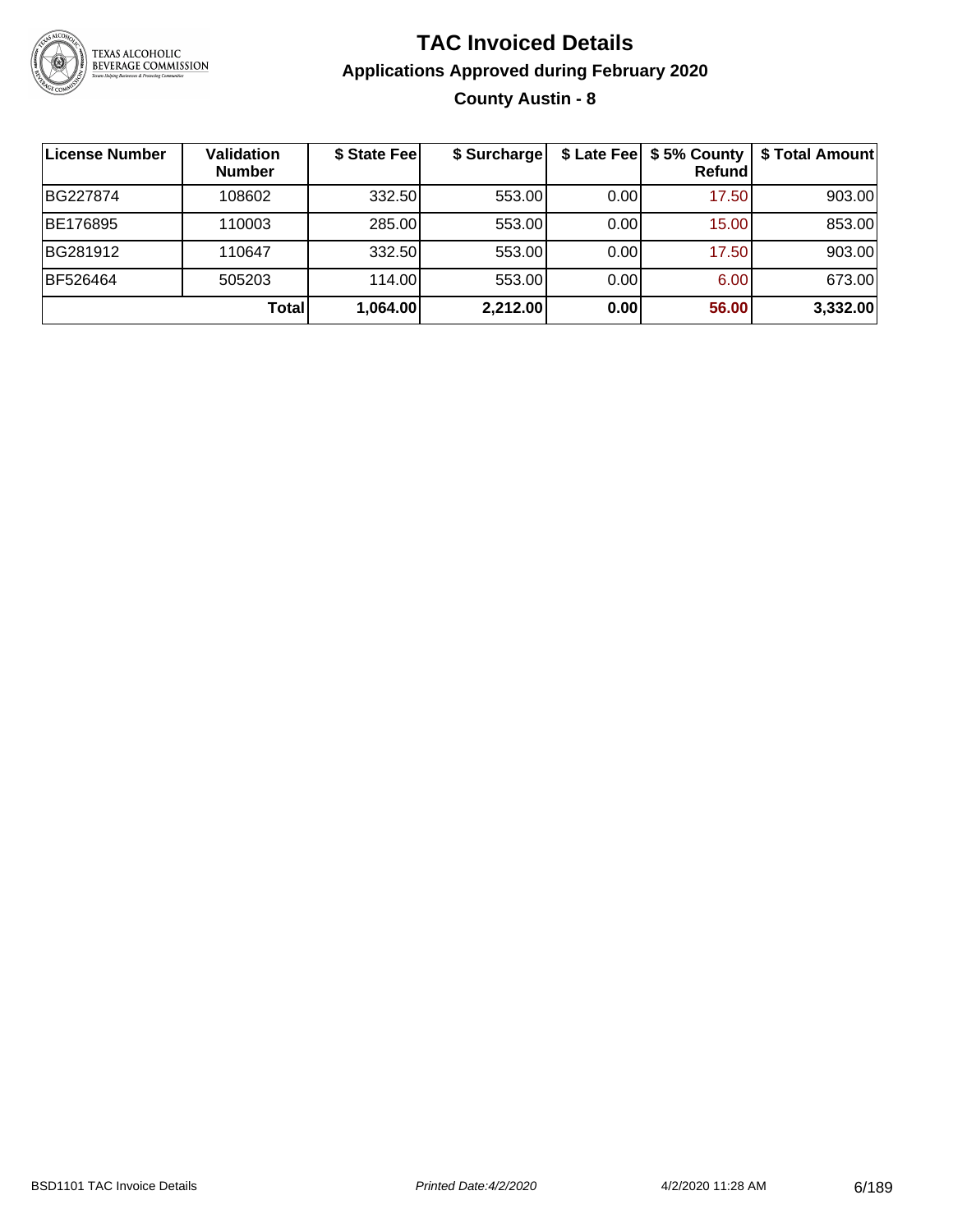# TAC Invoiced Details

## Applications Approved during February 2020

### County Austin - 8

| License Number | Validation Number | $ State Fee | $ Surcharge | $ Late Fee | $ 5% County Refund | $ Total Amount |
|---|---|---|---|---|---|---|
| BG227874 | 108602 | 332.50 | 553.00 | 0.00 | 17.50 | 903.00 |
| BE176895 | 110003 | 285.00 | 553.00 | 0.00 | 15.00 | 853.00 |
| BG281912 | 110647 | 332.50 | 553.00 | 0.00 | 17.50 | 903.00 |
| BF526464 | 505203 | 114.00 | 553.00 | 0.00 | 6.00 | 673.00 |
| | **Total** | **1,064.00** | **2,212.00** | **0.00** | **56.00** | **3,332.00** |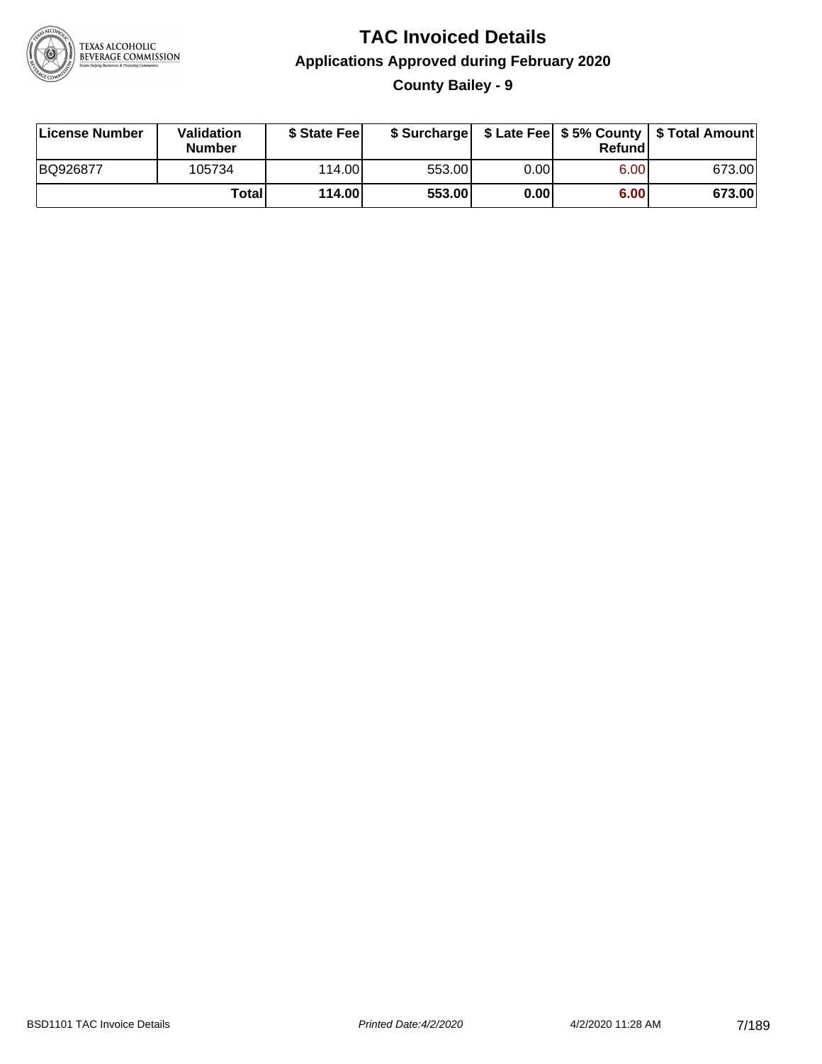# TAC Invoiced Details

## Applications Approved during February 2020

### County Bailey - 9

| License Number | Validation Number | $ State Fee | $ Surcharge | $ Late Fee | $ 5% County Refund | $ Total Amount |
|---|---|---|---|---|---|---|
| BQ926877 | 105734 | 114.00 | 553.00 | 0.00 | 6.00 | 673.00 |
| | **Total** | **114.00** | **553.00** | **0.00** | **6.00** | **673.00** |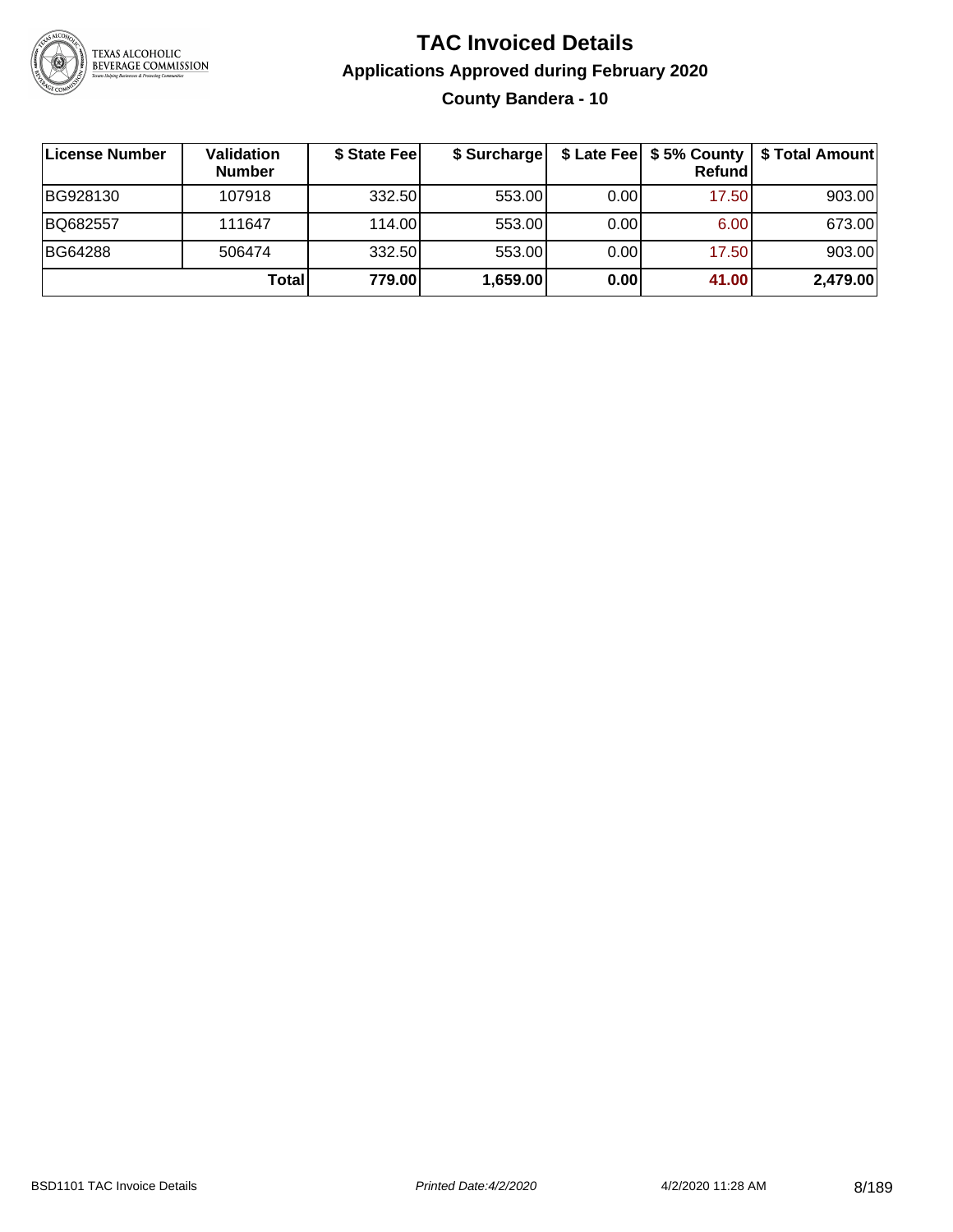# TAC Invoiced Details

## Applications Approved during February 2020

### County Bandera - 10

| License Number | Validation Number | $ State Fee | $ Surcharge | $ Late Fee | $ 5% County Refund | $ Total Amount |
|---|---|---|---|---|---|---|
| BG928130 | 107918 | 332.50 | 553.00 | 0.00 | 17.50 | 903.00 |
| BQ682557 | 111647 | 114.00 | 553.00 | 0.00 | 6.00 | 673.00 |
| BG64288 | 506474 | 332.50 | 553.00 | 0.00 | 17.50 | 903.00 |
| | **Total** | **779.00** | **1,659.00** | **0.00** | **41.00** | **2,479.00** |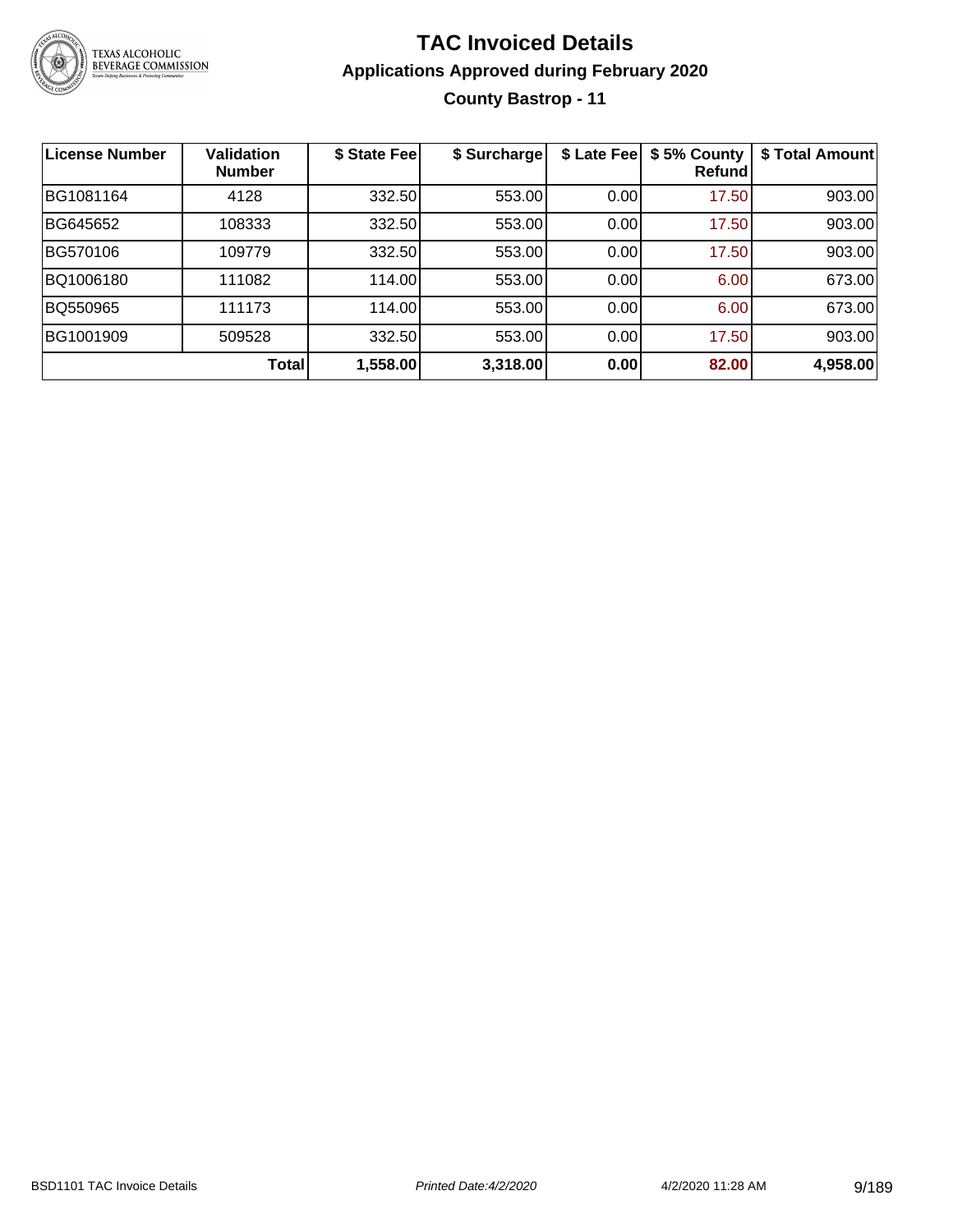# TAC Invoiced Details

## Applications Approved during February 2020

### County Bastrop - 11

| License Number | Validation Number | $ State Fee | $ Surcharge | $ Late Fee | $ 5% County Refund | $ Total Amount |
|---|---|---|---|---|---|---|
| BG1081164 | 4128 | 332.50 | 553.00 | 0.00 | 17.50 | 903.00 |
| BG645652 | 108333 | 332.50 | 553.00 | 0.00 | 17.50 | 903.00 |
| BG570106 | 109779 | 332.50 | 553.00 | 0.00 | 17.50 | 903.00 |
| BQ1006180 | 111082 | 114.00 | 553.00 | 0.00 | 6.00 | 673.00 |
| BQ550965 | 111173 | 114.00 | 553.00 | 0.00 | 6.00 | 673.00 |
| BG1001909 | 509528 | 332.50 | 553.00 | 0.00 | 17.50 | 903.00 |
| | **Total** | **1,558.00** | **3,318.00** | **0.00** | **82.00** | **4,958.00** |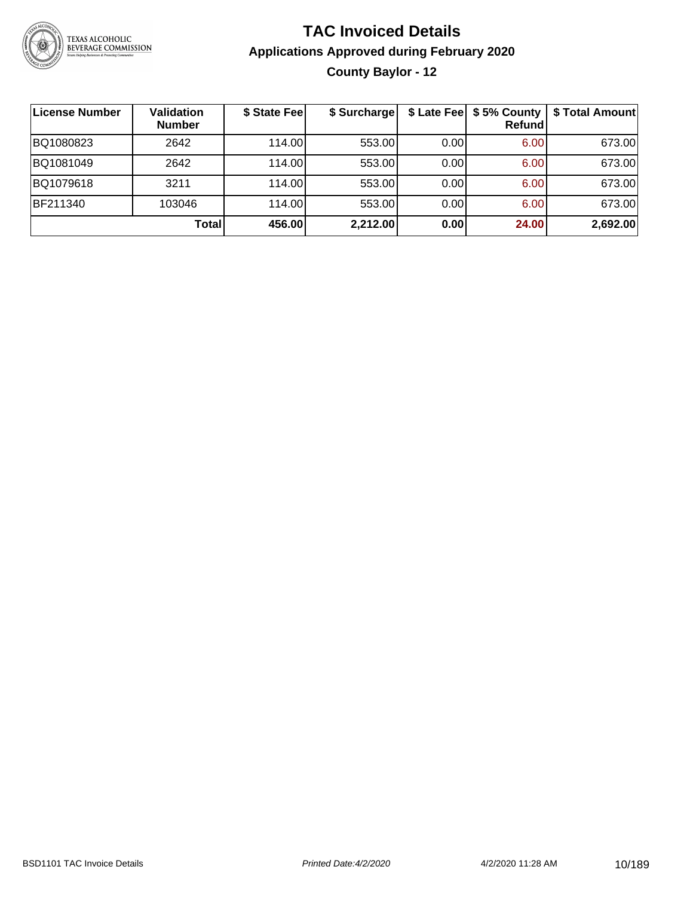# TAC Invoiced Details

## Applications Approved during February 2020

### County Baylor - 12

| License Number | Validation Number | $ State Fee | $ Surcharge | $ Late Fee | $ 5% County Refund | $ Total Amount |
|---|---|---|---|---|---|---|
| BQ1080823 | 2642 | 114.00 | 553.00 | 0.00 | 6.00 | 673.00 |
| BQ1081049 | 2642 | 114.00 | 553.00 | 0.00 | 6.00 | 673.00 |
| BQ1079618 | 3211 | 114.00 | 553.00 | 0.00 | 6.00 | 673.00 |
| BF211340 | 103046 | 114.00 | 553.00 | 0.00 | 6.00 | 673.00 |
| | **Total** | **456.00** | **2,212.00** | **0.00** | **24.00** | **2,692.00** |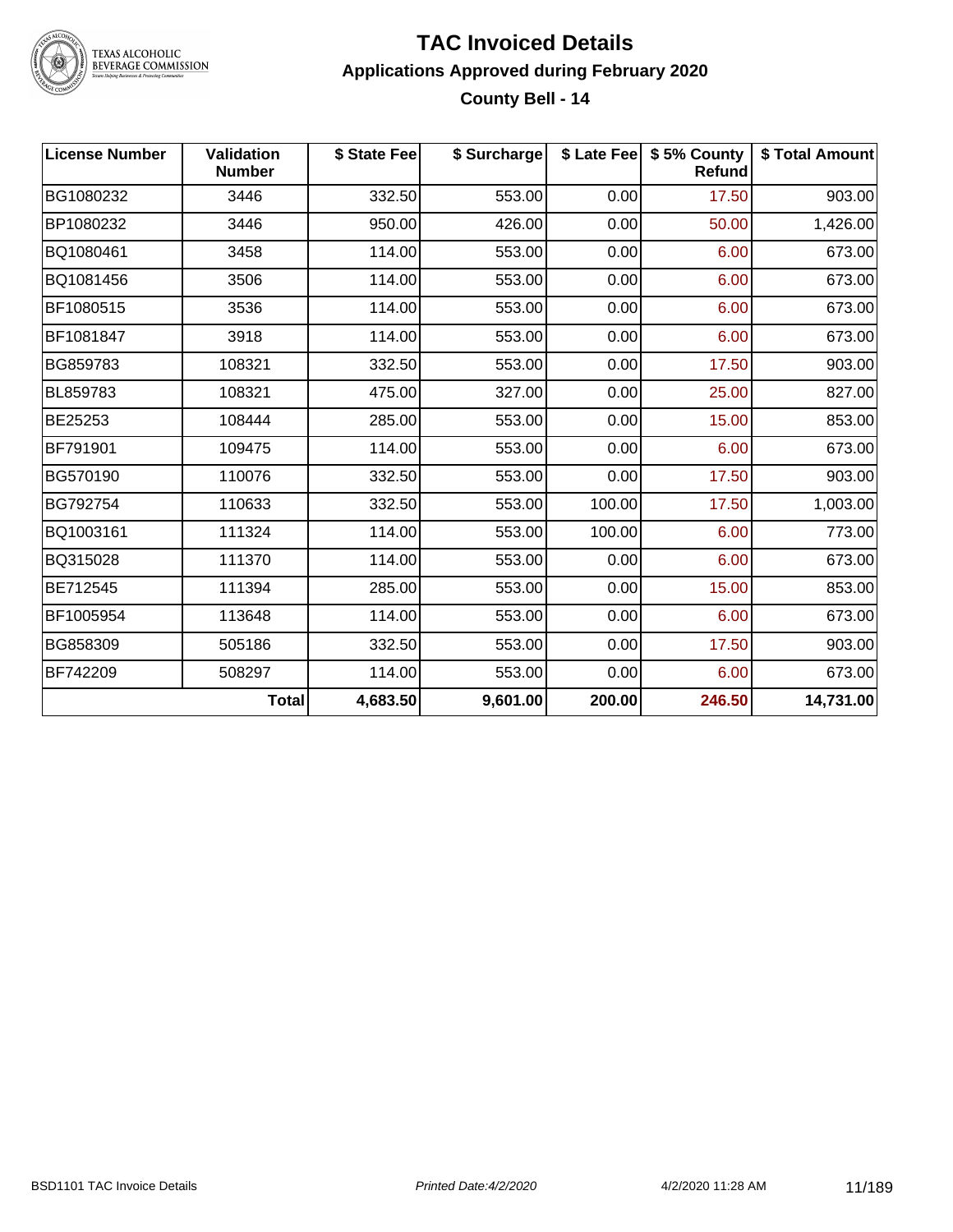# TAC Invoiced Details

## Applications Approved during February 2020

### County Bell - 14

| License Number | Validation Number | $ State Fee | $ Surcharge | $ Late Fee | $ 5% County Refund | $ Total Amount |
|---|---|---|---|---|---|---|
| BG1080232 | 3446 | 332.50 | 553.00 | 0.00 | 17.50 | 903.00 |
| BP1080232 | 3446 | 950.00 | 426.00 | 0.00 | 50.00 | 1,426.00 |
| BQ1080461 | 3458 | 114.00 | 553.00 | 0.00 | 6.00 | 673.00 |
| BQ1081456 | 3506 | 114.00 | 553.00 | 0.00 | 6.00 | 673.00 |
| BF1080515 | 3536 | 114.00 | 553.00 | 0.00 | 6.00 | 673.00 |
| BF1081847 | 3918 | 114.00 | 553.00 | 0.00 | 6.00 | 673.00 |
| BG859783 | 108321 | 332.50 | 553.00 | 0.00 | 17.50 | 903.00 |
| BL859783 | 108321 | 475.00 | 327.00 | 0.00 | 25.00 | 827.00 |
| BE25253 | 108444 | 285.00 | 553.00 | 0.00 | 15.00 | 853.00 |
| BF791901 | 109475 | 114.00 | 553.00 | 0.00 | 6.00 | 673.00 |
| BG570190 | 110076 | 332.50 | 553.00 | 0.00 | 17.50 | 903.00 |
| BG792754 | 110633 | 332.50 | 553.00 | 100.00 | 17.50 | 1,003.00 |
| BQ1003161 | 111324 | 114.00 | 553.00 | 100.00 | 6.00 | 773.00 |
| BQ315028 | 111370 | 114.00 | 553.00 | 0.00 | 6.00 | 673.00 |
| BE712545 | 111394 | 285.00 | 553.00 | 0.00 | 15.00 | 853.00 |
| BF1005954 | 113648 | 114.00 | 553.00 | 0.00 | 6.00 | 673.00 |
| BG858309 | 505186 | 332.50 | 553.00 | 0.00 | 17.50 | 903.00 |
| BF742209 | 508297 | 114.00 | 553.00 | 0.00 | 6.00 | 673.00 |
| | **Total** | **4,683.50** | **9,601.00** | **200.00** | **246.50** | **14,731.00** |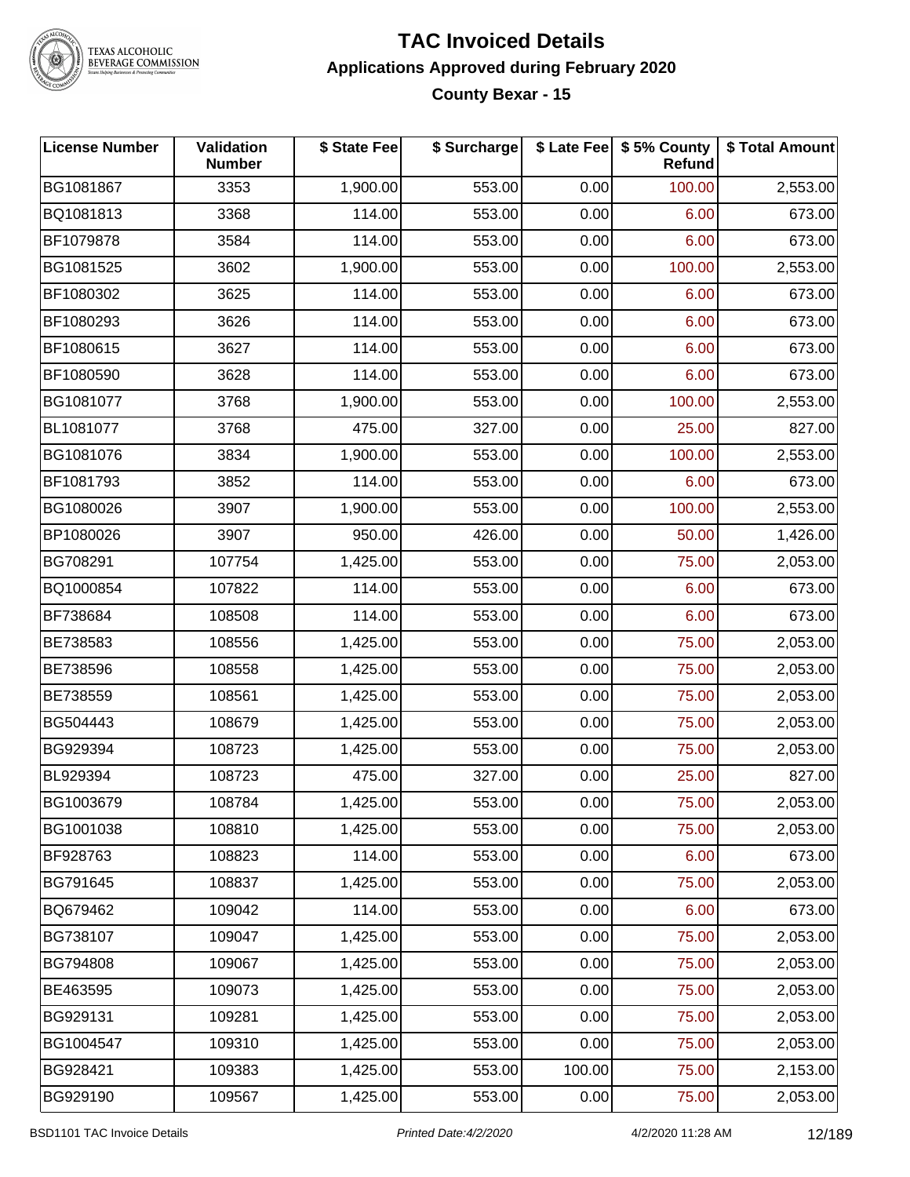# TAC Invoiced Details

## Applications Approved during February 2020

### County Bexar - 15

| License Number | Validation Number | $ State Fee | $ Surcharge | $ Late Fee | $ 5% County Refund | $ Total Amount |
|---|---|---|---|---|---|---|
| BG1081867 | 3353 | 1,900.00 | 553.00 | 0.00 | 100.00 | 2,553.00 |
| BQ1081813 | 3368 | 114.00 | 553.00 | 0.00 | 6.00 | 673.00 |
| BF1079878 | 3584 | 114.00 | 553.00 | 0.00 | 6.00 | 673.00 |
| BG1081525 | 3602 | 1,900.00 | 553.00 | 0.00 | 100.00 | 2,553.00 |
| BF1080302 | 3625 | 114.00 | 553.00 | 0.00 | 6.00 | 673.00 |
| BF1080293 | 3626 | 114.00 | 553.00 | 0.00 | 6.00 | 673.00 |
| BF1080615 | 3627 | 114.00 | 553.00 | 0.00 | 6.00 | 673.00 |
| BF1080590 | 3628 | 114.00 | 553.00 | 0.00 | 6.00 | 673.00 |
| BG1081077 | 3768 | 1,900.00 | 553.00 | 0.00 | 100.00 | 2,553.00 |
| BL1081077 | 3768 | 475.00 | 327.00 | 0.00 | 25.00 | 827.00 |
| BG1081076 | 3834 | 1,900.00 | 553.00 | 0.00 | 100.00 | 2,553.00 |
| BF1081793 | 3852 | 114.00 | 553.00 | 0.00 | 6.00 | 673.00 |
| BG1080026 | 3907 | 1,900.00 | 553.00 | 0.00 | 100.00 | 2,553.00 |
| BP1080026 | 3907 | 950.00 | 426.00 | 0.00 | 50.00 | 1,426.00 |
| BG708291 | 107754 | 1,425.00 | 553.00 | 0.00 | 75.00 | 2,053.00 |
| BQ1000854 | 107822 | 114.00 | 553.00 | 0.00 | 6.00 | 673.00 |
| BF738684 | 108508 | 114.00 | 553.00 | 0.00 | 6.00 | 673.00 |
| BE738583 | 108556 | 1,425.00 | 553.00 | 0.00 | 75.00 | 2,053.00 |
| BE738596 | 108558 | 1,425.00 | 553.00 | 0.00 | 75.00 | 2,053.00 |
| BE738559 | 108561 | 1,425.00 | 553.00 | 0.00 | 75.00 | 2,053.00 |
| BG504443 | 108679 | 1,425.00 | 553.00 | 0.00 | 75.00 | 2,053.00 |
| BG929394 | 108723 | 1,425.00 | 553.00 | 0.00 | 75.00 | 2,053.00 |
| BL929394 | 108723 | 475.00 | 327.00 | 0.00 | 25.00 | 827.00 |
| BG1003679 | 108784 | 1,425.00 | 553.00 | 0.00 | 75.00 | 2,053.00 |
| BG1001038 | 108810 | 1,425.00 | 553.00 | 0.00 | 75.00 | 2,053.00 |
| BF928763 | 108823 | 114.00 | 553.00 | 0.00 | 6.00 | 673.00 |
| BG791645 | 108837 | 1,425.00 | 553.00 | 0.00 | 75.00 | 2,053.00 |
| BQ679462 | 109042 | 114.00 | 553.00 | 0.00 | 6.00 | 673.00 |
| BG738107 | 109047 | 1,425.00 | 553.00 | 0.00 | 75.00 | 2,053.00 |
| BG794808 | 109067 | 1,425.00 | 553.00 | 0.00 | 75.00 | 2,053.00 |
| BE463595 | 109073 | 1,425.00 | 553.00 | 0.00 | 75.00 | 2,053.00 |
| BG929131 | 109281 | 1,425.00 | 553.00 | 0.00 | 75.00 | 2,053.00 |
| BG1004547 | 109310 | 1,425.00 | 553.00 | 0.00 | 75.00 | 2,053.00 |
| BG928421 | 109383 | 1,425.00 | 553.00 | 100.00 | 75.00 | 2,153.00 |
| BG929190 | 109567 | 1,425.00 | 553.00 | 0.00 | 75.00 | 2,053.00 |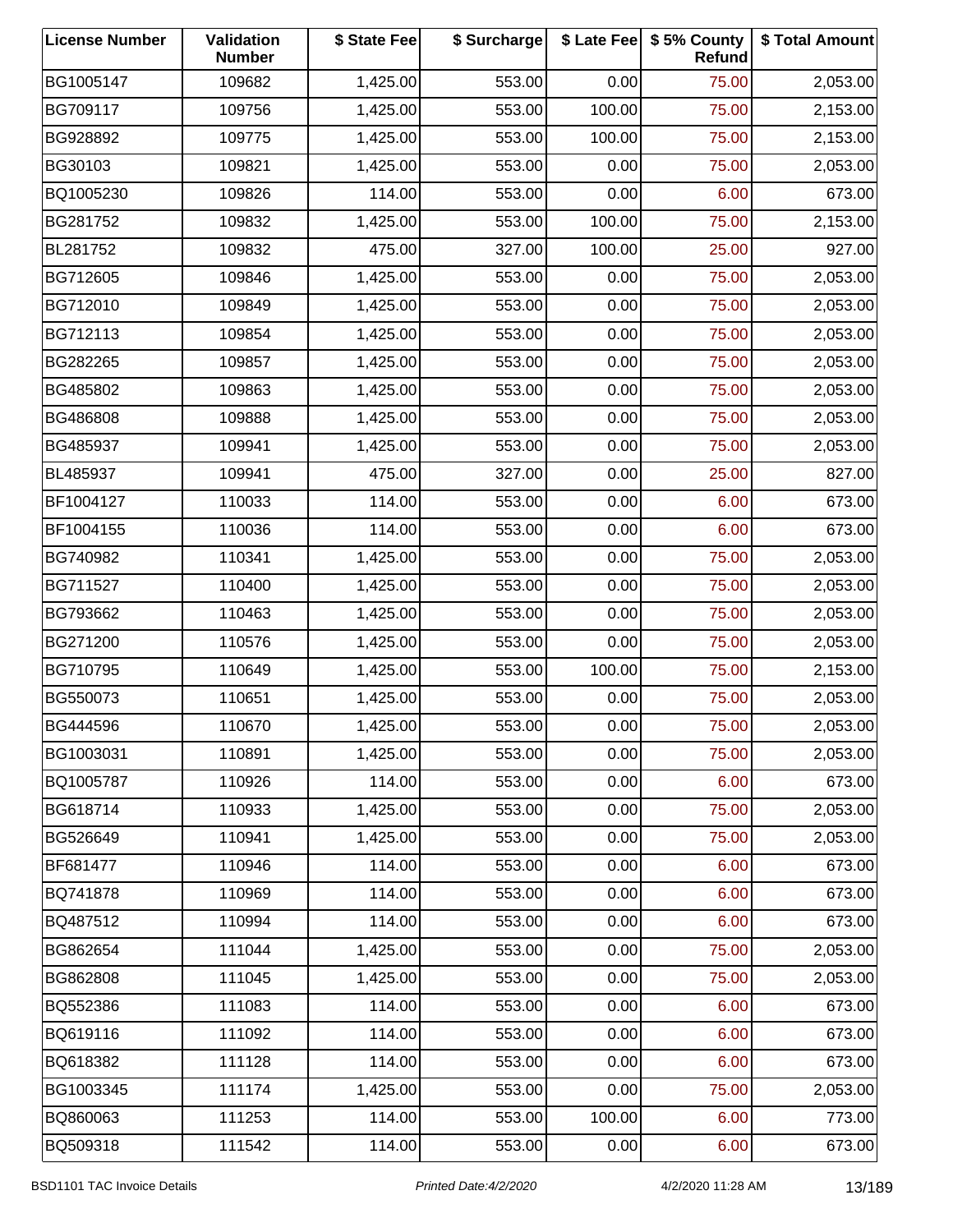| License Number | Validation Number | $ State Fee | $ Surcharge | $ Late Fee | $ 5% County Refund | $ Total Amount |
|---|---|---|---|---|---|---|
| BG1005147 | 109682 | 1,425.00 | 553.00 | 0.00 | 75.00 | 2,053.00 |
| BG709117 | 109756 | 1,425.00 | 553.00 | 100.00 | 75.00 | 2,153.00 |
| BG928892 | 109775 | 1,425.00 | 553.00 | 100.00 | 75.00 | 2,153.00 |
| BG30103 | 109821 | 1,425.00 | 553.00 | 0.00 | 75.00 | 2,053.00 |
| BQ1005230 | 109826 | 114.00 | 553.00 | 0.00 | 6.00 | 673.00 |
| BG281752 | 109832 | 1,425.00 | 553.00 | 100.00 | 75.00 | 2,153.00 |
| BL281752 | 109832 | 475.00 | 327.00 | 100.00 | 25.00 | 927.00 |
| BG712605 | 109846 | 1,425.00 | 553.00 | 0.00 | 75.00 | 2,053.00 |
| BG712010 | 109849 | 1,425.00 | 553.00 | 0.00 | 75.00 | 2,053.00 |
| BG712113 | 109854 | 1,425.00 | 553.00 | 0.00 | 75.00 | 2,053.00 |
| BG282265 | 109857 | 1,425.00 | 553.00 | 0.00 | 75.00 | 2,053.00 |
| BG485802 | 109863 | 1,425.00 | 553.00 | 0.00 | 75.00 | 2,053.00 |
| BG486808 | 109888 | 1,425.00 | 553.00 | 0.00 | 75.00 | 2,053.00 |
| BG485937 | 109941 | 1,425.00 | 553.00 | 0.00 | 75.00 | 2,053.00 |
| BL485937 | 109941 | 475.00 | 327.00 | 0.00 | 25.00 | 827.00 |
| BF1004127 | 110033 | 114.00 | 553.00 | 0.00 | 6.00 | 673.00 |
| BF1004155 | 110036 | 114.00 | 553.00 | 0.00 | 6.00 | 673.00 |
| BG740982 | 110341 | 1,425.00 | 553.00 | 0.00 | 75.00 | 2,053.00 |
| BG711527 | 110400 | 1,425.00 | 553.00 | 0.00 | 75.00 | 2,053.00 |
| BG793662 | 110463 | 1,425.00 | 553.00 | 0.00 | 75.00 | 2,053.00 |
| BG271200 | 110576 | 1,425.00 | 553.00 | 0.00 | 75.00 | 2,053.00 |
| BG710795 | 110649 | 1,425.00 | 553.00 | 100.00 | 75.00 | 2,153.00 |
| BG550073 | 110651 | 1,425.00 | 553.00 | 0.00 | 75.00 | 2,053.00 |
| BG444596 | 110670 | 1,425.00 | 553.00 | 0.00 | 75.00 | 2,053.00 |
| BG1003031 | 110891 | 1,425.00 | 553.00 | 0.00 | 75.00 | 2,053.00 |
| BQ1005787 | 110926 | 114.00 | 553.00 | 0.00 | 6.00 | 673.00 |
| BG618714 | 110933 | 1,425.00 | 553.00 | 0.00 | 75.00 | 2,053.00 |
| BG526649 | 110941 | 1,425.00 | 553.00 | 0.00 | 75.00 | 2,053.00 |
| BF681477 | 110946 | 114.00 | 553.00 | 0.00 | 6.00 | 673.00 |
| BQ741878 | 110969 | 114.00 | 553.00 | 0.00 | 6.00 | 673.00 |
| BQ487512 | 110994 | 114.00 | 553.00 | 0.00 | 6.00 | 673.00 |
| BG862654 | 111044 | 1,425.00 | 553.00 | 0.00 | 75.00 | 2,053.00 |
| BG862808 | 111045 | 1,425.00 | 553.00 | 0.00 | 75.00 | 2,053.00 |
| BQ552386 | 111083 | 114.00 | 553.00 | 0.00 | 6.00 | 673.00 |
| BQ619116 | 111092 | 114.00 | 553.00 | 0.00 | 6.00 | 673.00 |
| BQ618382 | 111128 | 114.00 | 553.00 | 0.00 | 6.00 | 673.00 |
| BG1003345 | 111174 | 1,425.00 | 553.00 | 0.00 | 75.00 | 2,053.00 |
| BQ860063 | 111253 | 114.00 | 553.00 | 100.00 | 6.00 | 773.00 |
| BQ509318 | 111542 | 114.00 | 553.00 | 0.00 | 6.00 | 673.00 |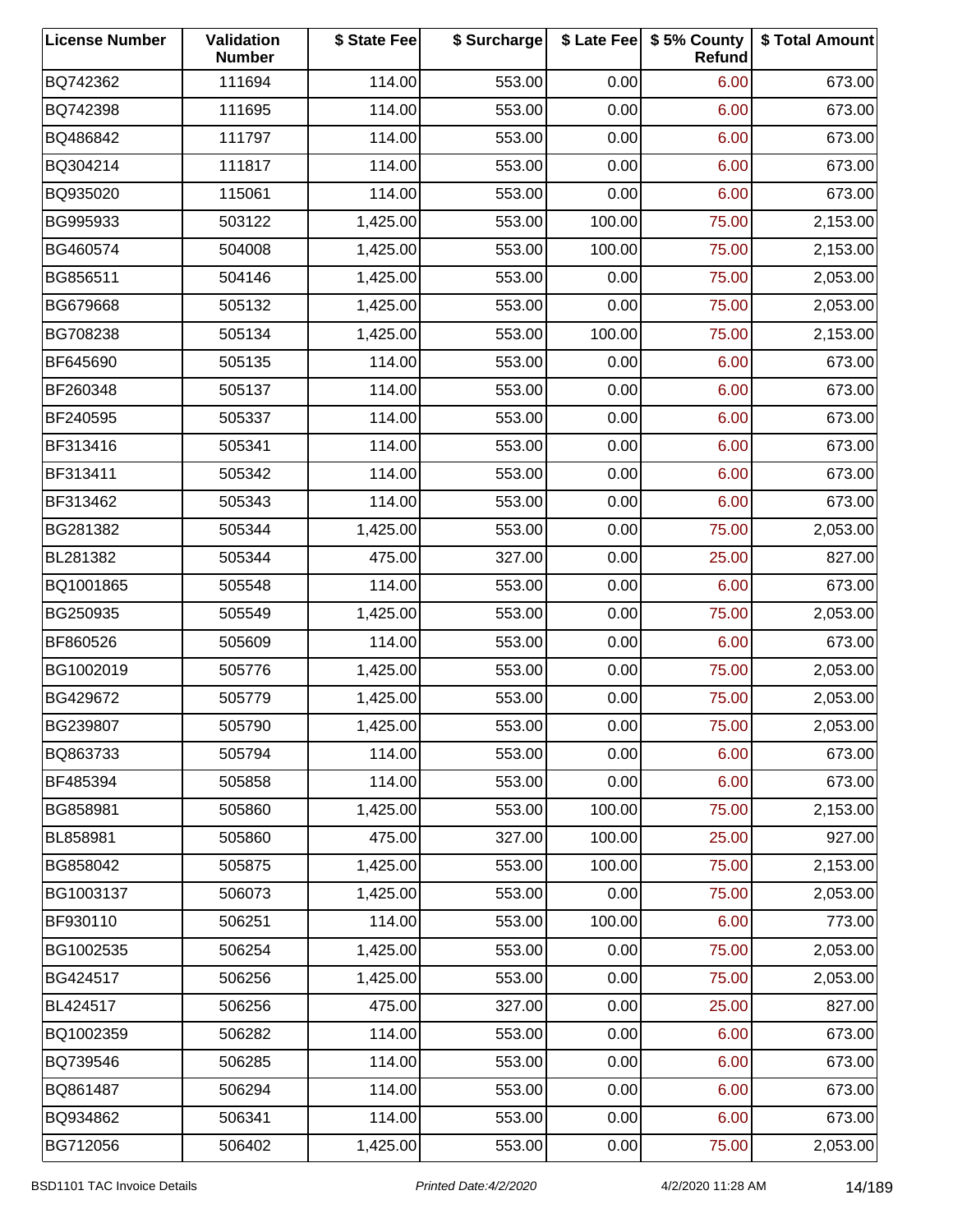| License Number | Validation Number | $ State Fee | $ Surcharge | $ Late Fee | $ 5% County Refund | $ Total Amount |
|---|---|---|---|---|---|---|
| BQ742362 | 111694 | 114.00 | 553.00 | 0.00 | 6.00 | 673.00 |
| BQ742398 | 111695 | 114.00 | 553.00 | 0.00 | 6.00 | 673.00 |
| BQ486842 | 111797 | 114.00 | 553.00 | 0.00 | 6.00 | 673.00 |
| BQ304214 | 111817 | 114.00 | 553.00 | 0.00 | 6.00 | 673.00 |
| BQ935020 | 115061 | 114.00 | 553.00 | 0.00 | 6.00 | 673.00 |
| BG995933 | 503122 | 1,425.00 | 553.00 | 100.00 | 75.00 | 2,153.00 |
| BG460574 | 504008 | 1,425.00 | 553.00 | 100.00 | 75.00 | 2,153.00 |
| BG856511 | 504146 | 1,425.00 | 553.00 | 0.00 | 75.00 | 2,053.00 |
| BG679668 | 505132 | 1,425.00 | 553.00 | 0.00 | 75.00 | 2,053.00 |
| BG708238 | 505134 | 1,425.00 | 553.00 | 100.00 | 75.00 | 2,153.00 |
| BF645690 | 505135 | 114.00 | 553.00 | 0.00 | 6.00 | 673.00 |
| BF260348 | 505137 | 114.00 | 553.00 | 0.00 | 6.00 | 673.00 |
| BF240595 | 505337 | 114.00 | 553.00 | 0.00 | 6.00 | 673.00 |
| BF313416 | 505341 | 114.00 | 553.00 | 0.00 | 6.00 | 673.00 |
| BF313411 | 505342 | 114.00 | 553.00 | 0.00 | 6.00 | 673.00 |
| BF313462 | 505343 | 114.00 | 553.00 | 0.00 | 6.00 | 673.00 |
| BG281382 | 505344 | 1,425.00 | 553.00 | 0.00 | 75.00 | 2,053.00 |
| BL281382 | 505344 | 475.00 | 327.00 | 0.00 | 25.00 | 827.00 |
| BQ1001865 | 505548 | 114.00 | 553.00 | 0.00 | 6.00 | 673.00 |
| BG250935 | 505549 | 1,425.00 | 553.00 | 0.00 | 75.00 | 2,053.00 |
| BF860526 | 505609 | 114.00 | 553.00 | 0.00 | 6.00 | 673.00 |
| BG1002019 | 505776 | 1,425.00 | 553.00 | 0.00 | 75.00 | 2,053.00 |
| BG429672 | 505779 | 1,425.00 | 553.00 | 0.00 | 75.00 | 2,053.00 |
| BG239807 | 505790 | 1,425.00 | 553.00 | 0.00 | 75.00 | 2,053.00 |
| BQ863733 | 505794 | 114.00 | 553.00 | 0.00 | 6.00 | 673.00 |
| BF485394 | 505858 | 114.00 | 553.00 | 0.00 | 6.00 | 673.00 |
| BG858981 | 505860 | 1,425.00 | 553.00 | 100.00 | 75.00 | 2,153.00 |
| BL858981 | 505860 | 475.00 | 327.00 | 100.00 | 25.00 | 927.00 |
| BG858042 | 505875 | 1,425.00 | 553.00 | 100.00 | 75.00 | 2,153.00 |
| BG1003137 | 506073 | 1,425.00 | 553.00 | 0.00 | 75.00 | 2,053.00 |
| BF930110 | 506251 | 114.00 | 553.00 | 100.00 | 6.00 | 773.00 |
| BG1002535 | 506254 | 1,425.00 | 553.00 | 0.00 | 75.00 | 2,053.00 |
| BG424517 | 506256 | 1,425.00 | 553.00 | 0.00 | 75.00 | 2,053.00 |
| BL424517 | 506256 | 475.00 | 327.00 | 0.00 | 25.00 | 827.00 |
| BQ1002359 | 506282 | 114.00 | 553.00 | 0.00 | 6.00 | 673.00 |
| BQ739546 | 506285 | 114.00 | 553.00 | 0.00 | 6.00 | 673.00 |
| BQ861487 | 506294 | 114.00 | 553.00 | 0.00 | 6.00 | 673.00 |
| BQ934862 | 506341 | 114.00 | 553.00 | 0.00 | 6.00 | 673.00 |
| BG712056 | 506402 | 1,425.00 | 553.00 | 0.00 | 75.00 | 2,053.00 |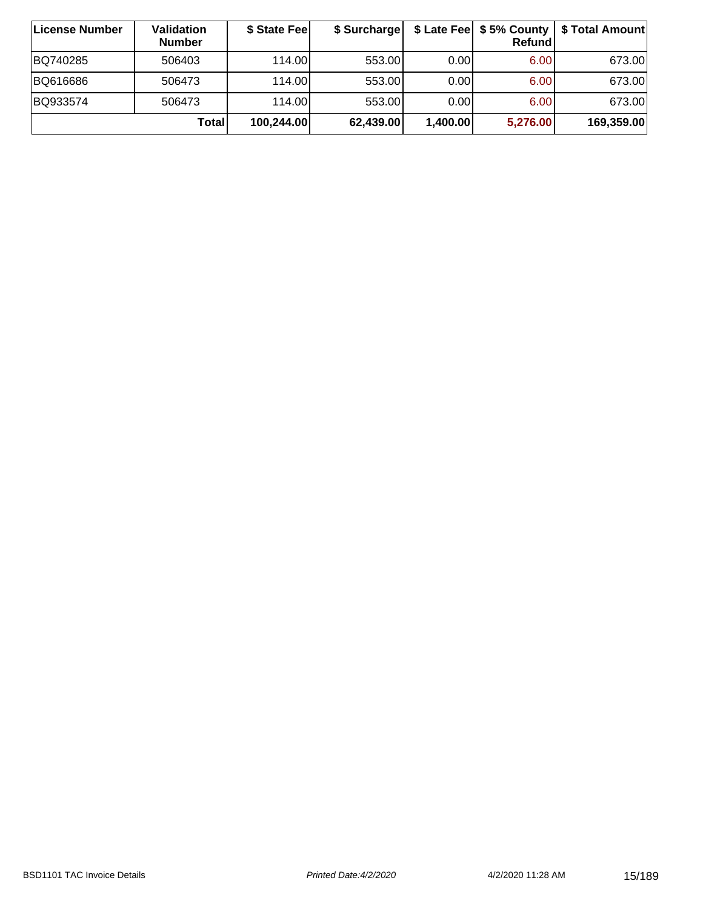| License Number | Validation Number | $ State Fee | $ Surcharge | $ Late Fee | $ 5% County Refund | $ Total Amount |
|---|---|---|---|---|---|---|
| BQ740285 | 506403 | 114.00 | 553.00 | 0.00 | 6.00 | 673.00 |
| BQ616686 | 506473 | 114.00 | 553.00 | 0.00 | 6.00 | 673.00 |
| BQ933574 | 506473 | 114.00 | 553.00 | 0.00 | 6.00 | 673.00 |
| | **Total** | **100,244.00** | **62,439.00** | **1,400.00** | **5,276.00** | **169,359.00** |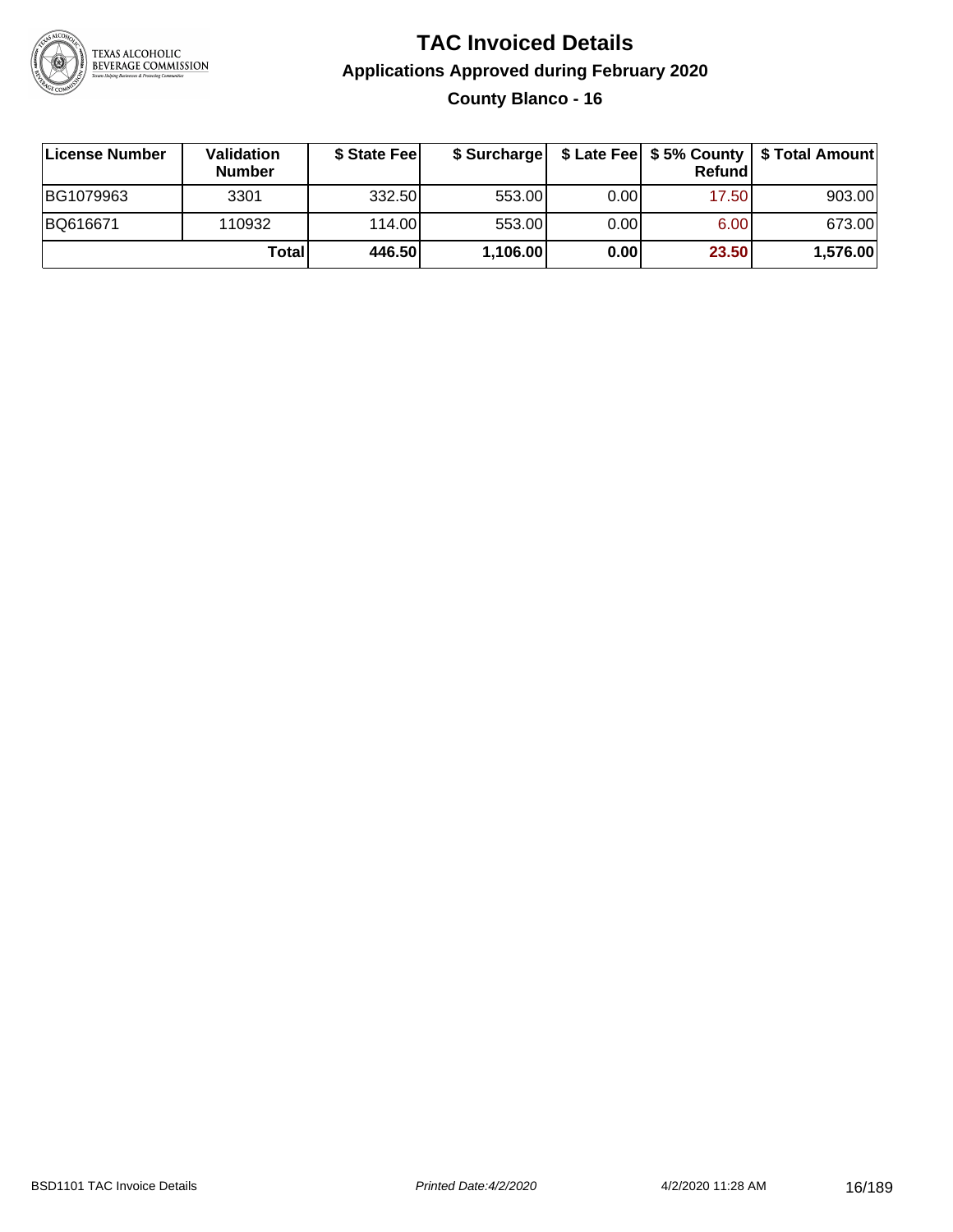# TAC Invoiced Details

## Applications Approved during February 2020

### County Blanco - 16

| License Number | Validation Number | $ State Fee | $ Surcharge | $ Late Fee | $ 5% County Refund | $ Total Amount |
|---|---|---|---|---|---|---|
| BG1079963 | 3301 | 332.50 | 553.00 | 0.00 | 17.50 | 903.00 |
| BQ616671 | 110932 | 114.00 | 553.00 | 0.00 | 6.00 | 673.00 |
| | **Total** | **446.50** | **1,106.00** | **0.00** | **23.50** | **1,576.00** |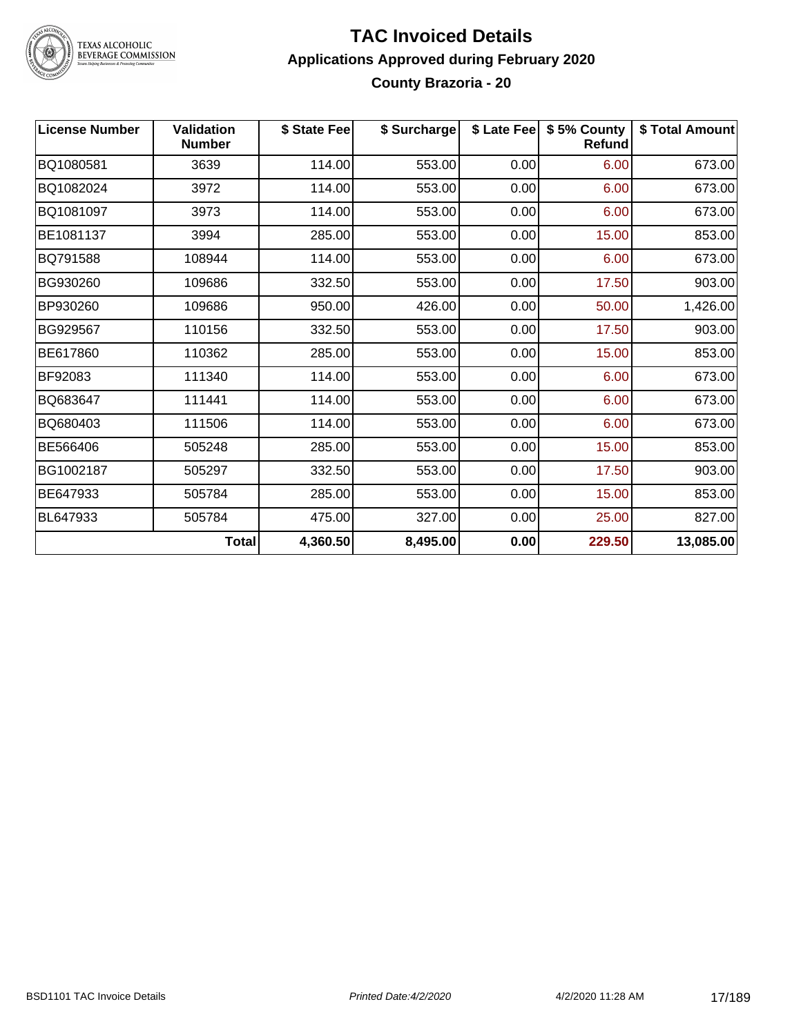# TAC Invoiced Details

## Applications Approved during February 2020

### County Brazoria - 20

| License Number | Validation Number | $ State Fee | $ Surcharge | $ Late Fee | $ 5% County Refund | $ Total Amount |
|---|---|---|---|---|---|---|
| BQ1080581 | 3639 | 114.00 | 553.00 | 0.00 | 6.00 | 673.00 |
| BQ1082024 | 3972 | 114.00 | 553.00 | 0.00 | 6.00 | 673.00 |
| BQ1081097 | 3973 | 114.00 | 553.00 | 0.00 | 6.00 | 673.00 |
| BE1081137 | 3994 | 285.00 | 553.00 | 0.00 | 15.00 | 853.00 |
| BQ791588 | 108944 | 114.00 | 553.00 | 0.00 | 6.00 | 673.00 |
| BG930260 | 109686 | 332.50 | 553.00 | 0.00 | 17.50 | 903.00 |
| BP930260 | 109686 | 950.00 | 426.00 | 0.00 | 50.00 | 1,426.00 |
| BG929567 | 110156 | 332.50 | 553.00 | 0.00 | 17.50 | 903.00 |
| BE617860 | 110362 | 285.00 | 553.00 | 0.00 | 15.00 | 853.00 |
| BF92083 | 111340 | 114.00 | 553.00 | 0.00 | 6.00 | 673.00 |
| BQ683647 | 111441 | 114.00 | 553.00 | 0.00 | 6.00 | 673.00 |
| BQ680403 | 111506 | 114.00 | 553.00 | 0.00 | 6.00 | 673.00 |
| BE566406 | 505248 | 285.00 | 553.00 | 0.00 | 15.00 | 853.00 |
| BG1002187 | 505297 | 332.50 | 553.00 | 0.00 | 17.50 | 903.00 |
| BE647933 | 505784 | 285.00 | 553.00 | 0.00 | 15.00 | 853.00 |
| BL647933 | 505784 | 475.00 | 327.00 | 0.00 | 25.00 | 827.00 |
| | **Total** | **4,360.50** | **8,495.00** | **0.00** | **229.50** | **13,085.00** |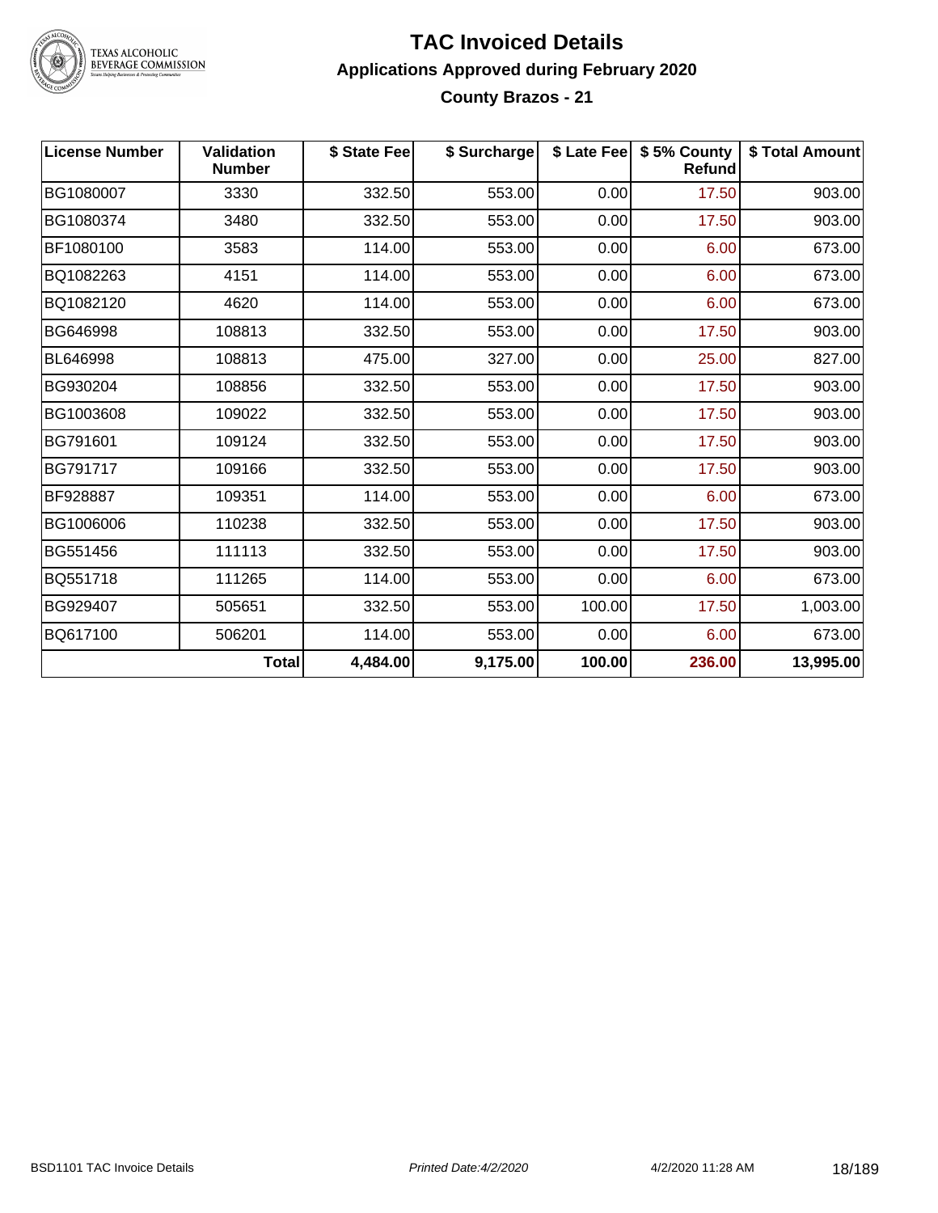# TAC Invoiced Details

## Applications Approved during February 2020

### County Brazos - 21

| License Number | Validation Number | $ State Fee | $ Surcharge | $ Late Fee | $ 5% County Refund | $ Total Amount |
|---|---|---|---|---|---|---|
| BG1080007 | 3330 | 332.50 | 553.00 | 0.00 | 17.50 | 903.00 |
| BG1080374 | 3480 | 332.50 | 553.00 | 0.00 | 17.50 | 903.00 |
| BF1080100 | 3583 | 114.00 | 553.00 | 0.00 | 6.00 | 673.00 |
| BQ1082263 | 4151 | 114.00 | 553.00 | 0.00 | 6.00 | 673.00 |
| BQ1082120 | 4620 | 114.00 | 553.00 | 0.00 | 6.00 | 673.00 |
| BG646998 | 108813 | 332.50 | 553.00 | 0.00 | 17.50 | 903.00 |
| BL646998 | 108813 | 475.00 | 327.00 | 0.00 | 25.00 | 827.00 |
| BG930204 | 108856 | 332.50 | 553.00 | 0.00 | 17.50 | 903.00 |
| BG1003608 | 109022 | 332.50 | 553.00 | 0.00 | 17.50 | 903.00 |
| BG791601 | 109124 | 332.50 | 553.00 | 0.00 | 17.50 | 903.00 |
| BG791717 | 109166 | 332.50 | 553.00 | 0.00 | 17.50 | 903.00 |
| BF928887 | 109351 | 114.00 | 553.00 | 0.00 | 6.00 | 673.00 |
| BG1006006 | 110238 | 332.50 | 553.00 | 0.00 | 17.50 | 903.00 |
| BG551456 | 111113 | 332.50 | 553.00 | 0.00 | 17.50 | 903.00 |
| BQ551718 | 111265 | 114.00 | 553.00 | 0.00 | 6.00 | 673.00 |
| BG929407 | 505651 | 332.50 | 553.00 | 100.00 | 17.50 | 1,003.00 |
| BQ617100 | 506201 | 114.00 | 553.00 | 0.00 | 6.00 | 673.00 |
| | **Total** | **4,484.00** | **9,175.00** | **100.00** | **236.00** | **13,995.00** |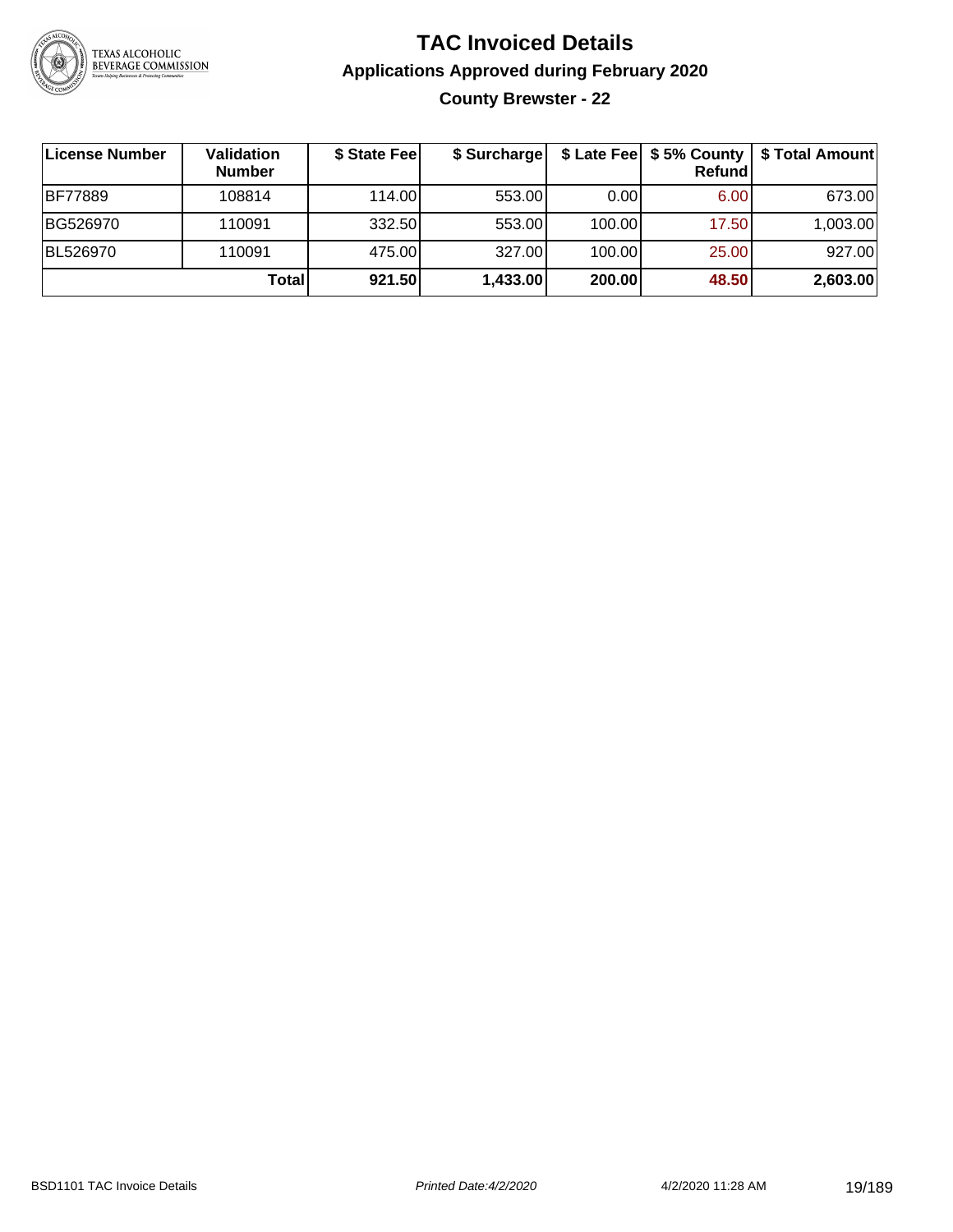# TAC Invoiced Details

## Applications Approved during February 2020

### County Brewster - 22

| License Number | Validation Number | $ State Fee | $ Surcharge | $ Late Fee | $ 5% County Refund | $ Total Amount |
|---|---|---|---|---|---|---|
| BF77889 | 108814 | 114.00 | 553.00 | 0.00 | 6.00 | 673.00 |
| BG526970 | 110091 | 332.50 | 553.00 | 100.00 | 17.50 | 1,003.00 |
| BL526970 | 110091 | 475.00 | 327.00 | 100.00 | 25.00 | 927.00 |
| | **Total** | **921.50** | **1,433.00** | **200.00** | **48.50** | **2,603.00** |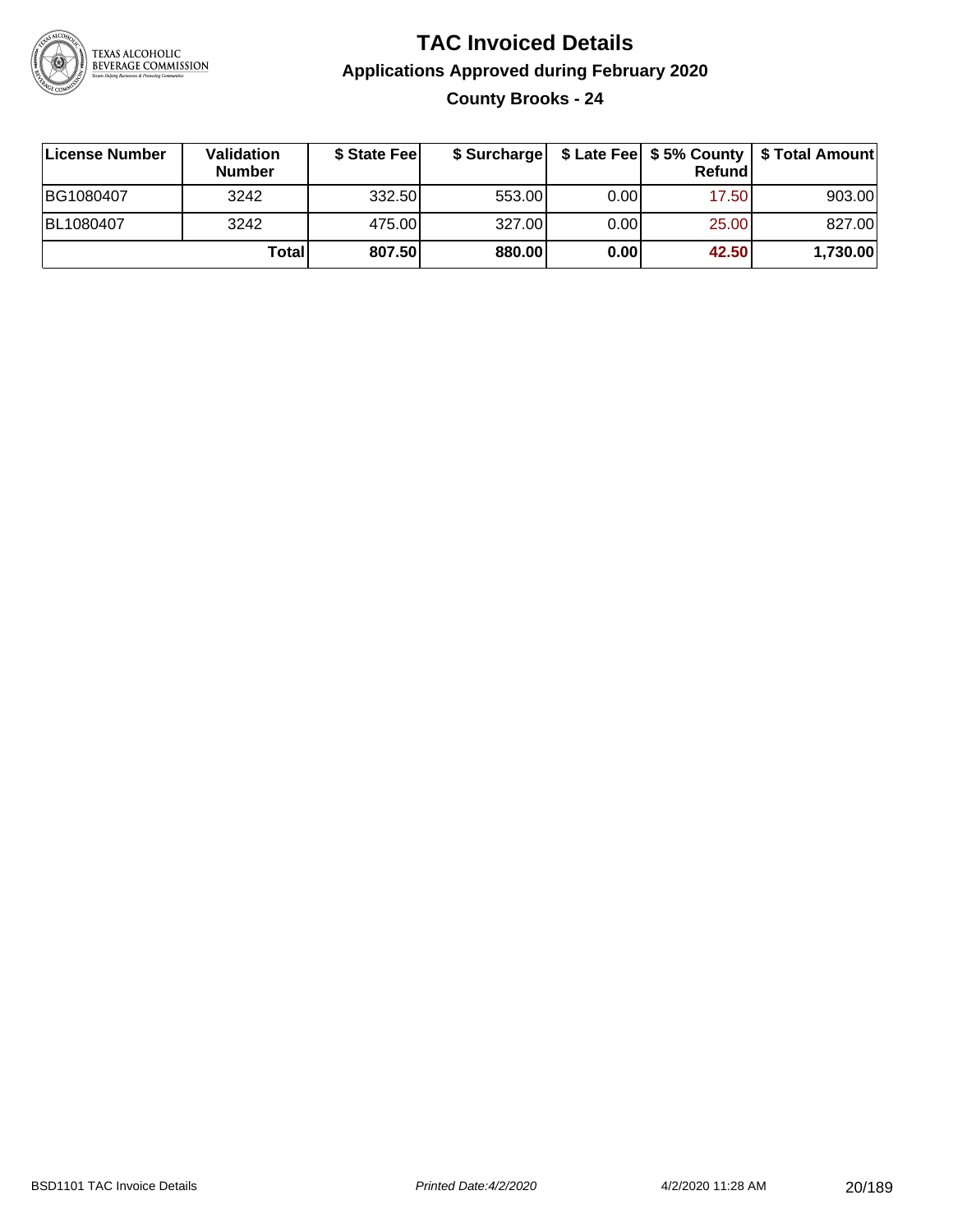# TAC Invoiced Details

## Applications Approved during February 2020

### County Brooks - 24

| License Number | Validation Number | $ State Fee | $ Surcharge | $ Late Fee | $ 5% County Refund | $ Total Amount |
| --- | --- | --- | --- | --- | --- | --- |
| BG1080407 | 3242 | 332.50 | 553.00 | 0.00 | 17.50 | 903.00 |
| BL1080407 | 3242 | 475.00 | 327.00 | 0.00 | 25.00 | 827.00 |
| | **Total** | **807.50** | **880.00** | **0.00** | **42.50** | **1,730.00** |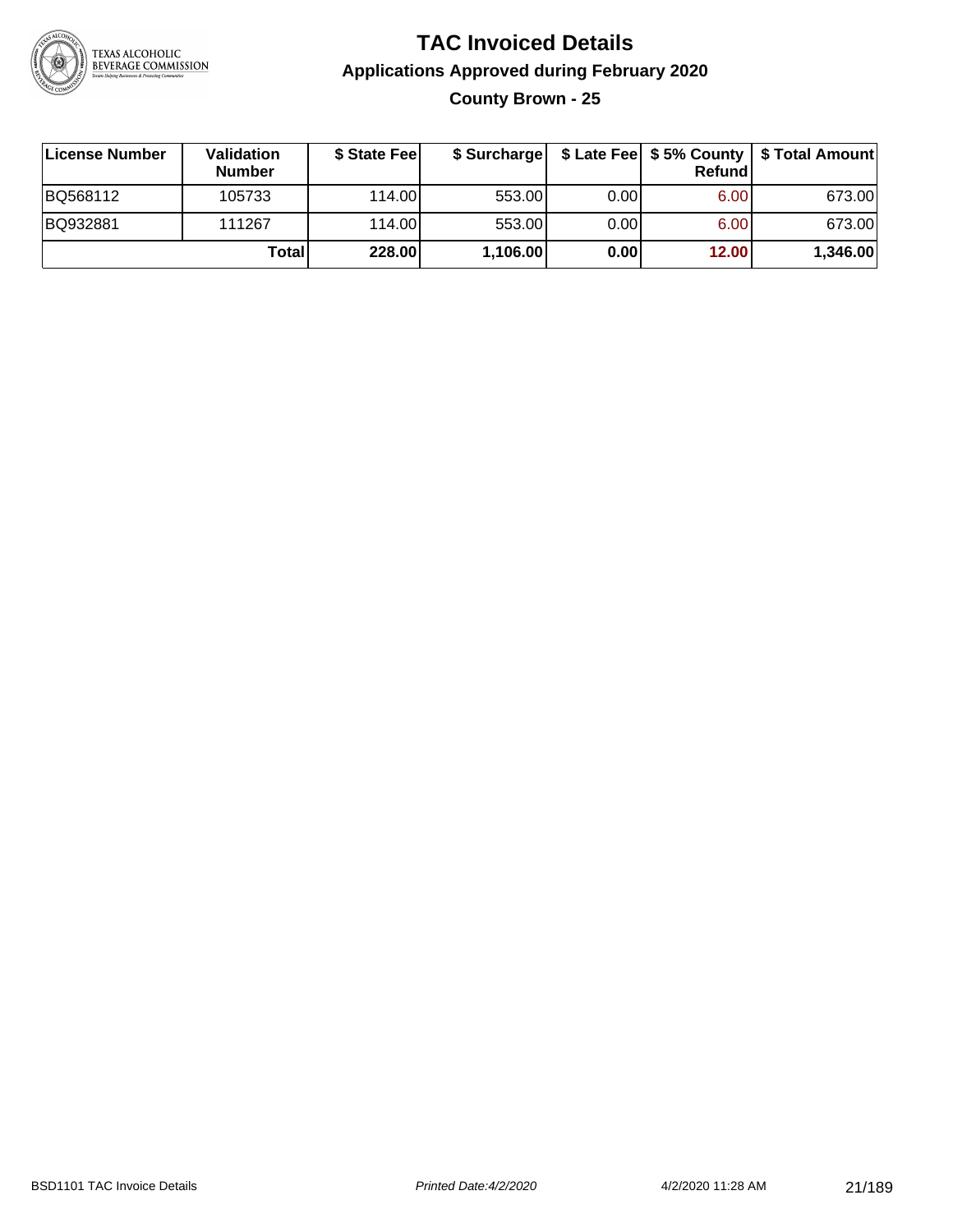# TAC Invoiced Details

## Applications Approved during February 2020

### County Brown - 25

| License Number | Validation Number | $ State Fee | $ Surcharge | $ Late Fee | $ 5% County Refund | $ Total Amount |
|---|---|---|---|---|---|---|
| BQ568112 | 105733 | 114.00 | 553.00 | 0.00 | 6.00 | 673.00 |
| BQ932881 | 111267 | 114.00 | 553.00 | 0.00 | 6.00 | 673.00 |
| | **Total** | **228.00** | **1,106.00** | **0.00** | **12.00** | **1,346.00** |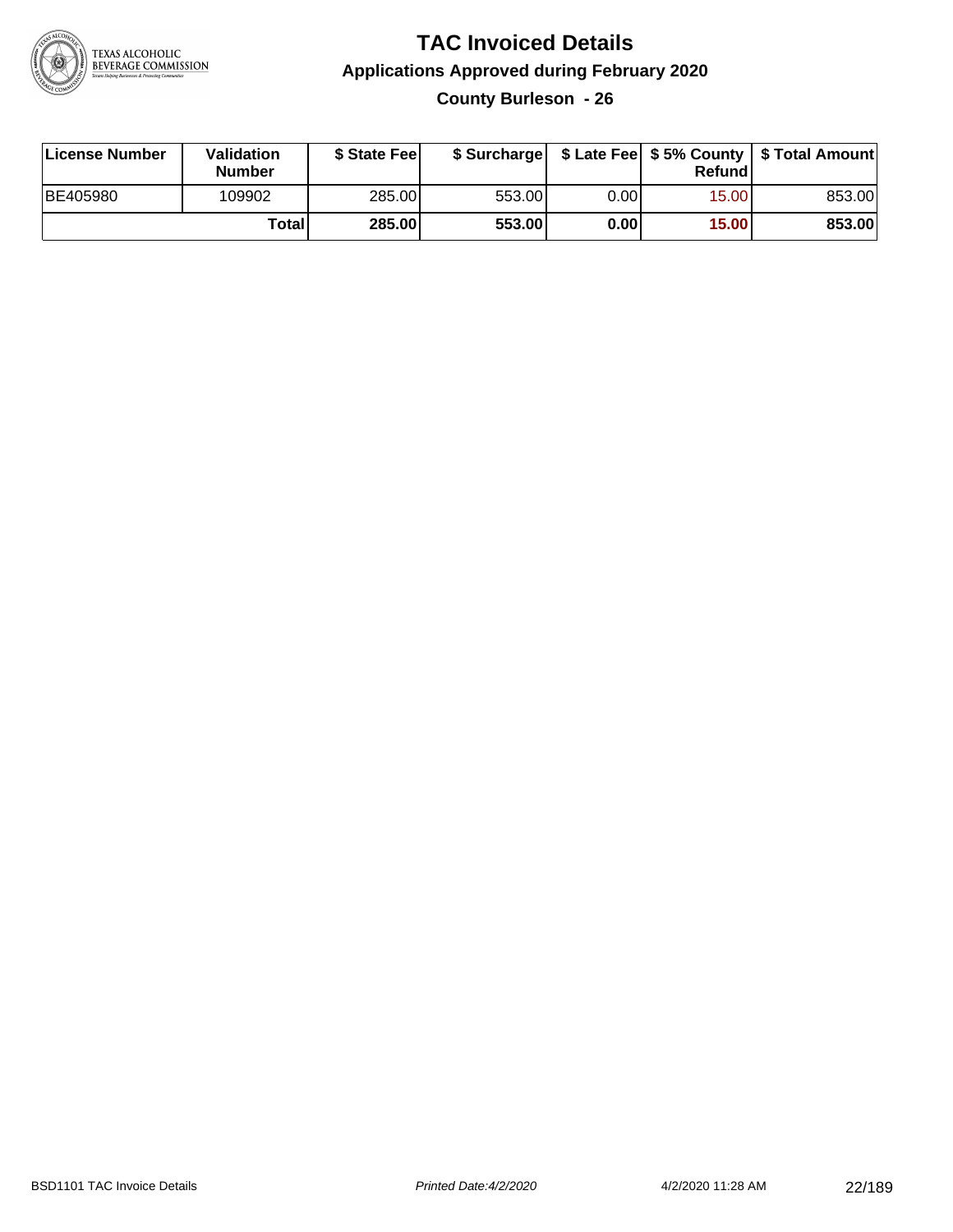# TAC Invoiced Details

## Applications Approved during February 2020

### County Burleson - 26

| License Number | Validation Number | $ State Fee | $ Surcharge | $ Late Fee | $ 5% County Refund | $ Total Amount |
|---|---|---|---|---|---|---|
| BE405980 | 109902 | 285.00 | 553.00 | 0.00 | 15.00 | 853.00 |
| | **Total** | **285.00** | **553.00** | **0.00** | **15.00** | **853.00** |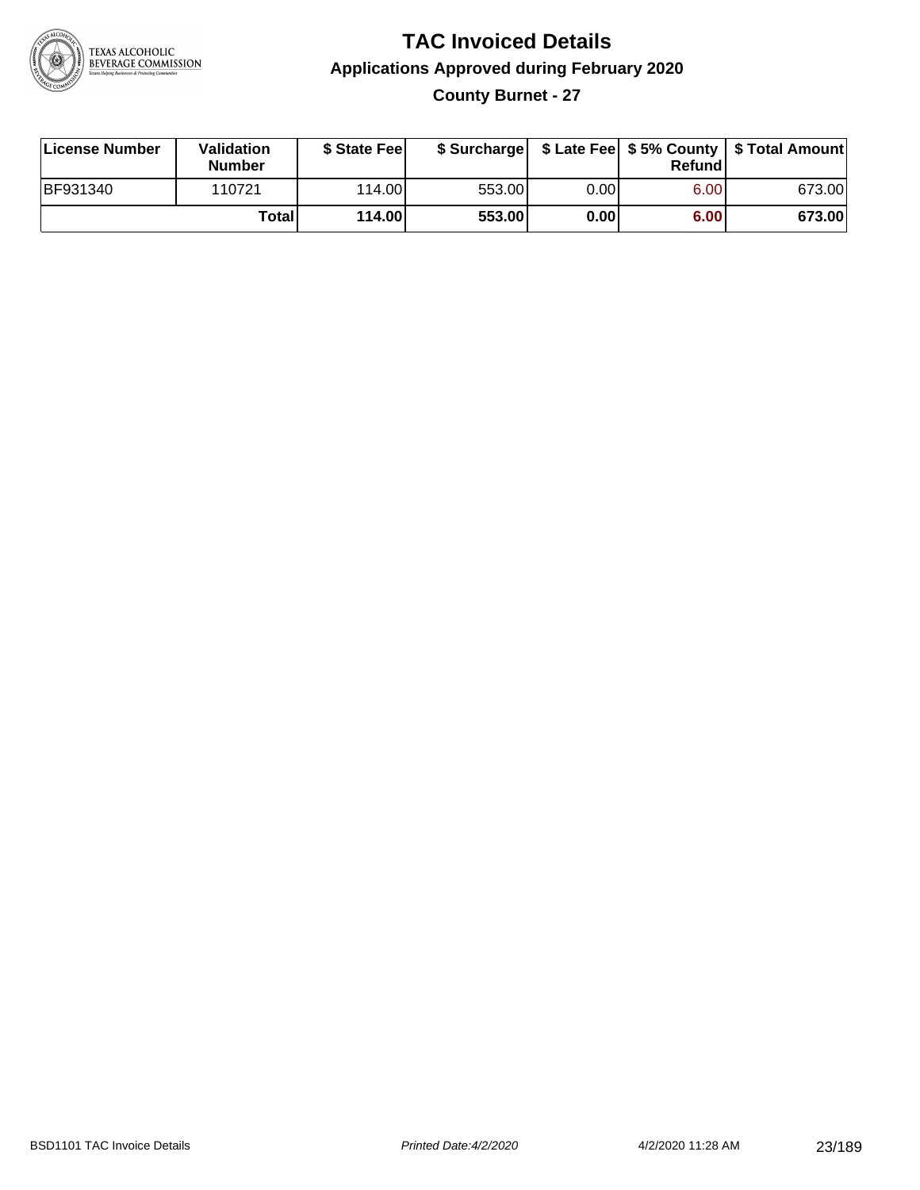# TAC Invoiced Details

## Applications Approved during February 2020

### County Burnet - 27

| License Number | Validation Number | $ State Fee | $ Surcharge | $ Late Fee | $ 5% County Refund | $ Total Amount |
|---|---|---|---|---|---|---|
| BF931340 | 110721 | 114.00 | 553.00 | 0.00 | 6.00 | 673.00 |
| | **Total** | **114.00** | **553.00** | **0.00** | **6.00** | **673.00** |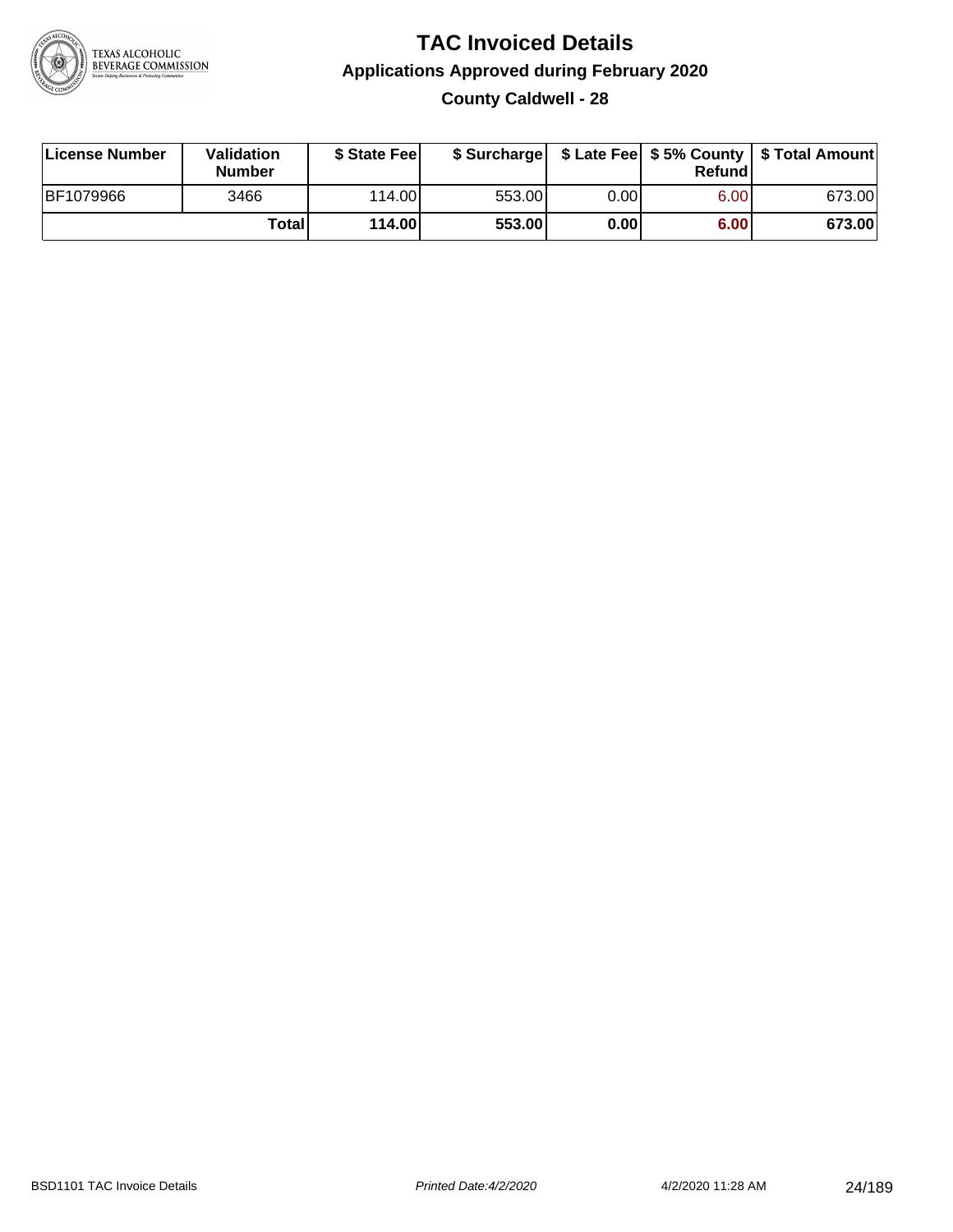# TAC Invoiced Details

## Applications Approved during February 2020

### County Caldwell - 28

| License Number | Validation Number | $ State Fee | $ Surcharge | $ Late Fee | $ 5% County Refund | $ Total Amount |
|---|---|---|---|---|---|---|
| BF1079966 | 3466 | 114.00 | 553.00 | 0.00 | 6.00 | 673.00 |
| | **Total** | **114.00** | **553.00** | **0.00** | **6.00** | **673.00** |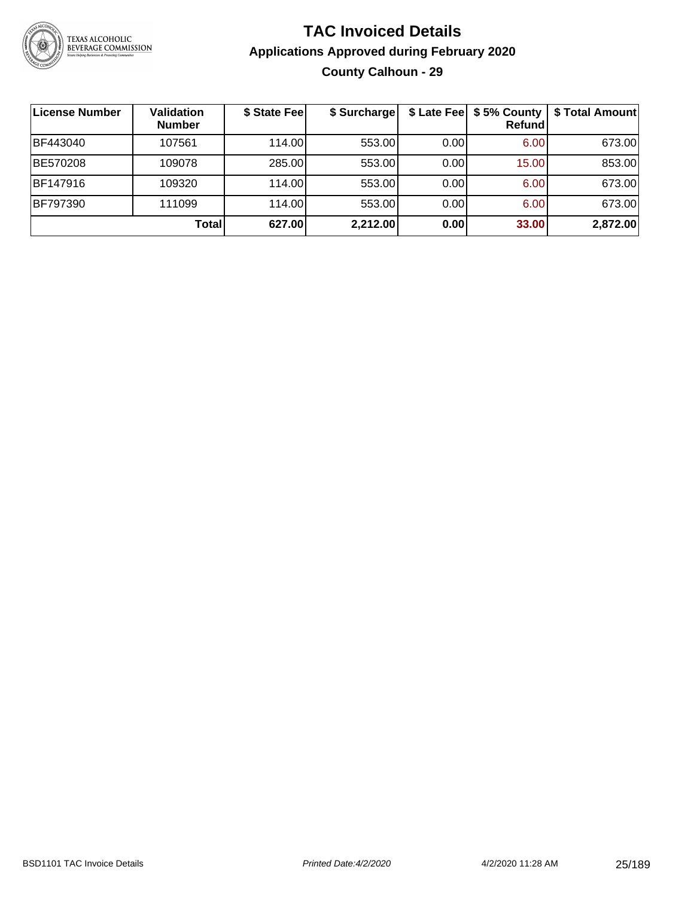# TAC Invoiced Details

## Applications Approved during February 2020

### County Calhoun - 29

| License Number | Validation Number | $ State Fee | $ Surcharge | $ Late Fee | $ 5% County Refund | $ Total Amount |
|---|---|---|---|---|---|---|
| BF443040 | 107561 | 114.00 | 553.00 | 0.00 | 6.00 | 673.00 |
| BE570208 | 109078 | 285.00 | 553.00 | 0.00 | 15.00 | 853.00 |
| BF147916 | 109320 | 114.00 | 553.00 | 0.00 | 6.00 | 673.00 |
| BF797390 | 111099 | 114.00 | 553.00 | 0.00 | 6.00 | 673.00 |
| | **Total** | **627.00** | **2,212.00** | **0.00** | **33.00** | **2,872.00** |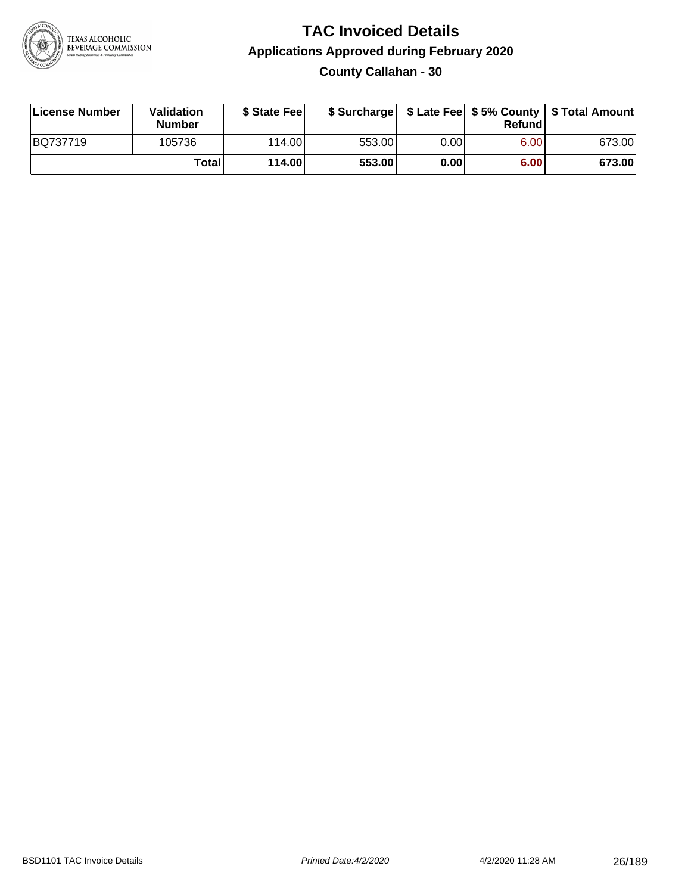# TAC Invoiced Details

## Applications Approved during February 2020

### County Callahan - 30

| License Number | Validation Number | $ State Fee | $ Surcharge | $ Late Fee | $ 5% County Refund | $ Total Amount |
|---|---|---|---|---|---|---|
| BQ737719 | 105736 | 114.00 | 553.00 | 0.00 | 6.00 | 673.00 |
| | **Total** | **114.00** | **553.00** | **0.00** | **6.00** | **673.00** |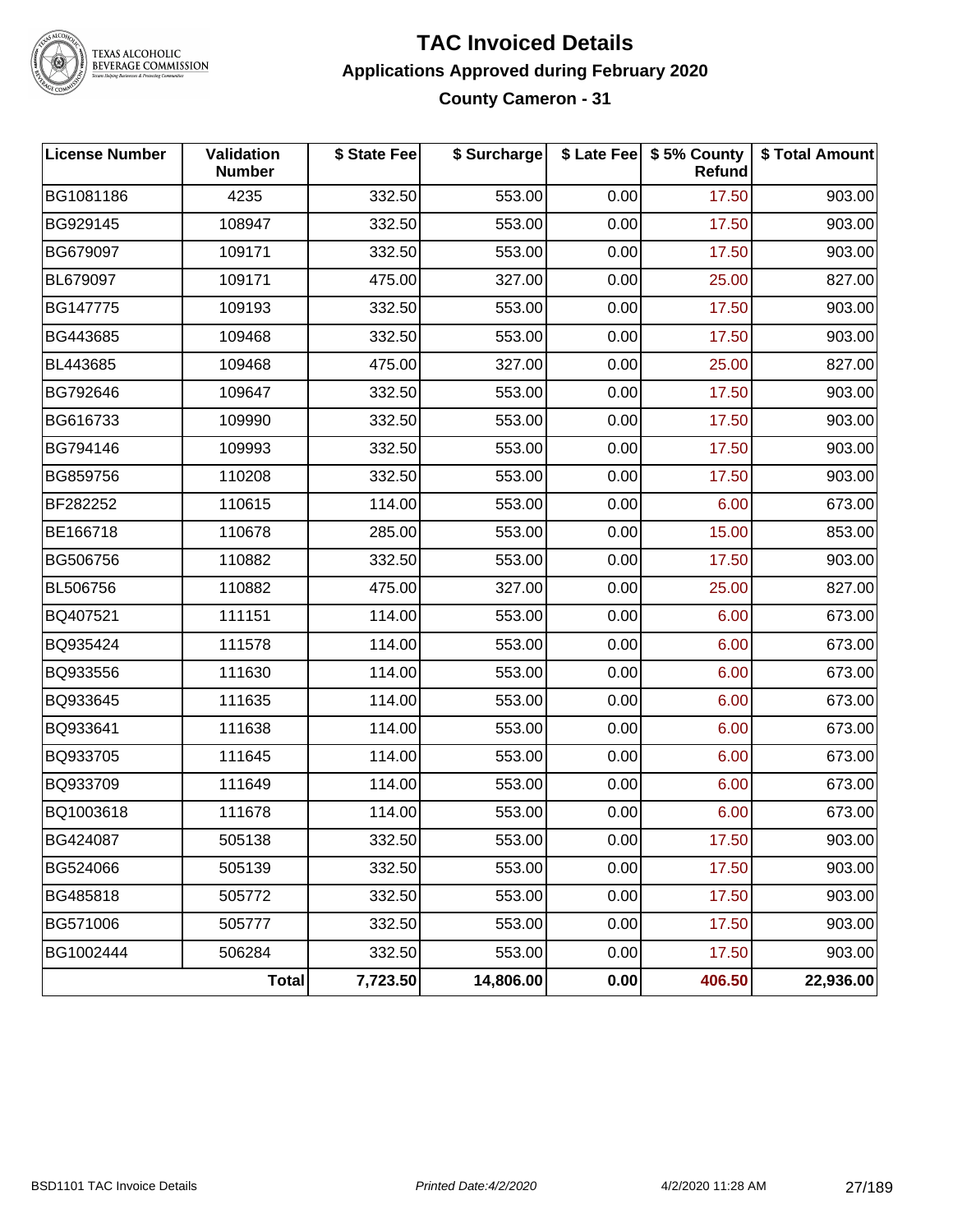# TAC Invoiced Details

## Applications Approved during February 2020

### County Cameron - 31

| License Number | Validation Number | $ State Fee | $ Surcharge | $ Late Fee | $ 5% County Refund | $ Total Amount |
|---|---|---|---|---|---|---|
| BG1081186 | 4235 | 332.50 | 553.00 | 0.00 | 17.50 | 903.00 |
| BG929145 | 108947 | 332.50 | 553.00 | 0.00 | 17.50 | 903.00 |
| BG679097 | 109171 | 332.50 | 553.00 | 0.00 | 17.50 | 903.00 |
| BL679097 | 109171 | 475.00 | 327.00 | 0.00 | 25.00 | 827.00 |
| BG147775 | 109193 | 332.50 | 553.00 | 0.00 | 17.50 | 903.00 |
| BG443685 | 109468 | 332.50 | 553.00 | 0.00 | 17.50 | 903.00 |
| BL443685 | 109468 | 475.00 | 327.00 | 0.00 | 25.00 | 827.00 |
| BG792646 | 109647 | 332.50 | 553.00 | 0.00 | 17.50 | 903.00 |
| BG616733 | 109990 | 332.50 | 553.00 | 0.00 | 17.50 | 903.00 |
| BG794146 | 109993 | 332.50 | 553.00 | 0.00 | 17.50 | 903.00 |
| BG859756 | 110208 | 332.50 | 553.00 | 0.00 | 17.50 | 903.00 |
| BF282252 | 110615 | 114.00 | 553.00 | 0.00 | 6.00 | 673.00 |
| BE166718 | 110678 | 285.00 | 553.00 | 0.00 | 15.00 | 853.00 |
| BG506756 | 110882 | 332.50 | 553.00 | 0.00 | 17.50 | 903.00 |
| BL506756 | 110882 | 475.00 | 327.00 | 0.00 | 25.00 | 827.00 |
| BQ407521 | 111151 | 114.00 | 553.00 | 0.00 | 6.00 | 673.00 |
| BQ935424 | 111578 | 114.00 | 553.00 | 0.00 | 6.00 | 673.00 |
| BQ933556 | 111630 | 114.00 | 553.00 | 0.00 | 6.00 | 673.00 |
| BQ933645 | 111635 | 114.00 | 553.00 | 0.00 | 6.00 | 673.00 |
| BQ933641 | 111638 | 114.00 | 553.00 | 0.00 | 6.00 | 673.00 |
| BQ933705 | 111645 | 114.00 | 553.00 | 0.00 | 6.00 | 673.00 |
| BQ933709 | 111649 | 114.00 | 553.00 | 0.00 | 6.00 | 673.00 |
| BQ1003618 | 111678 | 114.00 | 553.00 | 0.00 | 6.00 | 673.00 |
| BG424087 | 505138 | 332.50 | 553.00 | 0.00 | 17.50 | 903.00 |
| BG524066 | 505139 | 332.50 | 553.00 | 0.00 | 17.50 | 903.00 |
| BG485818 | 505772 | 332.50 | 553.00 | 0.00 | 17.50 | 903.00 |
| BG571006 | 505777 | 332.50 | 553.00 | 0.00 | 17.50 | 903.00 |
| BG1002444 | 506284 | 332.50 | 553.00 | 0.00 | 17.50 | 903.00 |
| | **Total** | **7,723.50** | **14,806.00** | **0.00** | **406.50** | **22,936.00** |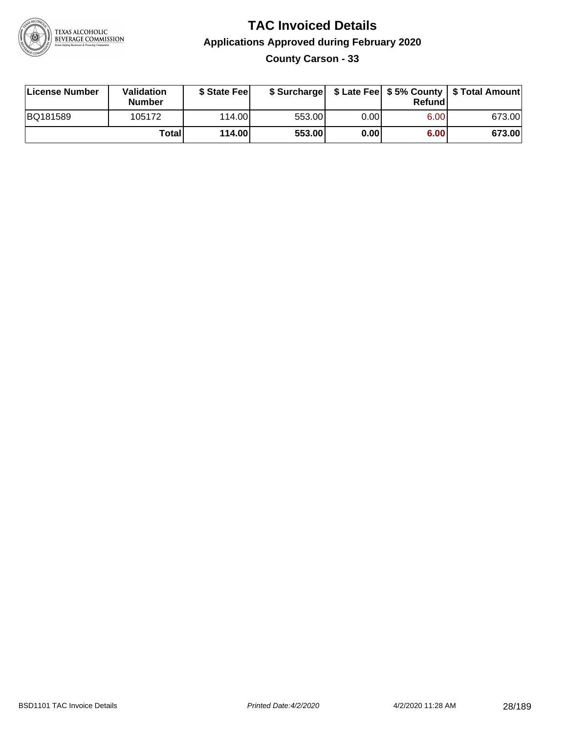# TAC Invoiced Details

## Applications Approved during February 2020

### County Carson - 33

| License Number | Validation Number | $ State Fee | $ Surcharge | $ Late Fee | $ 5% County Refund | $ Total Amount |
|---|---|---|---|---|---|---|
| BQ181589 | 105172 | 114.00 | 553.00 | 0.00 | 6.00 | 673.00 |
| | **Total** | **114.00** | **553.00** | **0.00** | **6.00** | **673.00** |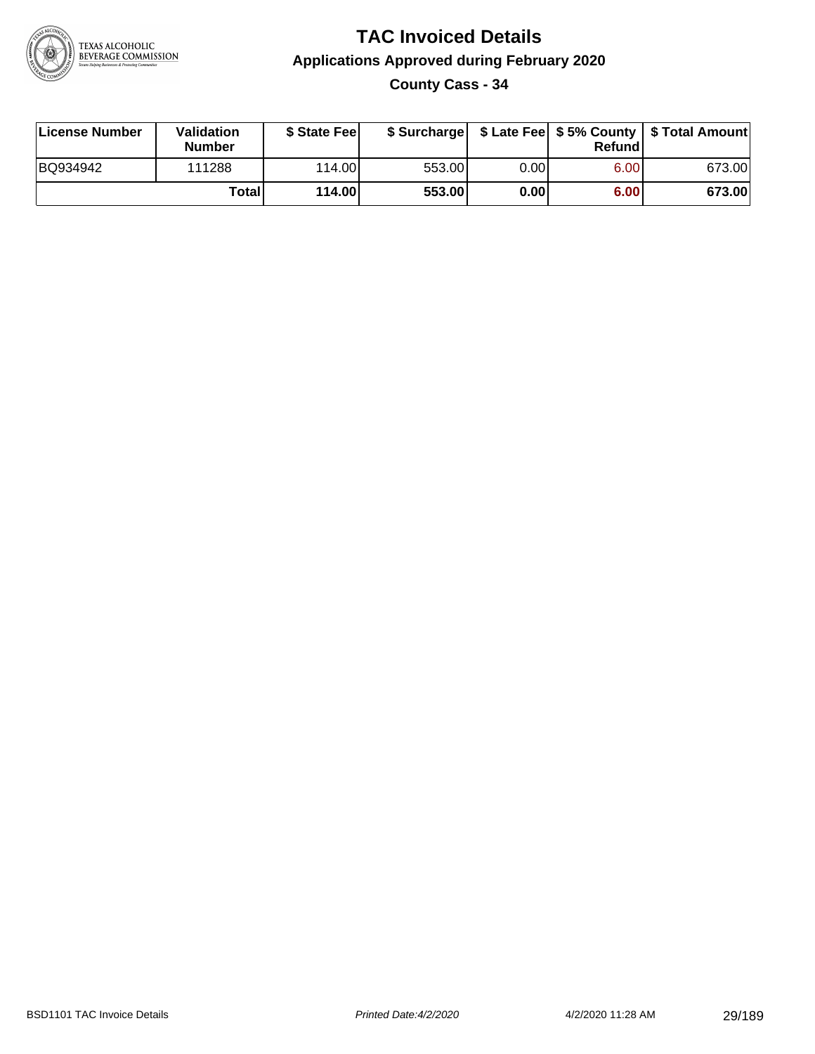# TAC Invoiced Details

## Applications Approved during February 2020

### County Cass - 34

| License Number | Validation Number | $ State Fee | $ Surcharge | $ Late Fee | $ 5% County Refund | $ Total Amount |
|---|---|---|---|---|---|---|
| BQ934942 | 111288 | 114.00 | 553.00 | 0.00 | 6.00 | 673.00 |
| | **Total** | **114.00** | **553.00** | **0.00** | **6.00** | **673.00** |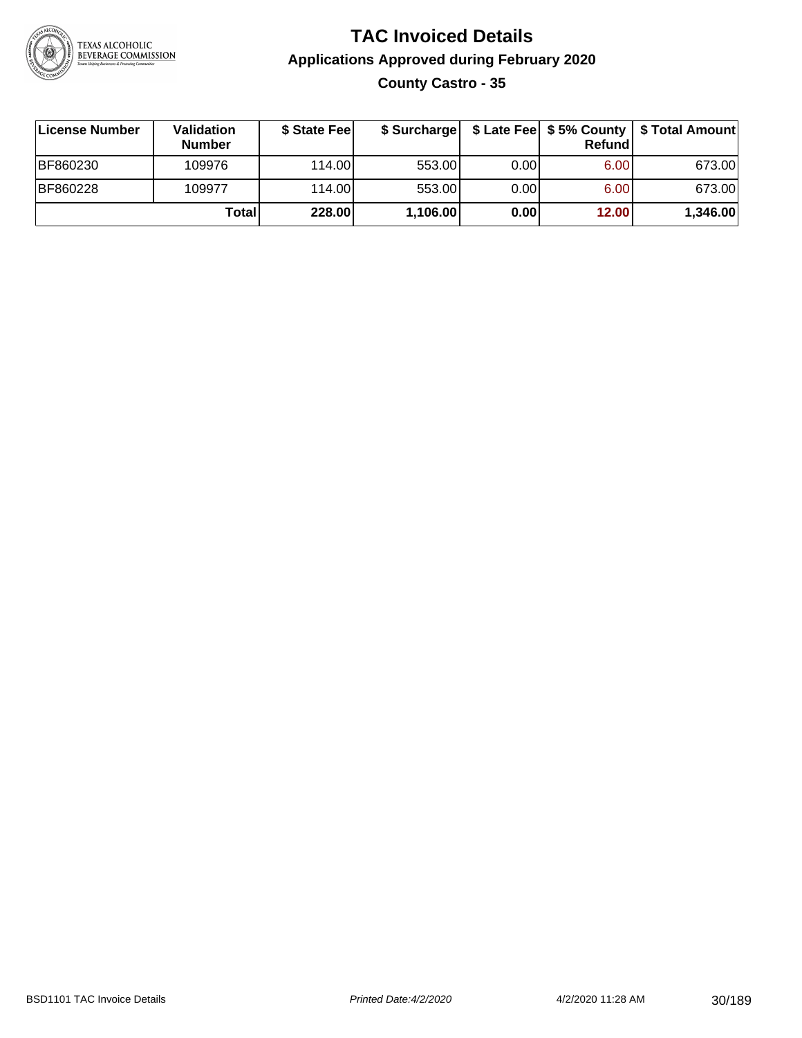# TAC Invoiced Details

## Applications Approved during February 2020

### County Castro - 35

| License Number | Validation Number | $ State Fee | $ Surcharge | $ Late Fee | $ 5% County Refund | $ Total Amount |
|---|---|---|---|---|---|---|
| BF860230 | 109976 | 114.00 | 553.00 | 0.00 | 6.00 | 673.00 |
| BF860228 | 109977 | 114.00 | 553.00 | 0.00 | 6.00 | 673.00 |
| | **Total** | **228.00** | **1,106.00** | **0.00** | **12.00** | **1,346.00** |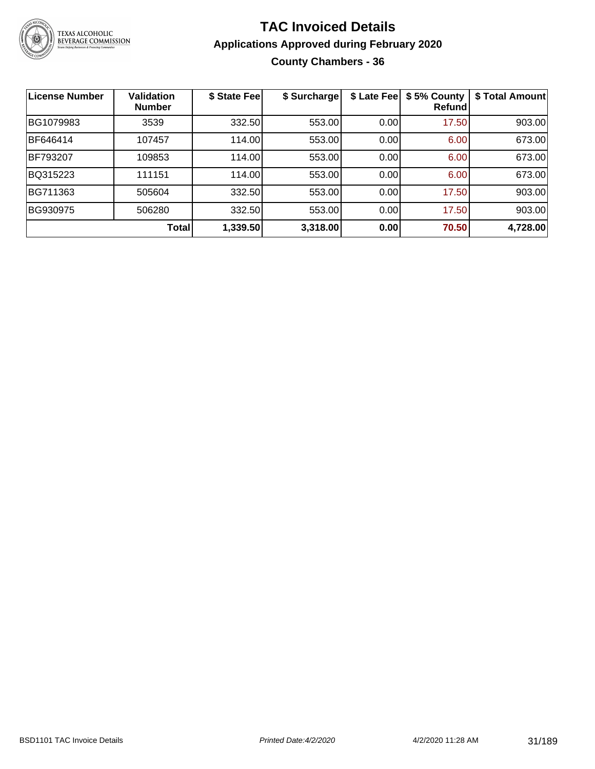# TAC Invoiced Details

## Applications Approved during February 2020

### County Chambers - 36

| License Number | Validation Number | $ State Fee | $ Surcharge | $ Late Fee | $ 5% County Refund | $ Total Amount |
|---|---|---|---|---|---|---|
| BG1079983 | 3539 | 332.50 | 553.00 | 0.00 | 17.50 | 903.00 |
| BF646414 | 107457 | 114.00 | 553.00 | 0.00 | 6.00 | 673.00 |
| BF793207 | 109853 | 114.00 | 553.00 | 0.00 | 6.00 | 673.00 |
| BQ315223 | 111151 | 114.00 | 553.00 | 0.00 | 6.00 | 673.00 |
| BG711363 | 505604 | 332.50 | 553.00 | 0.00 | 17.50 | 903.00 |
| BG930975 | 506280 | 332.50 | 553.00 | 0.00 | 17.50 | 903.00 |
| | **Total** | **1,339.50** | **3,318.00** | **0.00** | **70.50** | **4,728.00** |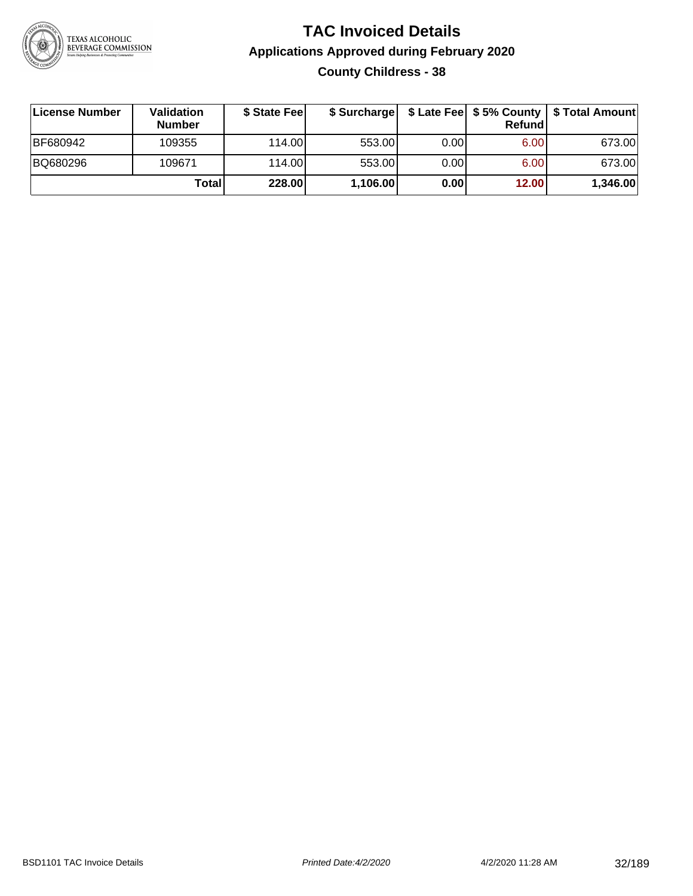# TAC Invoiced Details

## Applications Approved during February 2020

### County Childress - 38

| License Number | Validation Number | $ State Fee | $ Surcharge | $ Late Fee | $ 5% County Refund | $ Total Amount |
|---|---|---|---|---|---|---|
| BF680942 | 109355 | 114.00 | 553.00 | 0.00 | 6.00 | 673.00 |
| BQ680296 | 109671 | 114.00 | 553.00 | 0.00 | 6.00 | 673.00 |
| | **Total** | **228.00** | **1,106.00** | **0.00** | **12.00** | **1,346.00** |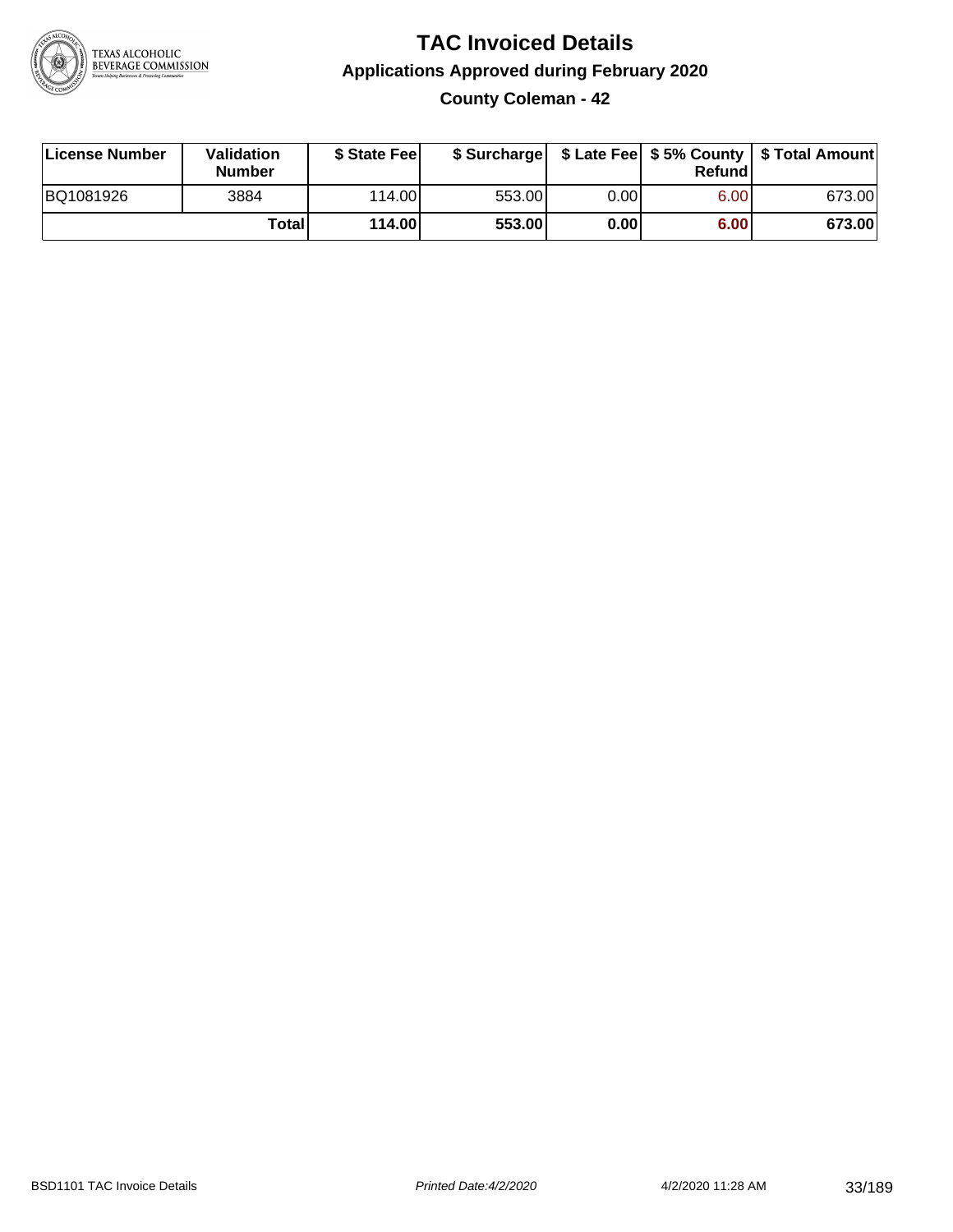# TAC Invoiced Details

## Applications Approved during February 2020

### County Coleman - 42

| License Number | Validation Number | $ State Fee | $ Surcharge | $ Late Fee | $ 5% County Refund | $ Total Amount |
|---|---|---|---|---|---|---|
| BQ1081926 | 3884 | 114.00 | 553.00 | 0.00 | 6.00 | 673.00 |
| | **Total** | **114.00** | **553.00** | **0.00** | **6.00** | **673.00** |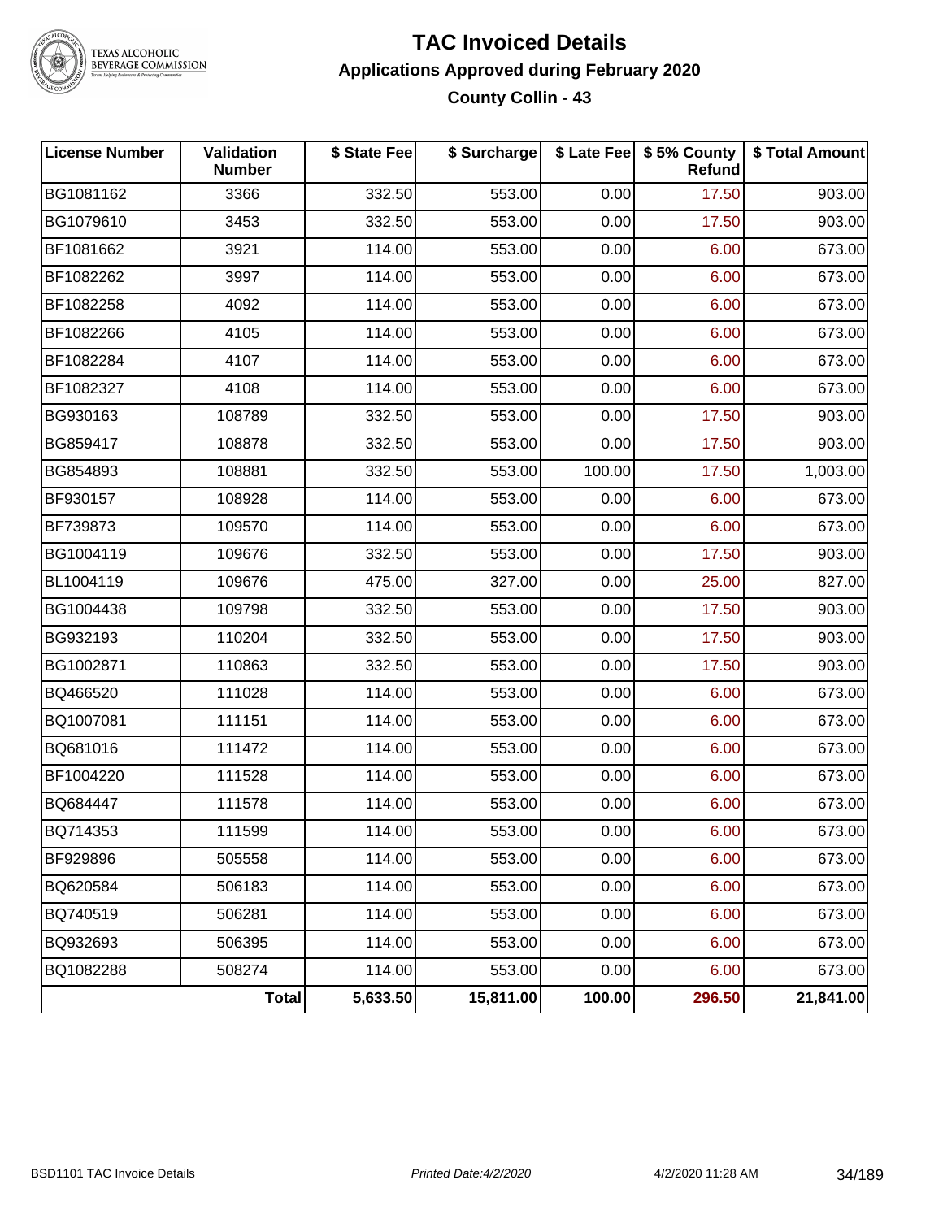# TAC Invoiced Details

## Applications Approved during February 2020

### County Collin - 43

| License Number | Validation Number | $ State Fee | $ Surcharge | $ Late Fee | $ 5% County Refund | $ Total Amount |
|---|---|---|---|---|---|---|
| BG1081162 | 3366 | 332.50 | 553.00 | 0.00 | 17.50 | 903.00 |
| BG1079610 | 3453 | 332.50 | 553.00 | 0.00 | 17.50 | 903.00 |
| BF1081662 | 3921 | 114.00 | 553.00 | 0.00 | 6.00 | 673.00 |
| BF1082262 | 3997 | 114.00 | 553.00 | 0.00 | 6.00 | 673.00 |
| BF1082258 | 4092 | 114.00 | 553.00 | 0.00 | 6.00 | 673.00 |
| BF1082266 | 4105 | 114.00 | 553.00 | 0.00 | 6.00 | 673.00 |
| BF1082284 | 4107 | 114.00 | 553.00 | 0.00 | 6.00 | 673.00 |
| BF1082327 | 4108 | 114.00 | 553.00 | 0.00 | 6.00 | 673.00 |
| BG930163 | 108789 | 332.50 | 553.00 | 0.00 | 17.50 | 903.00 |
| BG859417 | 108878 | 332.50 | 553.00 | 0.00 | 17.50 | 903.00 |
| BG854893 | 108881 | 332.50 | 553.00 | 100.00 | 17.50 | 1,003.00 |
| BF930157 | 108928 | 114.00 | 553.00 | 0.00 | 6.00 | 673.00 |
| BF739873 | 109570 | 114.00 | 553.00 | 0.00 | 6.00 | 673.00 |
| BG1004119 | 109676 | 332.50 | 553.00 | 0.00 | 17.50 | 903.00 |
| BL1004119 | 109676 | 475.00 | 327.00 | 0.00 | 25.00 | 827.00 |
| BG1004438 | 109798 | 332.50 | 553.00 | 0.00 | 17.50 | 903.00 |
| BG932193 | 110204 | 332.50 | 553.00 | 0.00 | 17.50 | 903.00 |
| BG1002871 | 110863 | 332.50 | 553.00 | 0.00 | 17.50 | 903.00 |
| BQ466520 | 111028 | 114.00 | 553.00 | 0.00 | 6.00 | 673.00 |
| BQ1007081 | 111151 | 114.00 | 553.00 | 0.00 | 6.00 | 673.00 |
| BQ681016 | 111472 | 114.00 | 553.00 | 0.00 | 6.00 | 673.00 |
| BF1004220 | 111528 | 114.00 | 553.00 | 0.00 | 6.00 | 673.00 |
| BQ684447 | 111578 | 114.00 | 553.00 | 0.00 | 6.00 | 673.00 |
| BQ714353 | 111599 | 114.00 | 553.00 | 0.00 | 6.00 | 673.00 |
| BF929896 | 505558 | 114.00 | 553.00 | 0.00 | 6.00 | 673.00 |
| BQ620584 | 506183 | 114.00 | 553.00 | 0.00 | 6.00 | 673.00 |
| BQ740519 | 506281 | 114.00 | 553.00 | 0.00 | 6.00 | 673.00 |
| BQ932693 | 506395 | 114.00 | 553.00 | 0.00 | 6.00 | 673.00 |
| BQ1082288 | 508274 | 114.00 | 553.00 | 0.00 | 6.00 | 673.00 |
| | **Total** | **5,633.50** | **15,811.00** | **100.00** | **296.50** | **21,841.00** |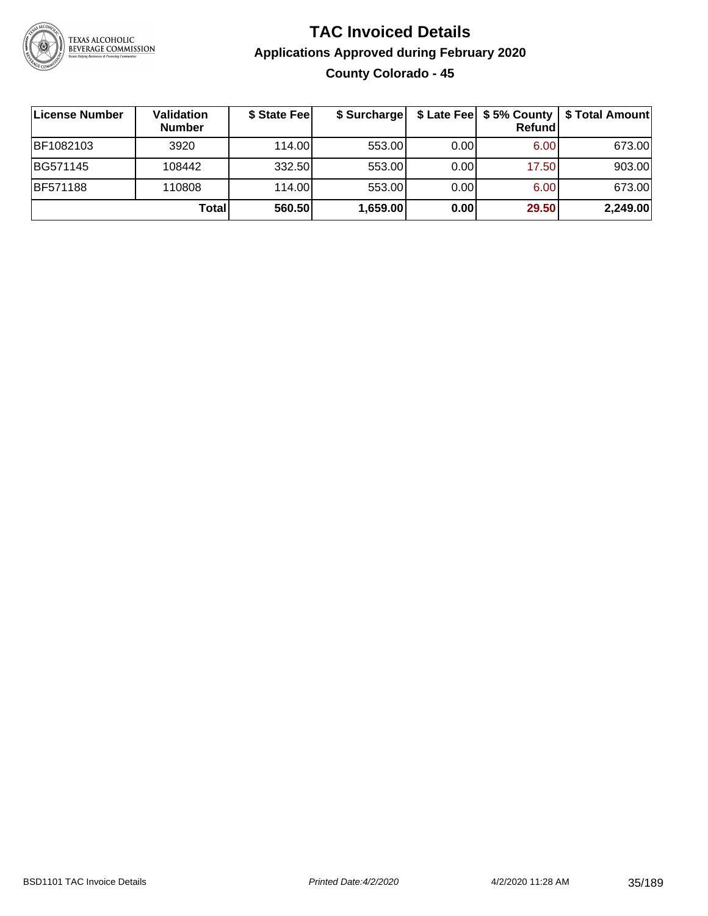# TAC Invoiced Details

## Applications Approved during February 2020

### County Colorado - 45

| License Number | Validation Number | $ State Fee | $ Surcharge | $ Late Fee | $ 5% County Refund | $ Total Amount |
|---|---|---|---|---|---|---|
| BF1082103 | 3920 | 114.00 | 553.00 | 0.00 | 6.00 | 673.00 |
| BG571145 | 108442 | 332.50 | 553.00 | 0.00 | 17.50 | 903.00 |
| BF571188 | 110808 | 114.00 | 553.00 | 0.00 | 6.00 | 673.00 |
| | **Total** | **560.50** | **1,659.00** | **0.00** | **29.50** | **2,249.00** |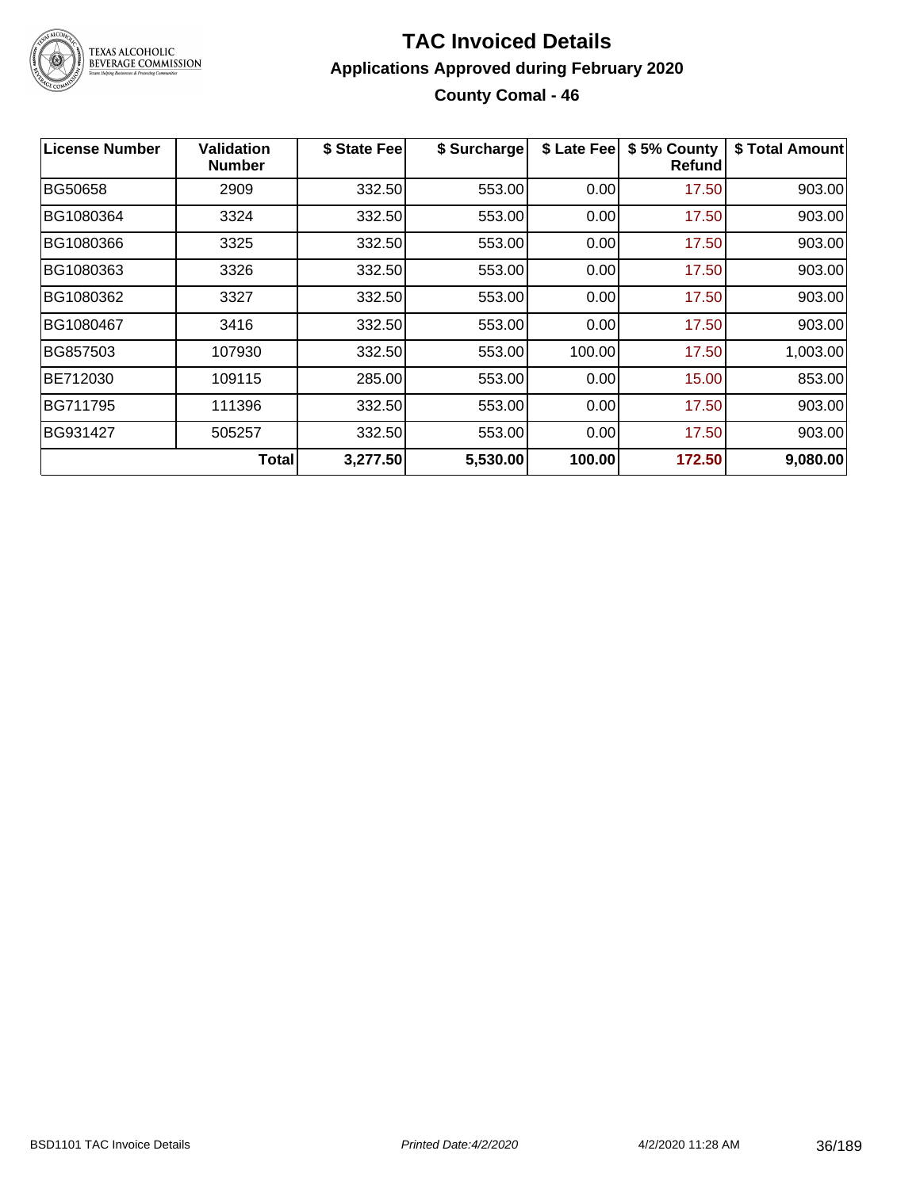# TAC Invoiced Details

## Applications Approved during February 2020

### County Comal - 46

| License Number | Validation Number | $ State Fee | $ Surcharge | $ Late Fee | $ 5% County Refund | $ Total Amount |
|---|---|---|---|---|---|---|
| BG50658 | 2909 | 332.50 | 553.00 | 0.00 | 17.50 | 903.00 |
| BG1080364 | 3324 | 332.50 | 553.00 | 0.00 | 17.50 | 903.00 |
| BG1080366 | 3325 | 332.50 | 553.00 | 0.00 | 17.50 | 903.00 |
| BG1080363 | 3326 | 332.50 | 553.00 | 0.00 | 17.50 | 903.00 |
| BG1080362 | 3327 | 332.50 | 553.00 | 0.00 | 17.50 | 903.00 |
| BG1080467 | 3416 | 332.50 | 553.00 | 0.00 | 17.50 | 903.00 |
| BG857503 | 107930 | 332.50 | 553.00 | 100.00 | 17.50 | 1,003.00 |
| BE712030 | 109115 | 285.00 | 553.00 | 0.00 | 15.00 | 853.00 |
| BG711795 | 111396 | 332.50 | 553.00 | 0.00 | 17.50 | 903.00 |
| BG931427 | 505257 | 332.50 | 553.00 | 0.00 | 17.50 | 903.00 |
| | **Total** | **3,277.50** | **5,530.00** | **100.00** | **172.50** | **9,080.00** |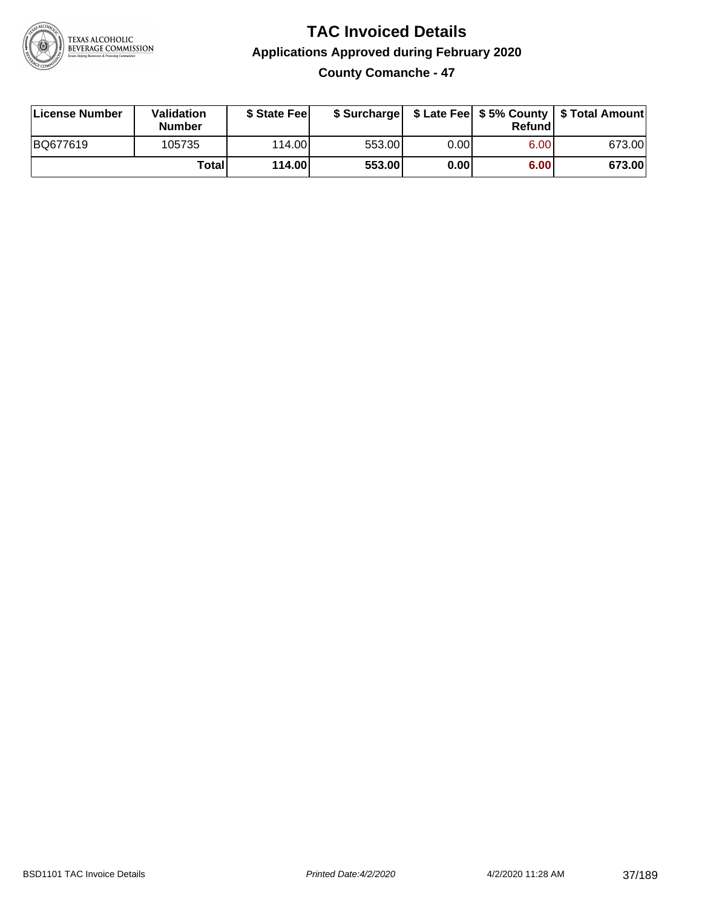# TAC Invoiced Details

## Applications Approved during February 2020

### County Comanche - 47

| License Number | Validation Number | $ State Fee | $ Surcharge | $ Late Fee | $ 5% County Refund | $ Total Amount |
|---|---|---|---|---|---|---|
| BQ677619 | 105735 | 114.00 | 553.00 | 0.00 | 6.00 | 673.00 |
| | **Total** | **114.00** | **553.00** | **0.00** | **6.00** | **673.00** |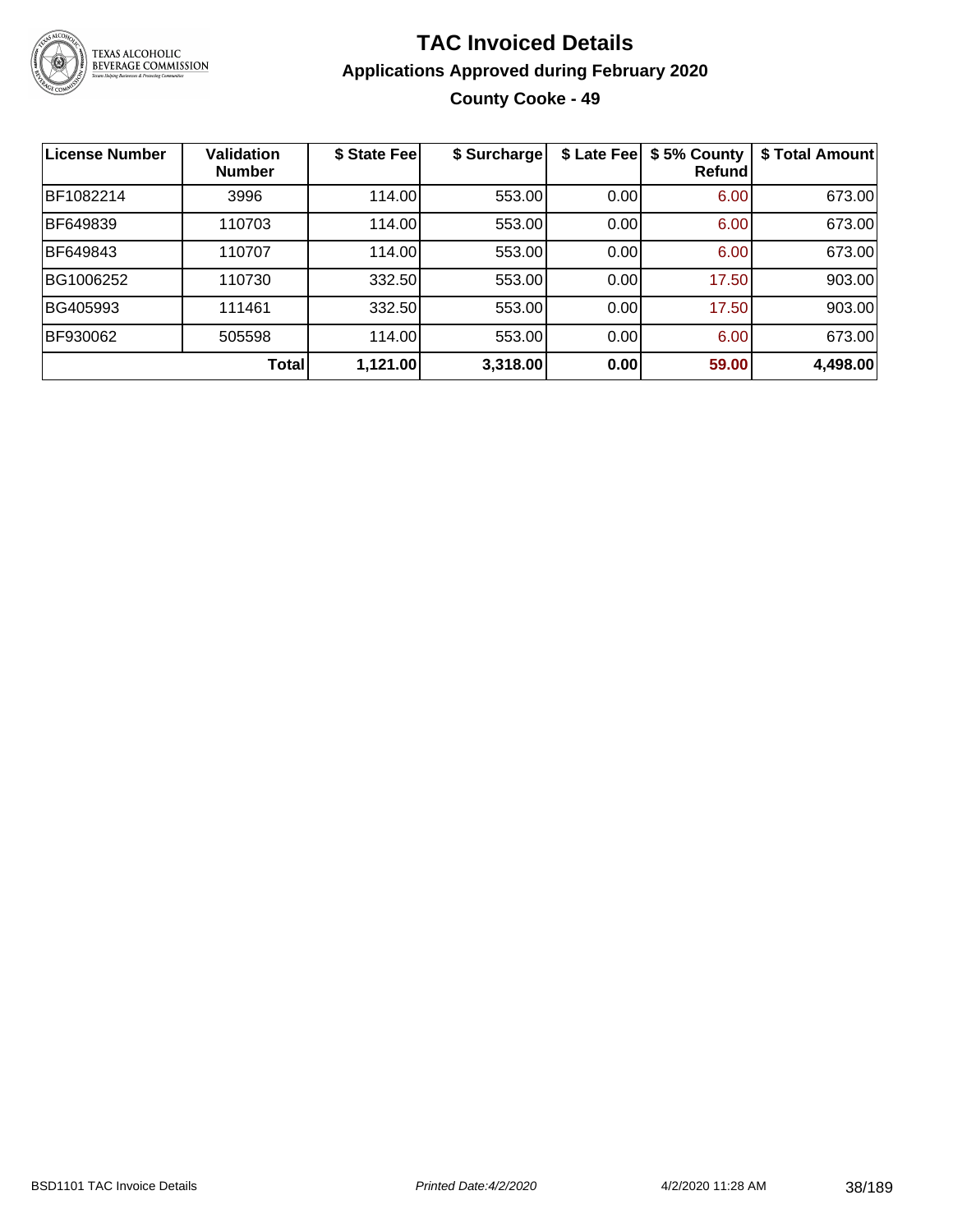# TAC Invoiced Details

## Applications Approved during February 2020

### County Cooke - 49

| License Number | Validation Number | $ State Fee | $ Surcharge | $ Late Fee | $ 5% County Refund | $ Total Amount |
|---|---|---|---|---|---|---|
| BF1082214 | 3996 | 114.00 | 553.00 | 0.00 | 6.00 | 673.00 |
| BF649839 | 110703 | 114.00 | 553.00 | 0.00 | 6.00 | 673.00 |
| BF649843 | 110707 | 114.00 | 553.00 | 0.00 | 6.00 | 673.00 |
| BG1006252 | 110730 | 332.50 | 553.00 | 0.00 | 17.50 | 903.00 |
| BG405993 | 111461 | 332.50 | 553.00 | 0.00 | 17.50 | 903.00 |
| BF930062 | 505598 | 114.00 | 553.00 | 0.00 | 6.00 | 673.00 |
| | **Total** | **1,121.00** | **3,318.00** | **0.00** | **59.00** | **4,498.00** |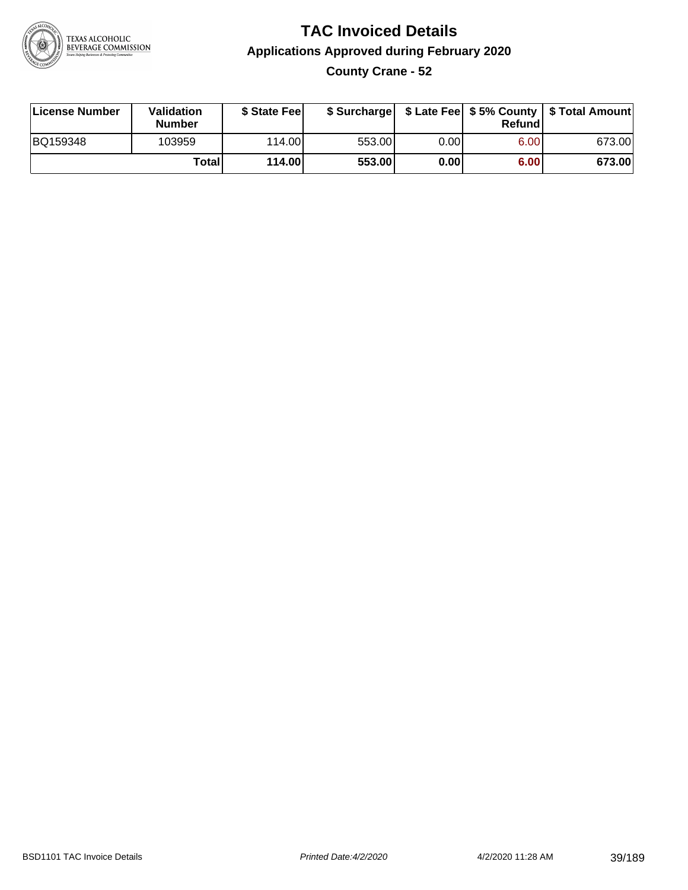# TAC Invoiced Details

## Applications Approved during February 2020

### County Crane - 52

| License Number | Validation Number | $ State Fee | $ Surcharge | $ Late Fee | $ 5% County Refund | $ Total Amount |
|---|---|---|---|---|---|---|
| BQ159348 | 103959 | 114.00 | 553.00 | 0.00 | 6.00 | 673.00 |
| | **Total** | **114.00** | **553.00** | **0.00** | **6.00** | **673.00** |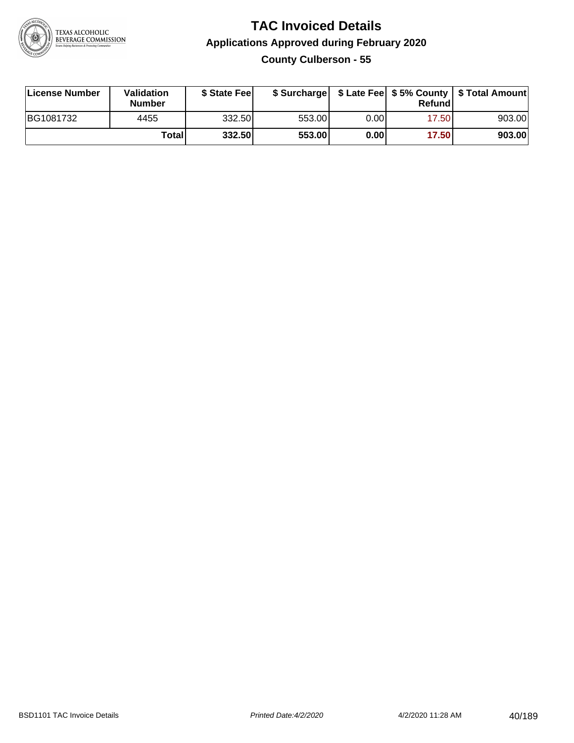# TAC Invoiced Details

## Applications Approved during February 2020

### County Culberson - 55

| License Number | Validation Number | $ State Fee | $ Surcharge | $ Late Fee | $ 5% County Refund | $ Total Amount |
|---|---|---|---|---|---|---|
| BG1081732 | 4455 | 332.50 | 553.00 | 0.00 | 17.50 | 903.00 |
| | Total | 332.50 | 553.00 | 0.00 | 17.50 | 903.00 |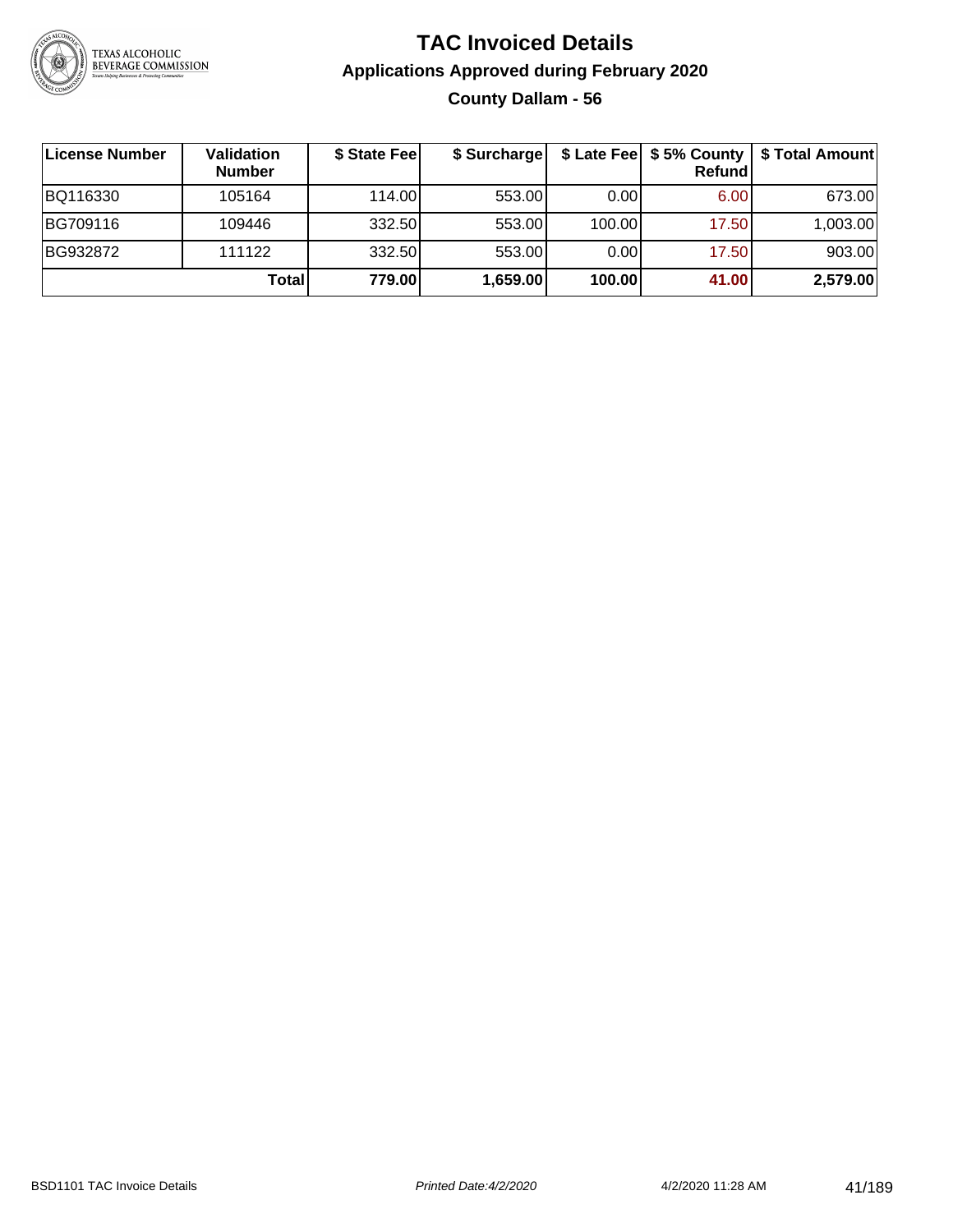# TAC Invoiced Details

## Applications Approved during February 2020

### County Dallam - 56

| License Number | Validation Number | $ State Fee | $ Surcharge | $ Late Fee | $ 5% County Refund | $ Total Amount |
|---|---|---|---|---|---|---|
| BQ116330 | 105164 | 114.00 | 553.00 | 0.00 | 6.00 | 673.00 |
| BG709116 | 109446 | 332.50 | 553.00 | 100.00 | 17.50 | 1,003.00 |
| BG932872 | 111122 | 332.50 | 553.00 | 0.00 | 17.50 | 903.00 |
| | **Total** | **779.00** | **1,659.00** | **100.00** | **41.00** | **2,579.00** |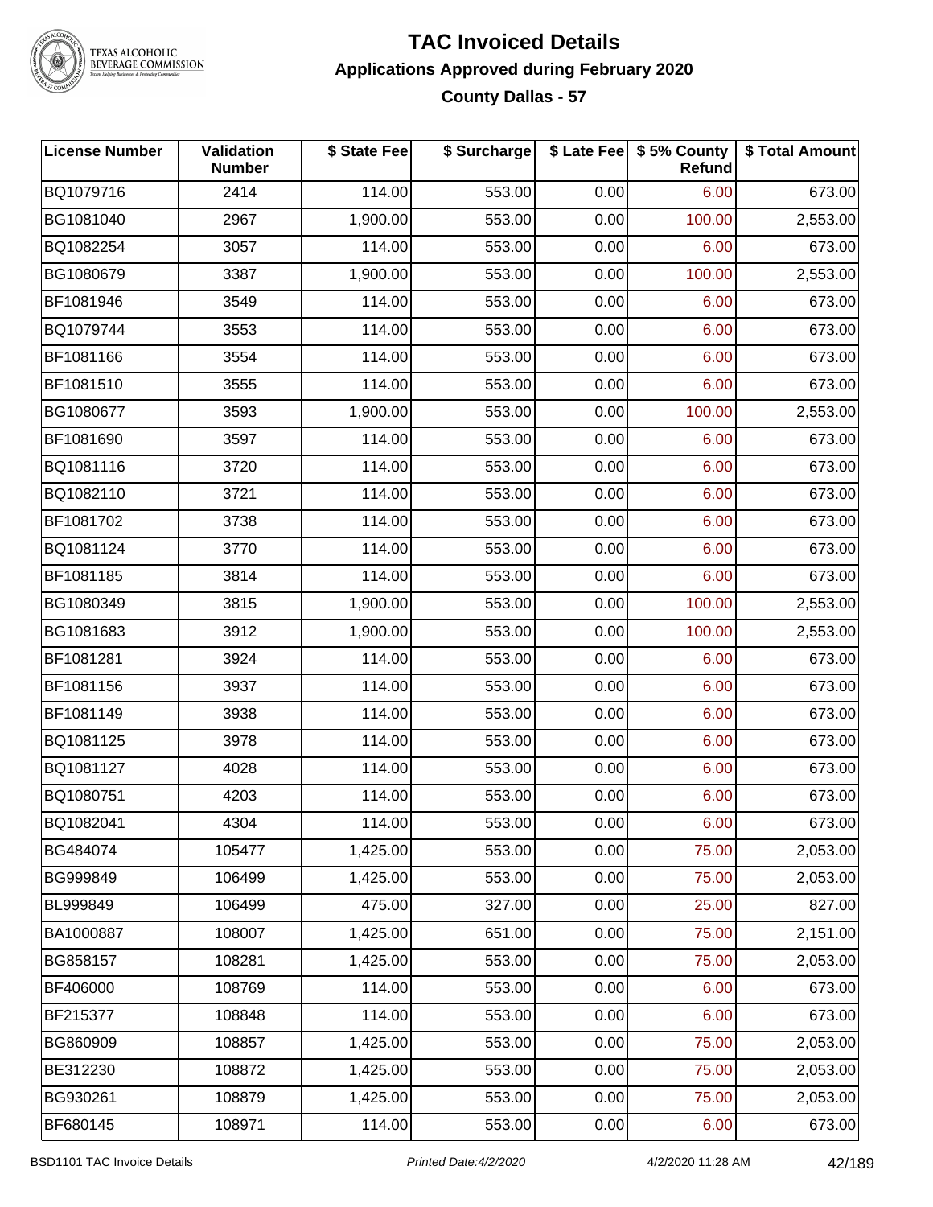# TAC Invoiced Details

## Applications Approved during February 2020

### County Dallas - 57

| License Number | Validation Number | $ State Fee | $ Surcharge | $ Late Fee | $ 5% County Refund | $ Total Amount |
|---|---|---|---|---|---|---|
| BQ1079716 | 2414 | 114.00 | 553.00 | 0.00 | 6.00 | 673.00 |
| BG1081040 | 2967 | 1,900.00 | 553.00 | 0.00 | 100.00 | 2,553.00 |
| BQ1082254 | 3057 | 114.00 | 553.00 | 0.00 | 6.00 | 673.00 |
| BG1080679 | 3387 | 1,900.00 | 553.00 | 0.00 | 100.00 | 2,553.00 |
| BF1081946 | 3549 | 114.00 | 553.00 | 0.00 | 6.00 | 673.00 |
| BQ1079744 | 3553 | 114.00 | 553.00 | 0.00 | 6.00 | 673.00 |
| BF1081166 | 3554 | 114.00 | 553.00 | 0.00 | 6.00 | 673.00 |
| BF1081510 | 3555 | 114.00 | 553.00 | 0.00 | 6.00 | 673.00 |
| BG1080677 | 3593 | 1,900.00 | 553.00 | 0.00 | 100.00 | 2,553.00 |
| BF1081690 | 3597 | 114.00 | 553.00 | 0.00 | 6.00 | 673.00 |
| BQ1081116 | 3720 | 114.00 | 553.00 | 0.00 | 6.00 | 673.00 |
| BQ1082110 | 3721 | 114.00 | 553.00 | 0.00 | 6.00 | 673.00 |
| BF1081702 | 3738 | 114.00 | 553.00 | 0.00 | 6.00 | 673.00 |
| BQ1081124 | 3770 | 114.00 | 553.00 | 0.00 | 6.00 | 673.00 |
| BF1081185 | 3814 | 114.00 | 553.00 | 0.00 | 6.00 | 673.00 |
| BG1080349 | 3815 | 1,900.00 | 553.00 | 0.00 | 100.00 | 2,553.00 |
| BG1081683 | 3912 | 1,900.00 | 553.00 | 0.00 | 100.00 | 2,553.00 |
| BF1081281 | 3924 | 114.00 | 553.00 | 0.00 | 6.00 | 673.00 |
| BF1081156 | 3937 | 114.00 | 553.00 | 0.00 | 6.00 | 673.00 |
| BF1081149 | 3938 | 114.00 | 553.00 | 0.00 | 6.00 | 673.00 |
| BQ1081125 | 3978 | 114.00 | 553.00 | 0.00 | 6.00 | 673.00 |
| BQ1081127 | 4028 | 114.00 | 553.00 | 0.00 | 6.00 | 673.00 |
| BQ1080751 | 4203 | 114.00 | 553.00 | 0.00 | 6.00 | 673.00 |
| BQ1082041 | 4304 | 114.00 | 553.00 | 0.00 | 6.00 | 673.00 |
| BG484074 | 105477 | 1,425.00 | 553.00 | 0.00 | 75.00 | 2,053.00 |
| BG999849 | 106499 | 1,425.00 | 553.00 | 0.00 | 75.00 | 2,053.00 |
| BL999849 | 106499 | 475.00 | 327.00 | 0.00 | 25.00 | 827.00 |
| BA1000887 | 108007 | 1,425.00 | 651.00 | 0.00 | 75.00 | 2,151.00 |
| BG858157 | 108281 | 1,425.00 | 553.00 | 0.00 | 75.00 | 2,053.00 |
| BF406000 | 108769 | 114.00 | 553.00 | 0.00 | 6.00 | 673.00 |
| BF215377 | 108848 | 114.00 | 553.00 | 0.00 | 6.00 | 673.00 |
| BG860909 | 108857 | 1,425.00 | 553.00 | 0.00 | 75.00 | 2,053.00 |
| BE312230 | 108872 | 1,425.00 | 553.00 | 0.00 | 75.00 | 2,053.00 |
| BG930261 | 108879 | 1,425.00 | 553.00 | 0.00 | 75.00 | 2,053.00 |
| BF680145 | 108971 | 114.00 | 553.00 | 0.00 | 6.00 | 673.00 |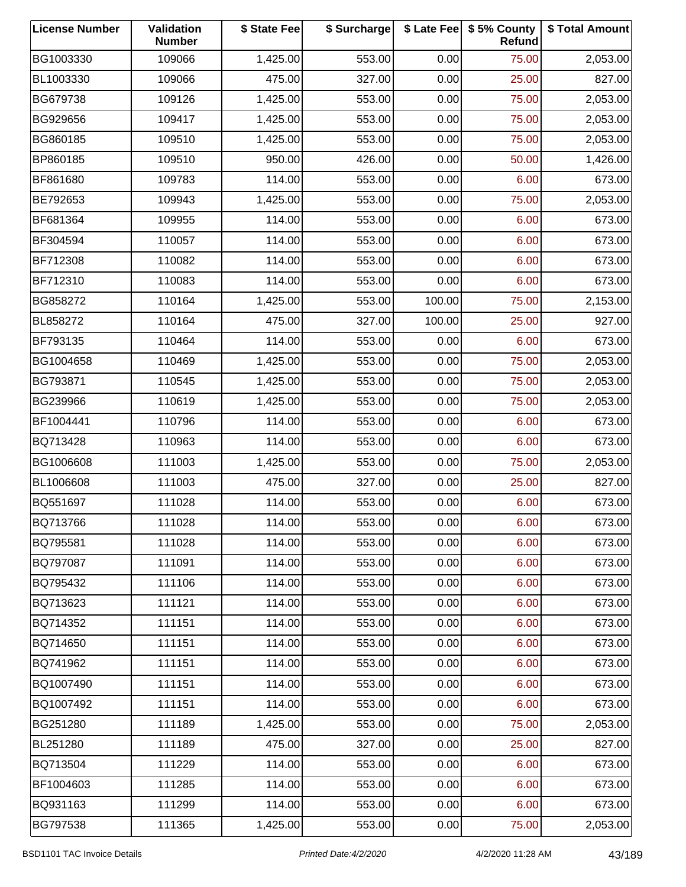| License Number | Validation Number | $ State Fee | $ Surcharge | $ Late Fee | $ 5% County Refund | $ Total Amount |
|---|---|---|---|---|---|---|
| BG1003330 | 109066 | 1,425.00 | 553.00 | 0.00 | 75.00 | 2,053.00 |
| BL1003330 | 109066 | 475.00 | 327.00 | 0.00 | 25.00 | 827.00 |
| BG679738 | 109126 | 1,425.00 | 553.00 | 0.00 | 75.00 | 2,053.00 |
| BG929656 | 109417 | 1,425.00 | 553.00 | 0.00 | 75.00 | 2,053.00 |
| BG860185 | 109510 | 1,425.00 | 553.00 | 0.00 | 75.00 | 2,053.00 |
| BP860185 | 109510 | 950.00 | 426.00 | 0.00 | 50.00 | 1,426.00 |
| BF861680 | 109783 | 114.00 | 553.00 | 0.00 | 6.00 | 673.00 |
| BE792653 | 109943 | 1,425.00 | 553.00 | 0.00 | 75.00 | 2,053.00 |
| BF681364 | 109955 | 114.00 | 553.00 | 0.00 | 6.00 | 673.00 |
| BF304594 | 110057 | 114.00 | 553.00 | 0.00 | 6.00 | 673.00 |
| BF712308 | 110082 | 114.00 | 553.00 | 0.00 | 6.00 | 673.00 |
| BF712310 | 110083 | 114.00 | 553.00 | 0.00 | 6.00 | 673.00 |
| BG858272 | 110164 | 1,425.00 | 553.00 | 100.00 | 75.00 | 2,153.00 |
| BL858272 | 110164 | 475.00 | 327.00 | 100.00 | 25.00 | 927.00 |
| BF793135 | 110464 | 114.00 | 553.00 | 0.00 | 6.00 | 673.00 |
| BG1004658 | 110469 | 1,425.00 | 553.00 | 0.00 | 75.00 | 2,053.00 |
| BG793871 | 110545 | 1,425.00 | 553.00 | 0.00 | 75.00 | 2,053.00 |
| BG239966 | 110619 | 1,425.00 | 553.00 | 0.00 | 75.00 | 2,053.00 |
| BF1004441 | 110796 | 114.00 | 553.00 | 0.00 | 6.00 | 673.00 |
| BQ713428 | 110963 | 114.00 | 553.00 | 0.00 | 6.00 | 673.00 |
| BG1006608 | 111003 | 1,425.00 | 553.00 | 0.00 | 75.00 | 2,053.00 |
| BL1006608 | 111003 | 475.00 | 327.00 | 0.00 | 25.00 | 827.00 |
| BQ551697 | 111028 | 114.00 | 553.00 | 0.00 | 6.00 | 673.00 |
| BQ713766 | 111028 | 114.00 | 553.00 | 0.00 | 6.00 | 673.00 |
| BQ795581 | 111028 | 114.00 | 553.00 | 0.00 | 6.00 | 673.00 |
| BQ797087 | 111091 | 114.00 | 553.00 | 0.00 | 6.00 | 673.00 |
| BQ795432 | 111106 | 114.00 | 553.00 | 0.00 | 6.00 | 673.00 |
| BQ713623 | 111121 | 114.00 | 553.00 | 0.00 | 6.00 | 673.00 |
| BQ714352 | 111151 | 114.00 | 553.00 | 0.00 | 6.00 | 673.00 |
| BQ714650 | 111151 | 114.00 | 553.00 | 0.00 | 6.00 | 673.00 |
| BQ741962 | 111151 | 114.00 | 553.00 | 0.00 | 6.00 | 673.00 |
| BQ1007490 | 111151 | 114.00 | 553.00 | 0.00 | 6.00 | 673.00 |
| BQ1007492 | 111151 | 114.00 | 553.00 | 0.00 | 6.00 | 673.00 |
| BG251280 | 111189 | 1,425.00 | 553.00 | 0.00 | 75.00 | 2,053.00 |
| BL251280 | 111189 | 475.00 | 327.00 | 0.00 | 25.00 | 827.00 |
| BQ713504 | 111229 | 114.00 | 553.00 | 0.00 | 6.00 | 673.00 |
| BF1004603 | 111285 | 114.00 | 553.00 | 0.00 | 6.00 | 673.00 |
| BQ931163 | 111299 | 114.00 | 553.00 | 0.00 | 6.00 | 673.00 |
| BG797538 | 111365 | 1,425.00 | 553.00 | 0.00 | 75.00 | 2,053.00 |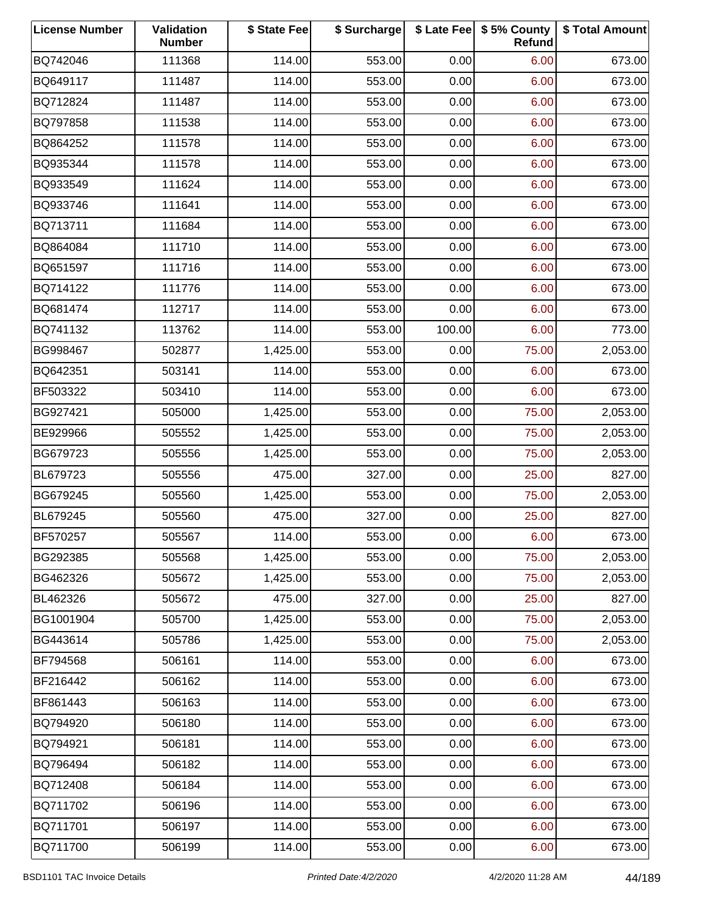| License Number | Validation Number | $ State Fee | $ Surcharge | $ Late Fee | $ 5% County Refund | $ Total Amount |
|---|---|---|---|---|---|---|
| BQ742046 | 111368 | 114.00 | 553.00 | 0.00 | 6.00 | 673.00 |
| BQ649117 | 111487 | 114.00 | 553.00 | 0.00 | 6.00 | 673.00 |
| BQ712824 | 111487 | 114.00 | 553.00 | 0.00 | 6.00 | 673.00 |
| BQ797858 | 111538 | 114.00 | 553.00 | 0.00 | 6.00 | 673.00 |
| BQ864252 | 111578 | 114.00 | 553.00 | 0.00 | 6.00 | 673.00 |
| BQ935344 | 111578 | 114.00 | 553.00 | 0.00 | 6.00 | 673.00 |
| BQ933549 | 111624 | 114.00 | 553.00 | 0.00 | 6.00 | 673.00 |
| BQ933746 | 111641 | 114.00 | 553.00 | 0.00 | 6.00 | 673.00 |
| BQ713711 | 111684 | 114.00 | 553.00 | 0.00 | 6.00 | 673.00 |
| BQ864084 | 111710 | 114.00 | 553.00 | 0.00 | 6.00 | 673.00 |
| BQ651597 | 111716 | 114.00 | 553.00 | 0.00 | 6.00 | 673.00 |
| BQ714122 | 111776 | 114.00 | 553.00 | 0.00 | 6.00 | 673.00 |
| BQ681474 | 112717 | 114.00 | 553.00 | 0.00 | 6.00 | 673.00 |
| BQ741132 | 113762 | 114.00 | 553.00 | 100.00 | 6.00 | 773.00 |
| BG998467 | 502877 | 1,425.00 | 553.00 | 0.00 | 75.00 | 2,053.00 |
| BQ642351 | 503141 | 114.00 | 553.00 | 0.00 | 6.00 | 673.00 |
| BF503322 | 503410 | 114.00 | 553.00 | 0.00 | 6.00 | 673.00 |
| BG927421 | 505000 | 1,425.00 | 553.00 | 0.00 | 75.00 | 2,053.00 |
| BE929966 | 505552 | 1,425.00 | 553.00 | 0.00 | 75.00 | 2,053.00 |
| BG679723 | 505556 | 1,425.00 | 553.00 | 0.00 | 75.00 | 2,053.00 |
| BL679723 | 505556 | 475.00 | 327.00 | 0.00 | 25.00 | 827.00 |
| BG679245 | 505560 | 1,425.00 | 553.00 | 0.00 | 75.00 | 2,053.00 |
| BL679245 | 505560 | 475.00 | 327.00 | 0.00 | 25.00 | 827.00 |
| BF570257 | 505567 | 114.00 | 553.00 | 0.00 | 6.00 | 673.00 |
| BG292385 | 505568 | 1,425.00 | 553.00 | 0.00 | 75.00 | 2,053.00 |
| BG462326 | 505672 | 1,425.00 | 553.00 | 0.00 | 75.00 | 2,053.00 |
| BL462326 | 505672 | 475.00 | 327.00 | 0.00 | 25.00 | 827.00 |
| BG1001904 | 505700 | 1,425.00 | 553.00 | 0.00 | 75.00 | 2,053.00 |
| BG443614 | 505786 | 1,425.00 | 553.00 | 0.00 | 75.00 | 2,053.00 |
| BF794568 | 506161 | 114.00 | 553.00 | 0.00 | 6.00 | 673.00 |
| BF216442 | 506162 | 114.00 | 553.00 | 0.00 | 6.00 | 673.00 |
| BF861443 | 506163 | 114.00 | 553.00 | 0.00 | 6.00 | 673.00 |
| BQ794920 | 506180 | 114.00 | 553.00 | 0.00 | 6.00 | 673.00 |
| BQ794921 | 506181 | 114.00 | 553.00 | 0.00 | 6.00 | 673.00 |
| BQ796494 | 506182 | 114.00 | 553.00 | 0.00 | 6.00 | 673.00 |
| BQ712408 | 506184 | 114.00 | 553.00 | 0.00 | 6.00 | 673.00 |
| BQ711702 | 506196 | 114.00 | 553.00 | 0.00 | 6.00 | 673.00 |
| BQ711701 | 506197 | 114.00 | 553.00 | 0.00 | 6.00 | 673.00 |
| BQ711700 | 506199 | 114.00 | 553.00 | 0.00 | 6.00 | 673.00 |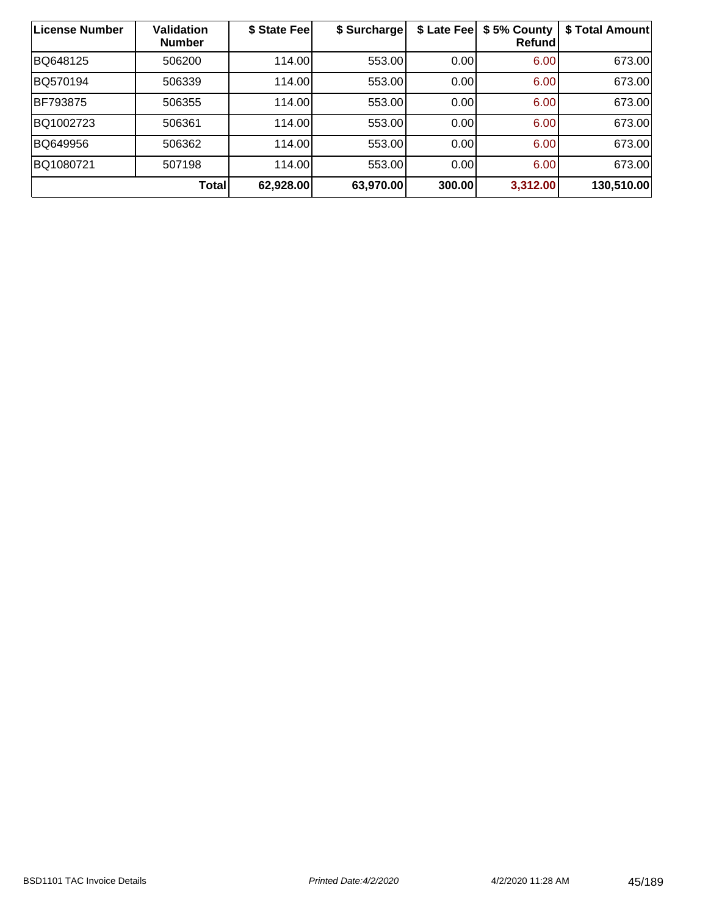| License Number | Validation Number | $ State Fee | $ Surcharge | $ Late Fee | $ 5% County Refund | $ Total Amount |
|---|---|---|---|---|---|---|
| BQ648125 | 506200 | 114.00 | 553.00 | 0.00 | 6.00 | 673.00 |
| BQ570194 | 506339 | 114.00 | 553.00 | 0.00 | 6.00 | 673.00 |
| BF793875 | 506355 | 114.00 | 553.00 | 0.00 | 6.00 | 673.00 |
| BQ1002723 | 506361 | 114.00 | 553.00 | 0.00 | 6.00 | 673.00 |
| BQ649956 | 506362 | 114.00 | 553.00 | 0.00 | 6.00 | 673.00 |
| BQ1080721 | 507198 | 114.00 | 553.00 | 0.00 | 6.00 | 673.00 |
| | **Total** | **62,928.00** | **63,970.00** | **300.00** | **3,312.00** | **130,510.00** |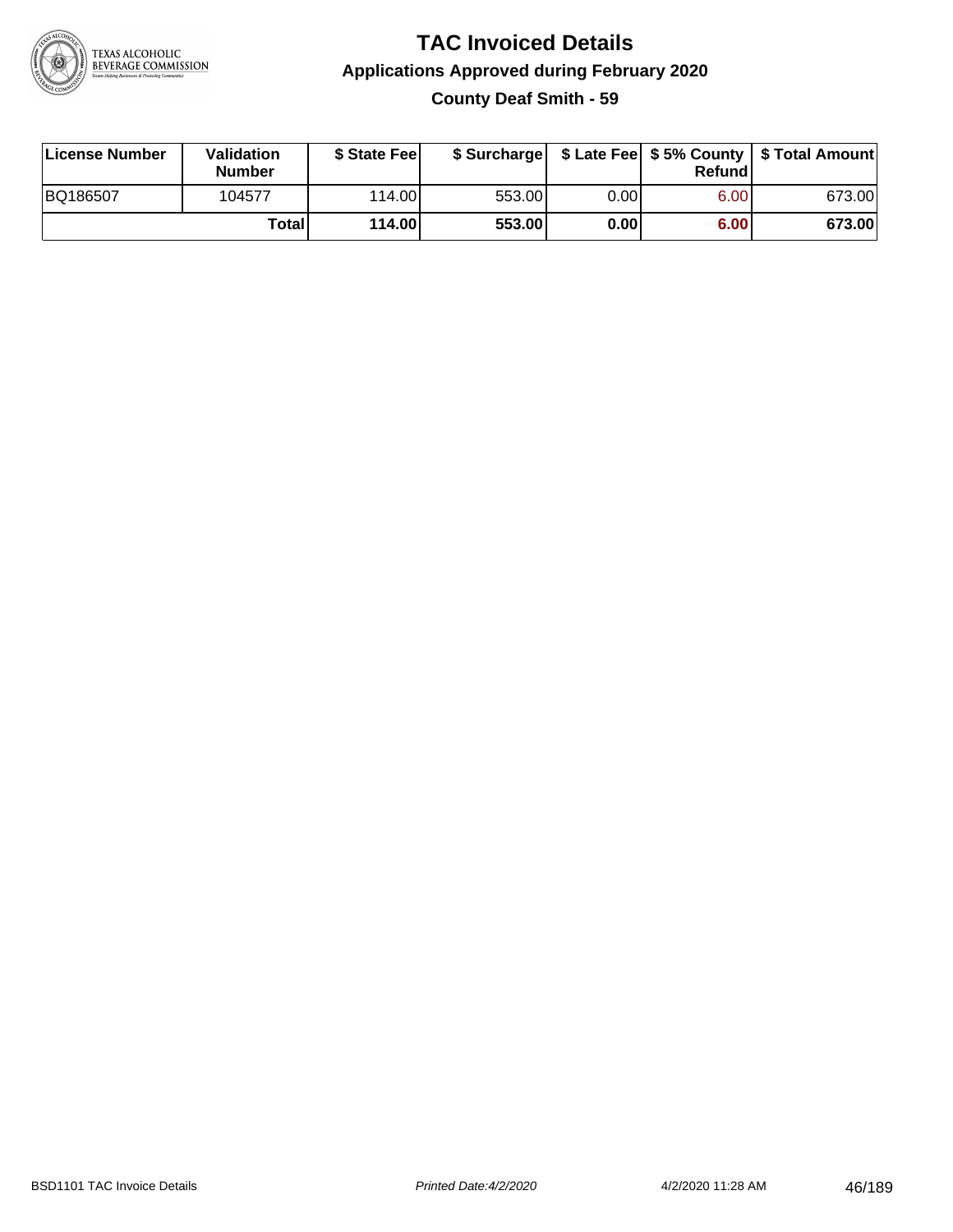# TAC Invoiced Details

## Applications Approved during February 2020

### County Deaf Smith - 59

| License Number | Validation Number | $ State Fee | $ Surcharge | $ Late Fee | $ 5% County Refund | $ Total Amount |
|---|---|---|---|---|---|---|
| BQ186507 | 104577 | 114.00 | 553.00 | 0.00 | 6.00 | 673.00 |
| | **Total** | **114.00** | **553.00** | **0.00** | **6.00** | **673.00** |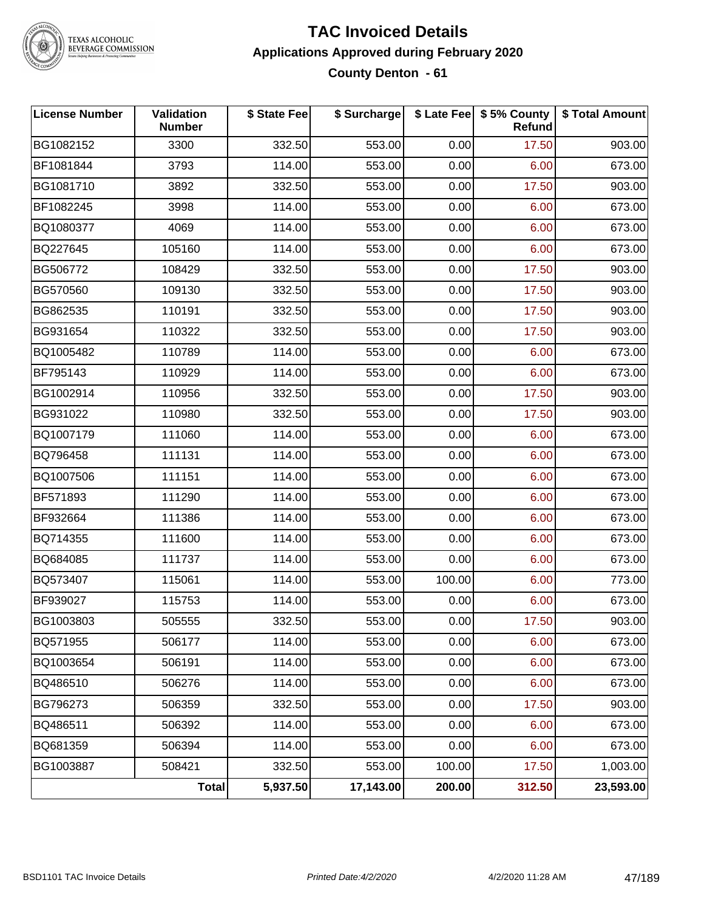# TAC Invoiced Details

## Applications Approved during February 2020

### County Denton - 61

| License Number | Validation Number | $ State Fee | $ Surcharge | $ Late Fee | $ 5% County Refund | $ Total Amount |
|---|---|---|---|---|---|---|
| BG1082152 | 3300 | 332.50 | 553.00 | 0.00 | 17.50 | 903.00 |
| BF1081844 | 3793 | 114.00 | 553.00 | 0.00 | 6.00 | 673.00 |
| BG1081710 | 3892 | 332.50 | 553.00 | 0.00 | 17.50 | 903.00 |
| BF1082245 | 3998 | 114.00 | 553.00 | 0.00 | 6.00 | 673.00 |
| BQ1080377 | 4069 | 114.00 | 553.00 | 0.00 | 6.00 | 673.00 |
| BQ227645 | 105160 | 114.00 | 553.00 | 0.00 | 6.00 | 673.00 |
| BG506772 | 108429 | 332.50 | 553.00 | 0.00 | 17.50 | 903.00 |
| BG570560 | 109130 | 332.50 | 553.00 | 0.00 | 17.50 | 903.00 |
| BG862535 | 110191 | 332.50 | 553.00 | 0.00 | 17.50 | 903.00 |
| BG931654 | 110322 | 332.50 | 553.00 | 0.00 | 17.50 | 903.00 |
| BQ1005482 | 110789 | 114.00 | 553.00 | 0.00 | 6.00 | 673.00 |
| BF795143 | 110929 | 114.00 | 553.00 | 0.00 | 6.00 | 673.00 |
| BG1002914 | 110956 | 332.50 | 553.00 | 0.00 | 17.50 | 903.00 |
| BG931022 | 110980 | 332.50 | 553.00 | 0.00 | 17.50 | 903.00 |
| BQ1007179 | 111060 | 114.00 | 553.00 | 0.00 | 6.00 | 673.00 |
| BQ796458 | 111131 | 114.00 | 553.00 | 0.00 | 6.00 | 673.00 |
| BQ1007506 | 111151 | 114.00 | 553.00 | 0.00 | 6.00 | 673.00 |
| BF571893 | 111290 | 114.00 | 553.00 | 0.00 | 6.00 | 673.00 |
| BF932664 | 111386 | 114.00 | 553.00 | 0.00 | 6.00 | 673.00 |
| BQ714355 | 111600 | 114.00 | 553.00 | 0.00 | 6.00 | 673.00 |
| BQ684085 | 111737 | 114.00 | 553.00 | 0.00 | 6.00 | 673.00 |
| BQ573407 | 115061 | 114.00 | 553.00 | 100.00 | 6.00 | 773.00 |
| BF939027 | 115753 | 114.00 | 553.00 | 0.00 | 6.00 | 673.00 |
| BG1003803 | 505555 | 332.50 | 553.00 | 0.00 | 17.50 | 903.00 |
| BQ571955 | 506177 | 114.00 | 553.00 | 0.00 | 6.00 | 673.00 |
| BQ1003654 | 506191 | 114.00 | 553.00 | 0.00 | 6.00 | 673.00 |
| BQ486510 | 506276 | 114.00 | 553.00 | 0.00 | 6.00 | 673.00 |
| BG796273 | 506359 | 332.50 | 553.00 | 0.00 | 17.50 | 903.00 |
| BQ486511 | 506392 | 114.00 | 553.00 | 0.00 | 6.00 | 673.00 |
| BQ681359 | 506394 | 114.00 | 553.00 | 0.00 | 6.00 | 673.00 |
| BG1003887 | 508421 | 332.50 | 553.00 | 100.00 | 17.50 | 1,003.00 |
| | **Total** | **5,937.50** | **17,143.00** | **200.00** | **312.50** | **23,593.00** |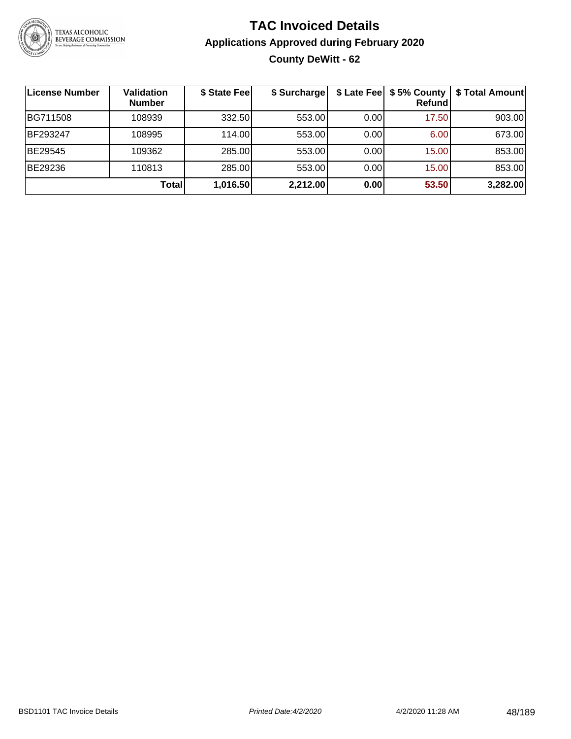# TAC Invoiced Details

## Applications Approved during February 2020

### County DeWitt - 62

| License Number | Validation Number | $ State Fee | $ Surcharge | $ Late Fee | $ 5% County Refund | $ Total Amount |
|---|---|---|---|---|---|---|
| BG711508 | 108939 | 332.50 | 553.00 | 0.00 | 17.50 | 903.00 |
| BF293247 | 108995 | 114.00 | 553.00 | 0.00 | 6.00 | 673.00 |
| BE29545 | 109362 | 285.00 | 553.00 | 0.00 | 15.00 | 853.00 |
| BE29236 | 110813 | 285.00 | 553.00 | 0.00 | 15.00 | 853.00 |
| | **Total** | **1,016.50** | **2,212.00** | **0.00** | **53.50** | **3,282.00** |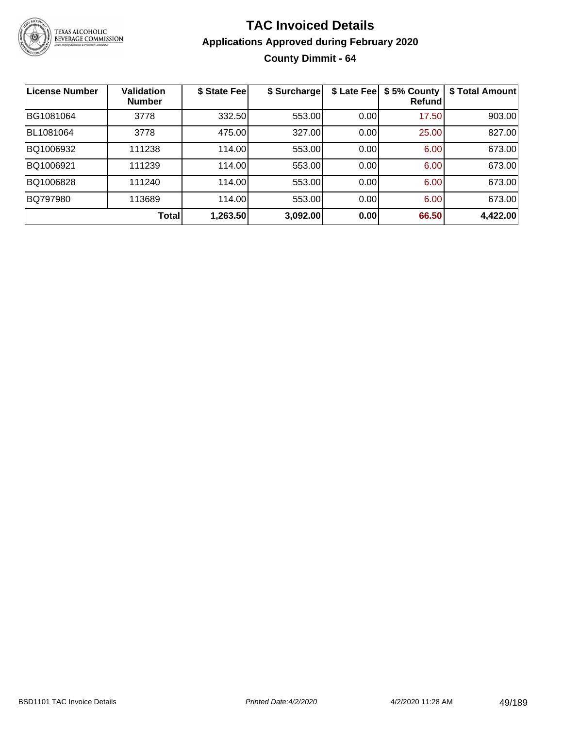# TAC Invoiced Details

## Applications Approved during February 2020

### County Dimmit - 64

| License Number | Validation Number | $ State Fee | $ Surcharge | $ Late Fee | $ 5% County Refund | $ Total Amount |
|---|---|---|---|---|---|---|
| BG1081064 | 3778 | 332.50 | 553.00 | 0.00 | 17.50 | 903.00 |
| BL1081064 | 3778 | 475.00 | 327.00 | 0.00 | 25.00 | 827.00 |
| BQ1006932 | 111238 | 114.00 | 553.00 | 0.00 | 6.00 | 673.00 |
| BQ1006921 | 111239 | 114.00 | 553.00 | 0.00 | 6.00 | 673.00 |
| BQ1006828 | 111240 | 114.00 | 553.00 | 0.00 | 6.00 | 673.00 |
| BQ797980 | 113689 | 114.00 | 553.00 | 0.00 | 6.00 | 673.00 |
| | **Total** | **1,263.50** | **3,092.00** | **0.00** | **66.50** | **4,422.00** |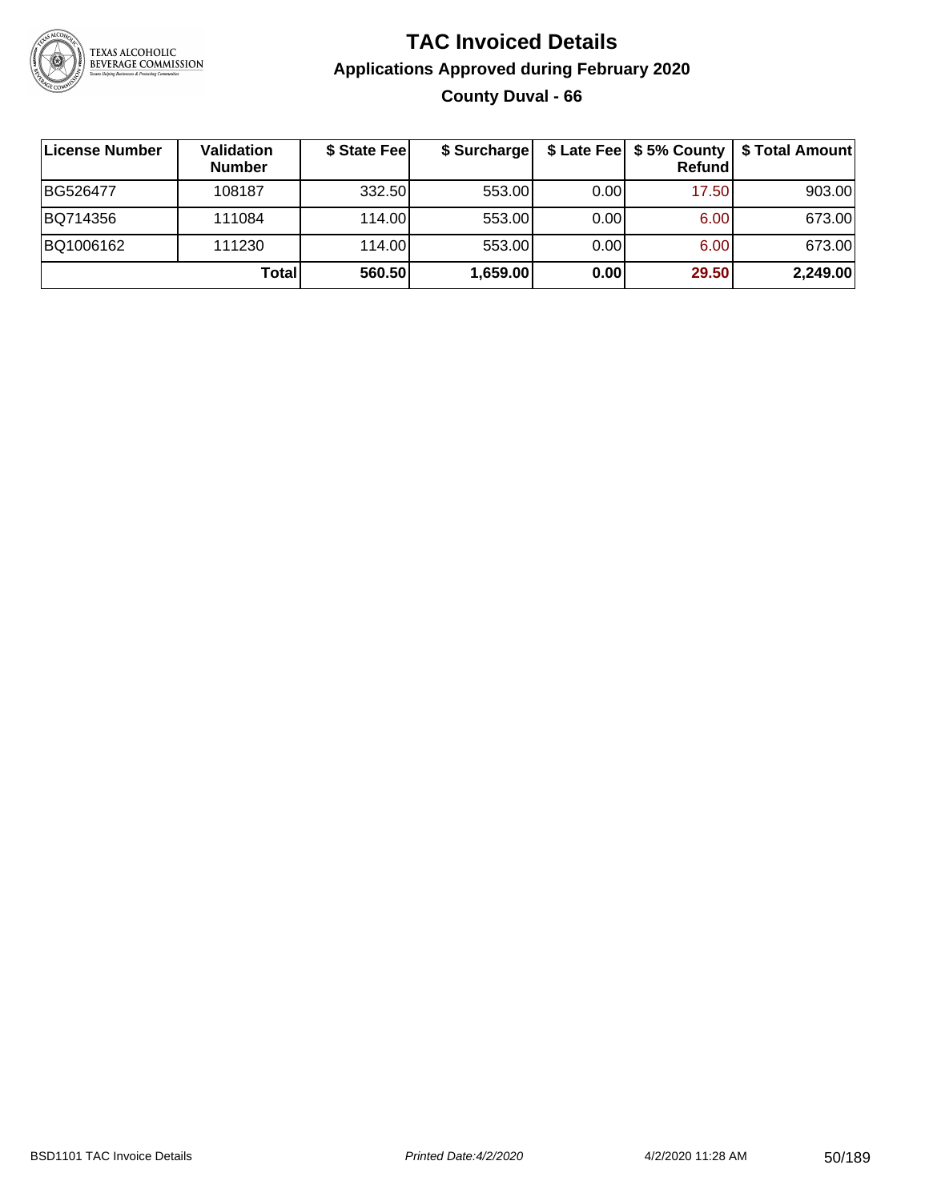# TAC Invoiced Details

## Applications Approved during February 2020

### County Duval - 66

| License Number | Validation Number | $ State Fee | $ Surcharge | $ Late Fee | $ 5% County Refund | $ Total Amount |
|---|---|---|---|---|---|---|
| BG526477 | 108187 | 332.50 | 553.00 | 0.00 | 17.50 | 903.00 |
| BQ714356 | 111084 | 114.00 | 553.00 | 0.00 | 6.00 | 673.00 |
| BQ1006162 | 111230 | 114.00 | 553.00 | 0.00 | 6.00 | 673.00 |
| | **Total** | **560.50** | **1,659.00** | **0.00** | **29.50** | **2,249.00** |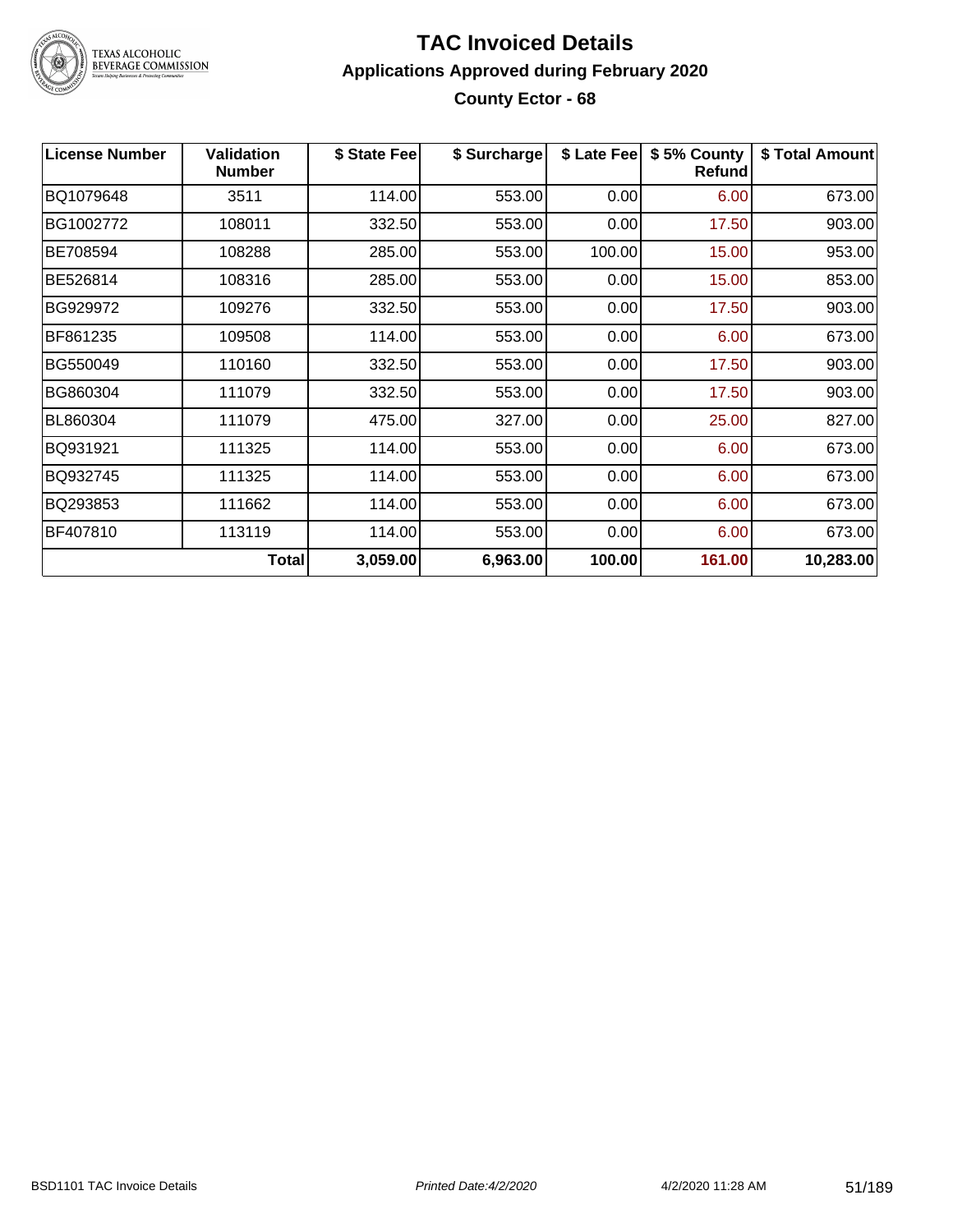# TAC Invoiced Details

## Applications Approved during February 2020

### County Ector - 68

| License Number | Validation Number | $ State Fee | $ Surcharge | $ Late Fee | $ 5% County Refund | $ Total Amount |
|---|---|---|---|---|---|---|
| BQ1079648 | 3511 | 114.00 | 553.00 | 0.00 | 6.00 | 673.00 |
| BG1002772 | 108011 | 332.50 | 553.00 | 0.00 | 17.50 | 903.00 |
| BE708594 | 108288 | 285.00 | 553.00 | 100.00 | 15.00 | 953.00 |
| BE526814 | 108316 | 285.00 | 553.00 | 0.00 | 15.00 | 853.00 |
| BG929972 | 109276 | 332.50 | 553.00 | 0.00 | 17.50 | 903.00 |
| BF861235 | 109508 | 114.00 | 553.00 | 0.00 | 6.00 | 673.00 |
| BG550049 | 110160 | 332.50 | 553.00 | 0.00 | 17.50 | 903.00 |
| BG860304 | 111079 | 332.50 | 553.00 | 0.00 | 17.50 | 903.00 |
| BL860304 | 111079 | 475.00 | 327.00 | 0.00 | 25.00 | 827.00 |
| BQ931921 | 111325 | 114.00 | 553.00 | 0.00 | 6.00 | 673.00 |
| BQ932745 | 111325 | 114.00 | 553.00 | 0.00 | 6.00 | 673.00 |
| BQ293853 | 111662 | 114.00 | 553.00 | 0.00 | 6.00 | 673.00 |
| BF407810 | 113119 | 114.00 | 553.00 | 0.00 | 6.00 | 673.00 |
| | **Total** | **3,059.00** | **6,963.00** | **100.00** | **161.00** | **10,283.00** |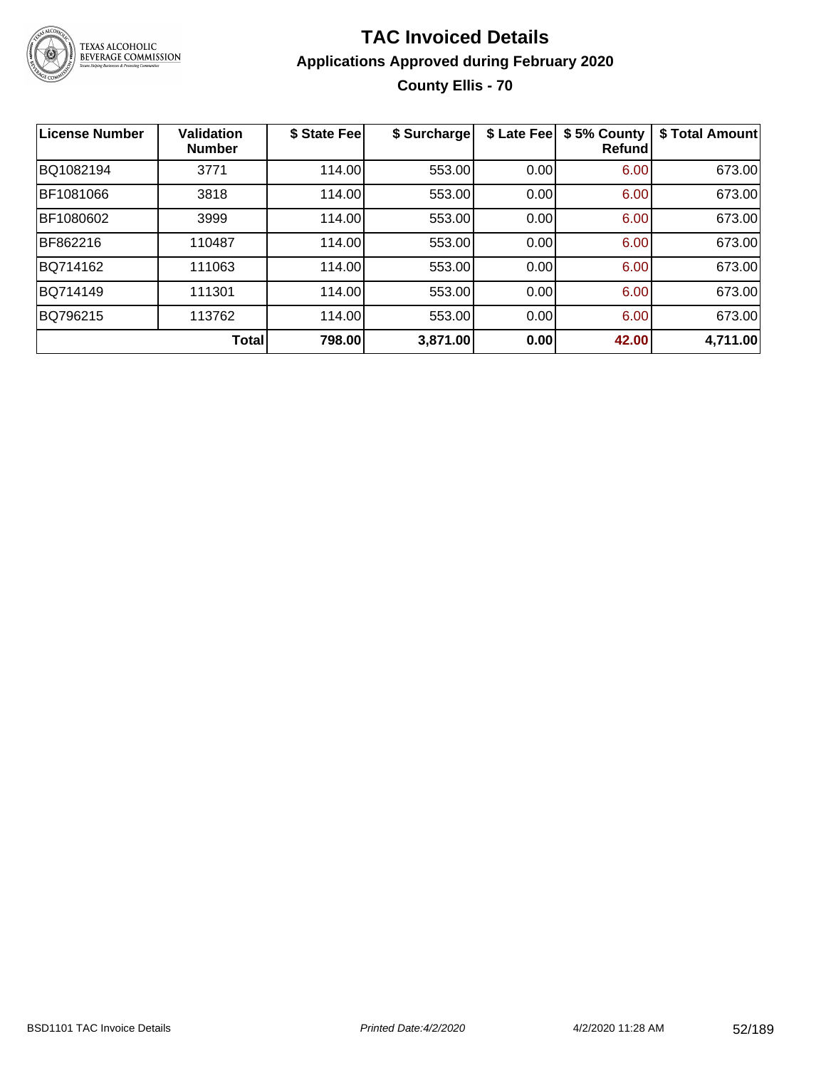# TAC Invoiced Details

## Applications Approved during February 2020

### County Ellis - 70

| License Number | Validation Number | $ State Fee | $ Surcharge | $ Late Fee | $ 5% County Refund | $ Total Amount |
|---|---|---|---|---|---|---|
| BQ1082194 | 3771 | 114.00 | 553.00 | 0.00 | 6.00 | 673.00 |
| BF1081066 | 3818 | 114.00 | 553.00 | 0.00 | 6.00 | 673.00 |
| BF1080602 | 3999 | 114.00 | 553.00 | 0.00 | 6.00 | 673.00 |
| BF862216 | 110487 | 114.00 | 553.00 | 0.00 | 6.00 | 673.00 |
| BQ714162 | 111063 | 114.00 | 553.00 | 0.00 | 6.00 | 673.00 |
| BQ714149 | 111301 | 114.00 | 553.00 | 0.00 | 6.00 | 673.00 |
| BQ796215 | 113762 | 114.00 | 553.00 | 0.00 | 6.00 | 673.00 |
| | **Total** | **798.00** | **3,871.00** | **0.00** | **42.00** | **4,711.00** |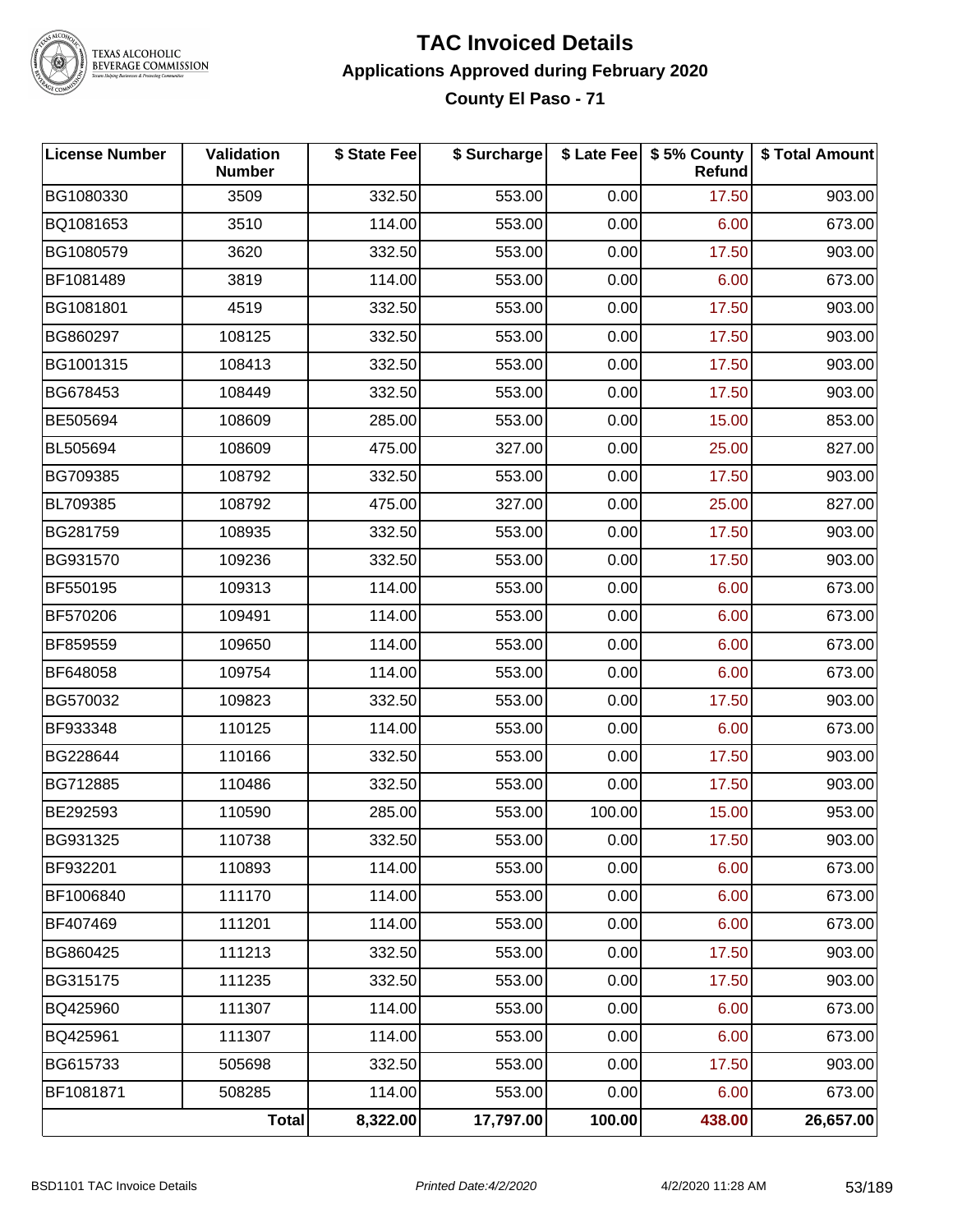# TAC Invoiced Details

## Applications Approved during February 2020

### County El Paso - 71

| License Number | Validation Number | $ State Fee | $ Surcharge | $ Late Fee | $ 5% County Refund | $ Total Amount |
|---|---|---|---|---|---|---|
| BG1080330 | 3509 | 332.50 | 553.00 | 0.00 | 17.50 | 903.00 |
| BQ1081653 | 3510 | 114.00 | 553.00 | 0.00 | 6.00 | 673.00 |
| BG1080579 | 3620 | 332.50 | 553.00 | 0.00 | 17.50 | 903.00 |
| BF1081489 | 3819 | 114.00 | 553.00 | 0.00 | 6.00 | 673.00 |
| BG1081801 | 4519 | 332.50 | 553.00 | 0.00 | 17.50 | 903.00 |
| BG860297 | 108125 | 332.50 | 553.00 | 0.00 | 17.50 | 903.00 |
| BG1001315 | 108413 | 332.50 | 553.00 | 0.00 | 17.50 | 903.00 |
| BG678453 | 108449 | 332.50 | 553.00 | 0.00 | 17.50 | 903.00 |
| BE505694 | 108609 | 285.00 | 553.00 | 0.00 | 15.00 | 853.00 |
| BL505694 | 108609 | 475.00 | 327.00 | 0.00 | 25.00 | 827.00 |
| BG709385 | 108792 | 332.50 | 553.00 | 0.00 | 17.50 | 903.00 |
| BL709385 | 108792 | 475.00 | 327.00 | 0.00 | 25.00 | 827.00 |
| BG281759 | 108935 | 332.50 | 553.00 | 0.00 | 17.50 | 903.00 |
| BG931570 | 109236 | 332.50 | 553.00 | 0.00 | 17.50 | 903.00 |
| BF550195 | 109313 | 114.00 | 553.00 | 0.00 | 6.00 | 673.00 |
| BF570206 | 109491 | 114.00 | 553.00 | 0.00 | 6.00 | 673.00 |
| BF859559 | 109650 | 114.00 | 553.00 | 0.00 | 6.00 | 673.00 |
| BF648058 | 109754 | 114.00 | 553.00 | 0.00 | 6.00 | 673.00 |
| BG570032 | 109823 | 332.50 | 553.00 | 0.00 | 17.50 | 903.00 |
| BF933348 | 110125 | 114.00 | 553.00 | 0.00 | 6.00 | 673.00 |
| BG228644 | 110166 | 332.50 | 553.00 | 0.00 | 17.50 | 903.00 |
| BG712885 | 110486 | 332.50 | 553.00 | 0.00 | 17.50 | 903.00 |
| BE292593 | 110590 | 285.00 | 553.00 | 100.00 | 15.00 | 953.00 |
| BG931325 | 110738 | 332.50 | 553.00 | 0.00 | 17.50 | 903.00 |
| BF932201 | 110893 | 114.00 | 553.00 | 0.00 | 6.00 | 673.00 |
| BF1006840 | 111170 | 114.00 | 553.00 | 0.00 | 6.00 | 673.00 |
| BF407469 | 111201 | 114.00 | 553.00 | 0.00 | 6.00 | 673.00 |
| BG860425 | 111213 | 332.50 | 553.00 | 0.00 | 17.50 | 903.00 |
| BG315175 | 111235 | 332.50 | 553.00 | 0.00 | 17.50 | 903.00 |
| BQ425960 | 111307 | 114.00 | 553.00 | 0.00 | 6.00 | 673.00 |
| BQ425961 | 111307 | 114.00 | 553.00 | 0.00 | 6.00 | 673.00 |
| BG615733 | 505698 | 332.50 | 553.00 | 0.00 | 17.50 | 903.00 |
| BF1081871 | 508285 | 114.00 | 553.00 | 0.00 | 6.00 | 673.00 |
| | **Total** | **8,322.00** | **17,797.00** | **100.00** | **438.00** | **26,657.00** |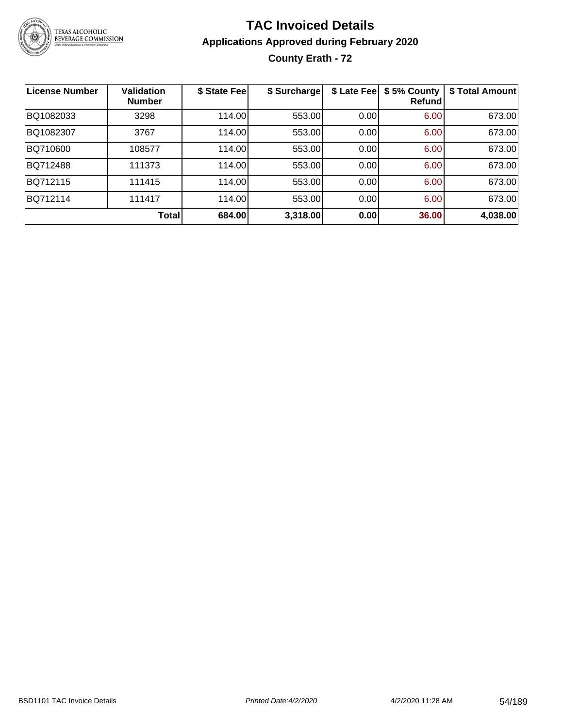# TAC Invoiced Details

## Applications Approved during February 2020

### County Erath - 72

| License Number | Validation Number | $ State Fee | $ Surcharge | $ Late Fee | $ 5% County Refund | $ Total Amount |
|---|---|---|---|---|---|---|
| BQ1082033 | 3298 | 114.00 | 553.00 | 0.00 | 6.00 | 673.00 |
| BQ1082307 | 3767 | 114.00 | 553.00 | 0.00 | 6.00 | 673.00 |
| BQ710600 | 108577 | 114.00 | 553.00 | 0.00 | 6.00 | 673.00 |
| BQ712488 | 111373 | 114.00 | 553.00 | 0.00 | 6.00 | 673.00 |
| BQ712115 | 111415 | 114.00 | 553.00 | 0.00 | 6.00 | 673.00 |
| BQ712114 | 111417 | 114.00 | 553.00 | 0.00 | 6.00 | 673.00 |
| | **Total** | **684.00** | **3,318.00** | **0.00** | **36.00** | **4,038.00** |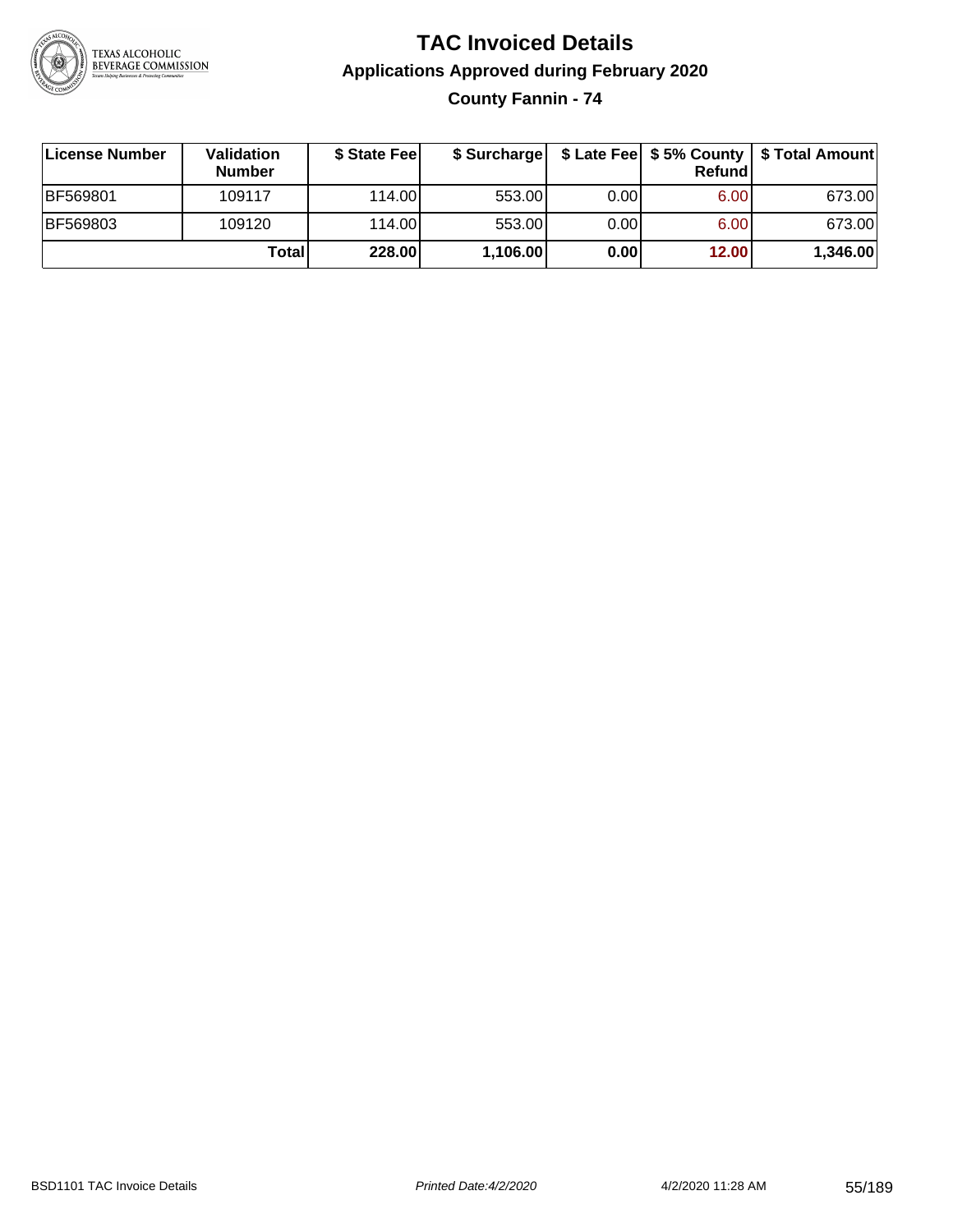# TAC Invoiced Details

## Applications Approved during February 2020

### County Fannin - 74

| License Number | Validation Number | $ State Fee | $ Surcharge | $ Late Fee | $ 5% County Refund | $ Total Amount |
|---|---|---|---|---|---|---|
| BF569801 | 109117 | 114.00 | 553.00 | 0.00 | 6.00 | 673.00 |
| BF569803 | 109120 | 114.00 | 553.00 | 0.00 | 6.00 | 673.00 |
| | **Total** | **228.00** | **1,106.00** | **0.00** | **12.00** | **1,346.00** |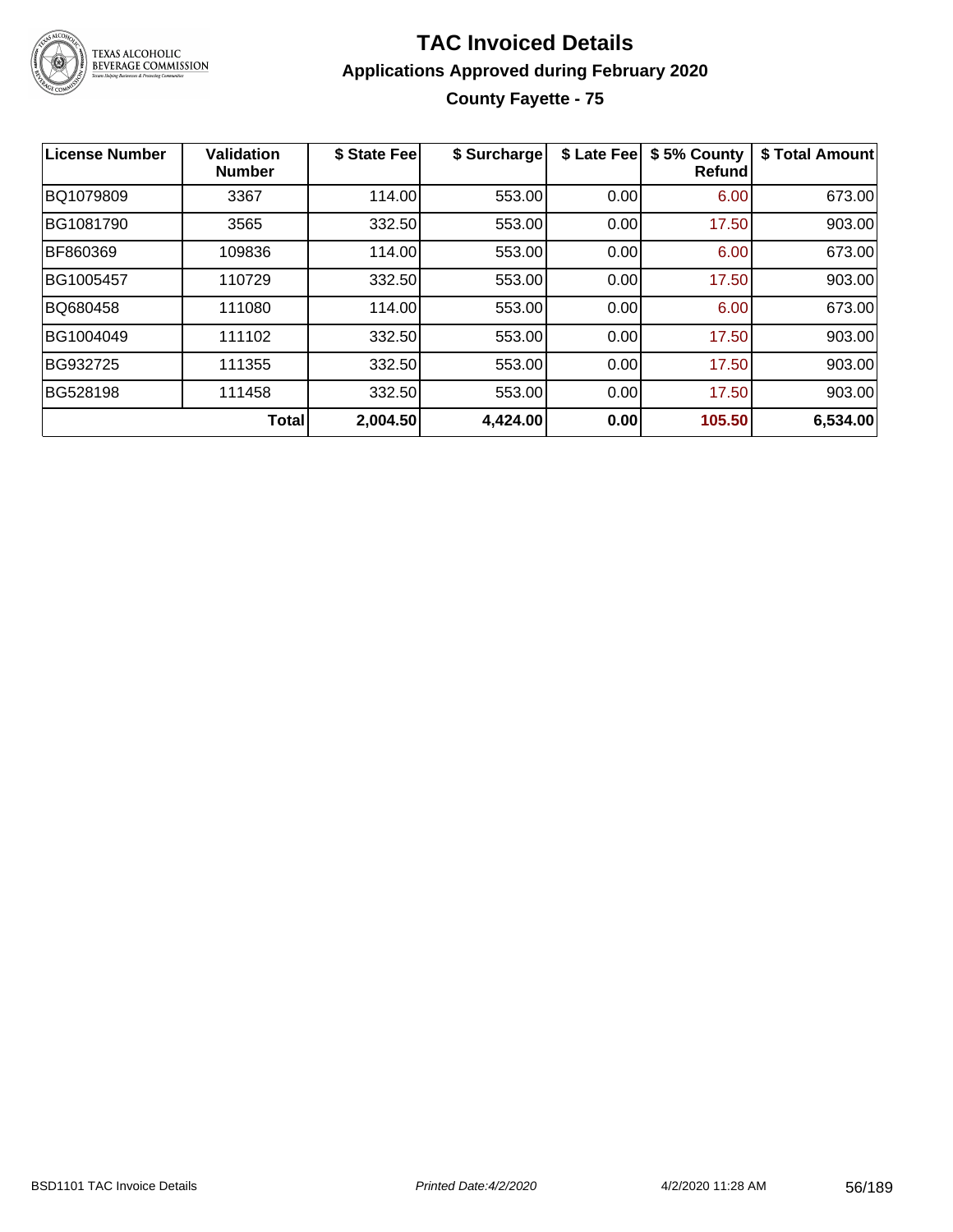# TAC Invoiced Details

## Applications Approved during February 2020

### County Fayette - 75

| License Number | Validation Number | $ State Fee | $ Surcharge | $ Late Fee | $ 5% County Refund | $ Total Amount |
|---|---|---|---|---|---|---|
| BQ1079809 | 3367 | 114.00 | 553.00 | 0.00 | 6.00 | 673.00 |
| BG1081790 | 3565 | 332.50 | 553.00 | 0.00 | 17.50 | 903.00 |
| BF860369 | 109836 | 114.00 | 553.00 | 0.00 | 6.00 | 673.00 |
| BG1005457 | 110729 | 332.50 | 553.00 | 0.00 | 17.50 | 903.00 |
| BQ680458 | 111080 | 114.00 | 553.00 | 0.00 | 6.00 | 673.00 |
| BG1004049 | 111102 | 332.50 | 553.00 | 0.00 | 17.50 | 903.00 |
| BG932725 | 111355 | 332.50 | 553.00 | 0.00 | 17.50 | 903.00 |
| BG528198 | 111458 | 332.50 | 553.00 | 0.00 | 17.50 | 903.00 |
| | **Total** | **2,004.50** | **4,424.00** | **0.00** | **105.50** | **6,534.00** |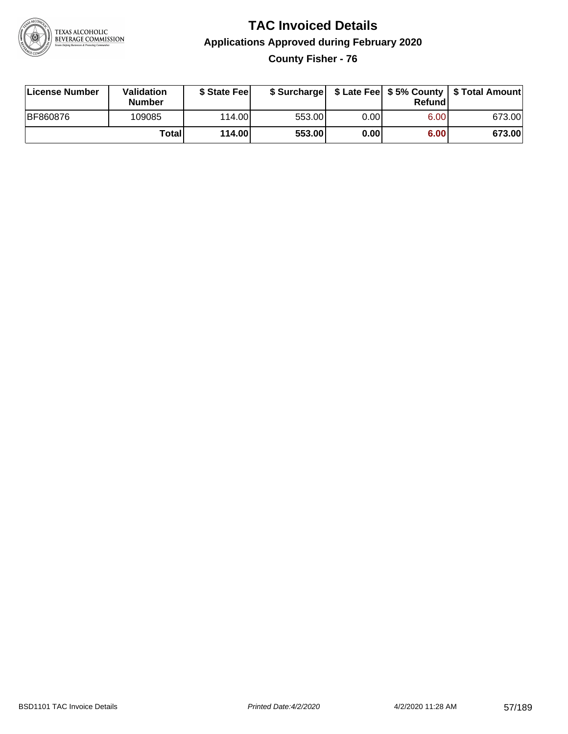# TAC Invoiced Details

## Applications Approved during February 2020

### County Fisher - 76

| License Number | Validation Number | $ State Fee | $ Surcharge | $ Late Fee | $ 5% County Refund | $ Total Amount |
|---|---|---|---|---|---|---|
| BF860876 | 109085 | 114.00 | 553.00 | 0.00 | 6.00 | 673.00 |
| | **Total** | **114.00** | **553.00** | **0.00** | **6.00** | **673.00** |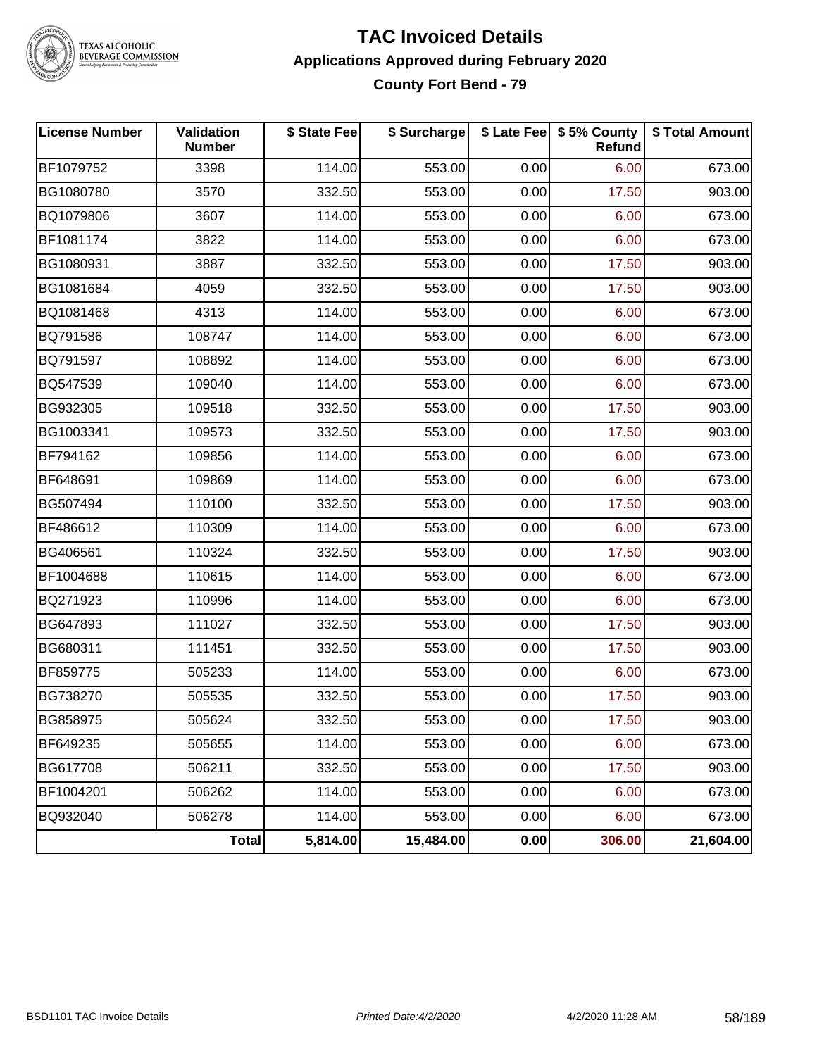# TAC Invoiced Details

## Applications Approved during February 2020

### County Fort Bend - 79

| License Number | Validation Number | $ State Fee | $ Surcharge | $ Late Fee | $ 5% County Refund | $ Total Amount |
|---|---|---|---|---|---|---|
| BF1079752 | 3398 | 114.00 | 553.00 | 0.00 | 6.00 | 673.00 |
| BG1080780 | 3570 | 332.50 | 553.00 | 0.00 | 17.50 | 903.00 |
| BQ1079806 | 3607 | 114.00 | 553.00 | 0.00 | 6.00 | 673.00 |
| BF1081174 | 3822 | 114.00 | 553.00 | 0.00 | 6.00 | 673.00 |
| BG1080931 | 3887 | 332.50 | 553.00 | 0.00 | 17.50 | 903.00 |
| BG1081684 | 4059 | 332.50 | 553.00 | 0.00 | 17.50 | 903.00 |
| BQ1081468 | 4313 | 114.00 | 553.00 | 0.00 | 6.00 | 673.00 |
| BQ791586 | 108747 | 114.00 | 553.00 | 0.00 | 6.00 | 673.00 |
| BQ791597 | 108892 | 114.00 | 553.00 | 0.00 | 6.00 | 673.00 |
| BQ547539 | 109040 | 114.00 | 553.00 | 0.00 | 6.00 | 673.00 |
| BG932305 | 109518 | 332.50 | 553.00 | 0.00 | 17.50 | 903.00 |
| BG1003341 | 109573 | 332.50 | 553.00 | 0.00 | 17.50 | 903.00 |
| BF794162 | 109856 | 114.00 | 553.00 | 0.00 | 6.00 | 673.00 |
| BF648691 | 109869 | 114.00 | 553.00 | 0.00 | 6.00 | 673.00 |
| BG507494 | 110100 | 332.50 | 553.00 | 0.00 | 17.50 | 903.00 |
| BF486612 | 110309 | 114.00 | 553.00 | 0.00 | 6.00 | 673.00 |
| BG406561 | 110324 | 332.50 | 553.00 | 0.00 | 17.50 | 903.00 |
| BF1004688 | 110615 | 114.00 | 553.00 | 0.00 | 6.00 | 673.00 |
| BQ271923 | 110996 | 114.00 | 553.00 | 0.00 | 6.00 | 673.00 |
| BG647893 | 111027 | 332.50 | 553.00 | 0.00 | 17.50 | 903.00 |
| BG680311 | 111451 | 332.50 | 553.00 | 0.00 | 17.50 | 903.00 |
| BF859775 | 505233 | 114.00 | 553.00 | 0.00 | 6.00 | 673.00 |
| BG738270 | 505535 | 332.50 | 553.00 | 0.00 | 17.50 | 903.00 |
| BG858975 | 505624 | 332.50 | 553.00 | 0.00 | 17.50 | 903.00 |
| BF649235 | 505655 | 114.00 | 553.00 | 0.00 | 6.00 | 673.00 |
| BG617708 | 506211 | 332.50 | 553.00 | 0.00 | 17.50 | 903.00 |
| BF1004201 | 506262 | 114.00 | 553.00 | 0.00 | 6.00 | 673.00 |
| BQ932040 | 506278 | 114.00 | 553.00 | 0.00 | 6.00 | 673.00 |
| | **Total** | **5,814.00** | **15,484.00** | **0.00** | **306.00** | **21,604.00** |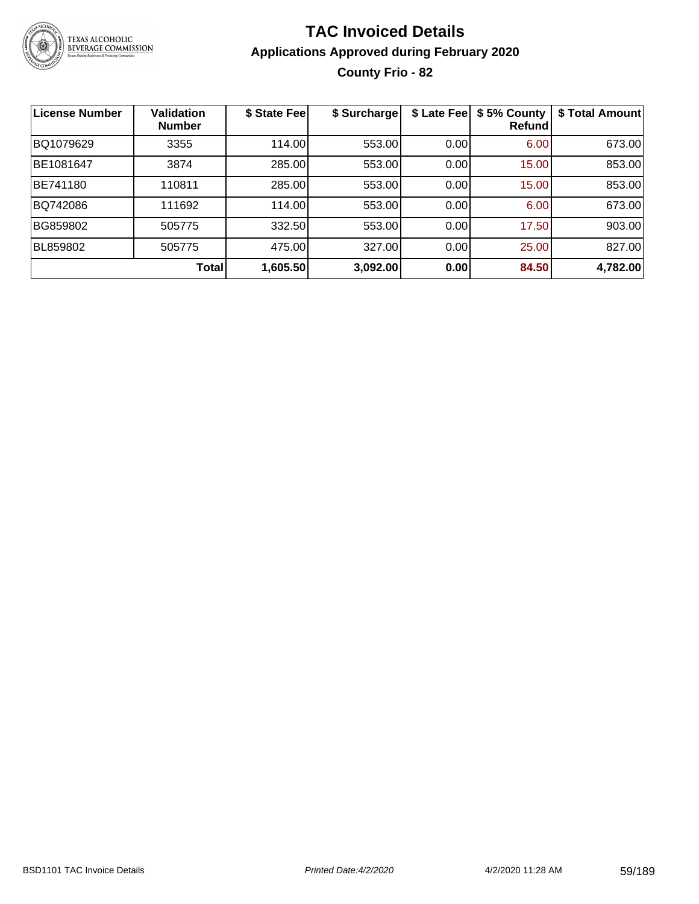# TAC Invoiced Details

## Applications Approved during February 2020

### County Frio - 82

| License Number | Validation Number | $ State Fee | $ Surcharge | $ Late Fee | $ 5% County Refund | $ Total Amount |
|---|---|---|---|---|---|---|
| BQ1079629 | 3355 | 114.00 | 553.00 | 0.00 | 6.00 | 673.00 |
| BE1081647 | 3874 | 285.00 | 553.00 | 0.00 | 15.00 | 853.00 |
| BE741180 | 110811 | 285.00 | 553.00 | 0.00 | 15.00 | 853.00 |
| BQ742086 | 111692 | 114.00 | 553.00 | 0.00 | 6.00 | 673.00 |
| BG859802 | 505775 | 332.50 | 553.00 | 0.00 | 17.50 | 903.00 |
| BL859802 | 505775 | 475.00 | 327.00 | 0.00 | 25.00 | 827.00 |
| | **Total** | **1,605.50** | **3,092.00** | **0.00** | **84.50** | **4,782.00** |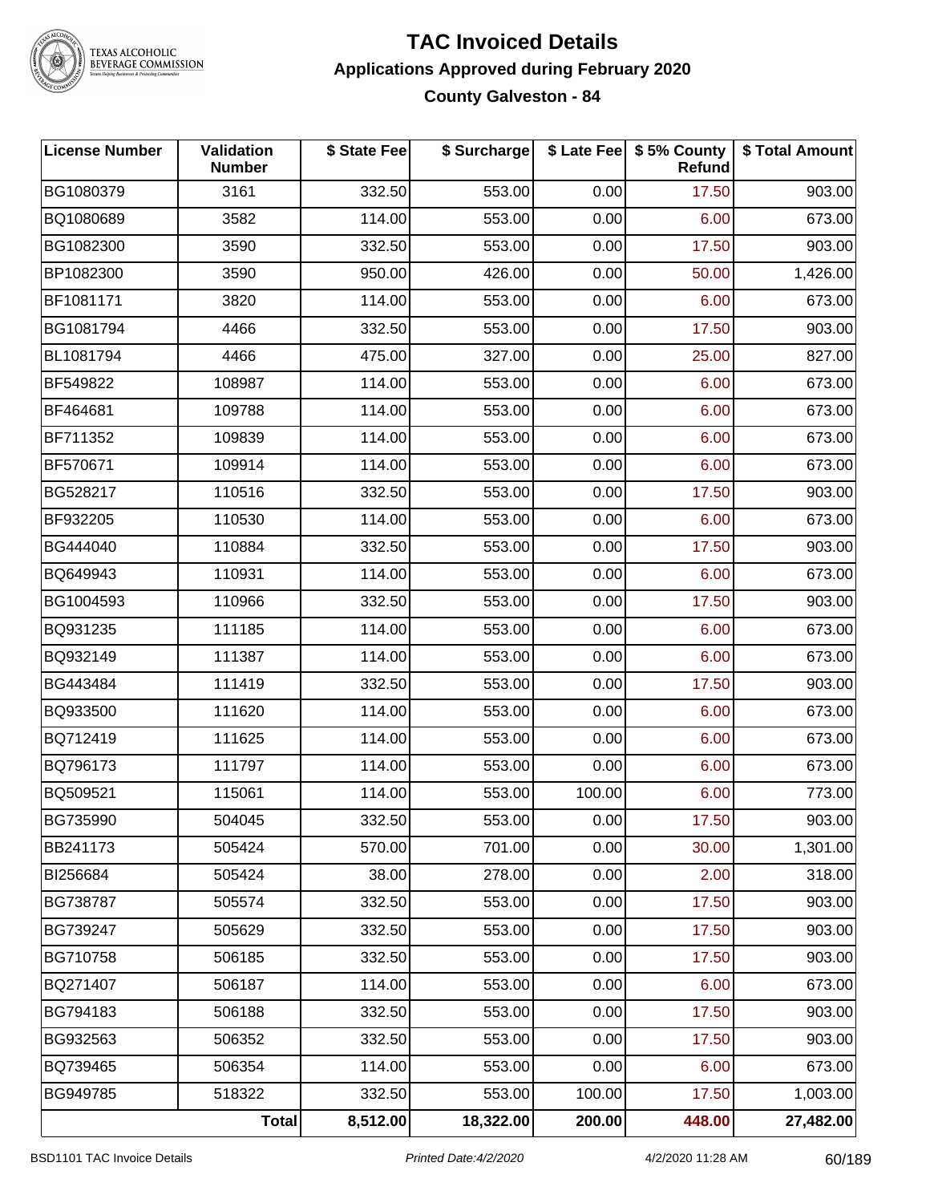# TAC Invoiced Details

## Applications Approved during February 2020

### County Galveston - 84

| License Number | Validation Number | $ State Fee | $ Surcharge | $ Late Fee | $ 5% County Refund | $ Total Amount |
|---|---|---|---|---|---|---|
| BG1080379 | 3161 | 332.50 | 553.00 | 0.00 | 17.50 | 903.00 |
| BQ1080689 | 3582 | 114.00 | 553.00 | 0.00 | 6.00 | 673.00 |
| BG1082300 | 3590 | 332.50 | 553.00 | 0.00 | 17.50 | 903.00 |
| BP1082300 | 3590 | 950.00 | 426.00 | 0.00 | 50.00 | 1,426.00 |
| BF1081171 | 3820 | 114.00 | 553.00 | 0.00 | 6.00 | 673.00 |
| BG1081794 | 4466 | 332.50 | 553.00 | 0.00 | 17.50 | 903.00 |
| BL1081794 | 4466 | 475.00 | 327.00 | 0.00 | 25.00 | 827.00 |
| BF549822 | 108987 | 114.00 | 553.00 | 0.00 | 6.00 | 673.00 |
| BF464681 | 109788 | 114.00 | 553.00 | 0.00 | 6.00 | 673.00 |
| BF711352 | 109839 | 114.00 | 553.00 | 0.00 | 6.00 | 673.00 |
| BF570671 | 109914 | 114.00 | 553.00 | 0.00 | 6.00 | 673.00 |
| BG528217 | 110516 | 332.50 | 553.00 | 0.00 | 17.50 | 903.00 |
| BF932205 | 110530 | 114.00 | 553.00 | 0.00 | 6.00 | 673.00 |
| BG444040 | 110884 | 332.50 | 553.00 | 0.00 | 17.50 | 903.00 |
| BQ649943 | 110931 | 114.00 | 553.00 | 0.00 | 6.00 | 673.00 |
| BG1004593 | 110966 | 332.50 | 553.00 | 0.00 | 17.50 | 903.00 |
| BQ931235 | 111185 | 114.00 | 553.00 | 0.00 | 6.00 | 673.00 |
| BQ932149 | 111387 | 114.00 | 553.00 | 0.00 | 6.00 | 673.00 |
| BG443484 | 111419 | 332.50 | 553.00 | 0.00 | 17.50 | 903.00 |
| BQ933500 | 111620 | 114.00 | 553.00 | 0.00 | 6.00 | 673.00 |
| BQ712419 | 111625 | 114.00 | 553.00 | 0.00 | 6.00 | 673.00 |
| BQ796173 | 111797 | 114.00 | 553.00 | 0.00 | 6.00 | 673.00 |
| BQ509521 | 115061 | 114.00 | 553.00 | 100.00 | 6.00 | 773.00 |
| BG735990 | 504045 | 332.50 | 553.00 | 0.00 | 17.50 | 903.00 |
| BB241173 | 505424 | 570.00 | 701.00 | 0.00 | 30.00 | 1,301.00 |
| BI256684 | 505424 | 38.00 | 278.00 | 0.00 | 2.00 | 318.00 |
| BG738787 | 505574 | 332.50 | 553.00 | 0.00 | 17.50 | 903.00 |
| BG739247 | 505629 | 332.50 | 553.00 | 0.00 | 17.50 | 903.00 |
| BG710758 | 506185 | 332.50 | 553.00 | 0.00 | 17.50 | 903.00 |
| BQ271407 | 506187 | 114.00 | 553.00 | 0.00 | 6.00 | 673.00 |
| BG794183 | 506188 | 332.50 | 553.00 | 0.00 | 17.50 | 903.00 |
| BG932563 | 506352 | 332.50 | 553.00 | 0.00 | 17.50 | 903.00 |
| BQ739465 | 506354 | 114.00 | 553.00 | 0.00 | 6.00 | 673.00 |
| BG949785 | 518322 | 332.50 | 553.00 | 100.00 | 17.50 | 1,003.00 |
| | **Total** | **8,512.00** | **18,322.00** | **200.00** | **448.00** | **27,482.00** |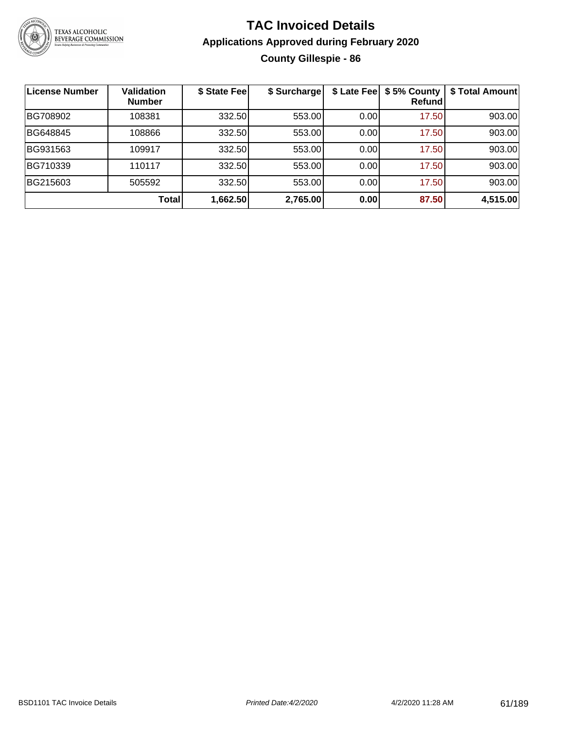# TAC Invoiced Details

## Applications Approved during February 2020

### County Gillespie - 86

| License Number | Validation Number | $ State Fee | $ Surcharge | $ Late Fee | $ 5% County Refund | $ Total Amount |
|---|---|---|---|---|---|---|
| BG708902 | 108381 | 332.50 | 553.00 | 0.00 | 17.50 | 903.00 |
| BG648845 | 108866 | 332.50 | 553.00 | 0.00 | 17.50 | 903.00 |
| BG931563 | 109917 | 332.50 | 553.00 | 0.00 | 17.50 | 903.00 |
| BG710339 | 110117 | 332.50 | 553.00 | 0.00 | 17.50 | 903.00 |
| BG215603 | 505592 | 332.50 | 553.00 | 0.00 | 17.50 | 903.00 |
| | **Total** | **1,662.50** | **2,765.00** | **0.00** | **87.50** | **4,515.00** |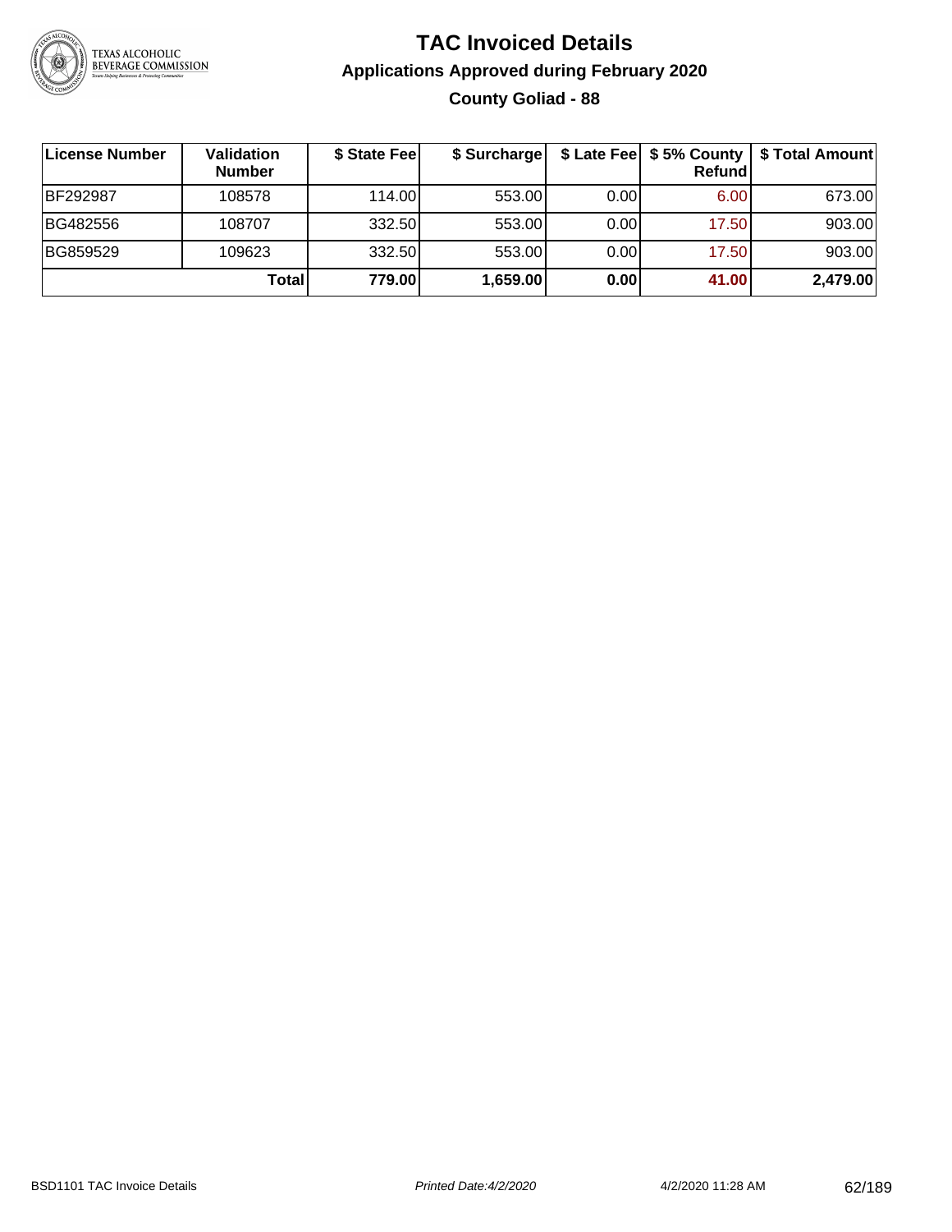# TAC Invoiced Details

## Applications Approved during February 2020

### County Goliad - 88

| License Number | Validation Number | $ State Fee | $ Surcharge | $ Late Fee | $ 5% County Refund | $ Total Amount |
|---|---|---|---|---|---|---|
| BF292987 | 108578 | 114.00 | 553.00 | 0.00 | 6.00 | 673.00 |
| BG482556 | 108707 | 332.50 | 553.00 | 0.00 | 17.50 | 903.00 |
| BG859529 | 109623 | 332.50 | 553.00 | 0.00 | 17.50 | 903.00 |
| | **Total** | **779.00** | **1,659.00** | **0.00** | **41.00** | **2,479.00** |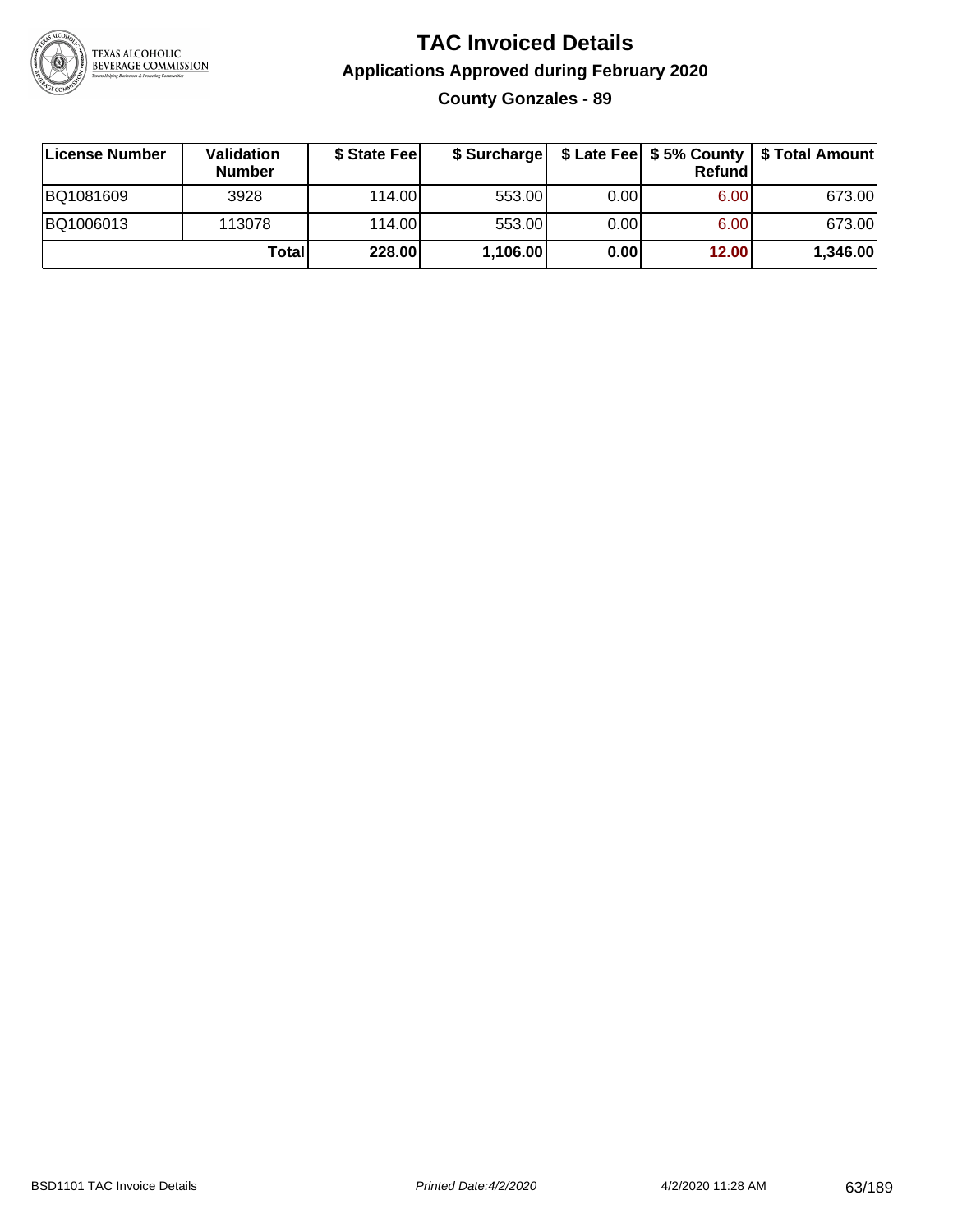# TAC Invoiced Details

## Applications Approved during February 2020

### County Gonzales - 89

| License Number | Validation Number | $ State Fee | $ Surcharge | $ Late Fee | $ 5% County Refund | $ Total Amount |
|---|---|---|---|---|---|---|
| BQ1081609 | 3928 | 114.00 | 553.00 | 0.00 | 6.00 | 673.00 |
| BQ1006013 | 113078 | 114.00 | 553.00 | 0.00 | 6.00 | 673.00 |
| | **Total** | **228.00** | **1,106.00** | **0.00** | **12.00** | **1,346.00** |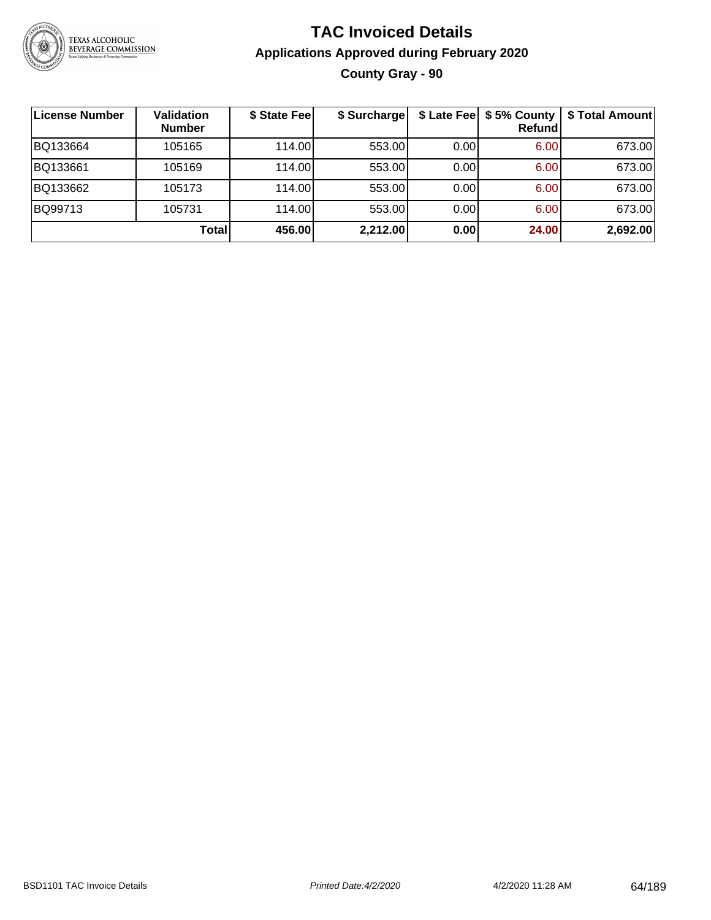# TAC Invoiced Details

## Applications Approved during February 2020

### County Gray - 90

| License Number | Validation Number | $ State Fee | $ Surcharge | $ Late Fee | $ 5% County Refund | $ Total Amount |
|---|---|---|---|---|---|---|
| BQ133664 | 105165 | 114.00 | 553.00 | 0.00 | 6.00 | 673.00 |
| BQ133661 | 105169 | 114.00 | 553.00 | 0.00 | 6.00 | 673.00 |
| BQ133662 | 105173 | 114.00 | 553.00 | 0.00 | 6.00 | 673.00 |
| BQ99713 | 105731 | 114.00 | 553.00 | 0.00 | 6.00 | 673.00 |
| | **Total** | **456.00** | **2,212.00** | **0.00** | **24.00** | **2,692.00** |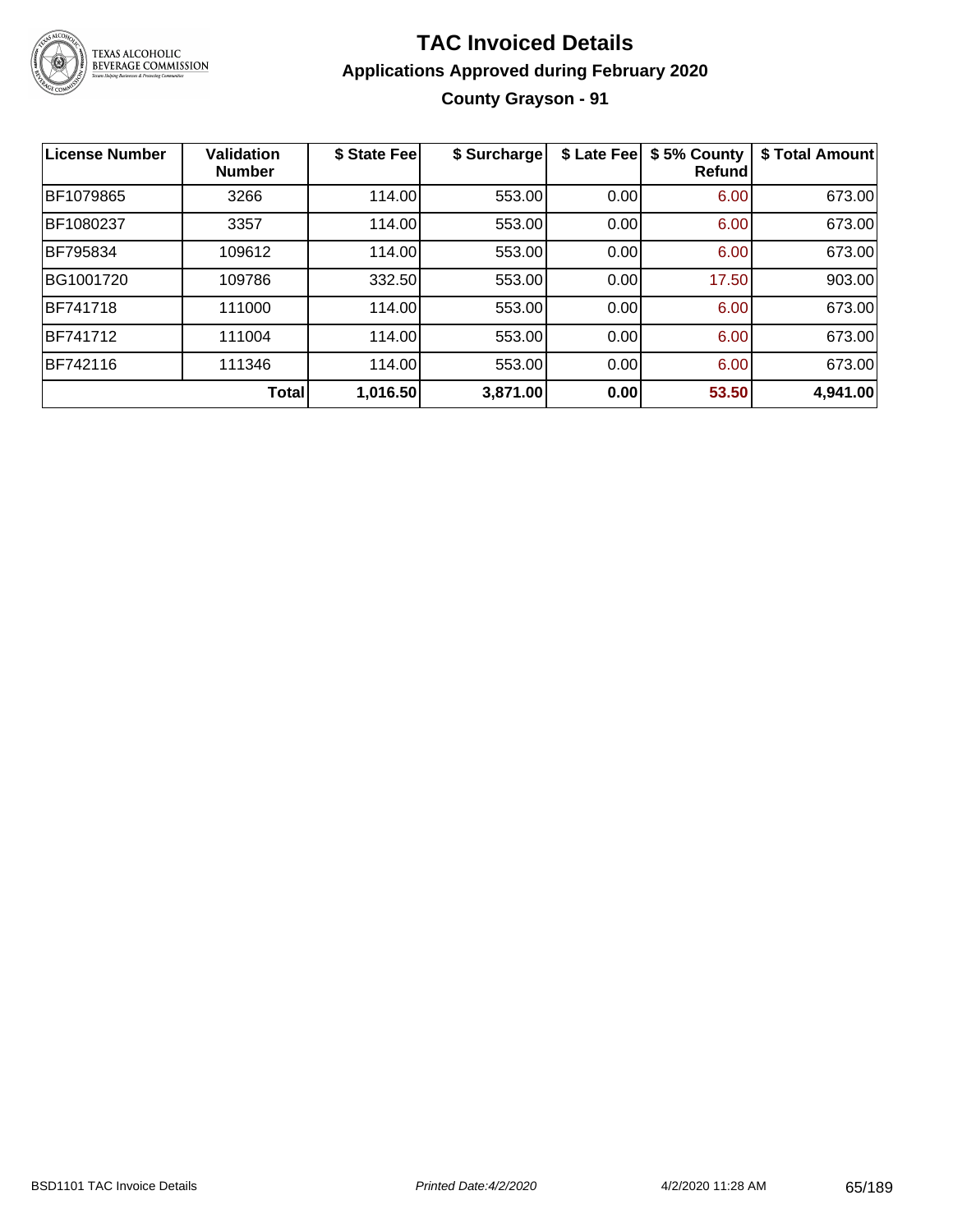# TAC Invoiced Details

## Applications Approved during February 2020

### County Grayson - 91

| License Number | Validation Number | $ State Fee | $ Surcharge | $ Late Fee | $ 5% County Refund | $ Total Amount |
|---|---|---|---|---|---|---|
| BF1079865 | 3266 | 114.00 | 553.00 | 0.00 | 6.00 | 673.00 |
| BF1080237 | 3357 | 114.00 | 553.00 | 0.00 | 6.00 | 673.00 |
| BF795834 | 109612 | 114.00 | 553.00 | 0.00 | 6.00 | 673.00 |
| BG1001720 | 109786 | 332.50 | 553.00 | 0.00 | 17.50 | 903.00 |
| BF741718 | 111000 | 114.00 | 553.00 | 0.00 | 6.00 | 673.00 |
| BF741712 | 111004 | 114.00 | 553.00 | 0.00 | 6.00 | 673.00 |
| BF742116 | 111346 | 114.00 | 553.00 | 0.00 | 6.00 | 673.00 |
| | **Total** | **1,016.50** | **3,871.00** | **0.00** | **53.50** | **4,941.00** |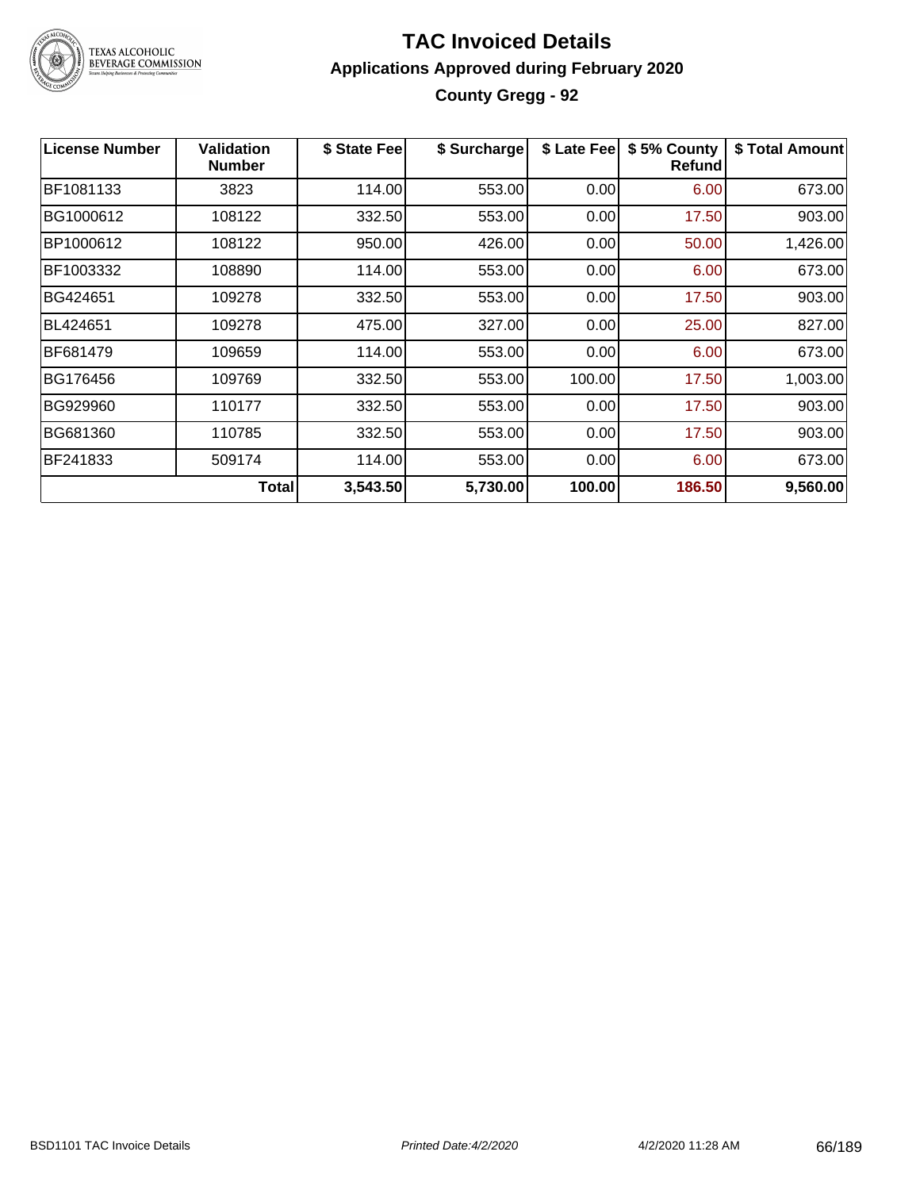# TAC Invoiced Details

## Applications Approved during February 2020

### County Gregg - 92

| License Number | Validation Number | $ State Fee | $ Surcharge | $ Late Fee | $ 5% County Refund | $ Total Amount |
|---|---|---|---|---|---|---|
| BF1081133 | 3823 | 114.00 | 553.00 | 0.00 | 6.00 | 673.00 |
| BG1000612 | 108122 | 332.50 | 553.00 | 0.00 | 17.50 | 903.00 |
| BP1000612 | 108122 | 950.00 | 426.00 | 0.00 | 50.00 | 1,426.00 |
| BF1003332 | 108890 | 114.00 | 553.00 | 0.00 | 6.00 | 673.00 |
| BG424651 | 109278 | 332.50 | 553.00 | 0.00 | 17.50 | 903.00 |
| BL424651 | 109278 | 475.00 | 327.00 | 0.00 | 25.00 | 827.00 |
| BF681479 | 109659 | 114.00 | 553.00 | 0.00 | 6.00 | 673.00 |
| BG176456 | 109769 | 332.50 | 553.00 | 100.00 | 17.50 | 1,003.00 |
| BG929960 | 110177 | 332.50 | 553.00 | 0.00 | 17.50 | 903.00 |
| BG681360 | 110785 | 332.50 | 553.00 | 0.00 | 17.50 | 903.00 |
| BF241833 | 509174 | 114.00 | 553.00 | 0.00 | 6.00 | 673.00 |
| | **Total** | **3,543.50** | **5,730.00** | **100.00** | **186.50** | **9,560.00** |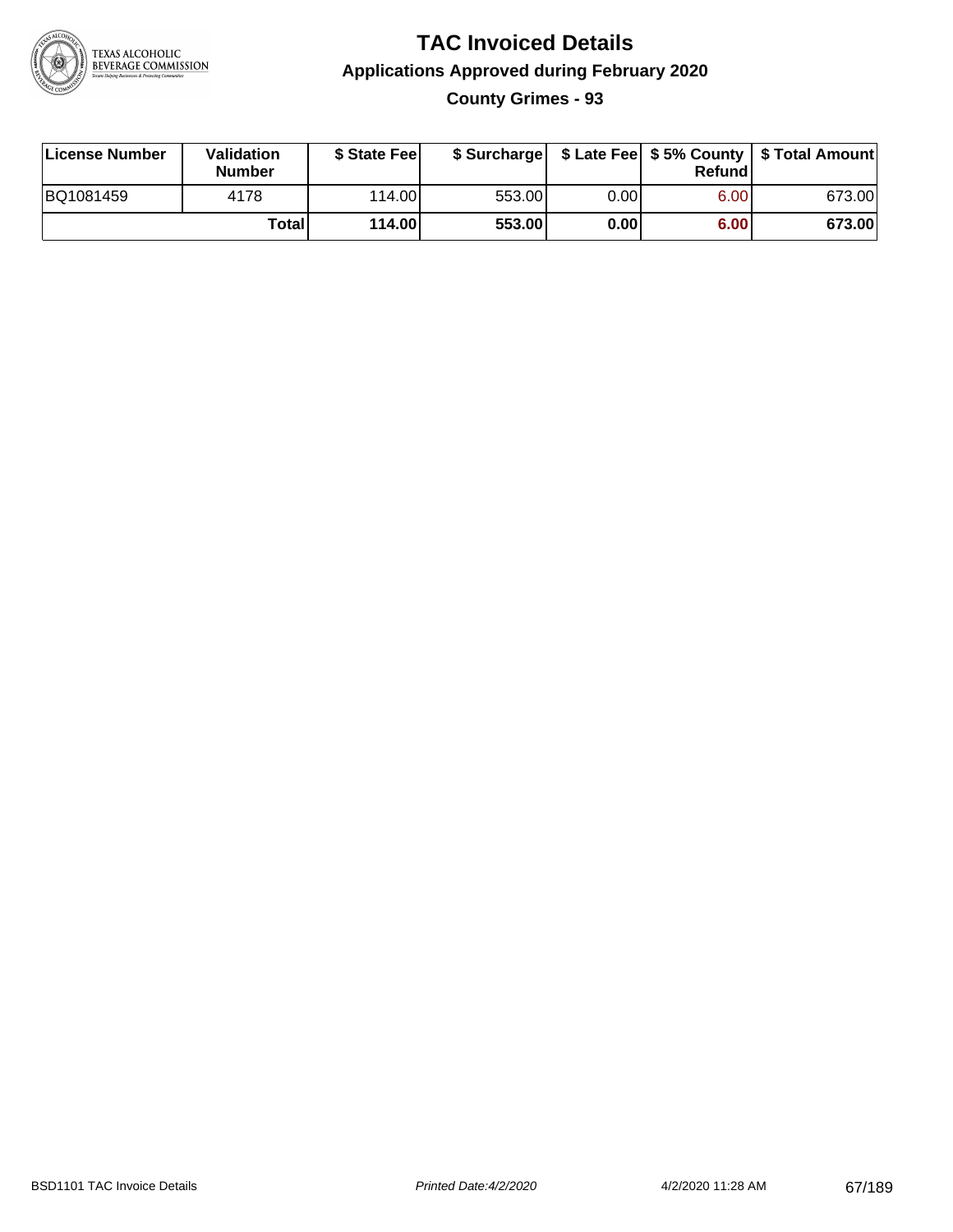# TAC Invoiced Details

## Applications Approved during February 2020

### County Grimes - 93

| License Number | Validation Number | $ State Fee | $ Surcharge | $ Late Fee | $ 5% County Refund | $ Total Amount |
|---|---|---|---|---|---|---|
| BQ1081459 | 4178 | 114.00 | 553.00 | 0.00 | 6.00 | 673.00 |
| | **Total** | **114.00** | **553.00** | **0.00** | **6.00** | **673.00** |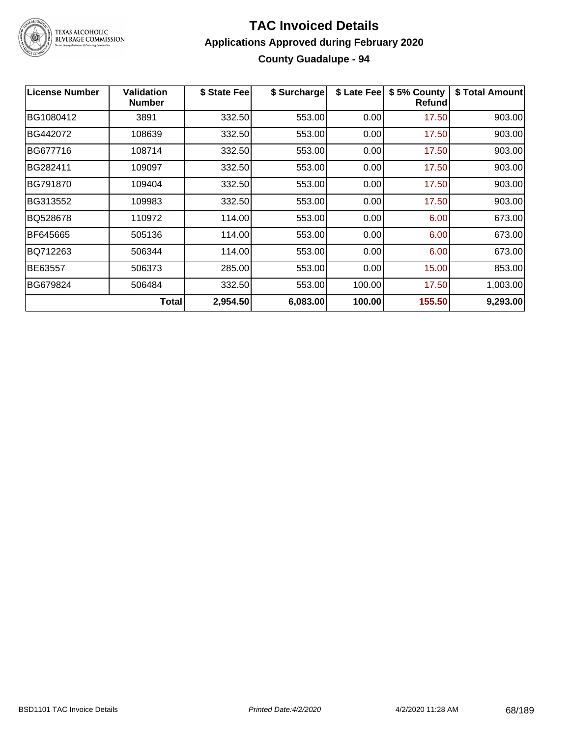# TAC Invoiced Details

## Applications Approved during February 2020

### County Guadalupe - 94

| License Number | Validation Number | $ State Fee | $ Surcharge | $ Late Fee | $ 5% County Refund | $ Total Amount |
|---|---|---|---|---|---|---|
| BG1080412 | 3891 | 332.50 | 553.00 | 0.00 | 17.50 | 903.00 |
| BG442072 | 108639 | 332.50 | 553.00 | 0.00 | 17.50 | 903.00 |
| BG677716 | 108714 | 332.50 | 553.00 | 0.00 | 17.50 | 903.00 |
| BG282411 | 109097 | 332.50 | 553.00 | 0.00 | 17.50 | 903.00 |
| BG791870 | 109404 | 332.50 | 553.00 | 0.00 | 17.50 | 903.00 |
| BG313552 | 109983 | 332.50 | 553.00 | 0.00 | 17.50 | 903.00 |
| BQ528678 | 110972 | 114.00 | 553.00 | 0.00 | 6.00 | 673.00 |
| BF645665 | 505136 | 114.00 | 553.00 | 0.00 | 6.00 | 673.00 |
| BQ712263 | 506344 | 114.00 | 553.00 | 0.00 | 6.00 | 673.00 |
| BE63557 | 506373 | 285.00 | 553.00 | 0.00 | 15.00 | 853.00 |
| BG679824 | 506484 | 332.50 | 553.00 | 100.00 | 17.50 | 1,003.00 |
| | **Total** | **2,954.50** | **6,083.00** | **100.00** | **155.50** | **9,293.00** |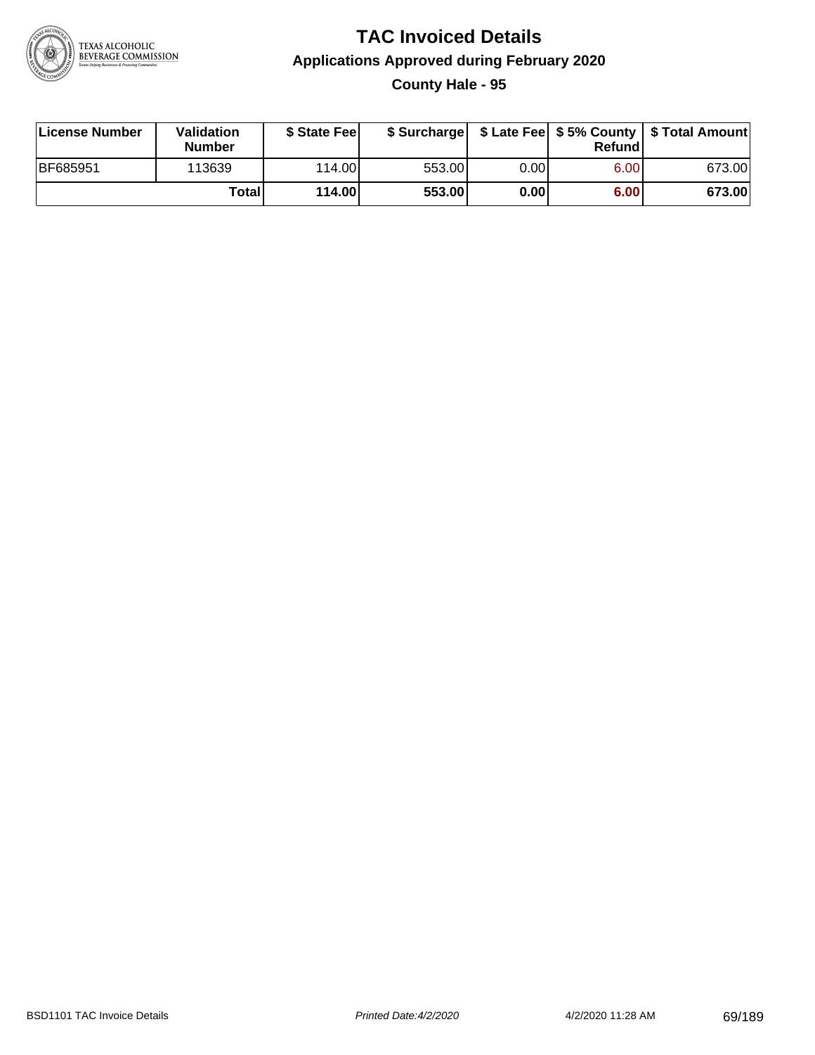# TAC Invoiced Details

## Applications Approved during February 2020

### County Hale - 95

| License Number | Validation Number | $ State Fee | $ Surcharge | $ Late Fee | $ 5% County Refund | $ Total Amount |
|---|---|---|---|---|---|---|
| BF685951 | 113639 | 114.00 | 553.00 | 0.00 | 6.00 | 673.00 |
| | **Total** | **114.00** | **553.00** | **0.00** | **6.00** | **673.00** |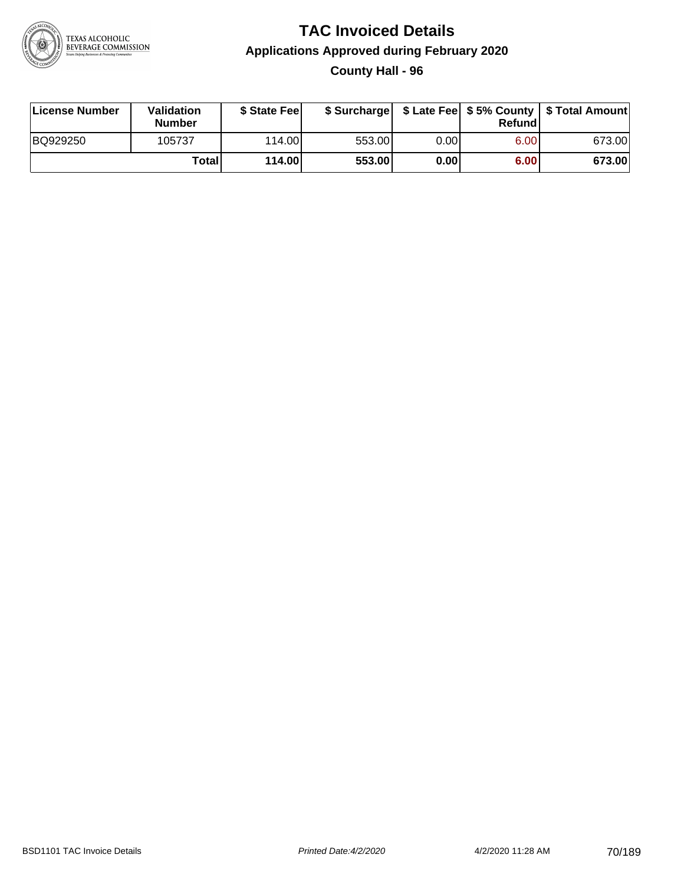# TAC Invoiced Details

## Applications Approved during February 2020

### County Hall - 96

| License Number | Validation Number | $ State Fee | $ Surcharge | $ Late Fee | $ 5% County Refund | $ Total Amount |
|---|---|---|---|---|---|---|
| BQ929250 | 105737 | 114.00 | 553.00 | 0.00 | 6.00 | 673.00 |
| | **Total** | **114.00** | **553.00** | **0.00** | **6.00** | **673.00** |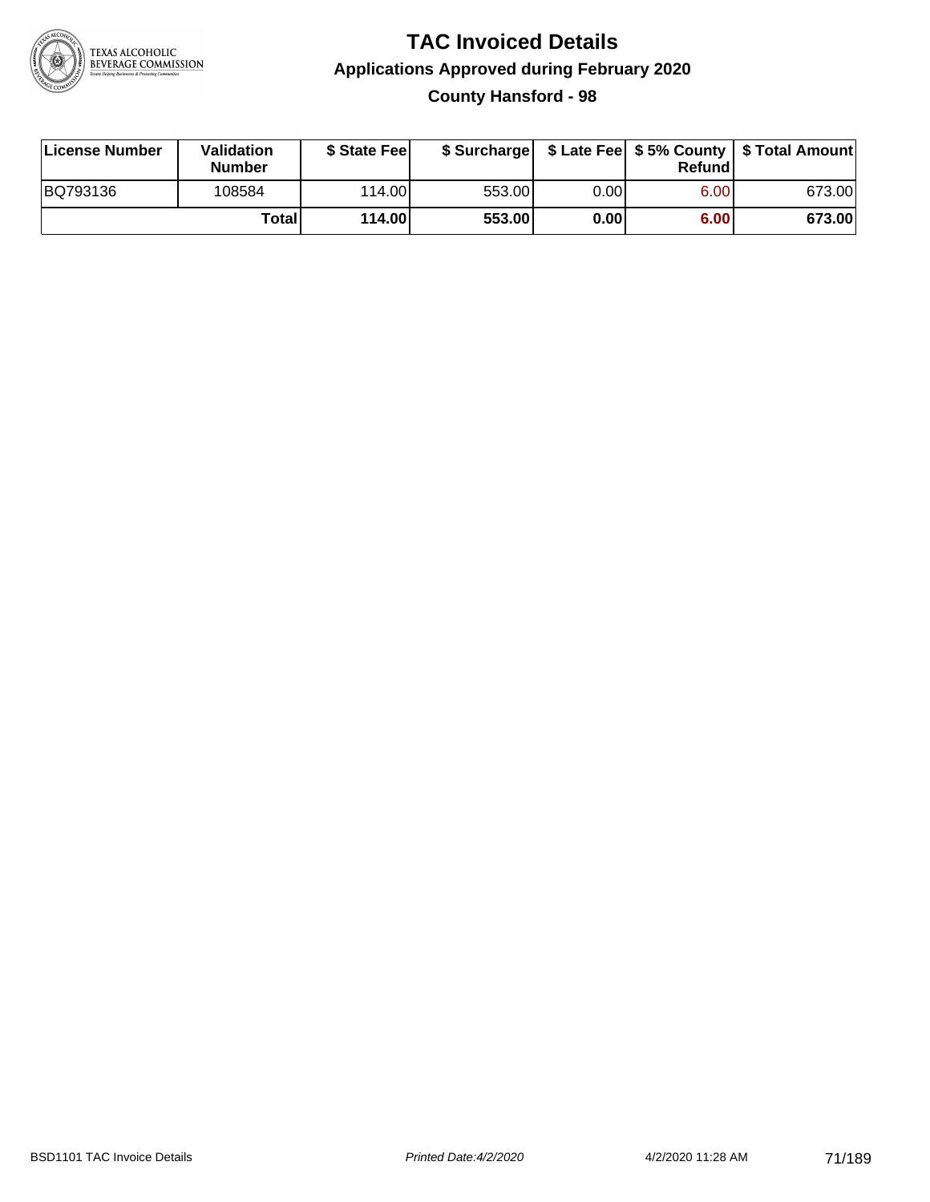# TAC Invoiced Details

## Applications Approved during February 2020

### County Hansford - 98

| License Number | Validation Number | $ State Fee | $ Surcharge | $ Late Fee | $ 5% County Refund | $ Total Amount |
|---|---|---|---|---|---|---|
| BQ793136 | 108584 | 114.00 | 553.00 | 0.00 | 6.00 | 673.00 |
| | **Total** | **114.00** | **553.00** | **0.00** | **6.00** | **673.00** |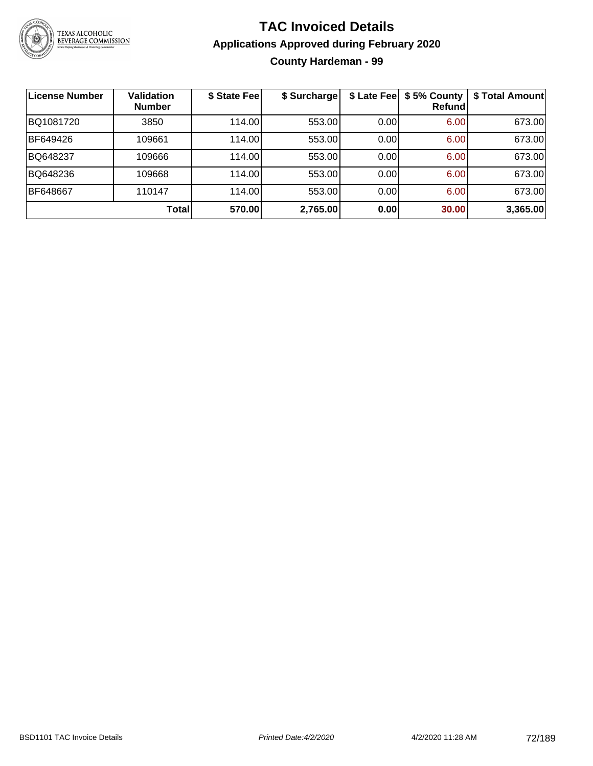# TAC Invoiced Details

## Applications Approved during February 2020

### County Hardeman - 99

| License Number | Validation Number | $ State Fee | $ Surcharge | $ Late Fee | $ 5% County Refund | $ Total Amount |
|---|---|---|---|---|---|---|
| BQ1081720 | 3850 | 114.00 | 553.00 | 0.00 | 6.00 | 673.00 |
| BF649426 | 109661 | 114.00 | 553.00 | 0.00 | 6.00 | 673.00 |
| BQ648237 | 109666 | 114.00 | 553.00 | 0.00 | 6.00 | 673.00 |
| BQ648236 | 109668 | 114.00 | 553.00 | 0.00 | 6.00 | 673.00 |
| BF648667 | 110147 | 114.00 | 553.00 | 0.00 | 6.00 | 673.00 |
| | **Total** | **570.00** | **2,765.00** | **0.00** | **30.00** | **3,365.00** |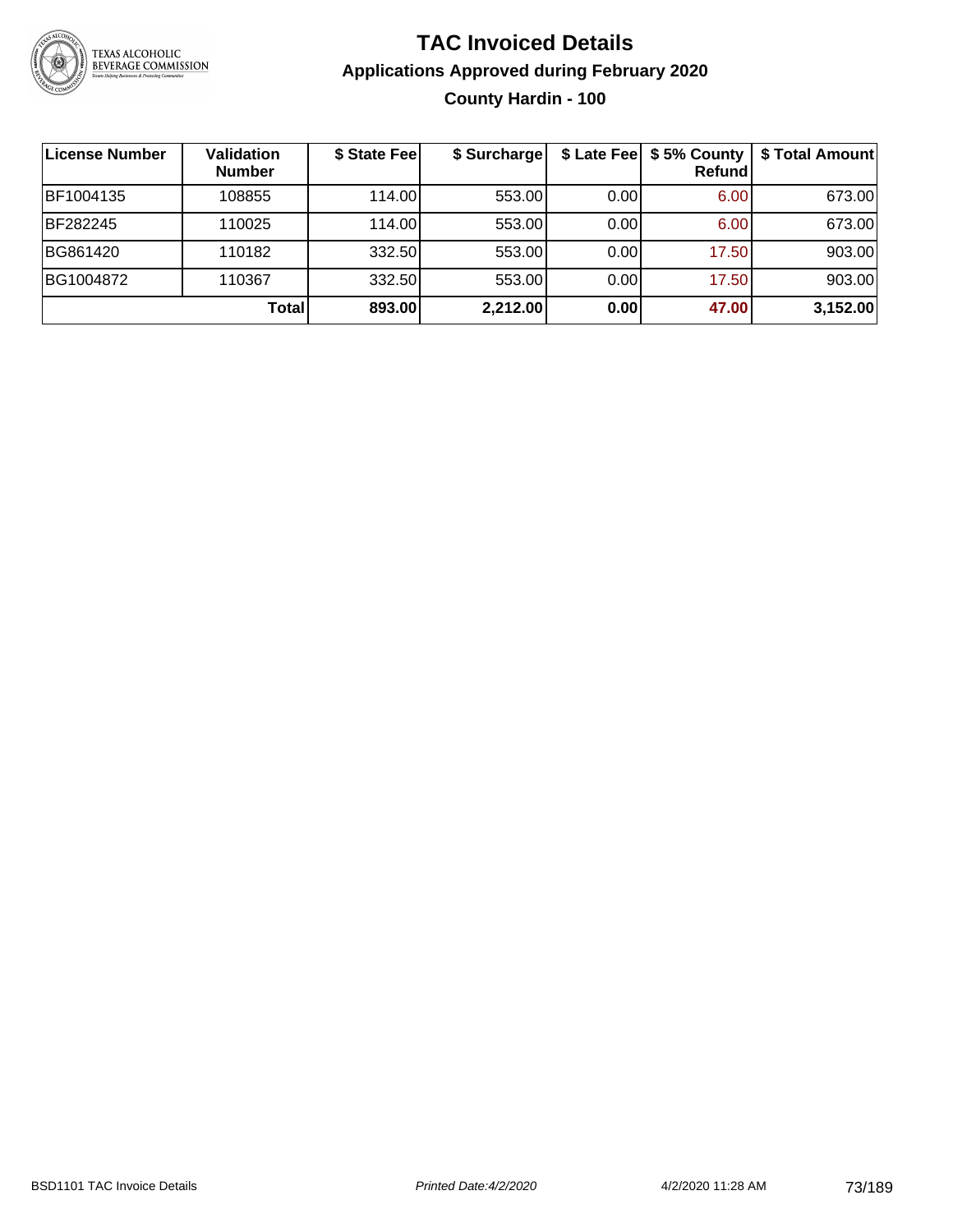# TAC Invoiced Details

## Applications Approved during February 2020

### County Hardin - 100

| License Number | Validation Number | $ State Fee | $ Surcharge | $ Late Fee | $ 5% County Refund | $ Total Amount |
|---|---|---|---|---|---|---|
| BF1004135 | 108855 | 114.00 | 553.00 | 0.00 | 6.00 | 673.00 |
| BF282245 | 110025 | 114.00 | 553.00 | 0.00 | 6.00 | 673.00 |
| BG861420 | 110182 | 332.50 | 553.00 | 0.00 | 17.50 | 903.00 |
| BG1004872 | 110367 | 332.50 | 553.00 | 0.00 | 17.50 | 903.00 |
| | **Total** | **893.00** | **2,212.00** | **0.00** | **47.00** | **3,152.00** |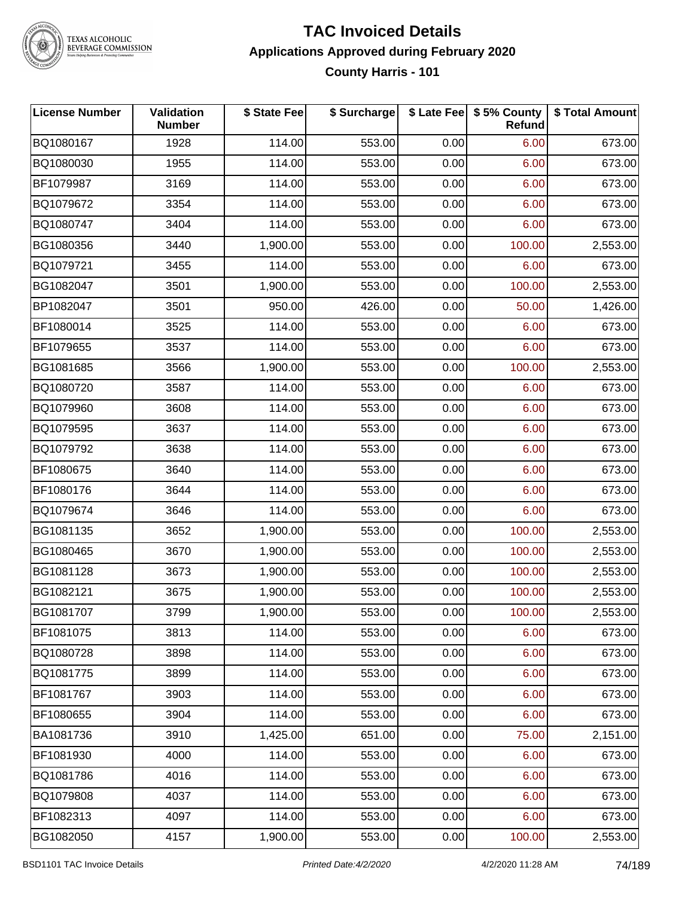# TAC Invoiced Details

## Applications Approved during February 2020

### County Harris - 101

| License Number | Validation Number | $ State Fee | $ Surcharge | $ Late Fee | $ 5% County Refund | $ Total Amount |
|---|---|---|---|---|---|---|
| BQ1080167 | 1928 | 114.00 | 553.00 | 0.00 | 6.00 | 673.00 |
| BQ1080030 | 1955 | 114.00 | 553.00 | 0.00 | 6.00 | 673.00 |
| BF1079987 | 3169 | 114.00 | 553.00 | 0.00 | 6.00 | 673.00 |
| BQ1079672 | 3354 | 114.00 | 553.00 | 0.00 | 6.00 | 673.00 |
| BQ1080747 | 3404 | 114.00 | 553.00 | 0.00 | 6.00 | 673.00 |
| BG1080356 | 3440 | 1,900.00 | 553.00 | 0.00 | 100.00 | 2,553.00 |
| BQ1079721 | 3455 | 114.00 | 553.00 | 0.00 | 6.00 | 673.00 |
| BG1082047 | 3501 | 1,900.00 | 553.00 | 0.00 | 100.00 | 2,553.00 |
| BP1082047 | 3501 | 950.00 | 426.00 | 0.00 | 50.00 | 1,426.00 |
| BF1080014 | 3525 | 114.00 | 553.00 | 0.00 | 6.00 | 673.00 |
| BF1079655 | 3537 | 114.00 | 553.00 | 0.00 | 6.00 | 673.00 |
| BG1081685 | 3566 | 1,900.00 | 553.00 | 0.00 | 100.00 | 2,553.00 |
| BQ1080720 | 3587 | 114.00 | 553.00 | 0.00 | 6.00 | 673.00 |
| BQ1079960 | 3608 | 114.00 | 553.00 | 0.00 | 6.00 | 673.00 |
| BQ1079595 | 3637 | 114.00 | 553.00 | 0.00 | 6.00 | 673.00 |
| BQ1079792 | 3638 | 114.00 | 553.00 | 0.00 | 6.00 | 673.00 |
| BF1080675 | 3640 | 114.00 | 553.00 | 0.00 | 6.00 | 673.00 |
| BF1080176 | 3644 | 114.00 | 553.00 | 0.00 | 6.00 | 673.00 |
| BQ1079674 | 3646 | 114.00 | 553.00 | 0.00 | 6.00 | 673.00 |
| BG1081135 | 3652 | 1,900.00 | 553.00 | 0.00 | 100.00 | 2,553.00 |
| BG1080465 | 3670 | 1,900.00 | 553.00 | 0.00 | 100.00 | 2,553.00 |
| BG1081128 | 3673 | 1,900.00 | 553.00 | 0.00 | 100.00 | 2,553.00 |
| BG1082121 | 3675 | 1,900.00 | 553.00 | 0.00 | 100.00 | 2,553.00 |
| BG1081707 | 3799 | 1,900.00 | 553.00 | 0.00 | 100.00 | 2,553.00 |
| BF1081075 | 3813 | 114.00 | 553.00 | 0.00 | 6.00 | 673.00 |
| BQ1080728 | 3898 | 114.00 | 553.00 | 0.00 | 6.00 | 673.00 |
| BQ1081775 | 3899 | 114.00 | 553.00 | 0.00 | 6.00 | 673.00 |
| BF1081767 | 3903 | 114.00 | 553.00 | 0.00 | 6.00 | 673.00 |
| BF1080655 | 3904 | 114.00 | 553.00 | 0.00 | 6.00 | 673.00 |
| BA1081736 | 3910 | 1,425.00 | 651.00 | 0.00 | 75.00 | 2,151.00 |
| BF1081930 | 4000 | 114.00 | 553.00 | 0.00 | 6.00 | 673.00 |
| BQ1081786 | 4016 | 114.00 | 553.00 | 0.00 | 6.00 | 673.00 |
| BQ1079808 | 4037 | 114.00 | 553.00 | 0.00 | 6.00 | 673.00 |
| BF1082313 | 4097 | 114.00 | 553.00 | 0.00 | 6.00 | 673.00 |
| BG1082050 | 4157 | 1,900.00 | 553.00 | 0.00 | 100.00 | 2,553.00 |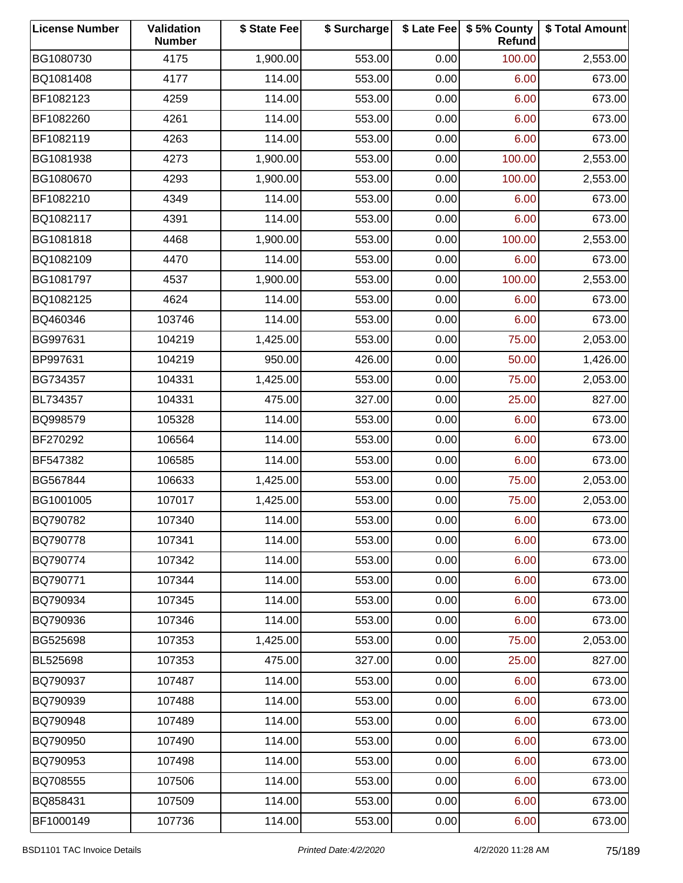| License Number | Validation Number | $ State Fee | $ Surcharge | $ Late Fee | $ 5% County Refund | $ Total Amount |
|---|---|---|---|---|---|---|
| BG1080730 | 4175 | 1,900.00 | 553.00 | 0.00 | 100.00 | 2,553.00 |
| BQ1081408 | 4177 | 114.00 | 553.00 | 0.00 | 6.00 | 673.00 |
| BF1082123 | 4259 | 114.00 | 553.00 | 0.00 | 6.00 | 673.00 |
| BF1082260 | 4261 | 114.00 | 553.00 | 0.00 | 6.00 | 673.00 |
| BF1082119 | 4263 | 114.00 | 553.00 | 0.00 | 6.00 | 673.00 |
| BG1081938 | 4273 | 1,900.00 | 553.00 | 0.00 | 100.00 | 2,553.00 |
| BG1080670 | 4293 | 1,900.00 | 553.00 | 0.00 | 100.00 | 2,553.00 |
| BF1082210 | 4349 | 114.00 | 553.00 | 0.00 | 6.00 | 673.00 |
| BQ1082117 | 4391 | 114.00 | 553.00 | 0.00 | 6.00 | 673.00 |
| BG1081818 | 4468 | 1,900.00 | 553.00 | 0.00 | 100.00 | 2,553.00 |
| BQ1082109 | 4470 | 114.00 | 553.00 | 0.00 | 6.00 | 673.00 |
| BG1081797 | 4537 | 1,900.00 | 553.00 | 0.00 | 100.00 | 2,553.00 |
| BQ1082125 | 4624 | 114.00 | 553.00 | 0.00 | 6.00 | 673.00 |
| BQ460346 | 103746 | 114.00 | 553.00 | 0.00 | 6.00 | 673.00 |
| BG997631 | 104219 | 1,425.00 | 553.00 | 0.00 | 75.00 | 2,053.00 |
| BP997631 | 104219 | 950.00 | 426.00 | 0.00 | 50.00 | 1,426.00 |
| BG734357 | 104331 | 1,425.00 | 553.00 | 0.00 | 75.00 | 2,053.00 |
| BL734357 | 104331 | 475.00 | 327.00 | 0.00 | 25.00 | 827.00 |
| BQ998579 | 105328 | 114.00 | 553.00 | 0.00 | 6.00 | 673.00 |
| BF270292 | 106564 | 114.00 | 553.00 | 0.00 | 6.00 | 673.00 |
| BF547382 | 106585 | 114.00 | 553.00 | 0.00 | 6.00 | 673.00 |
| BG567844 | 106633 | 1,425.00 | 553.00 | 0.00 | 75.00 | 2,053.00 |
| BG1001005 | 107017 | 1,425.00 | 553.00 | 0.00 | 75.00 | 2,053.00 |
| BQ790782 | 107340 | 114.00 | 553.00 | 0.00 | 6.00 | 673.00 |
| BQ790778 | 107341 | 114.00 | 553.00 | 0.00 | 6.00 | 673.00 |
| BQ790774 | 107342 | 114.00 | 553.00 | 0.00 | 6.00 | 673.00 |
| BQ790771 | 107344 | 114.00 | 553.00 | 0.00 | 6.00 | 673.00 |
| BQ790934 | 107345 | 114.00 | 553.00 | 0.00 | 6.00 | 673.00 |
| BQ790936 | 107346 | 114.00 | 553.00 | 0.00 | 6.00 | 673.00 |
| BG525698 | 107353 | 1,425.00 | 553.00 | 0.00 | 75.00 | 2,053.00 |
| BL525698 | 107353 | 475.00 | 327.00 | 0.00 | 25.00 | 827.00 |
| BQ790937 | 107487 | 114.00 | 553.00 | 0.00 | 6.00 | 673.00 |
| BQ790939 | 107488 | 114.00 | 553.00 | 0.00 | 6.00 | 673.00 |
| BQ790948 | 107489 | 114.00 | 553.00 | 0.00 | 6.00 | 673.00 |
| BQ790950 | 107490 | 114.00 | 553.00 | 0.00 | 6.00 | 673.00 |
| BQ790953 | 107498 | 114.00 | 553.00 | 0.00 | 6.00 | 673.00 |
| BQ708555 | 107506 | 114.00 | 553.00 | 0.00 | 6.00 | 673.00 |
| BQ858431 | 107509 | 114.00 | 553.00 | 0.00 | 6.00 | 673.00 |
| BF1000149 | 107736 | 114.00 | 553.00 | 0.00 | 6.00 | 673.00 |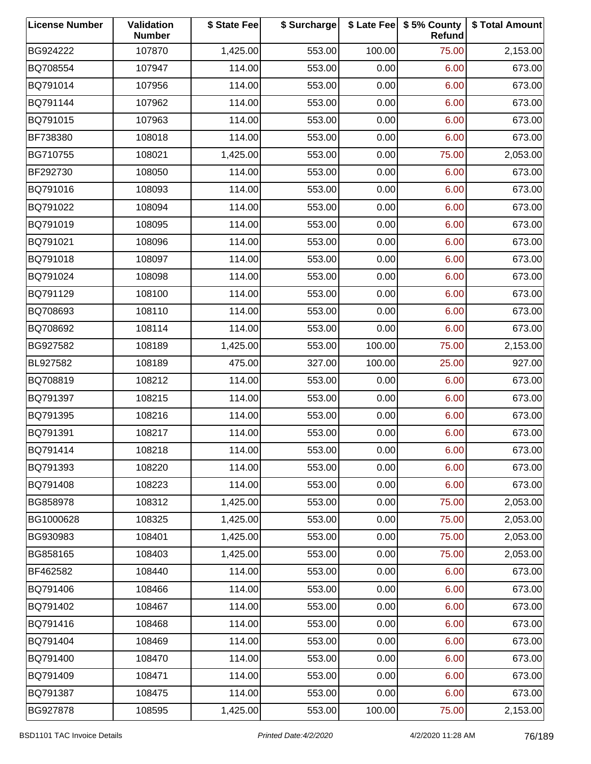| License Number | Validation Number | $ State Fee | $ Surcharge | $ Late Fee | $ 5% County Refund | $ Total Amount |
|---|---|---|---|---|---|---|
| BG924222 | 107870 | 1,425.00 | 553.00 | 100.00 | 75.00 | 2,153.00 |
| BQ708554 | 107947 | 114.00 | 553.00 | 0.00 | 6.00 | 673.00 |
| BQ791014 | 107956 | 114.00 | 553.00 | 0.00 | 6.00 | 673.00 |
| BQ791144 | 107962 | 114.00 | 553.00 | 0.00 | 6.00 | 673.00 |
| BQ791015 | 107963 | 114.00 | 553.00 | 0.00 | 6.00 | 673.00 |
| BF738380 | 108018 | 114.00 | 553.00 | 0.00 | 6.00 | 673.00 |
| BG710755 | 108021 | 1,425.00 | 553.00 | 0.00 | 75.00 | 2,053.00 |
| BF292730 | 108050 | 114.00 | 553.00 | 0.00 | 6.00 | 673.00 |
| BQ791016 | 108093 | 114.00 | 553.00 | 0.00 | 6.00 | 673.00 |
| BQ791022 | 108094 | 114.00 | 553.00 | 0.00 | 6.00 | 673.00 |
| BQ791019 | 108095 | 114.00 | 553.00 | 0.00 | 6.00 | 673.00 |
| BQ791021 | 108096 | 114.00 | 553.00 | 0.00 | 6.00 | 673.00 |
| BQ791018 | 108097 | 114.00 | 553.00 | 0.00 | 6.00 | 673.00 |
| BQ791024 | 108098 | 114.00 | 553.00 | 0.00 | 6.00 | 673.00 |
| BQ791129 | 108100 | 114.00 | 553.00 | 0.00 | 6.00 | 673.00 |
| BQ708693 | 108110 | 114.00 | 553.00 | 0.00 | 6.00 | 673.00 |
| BQ708692 | 108114 | 114.00 | 553.00 | 0.00 | 6.00 | 673.00 |
| BG927582 | 108189 | 1,425.00 | 553.00 | 100.00 | 75.00 | 2,153.00 |
| BL927582 | 108189 | 475.00 | 327.00 | 100.00 | 25.00 | 927.00 |
| BQ708819 | 108212 | 114.00 | 553.00 | 0.00 | 6.00 | 673.00 |
| BQ791397 | 108215 | 114.00 | 553.00 | 0.00 | 6.00 | 673.00 |
| BQ791395 | 108216 | 114.00 | 553.00 | 0.00 | 6.00 | 673.00 |
| BQ791391 | 108217 | 114.00 | 553.00 | 0.00 | 6.00 | 673.00 |
| BQ791414 | 108218 | 114.00 | 553.00 | 0.00 | 6.00 | 673.00 |
| BQ791393 | 108220 | 114.00 | 553.00 | 0.00 | 6.00 | 673.00 |
| BQ791408 | 108223 | 114.00 | 553.00 | 0.00 | 6.00 | 673.00 |
| BG858978 | 108312 | 1,425.00 | 553.00 | 0.00 | 75.00 | 2,053.00 |
| BG1000628 | 108325 | 1,425.00 | 553.00 | 0.00 | 75.00 | 2,053.00 |
| BG930983 | 108401 | 1,425.00 | 553.00 | 0.00 | 75.00 | 2,053.00 |
| BG858165 | 108403 | 1,425.00 | 553.00 | 0.00 | 75.00 | 2,053.00 |
| BF462582 | 108440 | 114.00 | 553.00 | 0.00 | 6.00 | 673.00 |
| BQ791406 | 108466 | 114.00 | 553.00 | 0.00 | 6.00 | 673.00 |
| BQ791402 | 108467 | 114.00 | 553.00 | 0.00 | 6.00 | 673.00 |
| BQ791416 | 108468 | 114.00 | 553.00 | 0.00 | 6.00 | 673.00 |
| BQ791404 | 108469 | 114.00 | 553.00 | 0.00 | 6.00 | 673.00 |
| BQ791400 | 108470 | 114.00 | 553.00 | 0.00 | 6.00 | 673.00 |
| BQ791409 | 108471 | 114.00 | 553.00 | 0.00 | 6.00 | 673.00 |
| BQ791387 | 108475 | 114.00 | 553.00 | 0.00 | 6.00 | 673.00 |
| BG927878 | 108595 | 1,425.00 | 553.00 | 100.00 | 75.00 | 2,153.00 |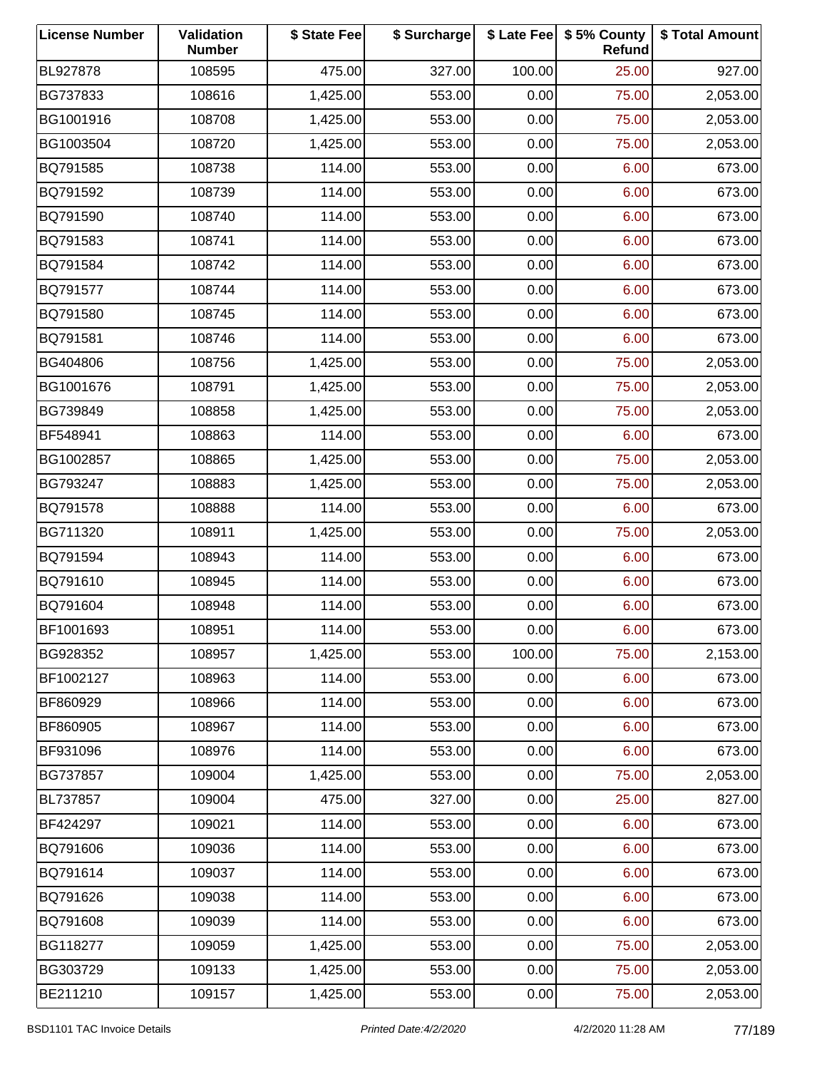| License Number | Validation Number | $ State Fee | $ Surcharge | $ Late Fee | $ 5% County Refund | $ Total Amount |
|---|---|---|---|---|---|---|
| BL927878 | 108595 | 475.00 | 327.00 | 100.00 | 25.00 | 927.00 |
| BG737833 | 108616 | 1,425.00 | 553.00 | 0.00 | 75.00 | 2,053.00 |
| BG1001916 | 108708 | 1,425.00 | 553.00 | 0.00 | 75.00 | 2,053.00 |
| BG1003504 | 108720 | 1,425.00 | 553.00 | 0.00 | 75.00 | 2,053.00 |
| BQ791585 | 108738 | 114.00 | 553.00 | 0.00 | 6.00 | 673.00 |
| BQ791592 | 108739 | 114.00 | 553.00 | 0.00 | 6.00 | 673.00 |
| BQ791590 | 108740 | 114.00 | 553.00 | 0.00 | 6.00 | 673.00 |
| BQ791583 | 108741 | 114.00 | 553.00 | 0.00 | 6.00 | 673.00 |
| BQ791584 | 108742 | 114.00 | 553.00 | 0.00 | 6.00 | 673.00 |
| BQ791577 | 108744 | 114.00 | 553.00 | 0.00 | 6.00 | 673.00 |
| BQ791580 | 108745 | 114.00 | 553.00 | 0.00 | 6.00 | 673.00 |
| BQ791581 | 108746 | 114.00 | 553.00 | 0.00 | 6.00 | 673.00 |
| BG404806 | 108756 | 1,425.00 | 553.00 | 0.00 | 75.00 | 2,053.00 |
| BG1001676 | 108791 | 1,425.00 | 553.00 | 0.00 | 75.00 | 2,053.00 |
| BG739849 | 108858 | 1,425.00 | 553.00 | 0.00 | 75.00 | 2,053.00 |
| BF548941 | 108863 | 114.00 | 553.00 | 0.00 | 6.00 | 673.00 |
| BG1002857 | 108865 | 1,425.00 | 553.00 | 0.00 | 75.00 | 2,053.00 |
| BG793247 | 108883 | 1,425.00 | 553.00 | 0.00 | 75.00 | 2,053.00 |
| BQ791578 | 108888 | 114.00 | 553.00 | 0.00 | 6.00 | 673.00 |
| BG711320 | 108911 | 1,425.00 | 553.00 | 0.00 | 75.00 | 2,053.00 |
| BQ791594 | 108943 | 114.00 | 553.00 | 0.00 | 6.00 | 673.00 |
| BQ791610 | 108945 | 114.00 | 553.00 | 0.00 | 6.00 | 673.00 |
| BQ791604 | 108948 | 114.00 | 553.00 | 0.00 | 6.00 | 673.00 |
| BF1001693 | 108951 | 114.00 | 553.00 | 0.00 | 6.00 | 673.00 |
| BG928352 | 108957 | 1,425.00 | 553.00 | 100.00 | 75.00 | 2,153.00 |
| BF1002127 | 108963 | 114.00 | 553.00 | 0.00 | 6.00 | 673.00 |
| BF860929 | 108966 | 114.00 | 553.00 | 0.00 | 6.00 | 673.00 |
| BF860905 | 108967 | 114.00 | 553.00 | 0.00 | 6.00 | 673.00 |
| BF931096 | 108976 | 114.00 | 553.00 | 0.00 | 6.00 | 673.00 |
| BG737857 | 109004 | 1,425.00 | 553.00 | 0.00 | 75.00 | 2,053.00 |
| BL737857 | 109004 | 475.00 | 327.00 | 0.00 | 25.00 | 827.00 |
| BF424297 | 109021 | 114.00 | 553.00 | 0.00 | 6.00 | 673.00 |
| BQ791606 | 109036 | 114.00 | 553.00 | 0.00 | 6.00 | 673.00 |
| BQ791614 | 109037 | 114.00 | 553.00 | 0.00 | 6.00 | 673.00 |
| BQ791626 | 109038 | 114.00 | 553.00 | 0.00 | 6.00 | 673.00 |
| BQ791608 | 109039 | 114.00 | 553.00 | 0.00 | 6.00 | 673.00 |
| BG118277 | 109059 | 1,425.00 | 553.00 | 0.00 | 75.00 | 2,053.00 |
| BG303729 | 109133 | 1,425.00 | 553.00 | 0.00 | 75.00 | 2,053.00 |
| BE211210 | 109157 | 1,425.00 | 553.00 | 0.00 | 75.00 | 2,053.00 |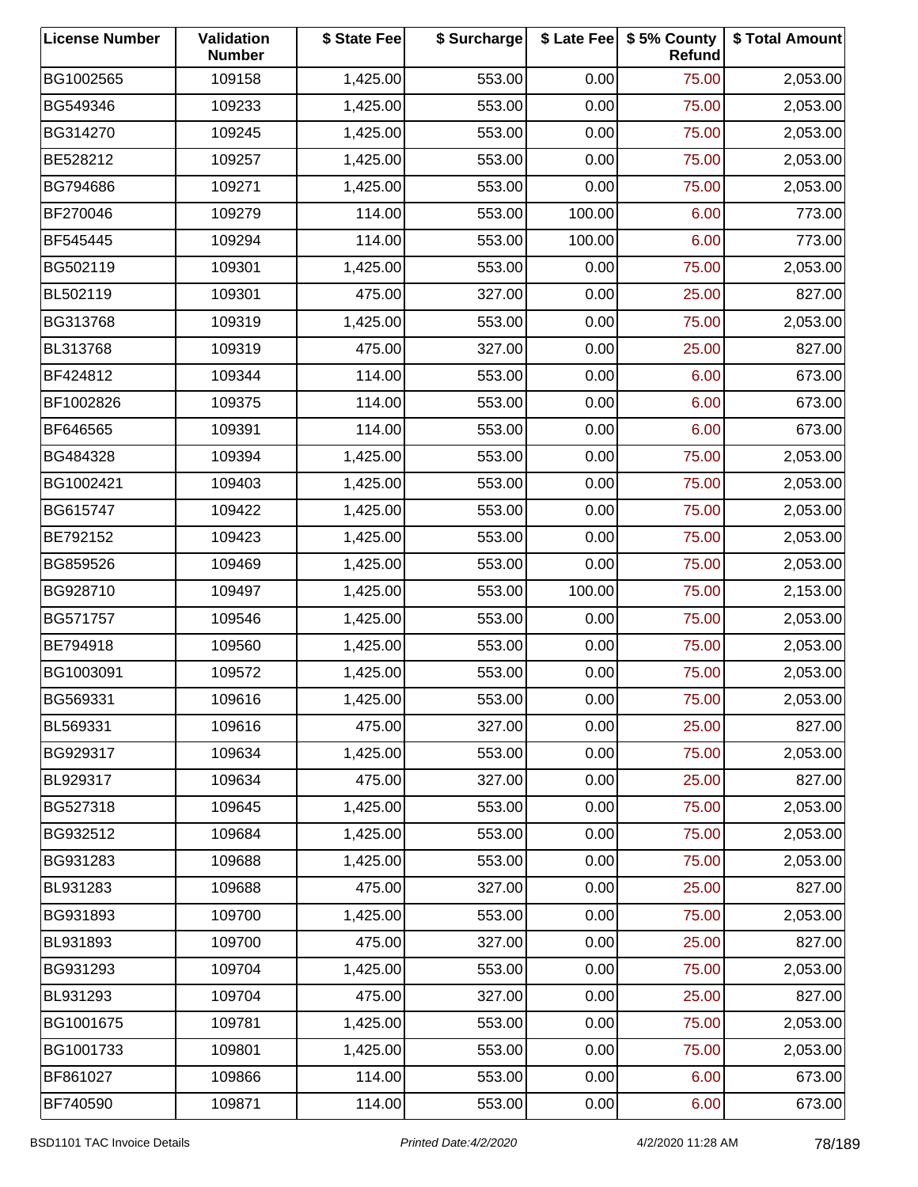| License Number | Validation Number | $ State Fee | $ Surcharge | $ Late Fee | $ 5% County Refund | $ Total Amount |
|---|---|---|---|---|---|---|
| BG1002565 | 109158 | 1,425.00 | 553.00 | 0.00 | 75.00 | 2,053.00 |
| BG549346 | 109233 | 1,425.00 | 553.00 | 0.00 | 75.00 | 2,053.00 |
| BG314270 | 109245 | 1,425.00 | 553.00 | 0.00 | 75.00 | 2,053.00 |
| BE528212 | 109257 | 1,425.00 | 553.00 | 0.00 | 75.00 | 2,053.00 |
| BG794686 | 109271 | 1,425.00 | 553.00 | 0.00 | 75.00 | 2,053.00 |
| BF270046 | 109279 | 114.00 | 553.00 | 100.00 | 6.00 | 773.00 |
| BF545445 | 109294 | 114.00 | 553.00 | 100.00 | 6.00 | 773.00 |
| BG502119 | 109301 | 1,425.00 | 553.00 | 0.00 | 75.00 | 2,053.00 |
| BL502119 | 109301 | 475.00 | 327.00 | 0.00 | 25.00 | 827.00 |
| BG313768 | 109319 | 1,425.00 | 553.00 | 0.00 | 75.00 | 2,053.00 |
| BL313768 | 109319 | 475.00 | 327.00 | 0.00 | 25.00 | 827.00 |
| BF424812 | 109344 | 114.00 | 553.00 | 0.00 | 6.00 | 673.00 |
| BF1002826 | 109375 | 114.00 | 553.00 | 0.00 | 6.00 | 673.00 |
| BF646565 | 109391 | 114.00 | 553.00 | 0.00 | 6.00 | 673.00 |
| BG484328 | 109394 | 1,425.00 | 553.00 | 0.00 | 75.00 | 2,053.00 |
| BG1002421 | 109403 | 1,425.00 | 553.00 | 0.00 | 75.00 | 2,053.00 |
| BG615747 | 109422 | 1,425.00 | 553.00 | 0.00 | 75.00 | 2,053.00 |
| BE792152 | 109423 | 1,425.00 | 553.00 | 0.00 | 75.00 | 2,053.00 |
| BG859526 | 109469 | 1,425.00 | 553.00 | 0.00 | 75.00 | 2,053.00 |
| BG928710 | 109497 | 1,425.00 | 553.00 | 100.00 | 75.00 | 2,153.00 |
| BG571757 | 109546 | 1,425.00 | 553.00 | 0.00 | 75.00 | 2,053.00 |
| BE794918 | 109560 | 1,425.00 | 553.00 | 0.00 | 75.00 | 2,053.00 |
| BG1003091 | 109572 | 1,425.00 | 553.00 | 0.00 | 75.00 | 2,053.00 |
| BG569331 | 109616 | 1,425.00 | 553.00 | 0.00 | 75.00 | 2,053.00 |
| BL569331 | 109616 | 475.00 | 327.00 | 0.00 | 25.00 | 827.00 |
| BG929317 | 109634 | 1,425.00 | 553.00 | 0.00 | 75.00 | 2,053.00 |
| BL929317 | 109634 | 475.00 | 327.00 | 0.00 | 25.00 | 827.00 |
| BG527318 | 109645 | 1,425.00 | 553.00 | 0.00 | 75.00 | 2,053.00 |
| BG932512 | 109684 | 1,425.00 | 553.00 | 0.00 | 75.00 | 2,053.00 |
| BG931283 | 109688 | 1,425.00 | 553.00 | 0.00 | 75.00 | 2,053.00 |
| BL931283 | 109688 | 475.00 | 327.00 | 0.00 | 25.00 | 827.00 |
| BG931893 | 109700 | 1,425.00 | 553.00 | 0.00 | 75.00 | 2,053.00 |
| BL931893 | 109700 | 475.00 | 327.00 | 0.00 | 25.00 | 827.00 |
| BG931293 | 109704 | 1,425.00 | 553.00 | 0.00 | 75.00 | 2,053.00 |
| BL931293 | 109704 | 475.00 | 327.00 | 0.00 | 25.00 | 827.00 |
| BG1001675 | 109781 | 1,425.00 | 553.00 | 0.00 | 75.00 | 2,053.00 |
| BG1001733 | 109801 | 1,425.00 | 553.00 | 0.00 | 75.00 | 2,053.00 |
| BF861027 | 109866 | 114.00 | 553.00 | 0.00 | 6.00 | 673.00 |
| BF740590 | 109871 | 114.00 | 553.00 | 0.00 | 6.00 | 673.00 |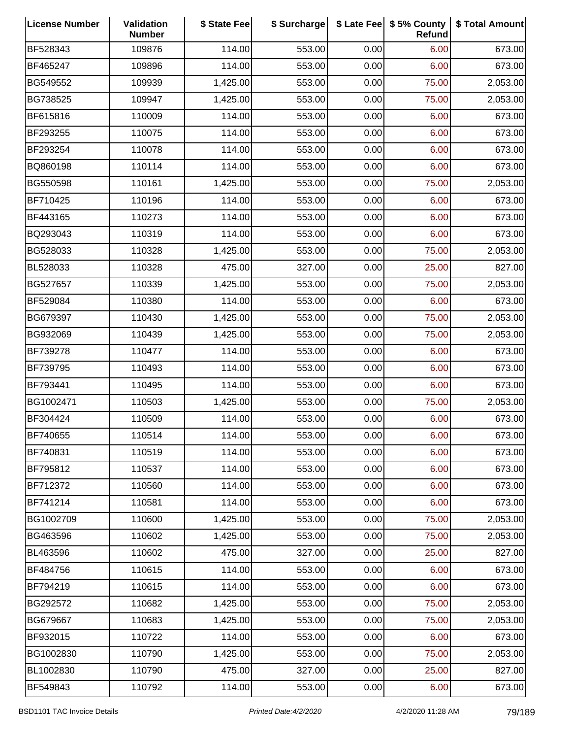| License Number | Validation Number | $ State Fee | $ Surcharge | $ Late Fee | $ 5% County Refund | $ Total Amount |
|---|---|---|---|---|---|---|
| BF528343 | 109876 | 114.00 | 553.00 | 0.00 | 6.00 | 673.00 |
| BF465247 | 109896 | 114.00 | 553.00 | 0.00 | 6.00 | 673.00 |
| BG549552 | 109939 | 1,425.00 | 553.00 | 0.00 | 75.00 | 2,053.00 |
| BG738525 | 109947 | 1,425.00 | 553.00 | 0.00 | 75.00 | 2,053.00 |
| BF615816 | 110009 | 114.00 | 553.00 | 0.00 | 6.00 | 673.00 |
| BF293255 | 110075 | 114.00 | 553.00 | 0.00 | 6.00 | 673.00 |
| BF293254 | 110078 | 114.00 | 553.00 | 0.00 | 6.00 | 673.00 |
| BQ860198 | 110114 | 114.00 | 553.00 | 0.00 | 6.00 | 673.00 |
| BG550598 | 110161 | 1,425.00 | 553.00 | 0.00 | 75.00 | 2,053.00 |
| BF710425 | 110196 | 114.00 | 553.00 | 0.00 | 6.00 | 673.00 |
| BF443165 | 110273 | 114.00 | 553.00 | 0.00 | 6.00 | 673.00 |
| BQ293043 | 110319 | 114.00 | 553.00 | 0.00 | 6.00 | 673.00 |
| BG528033 | 110328 | 1,425.00 | 553.00 | 0.00 | 75.00 | 2,053.00 |
| BL528033 | 110328 | 475.00 | 327.00 | 0.00 | 25.00 | 827.00 |
| BG527657 | 110339 | 1,425.00 | 553.00 | 0.00 | 75.00 | 2,053.00 |
| BF529084 | 110380 | 114.00 | 553.00 | 0.00 | 6.00 | 673.00 |
| BG679397 | 110430 | 1,425.00 | 553.00 | 0.00 | 75.00 | 2,053.00 |
| BG932069 | 110439 | 1,425.00 | 553.00 | 0.00 | 75.00 | 2,053.00 |
| BF739278 | 110477 | 114.00 | 553.00 | 0.00 | 6.00 | 673.00 |
| BF739795 | 110493 | 114.00 | 553.00 | 0.00 | 6.00 | 673.00 |
| BF793441 | 110495 | 114.00 | 553.00 | 0.00 | 6.00 | 673.00 |
| BG1002471 | 110503 | 1,425.00 | 553.00 | 0.00 | 75.00 | 2,053.00 |
| BF304424 | 110509 | 114.00 | 553.00 | 0.00 | 6.00 | 673.00 |
| BF740655 | 110514 | 114.00 | 553.00 | 0.00 | 6.00 | 673.00 |
| BF740831 | 110519 | 114.00 | 553.00 | 0.00 | 6.00 | 673.00 |
| BF795812 | 110537 | 114.00 | 553.00 | 0.00 | 6.00 | 673.00 |
| BF712372 | 110560 | 114.00 | 553.00 | 0.00 | 6.00 | 673.00 |
| BF741214 | 110581 | 114.00 | 553.00 | 0.00 | 6.00 | 673.00 |
| BG1002709 | 110600 | 1,425.00 | 553.00 | 0.00 | 75.00 | 2,053.00 |
| BG463596 | 110602 | 1,425.00 | 553.00 | 0.00 | 75.00 | 2,053.00 |
| BL463596 | 110602 | 475.00 | 327.00 | 0.00 | 25.00 | 827.00 |
| BF484756 | 110615 | 114.00 | 553.00 | 0.00 | 6.00 | 673.00 |
| BF794219 | 110615 | 114.00 | 553.00 | 0.00 | 6.00 | 673.00 |
| BG292572 | 110682 | 1,425.00 | 553.00 | 0.00 | 75.00 | 2,053.00 |
| BG679667 | 110683 | 1,425.00 | 553.00 | 0.00 | 75.00 | 2,053.00 |
| BF932015 | 110722 | 114.00 | 553.00 | 0.00 | 6.00 | 673.00 |
| BG1002830 | 110790 | 1,425.00 | 553.00 | 0.00 | 75.00 | 2,053.00 |
| BL1002830 | 110790 | 475.00 | 327.00 | 0.00 | 25.00 | 827.00 |
| BF549843 | 110792 | 114.00 | 553.00 | 0.00 | 6.00 | 673.00 |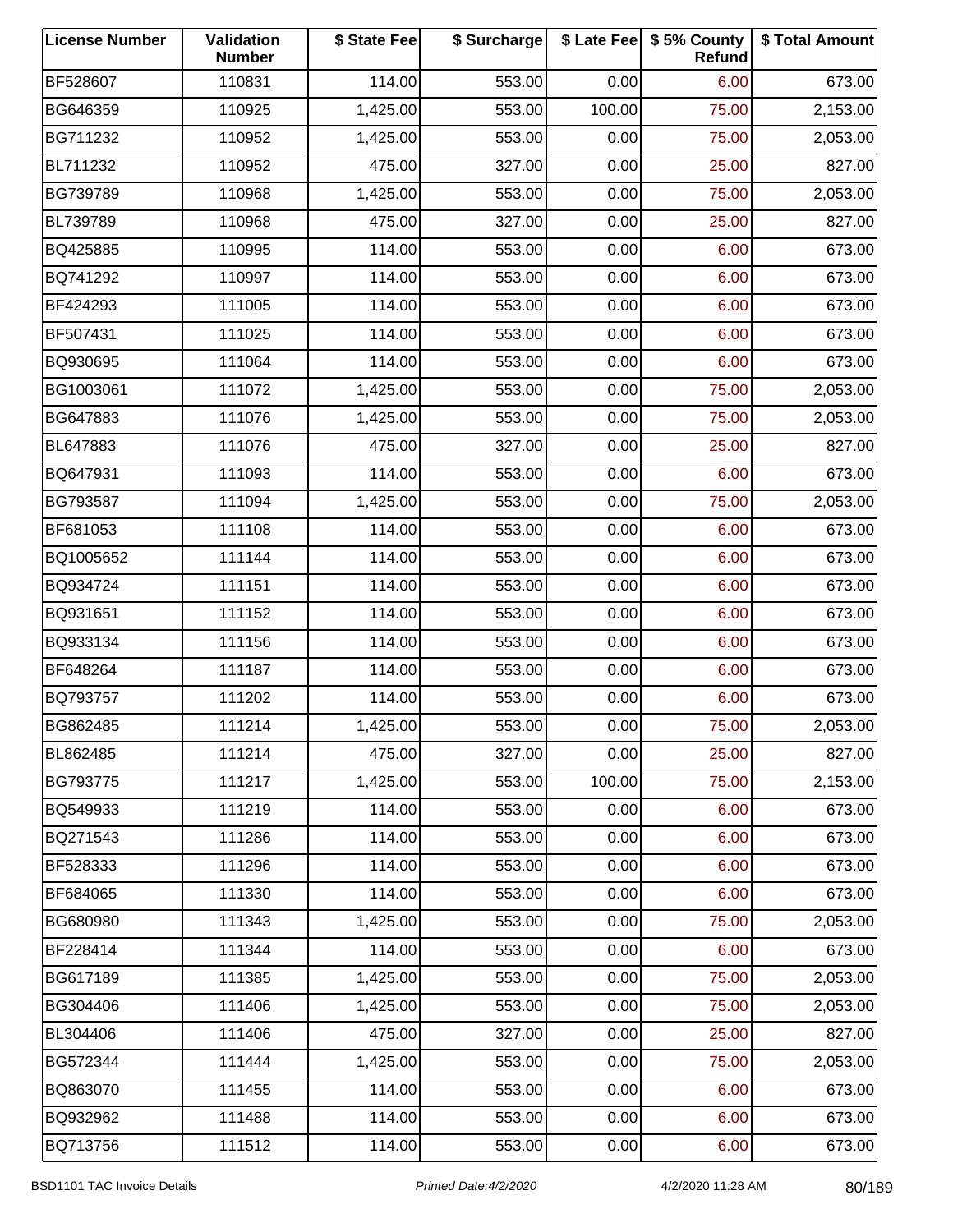| License Number | Validation Number | $ State Fee | $ Surcharge | $ Late Fee | $ 5% County Refund | $ Total Amount |
|---|---|---|---|---|---|---|
| BF528607 | 110831 | 114.00 | 553.00 | 0.00 | 6.00 | 673.00 |
| BG646359 | 110925 | 1,425.00 | 553.00 | 100.00 | 75.00 | 2,153.00 |
| BG711232 | 110952 | 1,425.00 | 553.00 | 0.00 | 75.00 | 2,053.00 |
| BL711232 | 110952 | 475.00 | 327.00 | 0.00 | 25.00 | 827.00 |
| BG739789 | 110968 | 1,425.00 | 553.00 | 0.00 | 75.00 | 2,053.00 |
| BL739789 | 110968 | 475.00 | 327.00 | 0.00 | 25.00 | 827.00 |
| BQ425885 | 110995 | 114.00 | 553.00 | 0.00 | 6.00 | 673.00 |
| BQ741292 | 110997 | 114.00 | 553.00 | 0.00 | 6.00 | 673.00 |
| BF424293 | 111005 | 114.00 | 553.00 | 0.00 | 6.00 | 673.00 |
| BF507431 | 111025 | 114.00 | 553.00 | 0.00 | 6.00 | 673.00 |
| BQ930695 | 111064 | 114.00 | 553.00 | 0.00 | 6.00 | 673.00 |
| BG1003061 | 111072 | 1,425.00 | 553.00 | 0.00 | 75.00 | 2,053.00 |
| BG647883 | 111076 | 1,425.00 | 553.00 | 0.00 | 75.00 | 2,053.00 |
| BL647883 | 111076 | 475.00 | 327.00 | 0.00 | 25.00 | 827.00 |
| BQ647931 | 111093 | 114.00 | 553.00 | 0.00 | 6.00 | 673.00 |
| BG793587 | 111094 | 1,425.00 | 553.00 | 0.00 | 75.00 | 2,053.00 |
| BF681053 | 111108 | 114.00 | 553.00 | 0.00 | 6.00 | 673.00 |
| BQ1005652 | 111144 | 114.00 | 553.00 | 0.00 | 6.00 | 673.00 |
| BQ934724 | 111151 | 114.00 | 553.00 | 0.00 | 6.00 | 673.00 |
| BQ931651 | 111152 | 114.00 | 553.00 | 0.00 | 6.00 | 673.00 |
| BQ933134 | 111156 | 114.00 | 553.00 | 0.00 | 6.00 | 673.00 |
| BF648264 | 111187 | 114.00 | 553.00 | 0.00 | 6.00 | 673.00 |
| BQ793757 | 111202 | 114.00 | 553.00 | 0.00 | 6.00 | 673.00 |
| BG862485 | 111214 | 1,425.00 | 553.00 | 0.00 | 75.00 | 2,053.00 |
| BL862485 | 111214 | 475.00 | 327.00 | 0.00 | 25.00 | 827.00 |
| BG793775 | 111217 | 1,425.00 | 553.00 | 100.00 | 75.00 | 2,153.00 |
| BQ549933 | 111219 | 114.00 | 553.00 | 0.00 | 6.00 | 673.00 |
| BQ271543 | 111286 | 114.00 | 553.00 | 0.00 | 6.00 | 673.00 |
| BF528333 | 111296 | 114.00 | 553.00 | 0.00 | 6.00 | 673.00 |
| BF684065 | 111330 | 114.00 | 553.00 | 0.00 | 6.00 | 673.00 |
| BG680980 | 111343 | 1,425.00 | 553.00 | 0.00 | 75.00 | 2,053.00 |
| BF228414 | 111344 | 114.00 | 553.00 | 0.00 | 6.00 | 673.00 |
| BG617189 | 111385 | 1,425.00 | 553.00 | 0.00 | 75.00 | 2,053.00 |
| BG304406 | 111406 | 1,425.00 | 553.00 | 0.00 | 75.00 | 2,053.00 |
| BL304406 | 111406 | 475.00 | 327.00 | 0.00 | 25.00 | 827.00 |
| BG572344 | 111444 | 1,425.00 | 553.00 | 0.00 | 75.00 | 2,053.00 |
| BQ863070 | 111455 | 114.00 | 553.00 | 0.00 | 6.00 | 673.00 |
| BQ932962 | 111488 | 114.00 | 553.00 | 0.00 | 6.00 | 673.00 |
| BQ713756 | 111512 | 114.00 | 553.00 | 0.00 | 6.00 | 673.00 |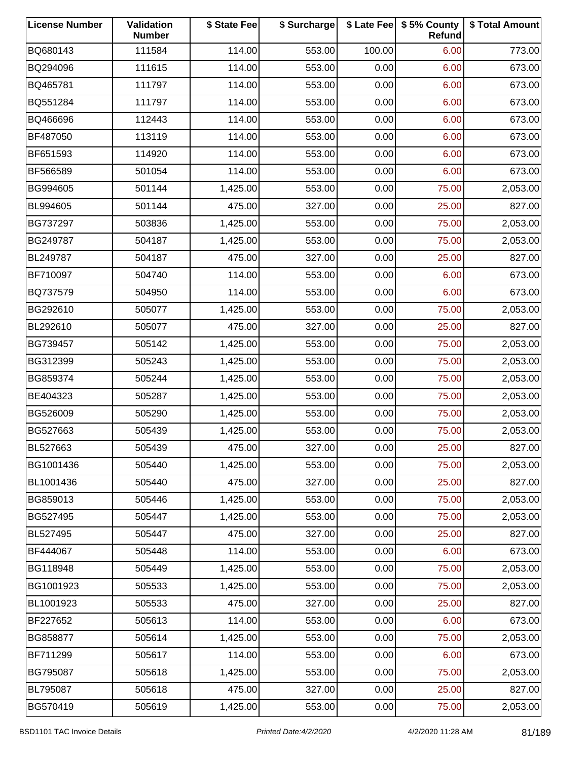| License Number | Validation Number | $ State Fee | $ Surcharge | $ Late Fee | $ 5% County Refund | $ Total Amount |
|---|---|---|---|---|---|---|
| BQ680143 | 111584 | 114.00 | 553.00 | 100.00 | 6.00 | 773.00 |
| BQ294096 | 111615 | 114.00 | 553.00 | 0.00 | 6.00 | 673.00 |
| BQ465781 | 111797 | 114.00 | 553.00 | 0.00 | 6.00 | 673.00 |
| BQ551284 | 111797 | 114.00 | 553.00 | 0.00 | 6.00 | 673.00 |
| BQ466696 | 112443 | 114.00 | 553.00 | 0.00 | 6.00 | 673.00 |
| BF487050 | 113119 | 114.00 | 553.00 | 0.00 | 6.00 | 673.00 |
| BF651593 | 114920 | 114.00 | 553.00 | 0.00 | 6.00 | 673.00 |
| BF566589 | 501054 | 114.00 | 553.00 | 0.00 | 6.00 | 673.00 |
| BG994605 | 501144 | 1,425.00 | 553.00 | 0.00 | 75.00 | 2,053.00 |
| BL994605 | 501144 | 475.00 | 327.00 | 0.00 | 25.00 | 827.00 |
| BG737297 | 503836 | 1,425.00 | 553.00 | 0.00 | 75.00 | 2,053.00 |
| BG249787 | 504187 | 1,425.00 | 553.00 | 0.00 | 75.00 | 2,053.00 |
| BL249787 | 504187 | 475.00 | 327.00 | 0.00 | 25.00 | 827.00 |
| BF710097 | 504740 | 114.00 | 553.00 | 0.00 | 6.00 | 673.00 |
| BQ737579 | 504950 | 114.00 | 553.00 | 0.00 | 6.00 | 673.00 |
| BG292610 | 505077 | 1,425.00 | 553.00 | 0.00 | 75.00 | 2,053.00 |
| BL292610 | 505077 | 475.00 | 327.00 | 0.00 | 25.00 | 827.00 |
| BG739457 | 505142 | 1,425.00 | 553.00 | 0.00 | 75.00 | 2,053.00 |
| BG312399 | 505243 | 1,425.00 | 553.00 | 0.00 | 75.00 | 2,053.00 |
| BG859374 | 505244 | 1,425.00 | 553.00 | 0.00 | 75.00 | 2,053.00 |
| BE404323 | 505287 | 1,425.00 | 553.00 | 0.00 | 75.00 | 2,053.00 |
| BG526009 | 505290 | 1,425.00 | 553.00 | 0.00 | 75.00 | 2,053.00 |
| BG527663 | 505439 | 1,425.00 | 553.00 | 0.00 | 75.00 | 2,053.00 |
| BL527663 | 505439 | 475.00 | 327.00 | 0.00 | 25.00 | 827.00 |
| BG1001436 | 505440 | 1,425.00 | 553.00 | 0.00 | 75.00 | 2,053.00 |
| BL1001436 | 505440 | 475.00 | 327.00 | 0.00 | 25.00 | 827.00 |
| BG859013 | 505446 | 1,425.00 | 553.00 | 0.00 | 75.00 | 2,053.00 |
| BG527495 | 505447 | 1,425.00 | 553.00 | 0.00 | 75.00 | 2,053.00 |
| BL527495 | 505447 | 475.00 | 327.00 | 0.00 | 25.00 | 827.00 |
| BF444067 | 505448 | 114.00 | 553.00 | 0.00 | 6.00 | 673.00 |
| BG118948 | 505449 | 1,425.00 | 553.00 | 0.00 | 75.00 | 2,053.00 |
| BG1001923 | 505533 | 1,425.00 | 553.00 | 0.00 | 75.00 | 2,053.00 |
| BL1001923 | 505533 | 475.00 | 327.00 | 0.00 | 25.00 | 827.00 |
| BF227652 | 505613 | 114.00 | 553.00 | 0.00 | 6.00 | 673.00 |
| BG858877 | 505614 | 1,425.00 | 553.00 | 0.00 | 75.00 | 2,053.00 |
| BF711299 | 505617 | 114.00 | 553.00 | 0.00 | 6.00 | 673.00 |
| BG795087 | 505618 | 1,425.00 | 553.00 | 0.00 | 75.00 | 2,053.00 |
| BL795087 | 505618 | 475.00 | 327.00 | 0.00 | 25.00 | 827.00 |
| BG570419 | 505619 | 1,425.00 | 553.00 | 0.00 | 75.00 | 2,053.00 |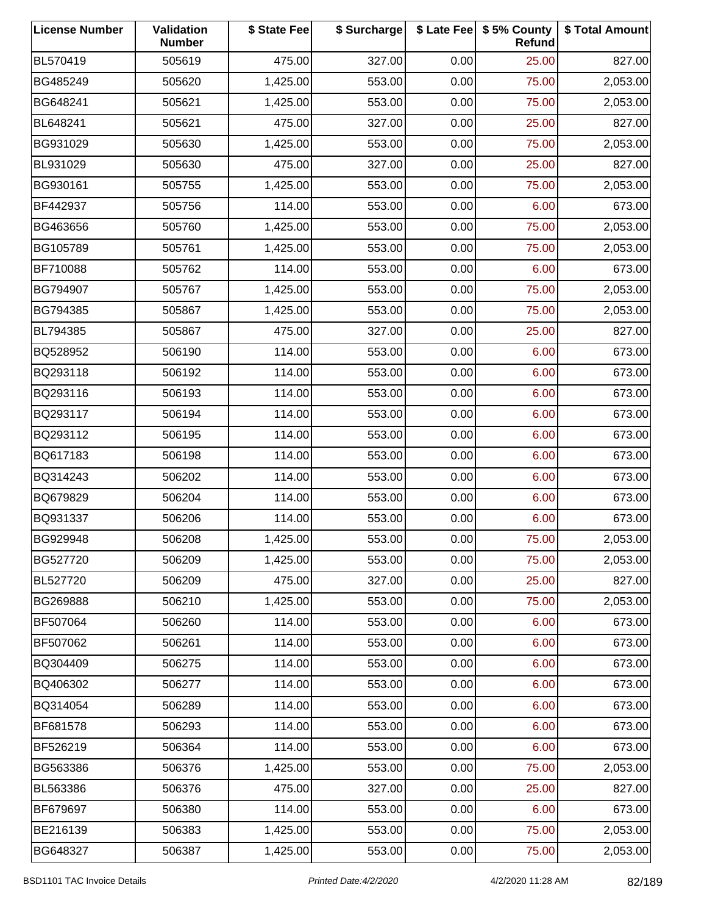| License Number | Validation Number | $ State Fee | $ Surcharge | $ Late Fee | $ 5% County Refund | $ Total Amount |
|---|---|---|---|---|---|---|
| BL570419 | 505619 | 475.00 | 327.00 | 0.00 | 25.00 | 827.00 |
| BG485249 | 505620 | 1,425.00 | 553.00 | 0.00 | 75.00 | 2,053.00 |
| BG648241 | 505621 | 1,425.00 | 553.00 | 0.00 | 75.00 | 2,053.00 |
| BL648241 | 505621 | 475.00 | 327.00 | 0.00 | 25.00 | 827.00 |
| BG931029 | 505630 | 1,425.00 | 553.00 | 0.00 | 75.00 | 2,053.00 |
| BL931029 | 505630 | 475.00 | 327.00 | 0.00 | 25.00 | 827.00 |
| BG930161 | 505755 | 1,425.00 | 553.00 | 0.00 | 75.00 | 2,053.00 |
| BF442937 | 505756 | 114.00 | 553.00 | 0.00 | 6.00 | 673.00 |
| BG463656 | 505760 | 1,425.00 | 553.00 | 0.00 | 75.00 | 2,053.00 |
| BG105789 | 505761 | 1,425.00 | 553.00 | 0.00 | 75.00 | 2,053.00 |
| BF710088 | 505762 | 114.00 | 553.00 | 0.00 | 6.00 | 673.00 |
| BG794907 | 505767 | 1,425.00 | 553.00 | 0.00 | 75.00 | 2,053.00 |
| BG794385 | 505867 | 1,425.00 | 553.00 | 0.00 | 75.00 | 2,053.00 |
| BL794385 | 505867 | 475.00 | 327.00 | 0.00 | 25.00 | 827.00 |
| BQ528952 | 506190 | 114.00 | 553.00 | 0.00 | 6.00 | 673.00 |
| BQ293118 | 506192 | 114.00 | 553.00 | 0.00 | 6.00 | 673.00 |
| BQ293116 | 506193 | 114.00 | 553.00 | 0.00 | 6.00 | 673.00 |
| BQ293117 | 506194 | 114.00 | 553.00 | 0.00 | 6.00 | 673.00 |
| BQ293112 | 506195 | 114.00 | 553.00 | 0.00 | 6.00 | 673.00 |
| BQ617183 | 506198 | 114.00 | 553.00 | 0.00 | 6.00 | 673.00 |
| BQ314243 | 506202 | 114.00 | 553.00 | 0.00 | 6.00 | 673.00 |
| BQ679829 | 506204 | 114.00 | 553.00 | 0.00 | 6.00 | 673.00 |
| BQ931337 | 506206 | 114.00 | 553.00 | 0.00 | 6.00 | 673.00 |
| BG929948 | 506208 | 1,425.00 | 553.00 | 0.00 | 75.00 | 2,053.00 |
| BG527720 | 506209 | 1,425.00 | 553.00 | 0.00 | 75.00 | 2,053.00 |
| BL527720 | 506209 | 475.00 | 327.00 | 0.00 | 25.00 | 827.00 |
| BG269888 | 506210 | 1,425.00 | 553.00 | 0.00 | 75.00 | 2,053.00 |
| BF507064 | 506260 | 114.00 | 553.00 | 0.00 | 6.00 | 673.00 |
| BF507062 | 506261 | 114.00 | 553.00 | 0.00 | 6.00 | 673.00 |
| BQ304409 | 506275 | 114.00 | 553.00 | 0.00 | 6.00 | 673.00 |
| BQ406302 | 506277 | 114.00 | 553.00 | 0.00 | 6.00 | 673.00 |
| BQ314054 | 506289 | 114.00 | 553.00 | 0.00 | 6.00 | 673.00 |
| BF681578 | 506293 | 114.00 | 553.00 | 0.00 | 6.00 | 673.00 |
| BF526219 | 506364 | 114.00 | 553.00 | 0.00 | 6.00 | 673.00 |
| BG563386 | 506376 | 1,425.00 | 553.00 | 0.00 | 75.00 | 2,053.00 |
| BL563386 | 506376 | 475.00 | 327.00 | 0.00 | 25.00 | 827.00 |
| BF679697 | 506380 | 114.00 | 553.00 | 0.00 | 6.00 | 673.00 |
| BE216139 | 506383 | 1,425.00 | 553.00 | 0.00 | 75.00 | 2,053.00 |
| BG648327 | 506387 | 1,425.00 | 553.00 | 0.00 | 75.00 | 2,053.00 |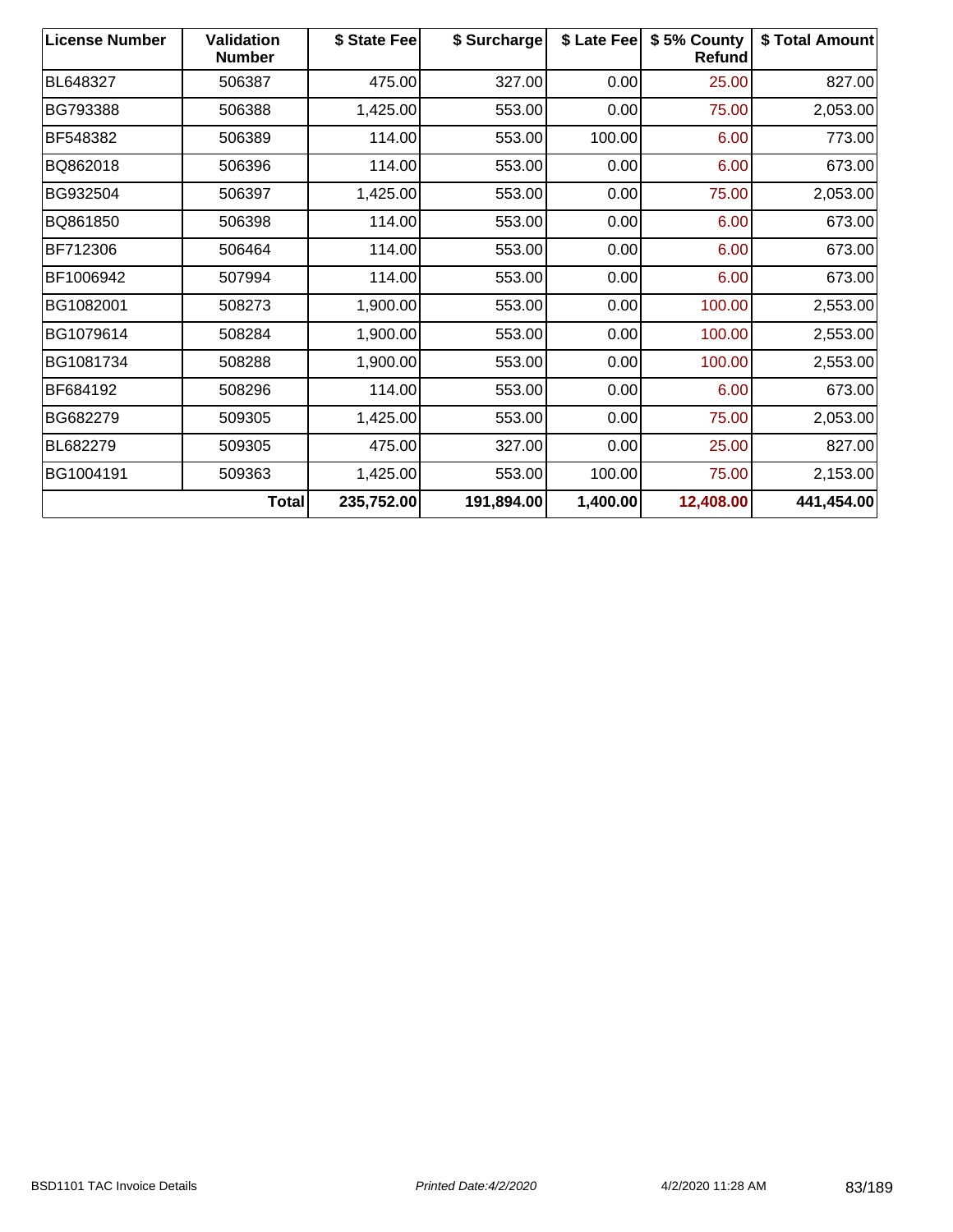| License Number | Validation Number | $ State Fee | $ Surcharge | $ Late Fee | $ 5% County Refund | $ Total Amount |
|---|---|---|---|---|---|---|
| BL648327 | 506387 | 475.00 | 327.00 | 0.00 | 25.00 | 827.00 |
| BG793388 | 506388 | 1,425.00 | 553.00 | 0.00 | 75.00 | 2,053.00 |
| BF548382 | 506389 | 114.00 | 553.00 | 100.00 | 6.00 | 773.00 |
| BQ862018 | 506396 | 114.00 | 553.00 | 0.00 | 6.00 | 673.00 |
| BG932504 | 506397 | 1,425.00 | 553.00 | 0.00 | 75.00 | 2,053.00 |
| BQ861850 | 506398 | 114.00 | 553.00 | 0.00 | 6.00 | 673.00 |
| BF712306 | 506464 | 114.00 | 553.00 | 0.00 | 6.00 | 673.00 |
| BF1006942 | 507994 | 114.00 | 553.00 | 0.00 | 6.00 | 673.00 |
| BG1082001 | 508273 | 1,900.00 | 553.00 | 0.00 | 100.00 | 2,553.00 |
| BG1079614 | 508284 | 1,900.00 | 553.00 | 0.00 | 100.00 | 2,553.00 |
| BG1081734 | 508288 | 1,900.00 | 553.00 | 0.00 | 100.00 | 2,553.00 |
| BF684192 | 508296 | 114.00 | 553.00 | 0.00 | 6.00 | 673.00 |
| BG682279 | 509305 | 1,425.00 | 553.00 | 0.00 | 75.00 | 2,053.00 |
| BL682279 | 509305 | 475.00 | 327.00 | 0.00 | 25.00 | 827.00 |
| BG1004191 | 509363 | 1,425.00 | 553.00 | 100.00 | 75.00 | 2,153.00 |
| | **Total** | **235,752.00** | **191,894.00** | **1,400.00** | **12,408.00** | **441,454.00** |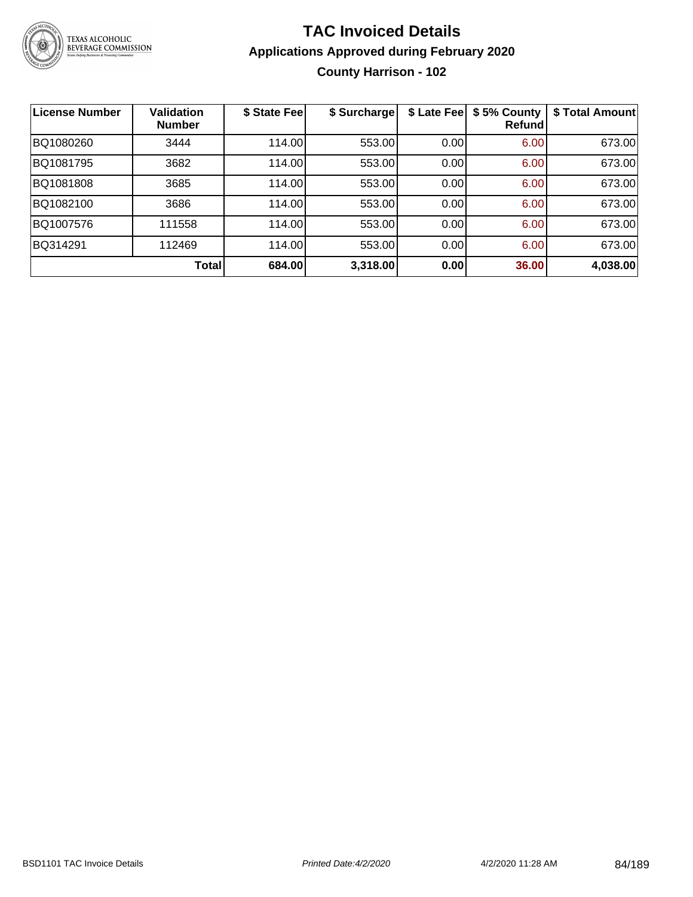# TAC Invoiced Details

## Applications Approved during February 2020

### County Harrison - 102

| License Number | Validation Number | $ State Fee | $ Surcharge | $ Late Fee | $ 5% County Refund | $ Total Amount |
|---|---|---|---|---|---|---|
| BQ1080260 | 3444 | 114.00 | 553.00 | 0.00 | 6.00 | 673.00 |
| BQ1081795 | 3682 | 114.00 | 553.00 | 0.00 | 6.00 | 673.00 |
| BQ1081808 | 3685 | 114.00 | 553.00 | 0.00 | 6.00 | 673.00 |
| BQ1082100 | 3686 | 114.00 | 553.00 | 0.00 | 6.00 | 673.00 |
| BQ1007576 | 111558 | 114.00 | 553.00 | 0.00 | 6.00 | 673.00 |
| BQ314291 | 112469 | 114.00 | 553.00 | 0.00 | 6.00 | 673.00 |
| | **Total** | **684.00** | **3,318.00** | **0.00** | **36.00** | **4,038.00** |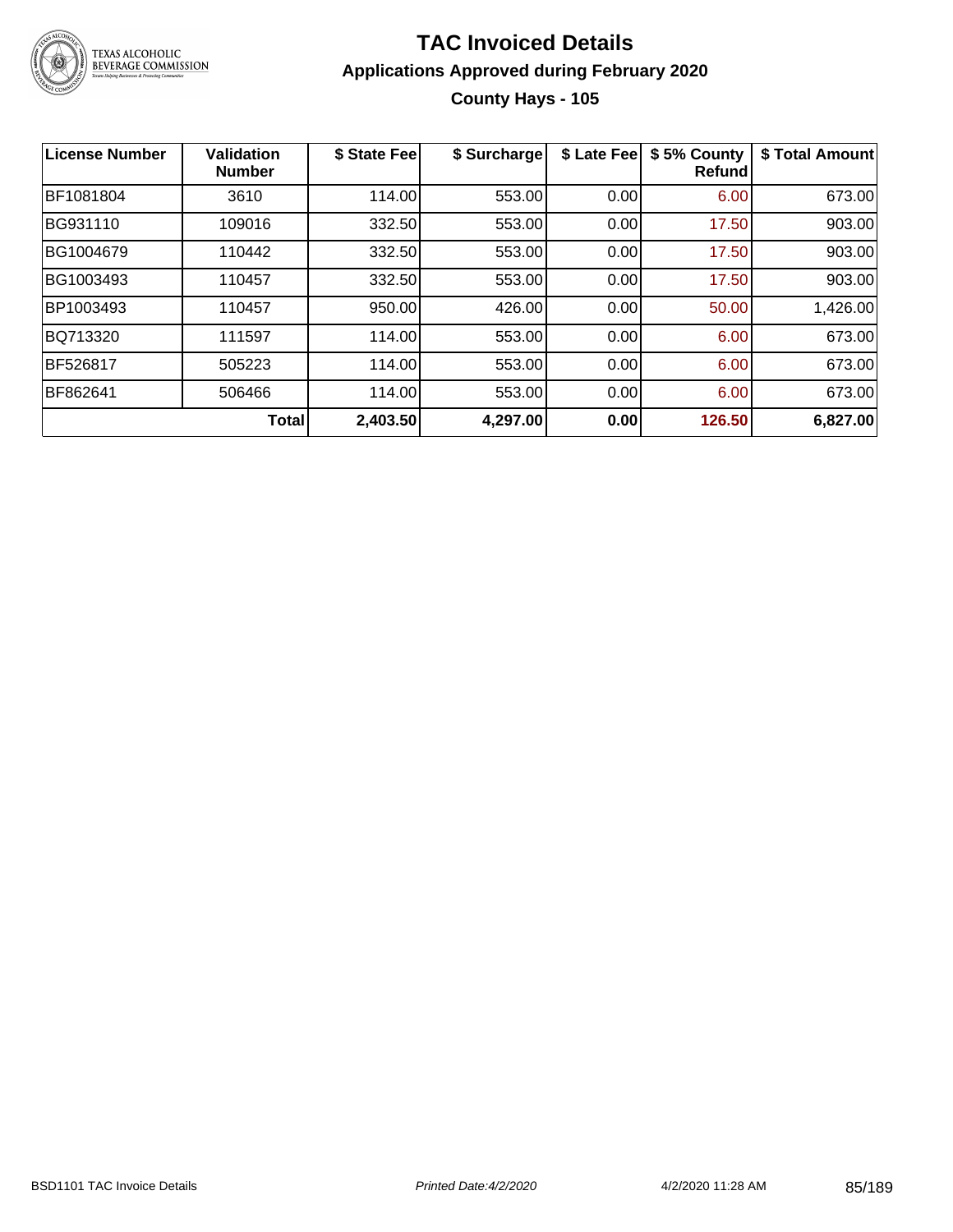# TAC Invoiced Details

## Applications Approved during February 2020

### County Hays - 105

| License Number | Validation Number | $ State Fee | $ Surcharge | $ Late Fee | $ 5% County Refund | $ Total Amount |
|---|---|---|---|---|---|---|
| BF1081804 | 3610 | 114.00 | 553.00 | 0.00 | 6.00 | 673.00 |
| BG931110 | 109016 | 332.50 | 553.00 | 0.00 | 17.50 | 903.00 |
| BG1004679 | 110442 | 332.50 | 553.00 | 0.00 | 17.50 | 903.00 |
| BG1003493 | 110457 | 332.50 | 553.00 | 0.00 | 17.50 | 903.00 |
| BP1003493 | 110457 | 950.00 | 426.00 | 0.00 | 50.00 | 1,426.00 |
| BQ713320 | 111597 | 114.00 | 553.00 | 0.00 | 6.00 | 673.00 |
| BF526817 | 505223 | 114.00 | 553.00 | 0.00 | 6.00 | 673.00 |
| BF862641 | 506466 | 114.00 | 553.00 | 0.00 | 6.00 | 673.00 |
| | **Total** | **2,403.50** | **4,297.00** | **0.00** | **126.50** | **6,827.00** |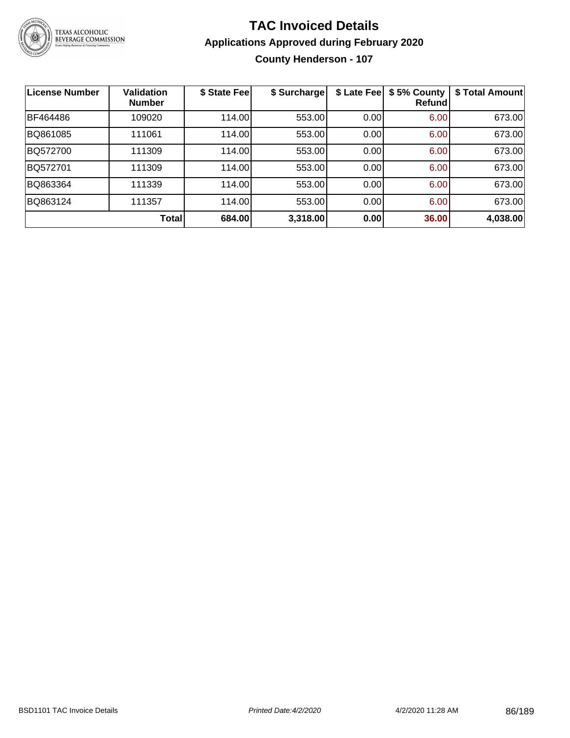# TAC Invoiced Details

## Applications Approved during February 2020

### County Henderson - 107

| License Number | Validation Number | \$ State Fee | \$ Surcharge | \$ Late Fee | \$ 5% County Refund | \$ Total Amount |
|---|---|---|---|---|---|---|
| BF464486 | 109020 | 114.00 | 553.00 | 0.00 | 6.00 | 673.00 |
| BQ861085 | 111061 | 114.00 | 553.00 | 0.00 | 6.00 | 673.00 |
| BQ572700 | 111309 | 114.00 | 553.00 | 0.00 | 6.00 | 673.00 |
| BQ572701 | 111309 | 114.00 | 553.00 | 0.00 | 6.00 | 673.00 |
| BQ863364 | 111339 | 114.00 | 553.00 | 0.00 | 6.00 | 673.00 |
| BQ863124 | 111357 | 114.00 | 553.00 | 0.00 | 6.00 | 673.00 |
| | **Total** | **684.00** | **3,318.00** | **0.00** | **36.00** | **4,038.00** |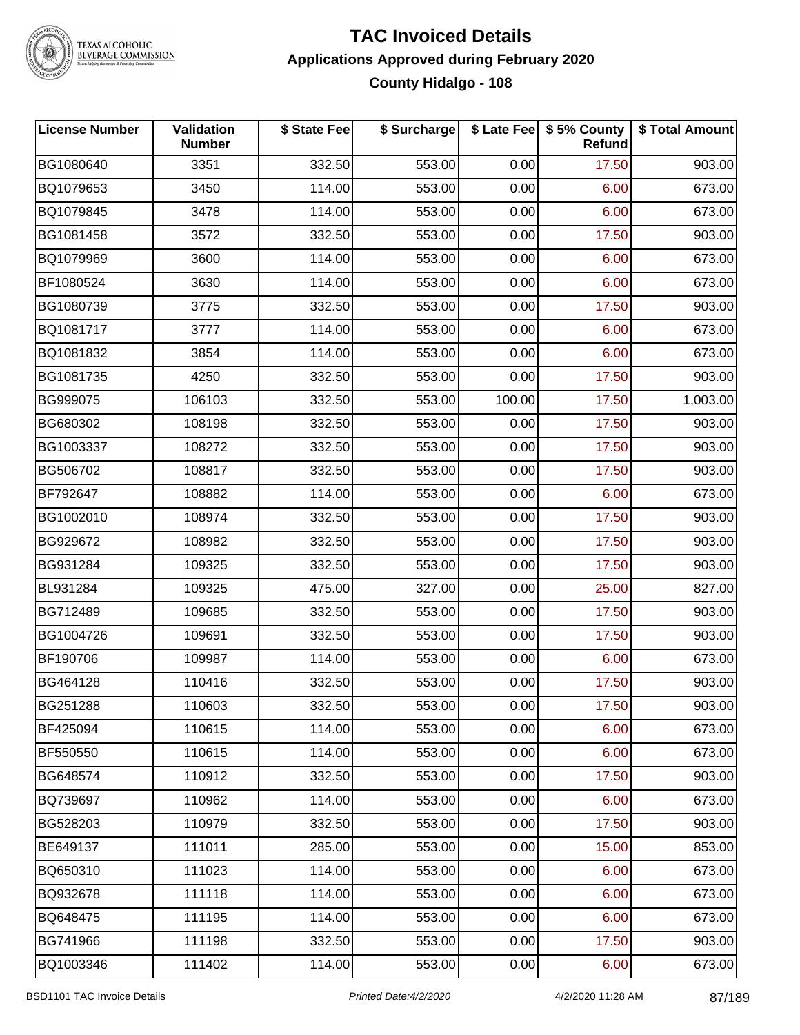# TAC Invoiced Details

## Applications Approved during February 2020

### County Hidalgo - 108

| License Number | Validation Number | $ State Fee | $ Surcharge | $ Late Fee | $ 5% County Refund | $ Total Amount |
|---|---|---|---|---|---|---|
| BG1080640 | 3351 | 332.50 | 553.00 | 0.00 | 17.50 | 903.00 |
| BQ1079653 | 3450 | 114.00 | 553.00 | 0.00 | 6.00 | 673.00 |
| BQ1079845 | 3478 | 114.00 | 553.00 | 0.00 | 6.00 | 673.00 |
| BG1081458 | 3572 | 332.50 | 553.00 | 0.00 | 17.50 | 903.00 |
| BQ1079969 | 3600 | 114.00 | 553.00 | 0.00 | 6.00 | 673.00 |
| BF1080524 | 3630 | 114.00 | 553.00 | 0.00 | 6.00 | 673.00 |
| BG1080739 | 3775 | 332.50 | 553.00 | 0.00 | 17.50 | 903.00 |
| BQ1081717 | 3777 | 114.00 | 553.00 | 0.00 | 6.00 | 673.00 |
| BQ1081832 | 3854 | 114.00 | 553.00 | 0.00 | 6.00 | 673.00 |
| BG1081735 | 4250 | 332.50 | 553.00 | 0.00 | 17.50 | 903.00 |
| BG999075 | 106103 | 332.50 | 553.00 | 100.00 | 17.50 | 1,003.00 |
| BG680302 | 108198 | 332.50 | 553.00 | 0.00 | 17.50 | 903.00 |
| BG1003337 | 108272 | 332.50 | 553.00 | 0.00 | 17.50 | 903.00 |
| BG506702 | 108817 | 332.50 | 553.00 | 0.00 | 17.50 | 903.00 |
| BF792647 | 108882 | 114.00 | 553.00 | 0.00 | 6.00 | 673.00 |
| BG1002010 | 108974 | 332.50 | 553.00 | 0.00 | 17.50 | 903.00 |
| BG929672 | 108982 | 332.50 | 553.00 | 0.00 | 17.50 | 903.00 |
| BG931284 | 109325 | 332.50 | 553.00 | 0.00 | 17.50 | 903.00 |
| BL931284 | 109325 | 475.00 | 327.00 | 0.00 | 25.00 | 827.00 |
| BG712489 | 109685 | 332.50 | 553.00 | 0.00 | 17.50 | 903.00 |
| BG1004726 | 109691 | 332.50 | 553.00 | 0.00 | 17.50 | 903.00 |
| BF190706 | 109987 | 114.00 | 553.00 | 0.00 | 6.00 | 673.00 |
| BG464128 | 110416 | 332.50 | 553.00 | 0.00 | 17.50 | 903.00 |
| BG251288 | 110603 | 332.50 | 553.00 | 0.00 | 17.50 | 903.00 |
| BF425094 | 110615 | 114.00 | 553.00 | 0.00 | 6.00 | 673.00 |
| BF550550 | 110615 | 114.00 | 553.00 | 0.00 | 6.00 | 673.00 |
| BG648574 | 110912 | 332.50 | 553.00 | 0.00 | 17.50 | 903.00 |
| BQ739697 | 110962 | 114.00 | 553.00 | 0.00 | 6.00 | 673.00 |
| BG528203 | 110979 | 332.50 | 553.00 | 0.00 | 17.50 | 903.00 |
| BE649137 | 111011 | 285.00 | 553.00 | 0.00 | 15.00 | 853.00 |
| BQ650310 | 111023 | 114.00 | 553.00 | 0.00 | 6.00 | 673.00 |
| BQ932678 | 111118 | 114.00 | 553.00 | 0.00 | 6.00 | 673.00 |
| BQ648475 | 111195 | 114.00 | 553.00 | 0.00 | 6.00 | 673.00 |
| BG741966 | 111198 | 332.50 | 553.00 | 0.00 | 17.50 | 903.00 |
| BQ1003346 | 111402 | 114.00 | 553.00 | 0.00 | 6.00 | 673.00 |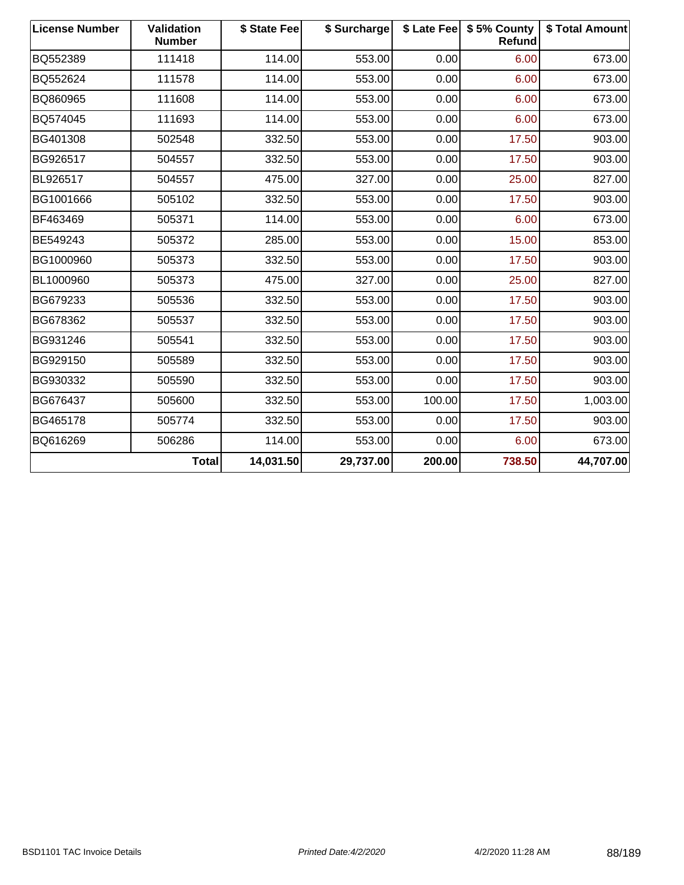| License Number | Validation Number | $ State Fee | $ Surcharge | $ Late Fee | $ 5% County Refund | $ Total Amount |
|---|---|---|---|---|---|---|
| BQ552389 | 111418 | 114.00 | 553.00 | 0.00 | 6.00 | 673.00 |
| BQ552624 | 111578 | 114.00 | 553.00 | 0.00 | 6.00 | 673.00 |
| BQ860965 | 111608 | 114.00 | 553.00 | 0.00 | 6.00 | 673.00 |
| BQ574045 | 111693 | 114.00 | 553.00 | 0.00 | 6.00 | 673.00 |
| BG401308 | 502548 | 332.50 | 553.00 | 0.00 | 17.50 | 903.00 |
| BG926517 | 504557 | 332.50 | 553.00 | 0.00 | 17.50 | 903.00 |
| BL926517 | 504557 | 475.00 | 327.00 | 0.00 | 25.00 | 827.00 |
| BG1001666 | 505102 | 332.50 | 553.00 | 0.00 | 17.50 | 903.00 |
| BF463469 | 505371 | 114.00 | 553.00 | 0.00 | 6.00 | 673.00 |
| BE549243 | 505372 | 285.00 | 553.00 | 0.00 | 15.00 | 853.00 |
| BG1000960 | 505373 | 332.50 | 553.00 | 0.00 | 17.50 | 903.00 |
| BL1000960 | 505373 | 475.00 | 327.00 | 0.00 | 25.00 | 827.00 |
| BG679233 | 505536 | 332.50 | 553.00 | 0.00 | 17.50 | 903.00 |
| BG678362 | 505537 | 332.50 | 553.00 | 0.00 | 17.50 | 903.00 |
| BG931246 | 505541 | 332.50 | 553.00 | 0.00 | 17.50 | 903.00 |
| BG929150 | 505589 | 332.50 | 553.00 | 0.00 | 17.50 | 903.00 |
| BG930332 | 505590 | 332.50 | 553.00 | 0.00 | 17.50 | 903.00 |
| BG676437 | 505600 | 332.50 | 553.00 | 100.00 | 17.50 | 1,003.00 |
| BG465178 | 505774 | 332.50 | 553.00 | 0.00 | 17.50 | 903.00 |
| BQ616269 | 506286 | 114.00 | 553.00 | 0.00 | 6.00 | 673.00 |
| | **Total** | **14,031.50** | **29,737.00** | **200.00** | **738.50** | **44,707.00** |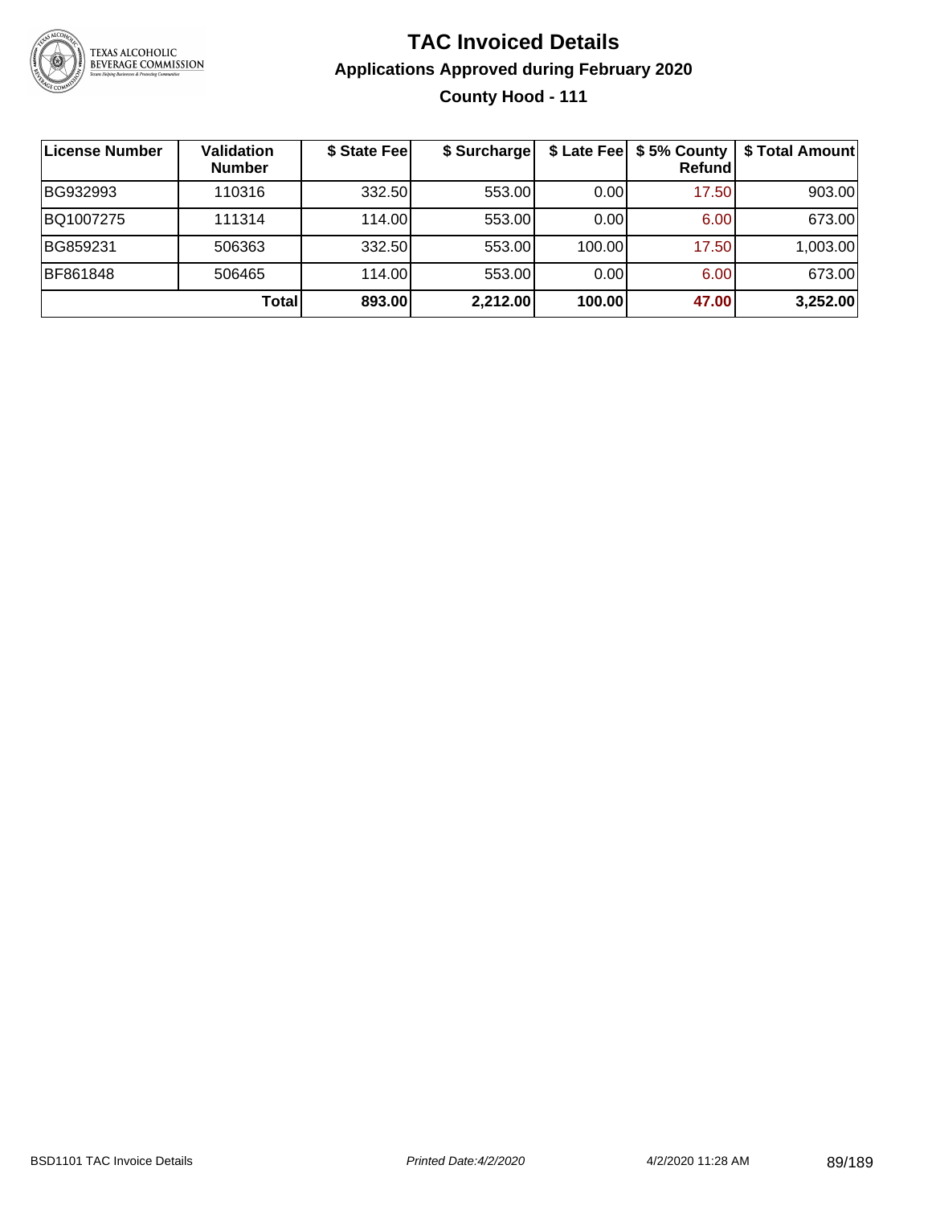# TAC Invoiced Details

## Applications Approved during February 2020

### County Hood - 111

| License Number | Validation Number | $ State Fee | $ Surcharge | $ Late Fee | $ 5% County Refund | $ Total Amount |
|---|---|---|---|---|---|---|
| BG932993 | 110316 | 332.50 | 553.00 | 0.00 | 17.50 | 903.00 |
| BQ1007275 | 111314 | 114.00 | 553.00 | 0.00 | 6.00 | 673.00 |
| BG859231 | 506363 | 332.50 | 553.00 | 100.00 | 17.50 | 1,003.00 |
| BF861848 | 506465 | 114.00 | 553.00 | 0.00 | 6.00 | 673.00 |
| | **Total** | **893.00** | **2,212.00** | **100.00** | **47.00** | **3,252.00** |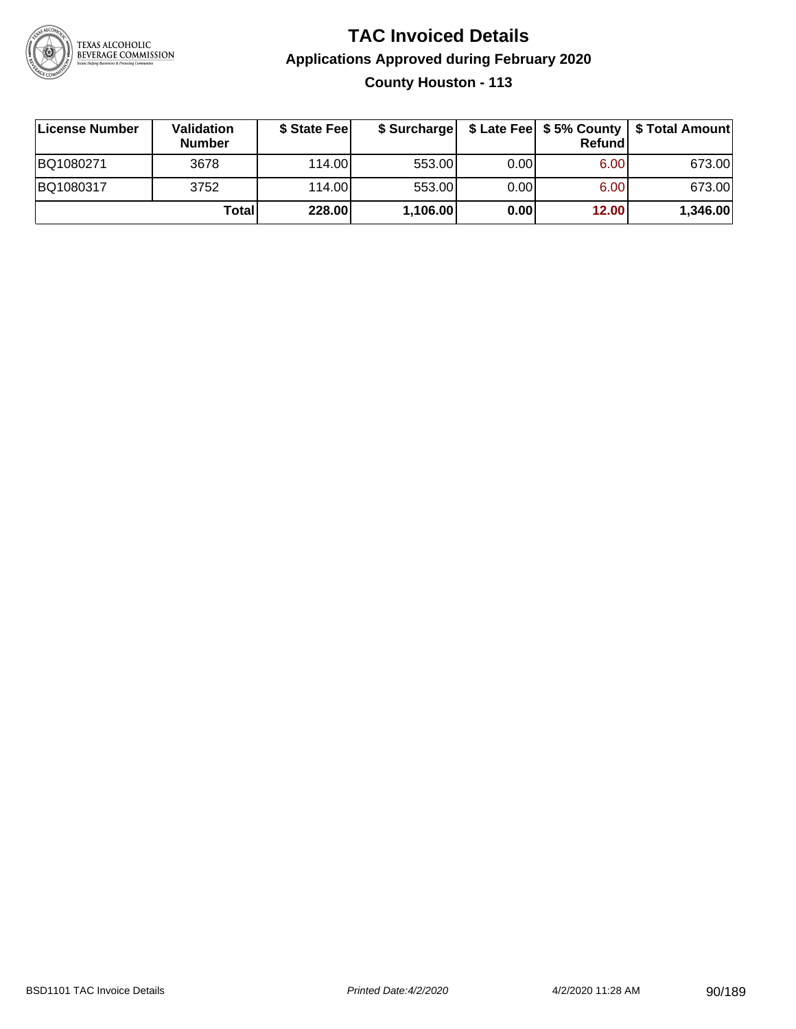# TAC Invoiced Details

## Applications Approved during February 2020

### County Houston - 113

| License Number | Validation Number | $ State Fee | $ Surcharge | $ Late Fee | $ 5% County Refund | $ Total Amount |
|---|---|---|---|---|---|---|
| BQ1080271 | 3678 | 114.00 | 553.00 | 0.00 | 6.00 | 673.00 |
| BQ1080317 | 3752 | 114.00 | 553.00 | 0.00 | 6.00 | 673.00 |
| | **Total** | **228.00** | **1,106.00** | **0.00** | **12.00** | **1,346.00** |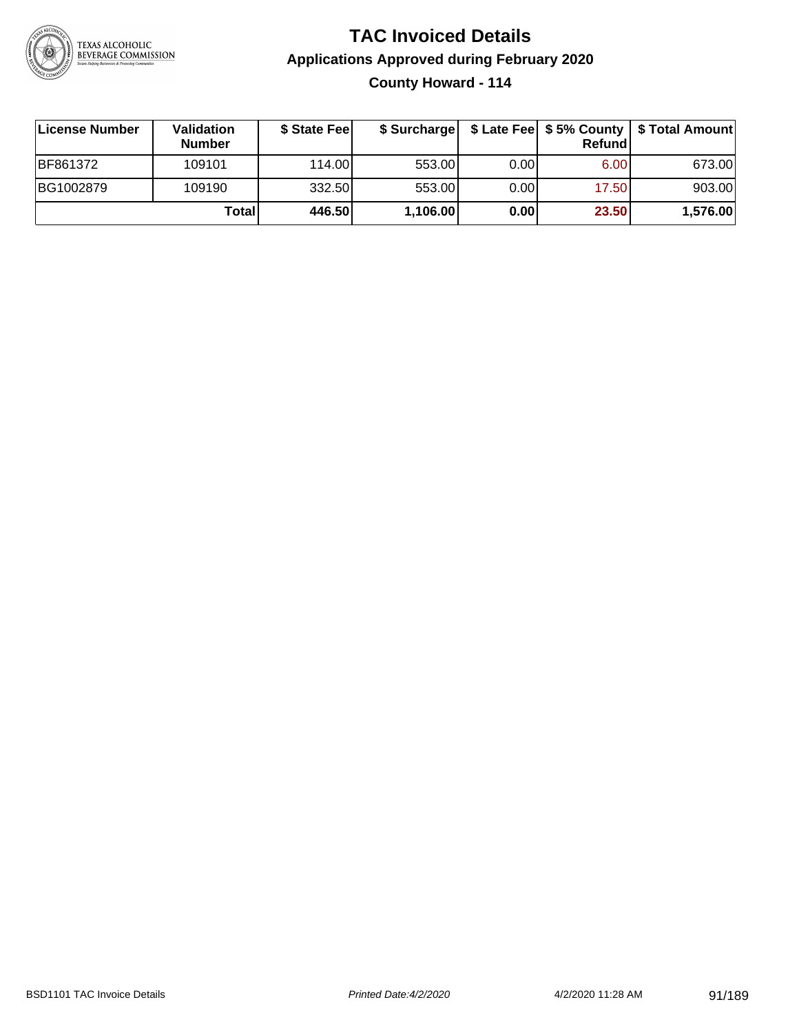# TAC Invoiced Details

## Applications Approved during February 2020

### County Howard - 114

| License Number | Validation Number | $ State Fee | $ Surcharge | $ Late Fee | $ 5% County Refund | $ Total Amount |
|---|---|---|---|---|---|---|
| BF861372 | 109101 | 114.00 | 553.00 | 0.00 | 6.00 | 673.00 |
| BG1002879 | 109190 | 332.50 | 553.00 | 0.00 | 17.50 | 903.00 |
| | **Total** | **446.50** | **1,106.00** | **0.00** | **23.50** | **1,576.00** |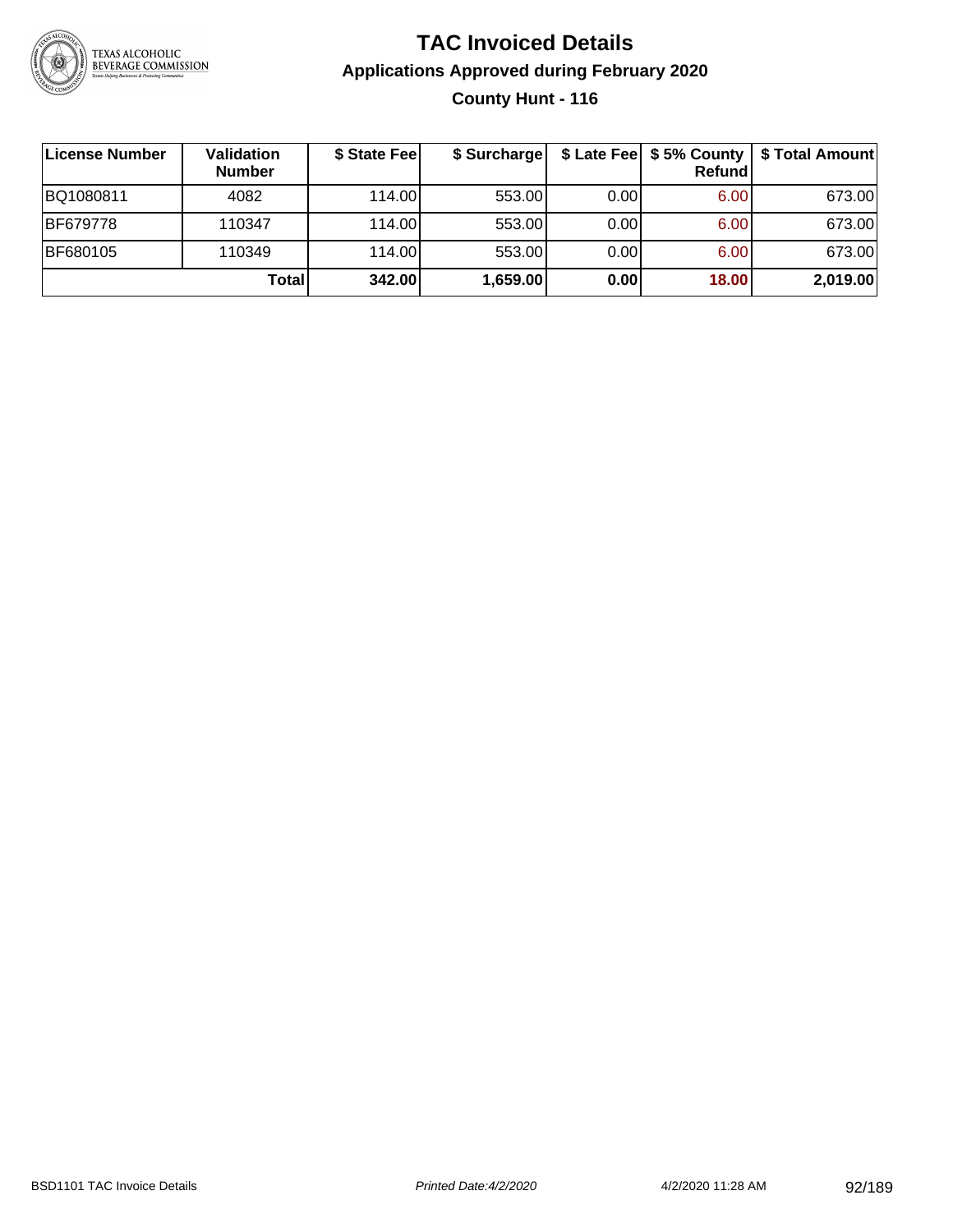# TAC Invoiced Details

## Applications Approved during February 2020

### County Hunt - 116

| License Number | Validation Number | $ State Fee | $ Surcharge | $ Late Fee | $ 5% County Refund | $ Total Amount |
|---|---|---|---|---|---|---|
| BQ1080811 | 4082 | 114.00 | 553.00 | 0.00 | 6.00 | 673.00 |
| BF679778 | 110347 | 114.00 | 553.00 | 0.00 | 6.00 | 673.00 |
| BF680105 | 110349 | 114.00 | 553.00 | 0.00 | 6.00 | 673.00 |
| | **Total** | **342.00** | **1,659.00** | **0.00** | **18.00** | **2,019.00** |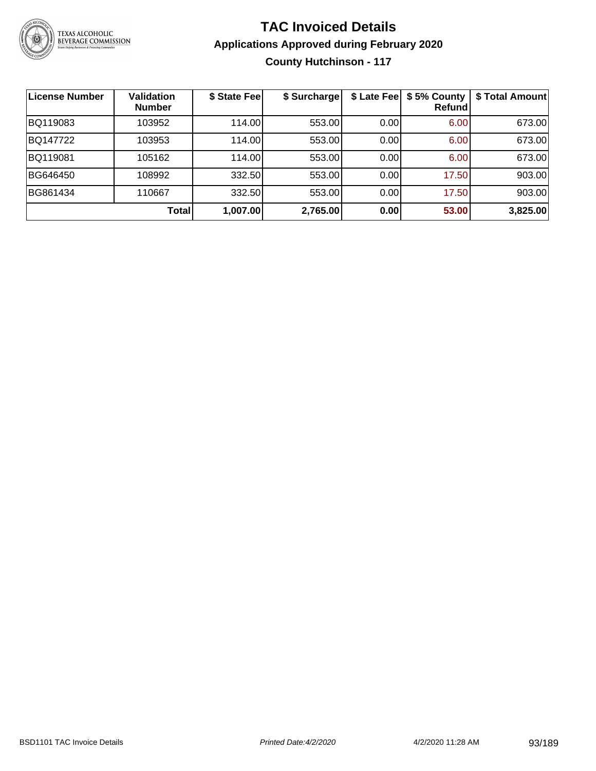# TAC Invoiced Details

## Applications Approved during February 2020

### County Hutchinson - 117

| License Number | Validation Number | $ State Fee | $ Surcharge | $ Late Fee | $ 5% County Refund | $ Total Amount |
|---|---|---|---|---|---|---|
| BQ119083 | 103952 | 114.00 | 553.00 | 0.00 | 6.00 | 673.00 |
| BQ147722 | 103953 | 114.00 | 553.00 | 0.00 | 6.00 | 673.00 |
| BQ119081 | 105162 | 114.00 | 553.00 | 0.00 | 6.00 | 673.00 |
| BG646450 | 108992 | 332.50 | 553.00 | 0.00 | 17.50 | 903.00 |
| BG861434 | 110667 | 332.50 | 553.00 | 0.00 | 17.50 | 903.00 |
| | **Total** | **1,007.00** | **2,765.00** | **0.00** | **53.00** | **3,825.00** |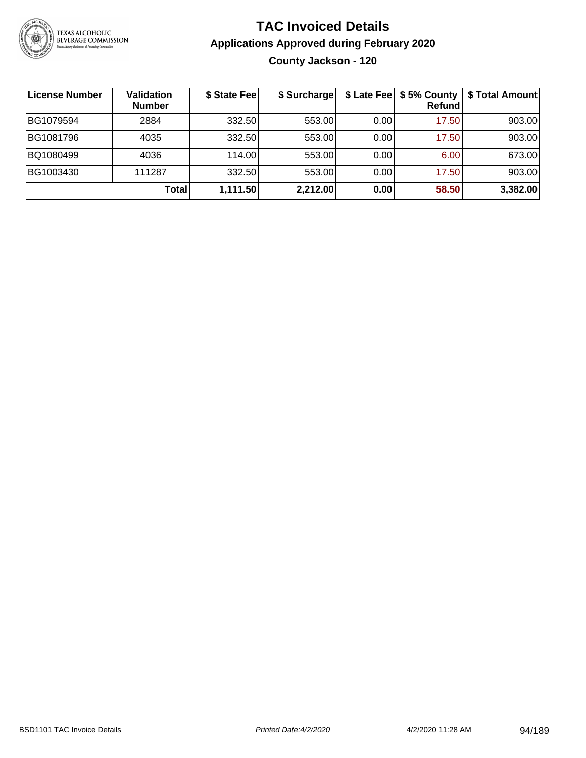# TAC Invoiced Details

## Applications Approved during February 2020

### County Jackson - 120

| License Number | Validation Number | $ State Fee | $ Surcharge | $ Late Fee | $ 5% County Refund | $ Total Amount |
|---|---|---|---|---|---|---|
| BG1079594 | 2884 | 332.50 | 553.00 | 0.00 | 17.50 | 903.00 |
| BG1081796 | 4035 | 332.50 | 553.00 | 0.00 | 17.50 | 903.00 |
| BQ1080499 | 4036 | 114.00 | 553.00 | 0.00 | 6.00 | 673.00 |
| BG1003430 | 111287 | 332.50 | 553.00 | 0.00 | 17.50 | 903.00 |
| | **Total** | **1,111.50** | **2,212.00** | **0.00** | **58.50** | **3,382.00** |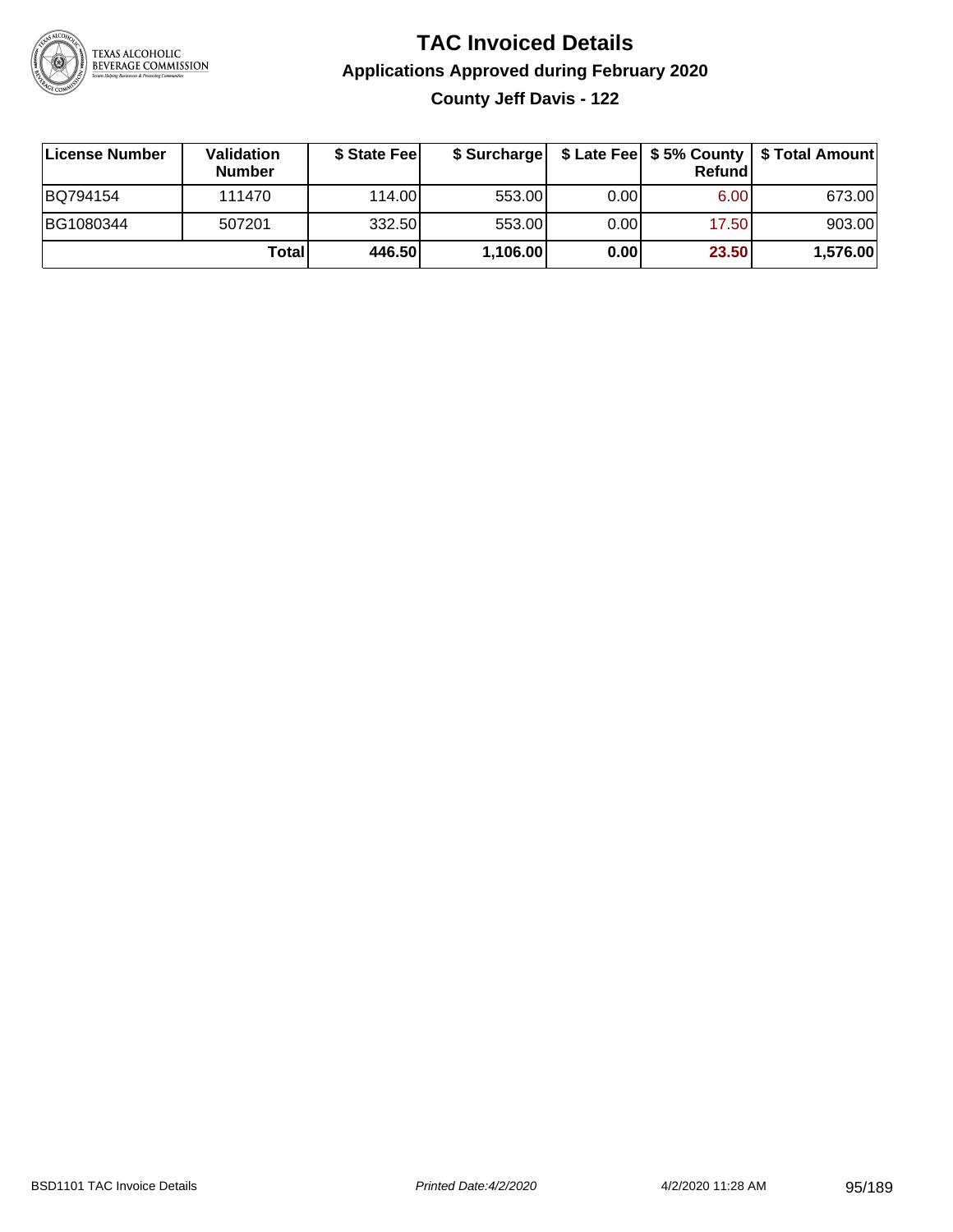# TAC Invoiced Details

## Applications Approved during February 2020

### County Jeff Davis - 122

| License Number | Validation Number | $ State Fee | $ Surcharge | $ Late Fee | $ 5% County Refund | $ Total Amount |
|---|---|---|---|---|---|---|
| BQ794154 | 111470 | 114.00 | 553.00 | 0.00 | 6.00 | 673.00 |
| BG1080344 | 507201 | 332.50 | 553.00 | 0.00 | 17.50 | 903.00 |
| | **Total** | **446.50** | **1,106.00** | **0.00** | **23.50** | **1,576.00** |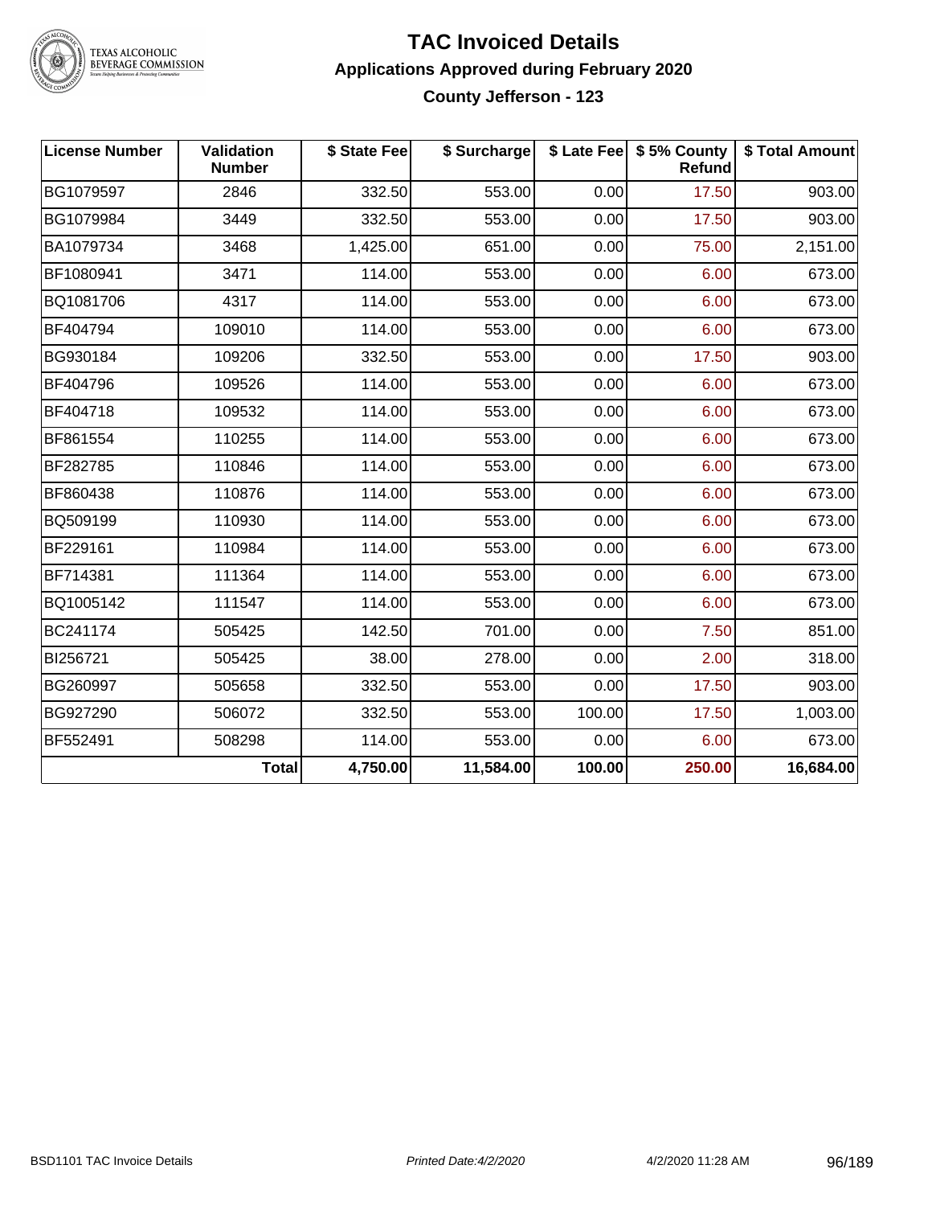# TAC Invoiced Details

## Applications Approved during February 2020

### County Jefferson - 123

| License Number | Validation Number | $ State Fee | $ Surcharge | $ Late Fee | $ 5% County Refund | $ Total Amount |
|---|---|---|---|---|---|---|
| BG1079597 | 2846 | 332.50 | 553.00 | 0.00 | 17.50 | 903.00 |
| BG1079984 | 3449 | 332.50 | 553.00 | 0.00 | 17.50 | 903.00 |
| BA1079734 | 3468 | 1,425.00 | 651.00 | 0.00 | 75.00 | 2,151.00 |
| BF1080941 | 3471 | 114.00 | 553.00 | 0.00 | 6.00 | 673.00 |
| BQ1081706 | 4317 | 114.00 | 553.00 | 0.00 | 6.00 | 673.00 |
| BF404794 | 109010 | 114.00 | 553.00 | 0.00 | 6.00 | 673.00 |
| BG930184 | 109206 | 332.50 | 553.00 | 0.00 | 17.50 | 903.00 |
| BF404796 | 109526 | 114.00 | 553.00 | 0.00 | 6.00 | 673.00 |
| BF404718 | 109532 | 114.00 | 553.00 | 0.00 | 6.00 | 673.00 |
| BF861554 | 110255 | 114.00 | 553.00 | 0.00 | 6.00 | 673.00 |
| BF282785 | 110846 | 114.00 | 553.00 | 0.00 | 6.00 | 673.00 |
| BF860438 | 110876 | 114.00 | 553.00 | 0.00 | 6.00 | 673.00 |
| BQ509199 | 110930 | 114.00 | 553.00 | 0.00 | 6.00 | 673.00 |
| BF229161 | 110984 | 114.00 | 553.00 | 0.00 | 6.00 | 673.00 |
| BF714381 | 111364 | 114.00 | 553.00 | 0.00 | 6.00 | 673.00 |
| BQ1005142 | 111547 | 114.00 | 553.00 | 0.00 | 6.00 | 673.00 |
| BC241174 | 505425 | 142.50 | 701.00 | 0.00 | 7.50 | 851.00 |
| BI256721 | 505425 | 38.00 | 278.00 | 0.00 | 2.00 | 318.00 |
| BG260997 | 505658 | 332.50 | 553.00 | 0.00 | 17.50 | 903.00 |
| BG927290 | 506072 | 332.50 | 553.00 | 100.00 | 17.50 | 1,003.00 |
| BF552491 | 508298 | 114.00 | 553.00 | 0.00 | 6.00 | 673.00 |
| | **Total** | **4,750.00** | **11,584.00** | **100.00** | **250.00** | **16,684.00** |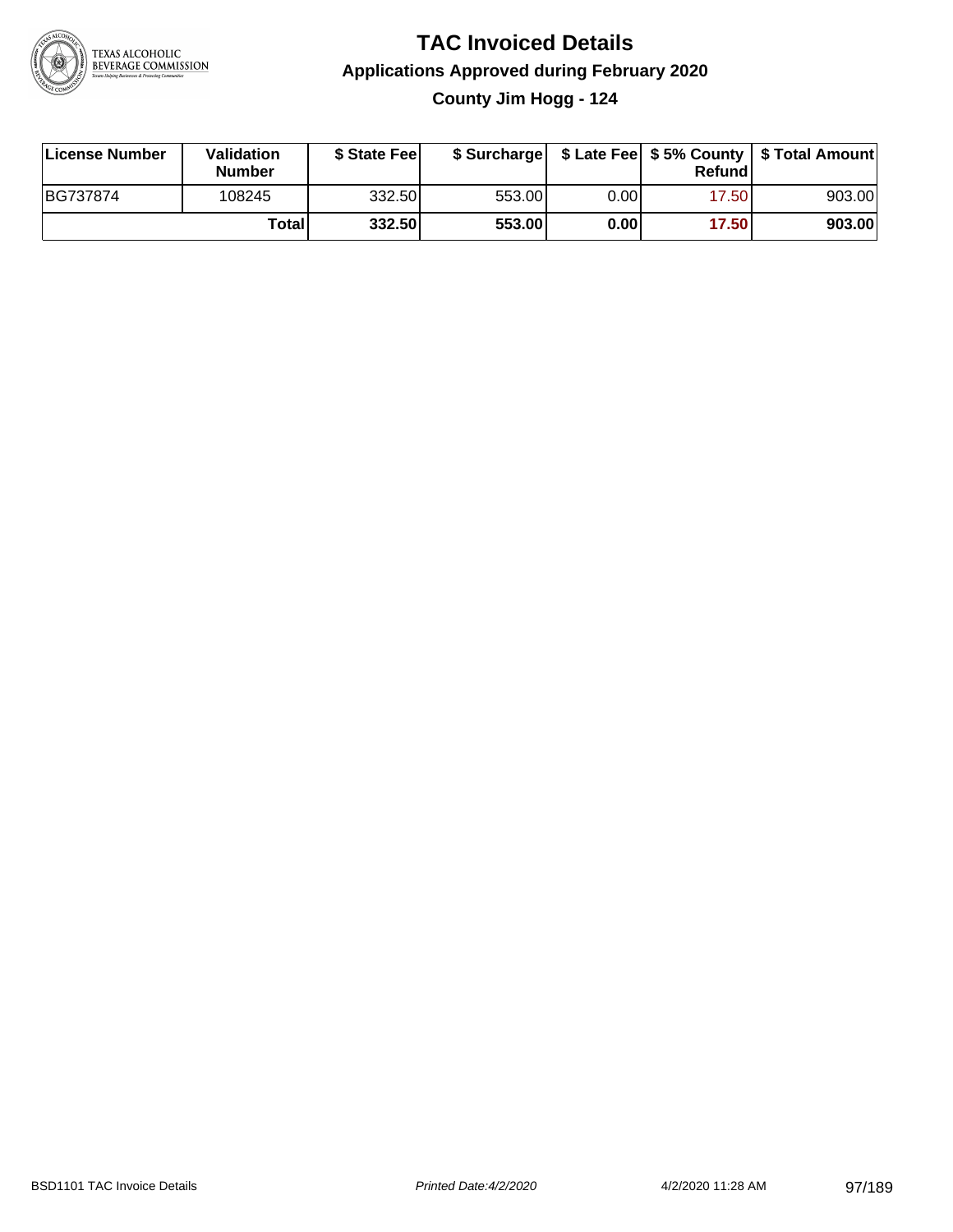# TAC Invoiced Details

## Applications Approved during February 2020

### County Jim Hogg - 124

| License Number | Validation Number | $ State Fee | $ Surcharge | $ Late Fee | $ 5% County Refund | $ Total Amount |
|---|---|---|---|---|---|---|
| BG737874 | 108245 | 332.50 | 553.00 | 0.00 | 17.50 | 903.00 |
| | **Total** | **332.50** | **553.00** | **0.00** | **17.50** | **903.00** |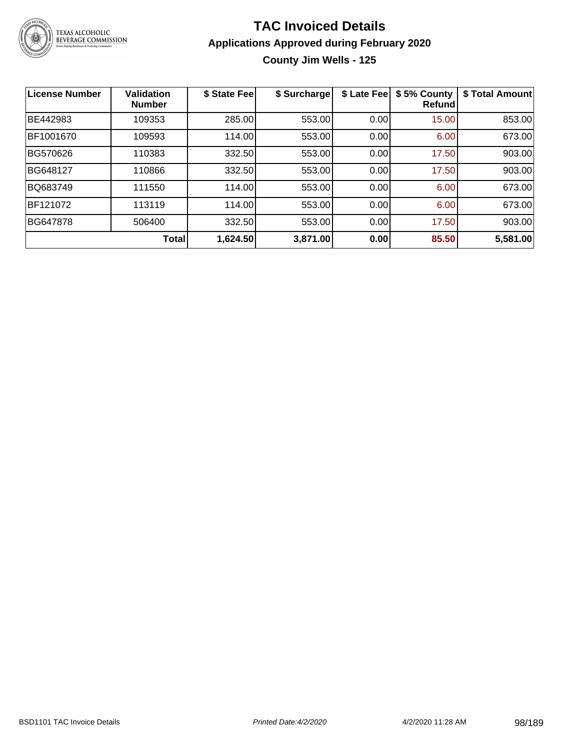# TAC Invoiced Details

## Applications Approved during February 2020

### County Jim Wells - 125

| License Number | Validation Number | $ State Fee | $ Surcharge | $ Late Fee | $ 5% County Refund | $ Total Amount |
| --- | --- | --- | --- | --- | --- | --- |
| BE442983 | 109353 | 285.00 | 553.00 | 0.00 | 15.00 | 853.00 |
| BF1001670 | 109593 | 114.00 | 553.00 | 0.00 | 6.00 | 673.00 |
| BG570626 | 110383 | 332.50 | 553.00 | 0.00 | 17.50 | 903.00 |
| BG648127 | 110866 | 332.50 | 553.00 | 0.00 | 17.50 | 903.00 |
| BQ683749 | 111550 | 114.00 | 553.00 | 0.00 | 6.00 | 673.00 |
| BF121072 | 113119 | 114.00 | 553.00 | 0.00 | 6.00 | 673.00 |
| BG647878 | 506400 | 332.50 | 553.00 | 0.00 | 17.50 | 903.00 |
| | **Total** | **1,624.50** | **3,871.00** | **0.00** | **85.50** | **5,581.00** |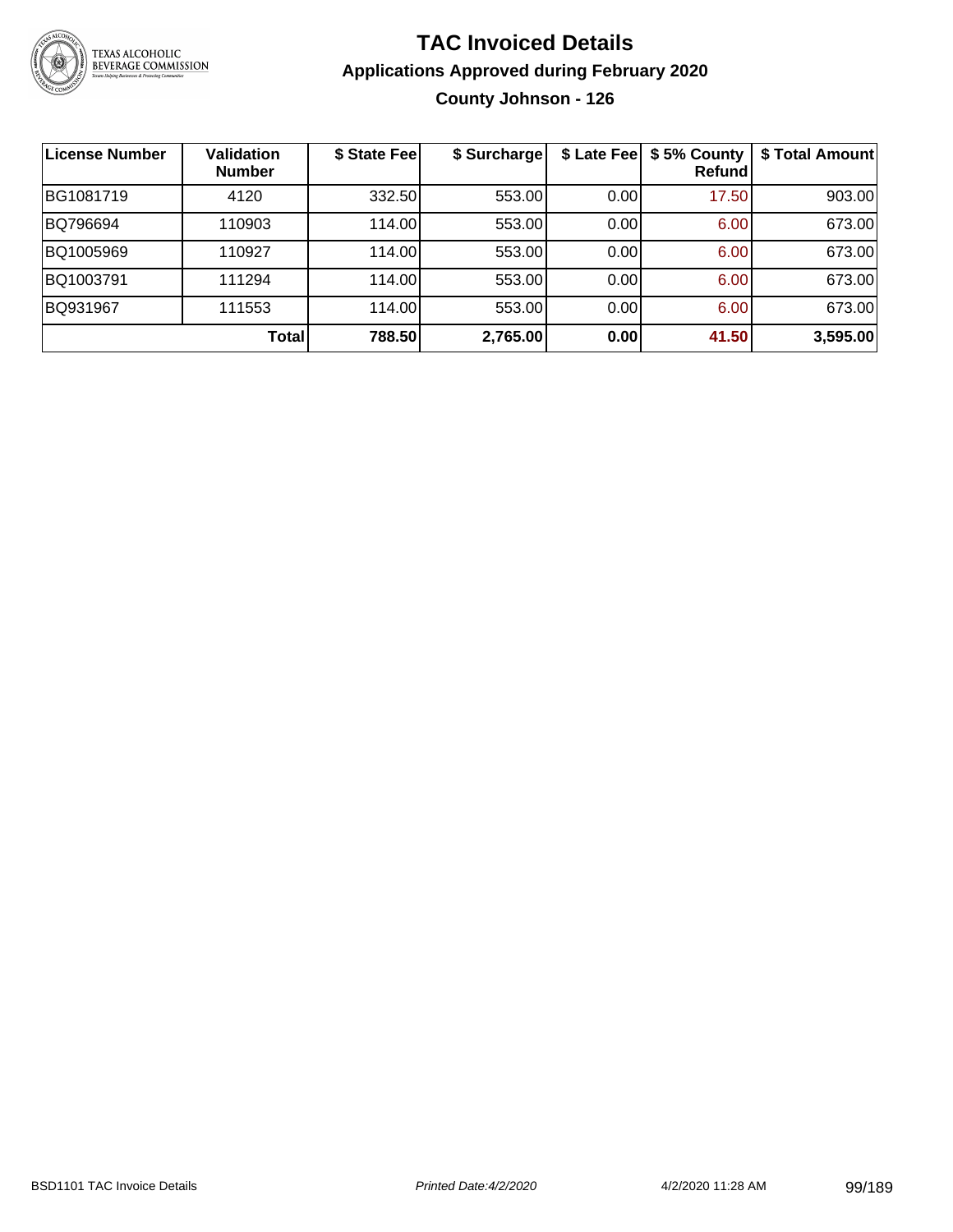# TAC Invoiced Details

## Applications Approved during February 2020

### County Johnson - 126

| License Number | Validation Number | $ State Fee | $ Surcharge | $ Late Fee | $ 5% County Refund | $ Total Amount |
|---|---|---|---|---|---|---|
| BG1081719 | 4120 | 332.50 | 553.00 | 0.00 | 17.50 | 903.00 |
| BQ796694 | 110903 | 114.00 | 553.00 | 0.00 | 6.00 | 673.00 |
| BQ1005969 | 110927 | 114.00 | 553.00 | 0.00 | 6.00 | 673.00 |
| BQ1003791 | 111294 | 114.00 | 553.00 | 0.00 | 6.00 | 673.00 |
| BQ931967 | 111553 | 114.00 | 553.00 | 0.00 | 6.00 | 673.00 |
| | **Total** | **788.50** | **2,765.00** | **0.00** | **41.50** | **3,595.00** |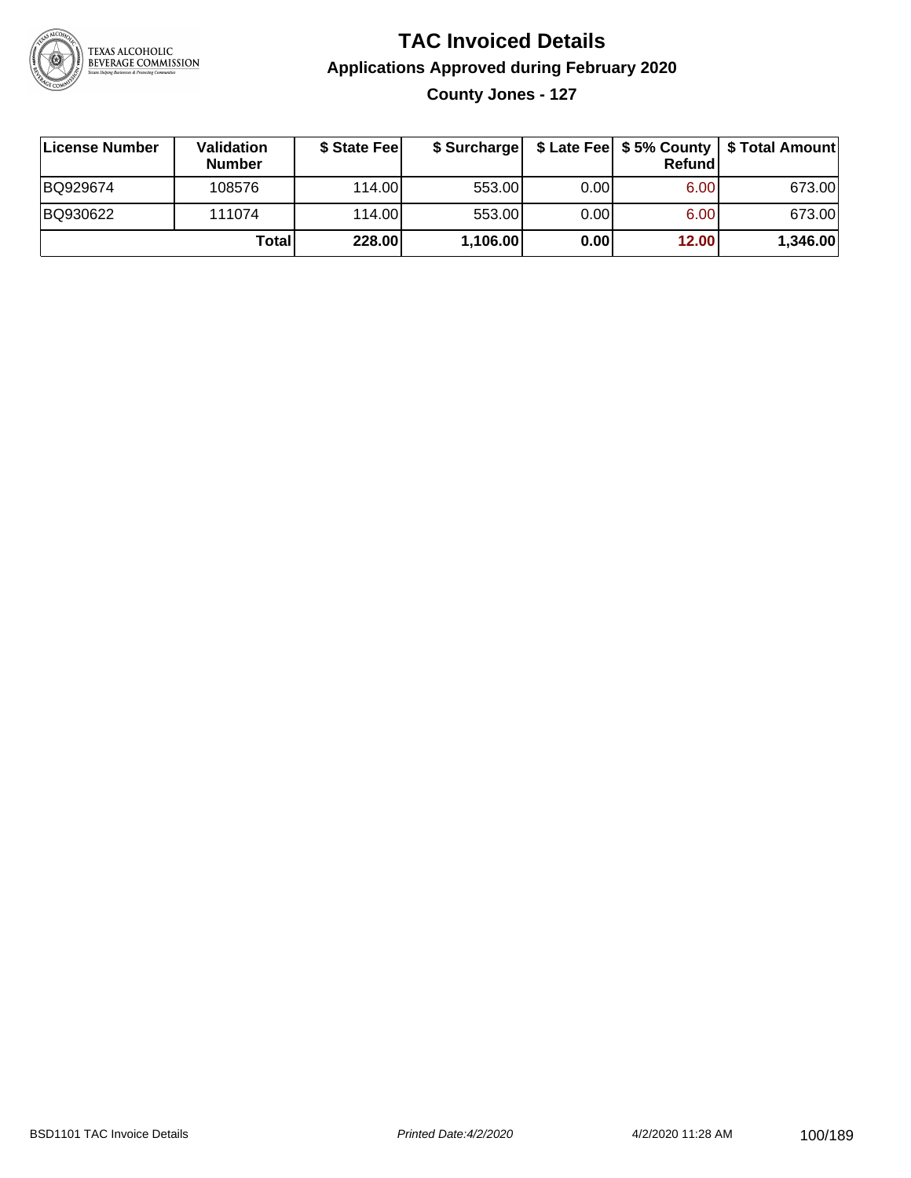# TAC Invoiced Details

## Applications Approved during February 2020

### County Jones - 127

| License Number | Validation Number | $ State Fee | $ Surcharge | $ Late Fee | $ 5% County Refund | $ Total Amount |
|---|---|---|---|---|---|---|
| BQ929674 | 108576 | 114.00 | 553.00 | 0.00 | 6.00 | 673.00 |
| BQ930622 | 111074 | 114.00 | 553.00 | 0.00 | 6.00 | 673.00 |
| | **Total** | **228.00** | **1,106.00** | **0.00** | **12.00** | **1,346.00** |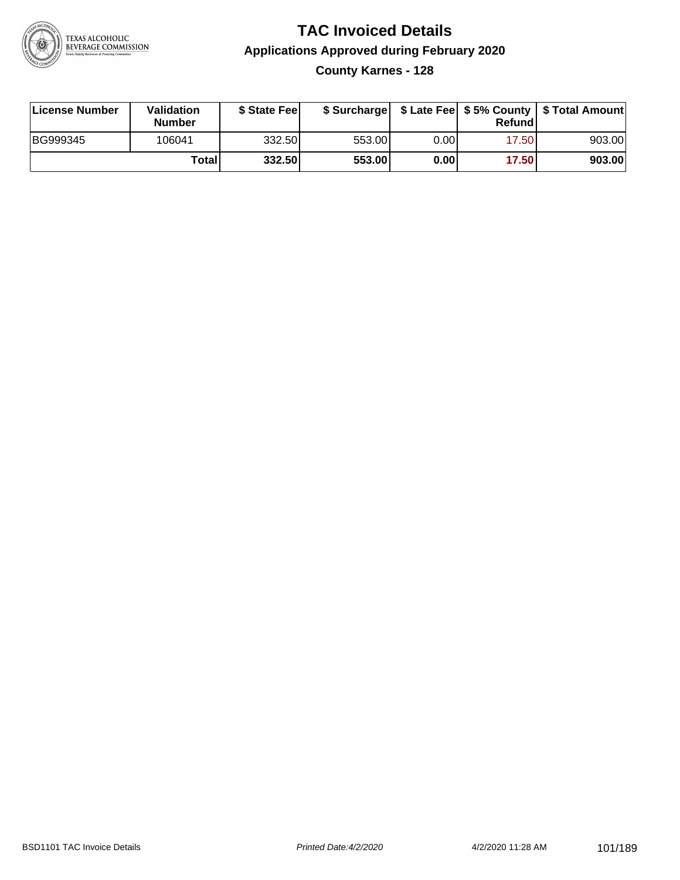# TAC Invoiced Details

## Applications Approved during February 2020

### County Karnes - 128

| License Number | Validation Number | $ State Fee | $ Surcharge | $ Late Fee | $ 5% County Refund | $ Total Amount |
|---|---|---|---|---|---|---|
| BG999345 | 106041 | 332.50 | 553.00 | 0.00 | 17.50 | 903.00 |
| | **Total** | **332.50** | **553.00** | **0.00** | **17.50** | **903.00** |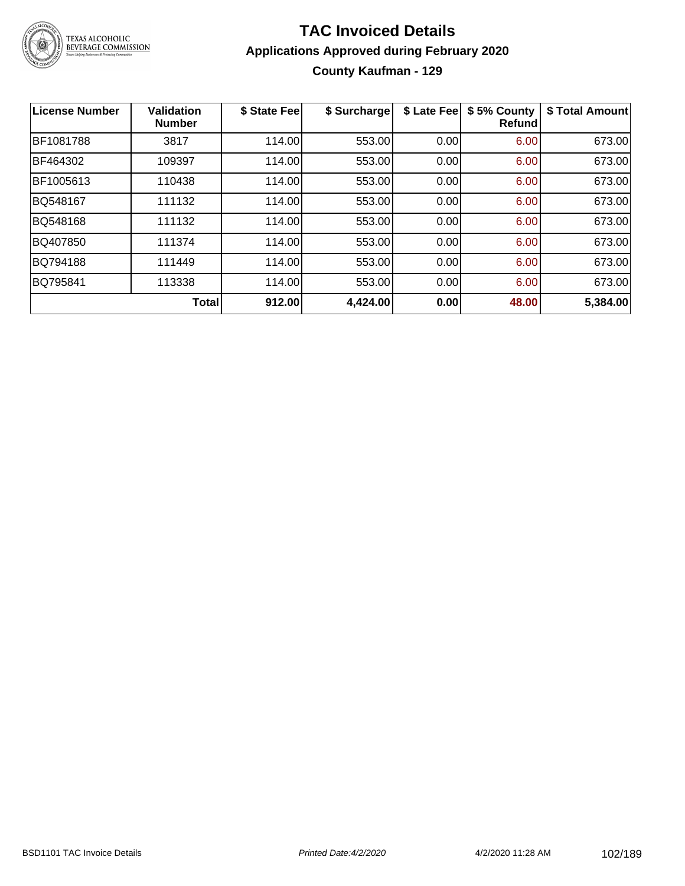# TAC Invoiced Details

## Applications Approved during February 2020

### County Kaufman - 129

| License Number | Validation Number | $ State Fee | $ Surcharge | $ Late Fee | $ 5% County Refund | $ Total Amount |
|---|---|---|---|---|---|---|
| BF1081788 | 3817 | 114.00 | 553.00 | 0.00 | 6.00 | 673.00 |
| BF464302 | 109397 | 114.00 | 553.00 | 0.00 | 6.00 | 673.00 |
| BF1005613 | 110438 | 114.00 | 553.00 | 0.00 | 6.00 | 673.00 |
| BQ548167 | 111132 | 114.00 | 553.00 | 0.00 | 6.00 | 673.00 |
| BQ548168 | 111132 | 114.00 | 553.00 | 0.00 | 6.00 | 673.00 |
| BQ407850 | 111374 | 114.00 | 553.00 | 0.00 | 6.00 | 673.00 |
| BQ794188 | 111449 | 114.00 | 553.00 | 0.00 | 6.00 | 673.00 |
| BQ795841 | 113338 | 114.00 | 553.00 | 0.00 | 6.00 | 673.00 |
| | **Total** | **912.00** | **4,424.00** | **0.00** | **48.00** | **5,384.00** |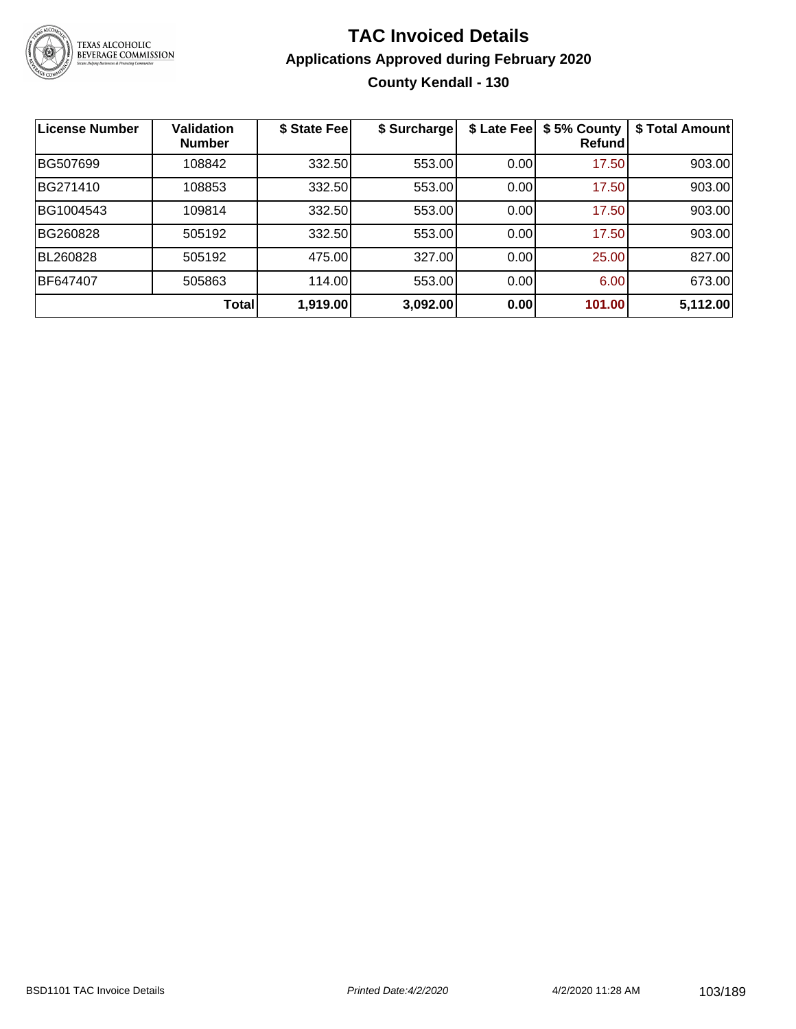# TAC Invoiced Details

## Applications Approved during February 2020

### County Kendall - 130

| License Number | Validation Number | $ State Fee | $ Surcharge | $ Late Fee | $ 5% County Refund | $ Total Amount |
|---|---|---|---|---|---|---|
| BG507699 | 108842 | 332.50 | 553.00 | 0.00 | 17.50 | 903.00 |
| BG271410 | 108853 | 332.50 | 553.00 | 0.00 | 17.50 | 903.00 |
| BG1004543 | 109814 | 332.50 | 553.00 | 0.00 | 17.50 | 903.00 |
| BG260828 | 505192 | 332.50 | 553.00 | 0.00 | 17.50 | 903.00 |
| BL260828 | 505192 | 475.00 | 327.00 | 0.00 | 25.00 | 827.00 |
| BF647407 | 505863 | 114.00 | 553.00 | 0.00 | 6.00 | 673.00 |
| | **Total** | **1,919.00** | **3,092.00** | **0.00** | **101.00** | **5,112.00** |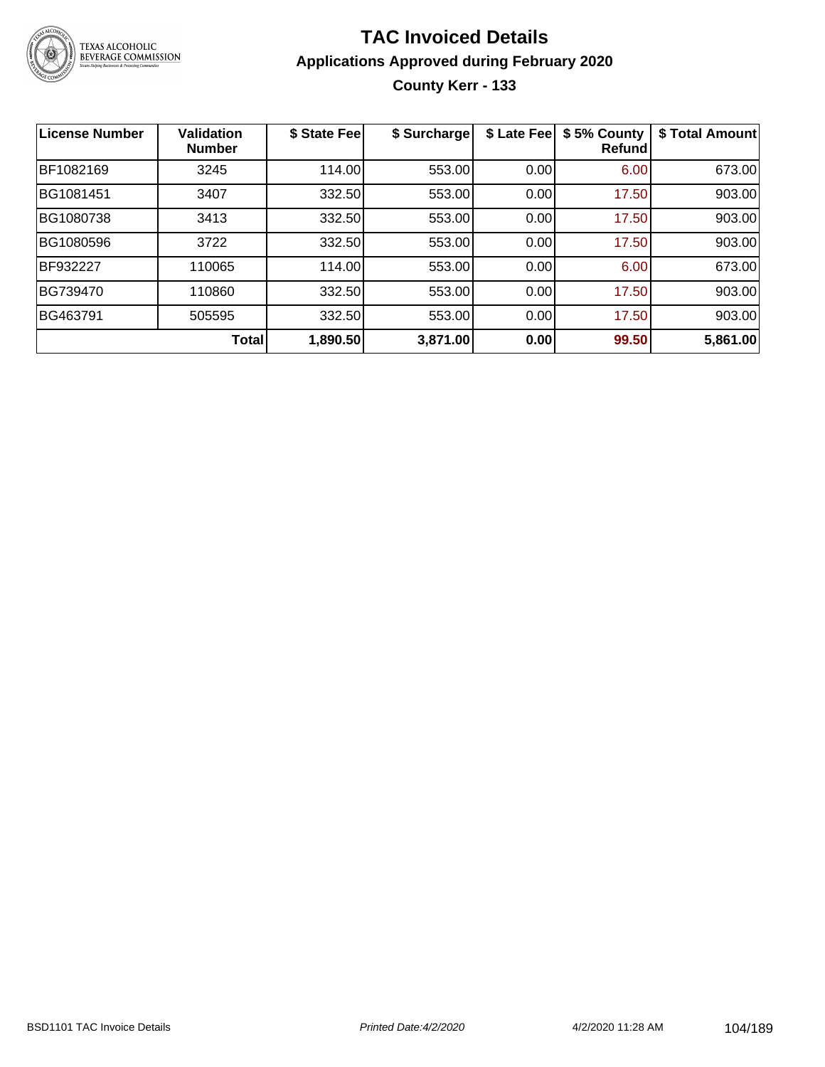# TAC Invoiced Details

## Applications Approved during February 2020

### County Kerr - 133

| License Number | Validation Number | $ State Fee | $ Surcharge | $ Late Fee | $ 5% County Refund | $ Total Amount |
|---|---|---|---|---|---|---|
| BF1082169 | 3245 | 114.00 | 553.00 | 0.00 | 6.00 | 673.00 |
| BG1081451 | 3407 | 332.50 | 553.00 | 0.00 | 17.50 | 903.00 |
| BG1080738 | 3413 | 332.50 | 553.00 | 0.00 | 17.50 | 903.00 |
| BG1080596 | 3722 | 332.50 | 553.00 | 0.00 | 17.50 | 903.00 |
| BF932227 | 110065 | 114.00 | 553.00 | 0.00 | 6.00 | 673.00 |
| BG739470 | 110860 | 332.50 | 553.00 | 0.00 | 17.50 | 903.00 |
| BG463791 | 505595 | 332.50 | 553.00 | 0.00 | 17.50 | 903.00 |
| | **Total** | **1,890.50** | **3,871.00** | **0.00** | **99.50** | **5,861.00** |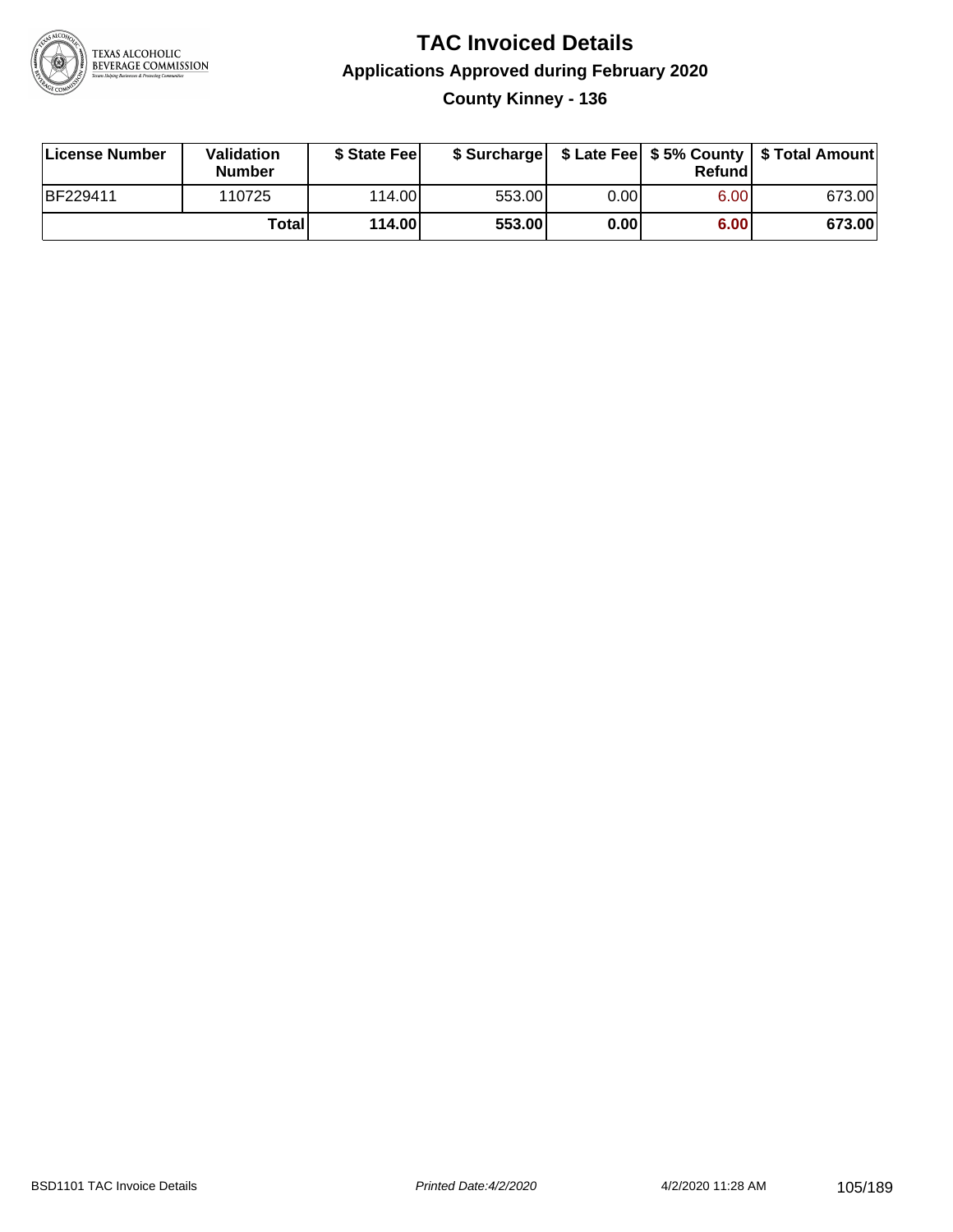# TAC Invoiced Details

## Applications Approved during February 2020

### County Kinney - 136

| License Number | Validation Number | $ State Fee | $ Surcharge | $ Late Fee | $ 5% County Refund | $ Total Amount |
|---|---|---|---|---|---|---|
| BF229411 | 110725 | 114.00 | 553.00 | 0.00 | 6.00 | 673.00 |
| | **Total** | **114.00** | **553.00** | **0.00** | **6.00** | **673.00** |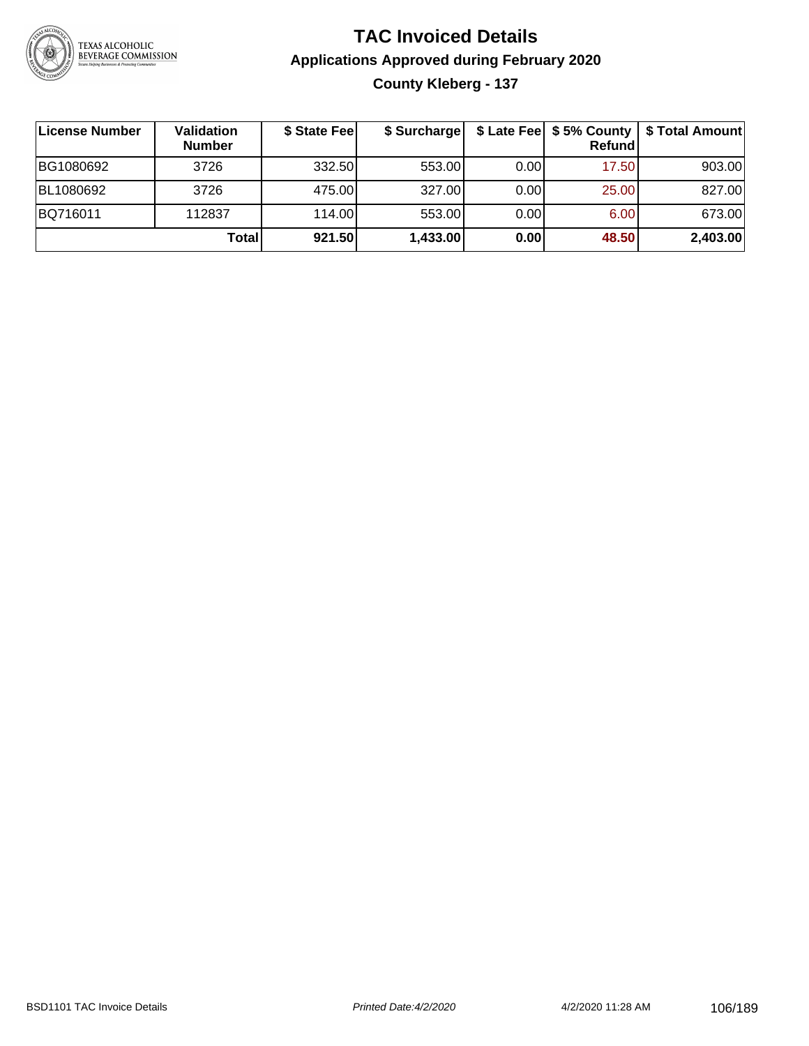# TAC Invoiced Details

## Applications Approved during February 2020

### County Kleberg - 137

| License Number | Validation Number | $ State Fee | $ Surcharge | $ Late Fee | $ 5% County Refund | $ Total Amount |
|---|---|---|---|---|---|---|
| BG1080692 | 3726 | 332.50 | 553.00 | 0.00 | 17.50 | 903.00 |
| BL1080692 | 3726 | 475.00 | 327.00 | 0.00 | 25.00 | 827.00 |
| BQ716011 | 112837 | 114.00 | 553.00 | 0.00 | 6.00 | 673.00 |
| | **Total** | **921.50** | **1,433.00** | **0.00** | **48.50** | **2,403.00** |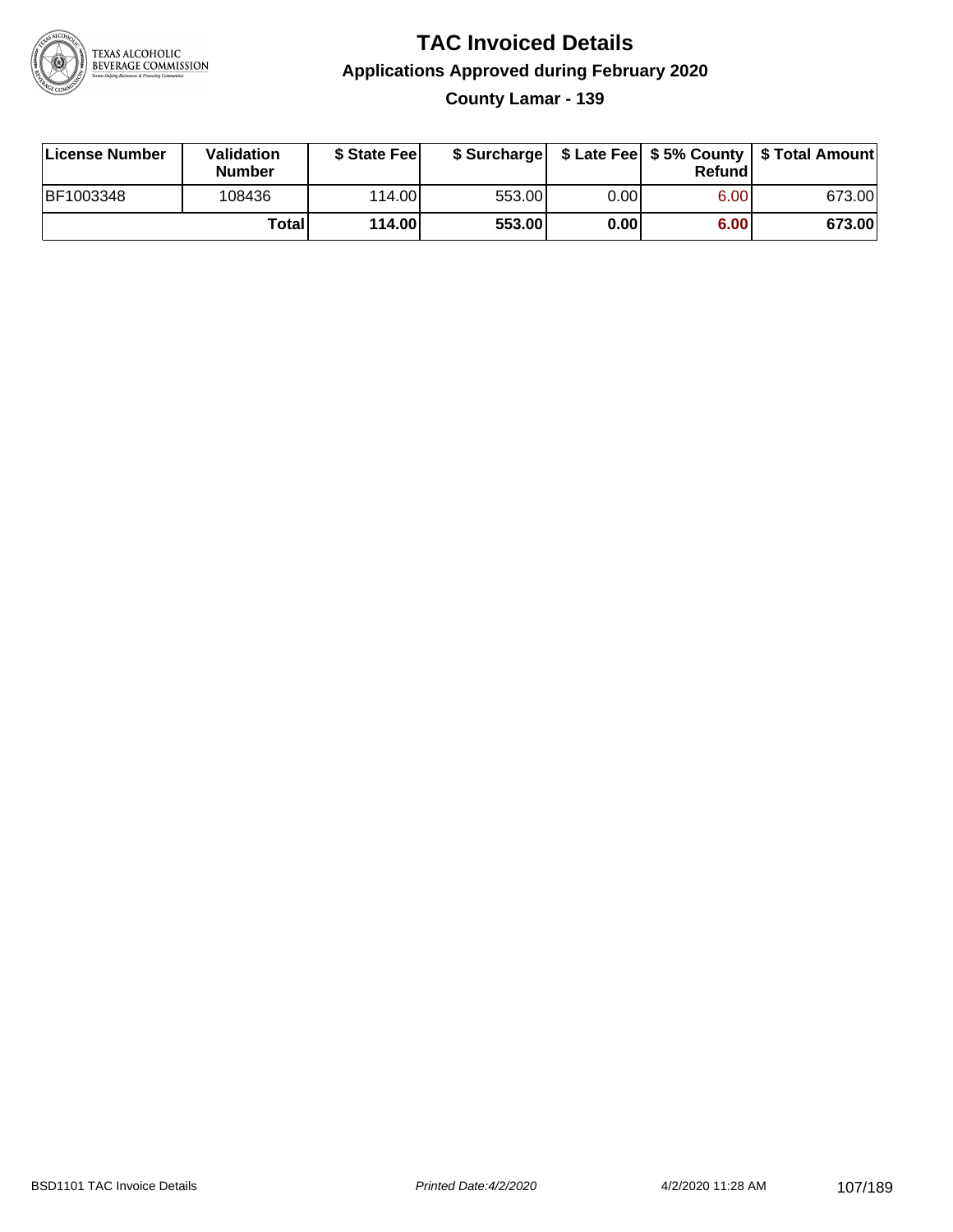# TAC Invoiced Details

## Applications Approved during February 2020

### County Lamar - 139

| License Number | Validation Number | $ State Fee | $ Surcharge | $ Late Fee | $ 5% County Refund | $ Total Amount |
|---|---|---|---|---|---|---|
| BF1003348 | 108436 | 114.00 | 553.00 | 0.00 | 6.00 | 673.00 |
| | **Total** | **114.00** | **553.00** | **0.00** | **6.00** | **673.00** |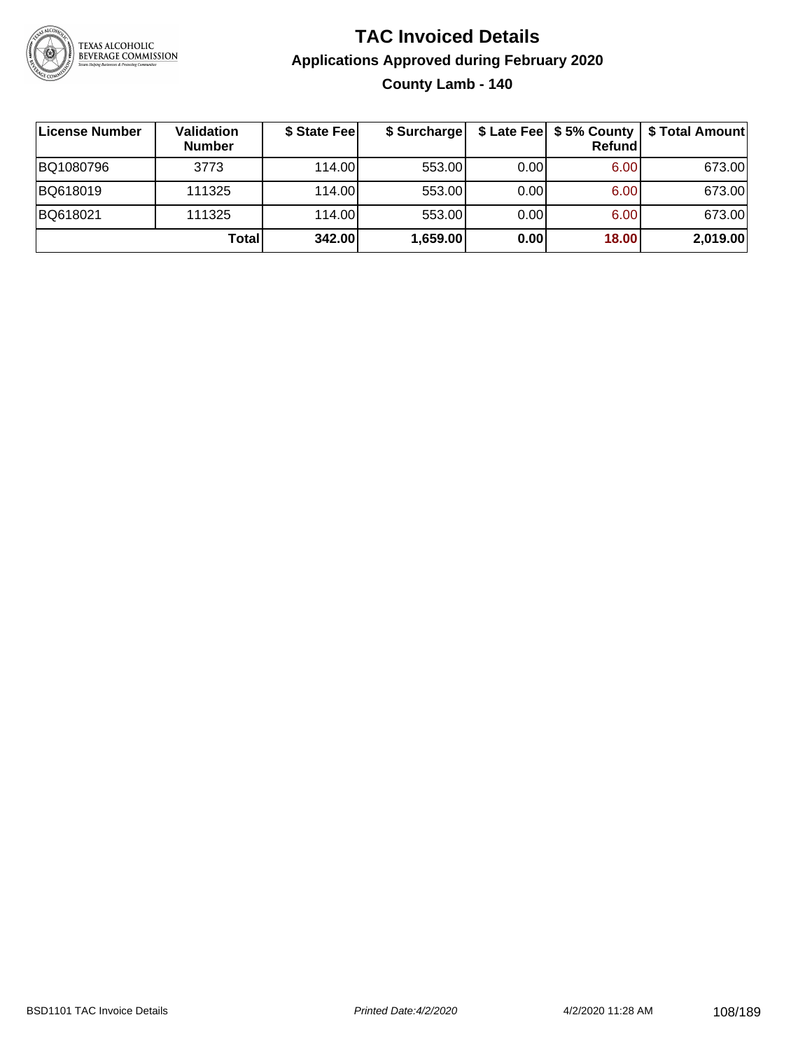# TAC Invoiced Details

## Applications Approved during February 2020

### County Lamb - 140

| License Number | Validation Number | $ State Fee | $ Surcharge | $ Late Fee | $ 5% County Refund | $ Total Amount |
|---|---|---|---|---|---|---|
| BQ1080796 | 3773 | 114.00 | 553.00 | 0.00 | 6.00 | 673.00 |
| BQ618019 | 111325 | 114.00 | 553.00 | 0.00 | 6.00 | 673.00 |
| BQ618021 | 111325 | 114.00 | 553.00 | 0.00 | 6.00 | 673.00 |
| | **Total** | **342.00** | **1,659.00** | **0.00** | **18.00** | **2,019.00** |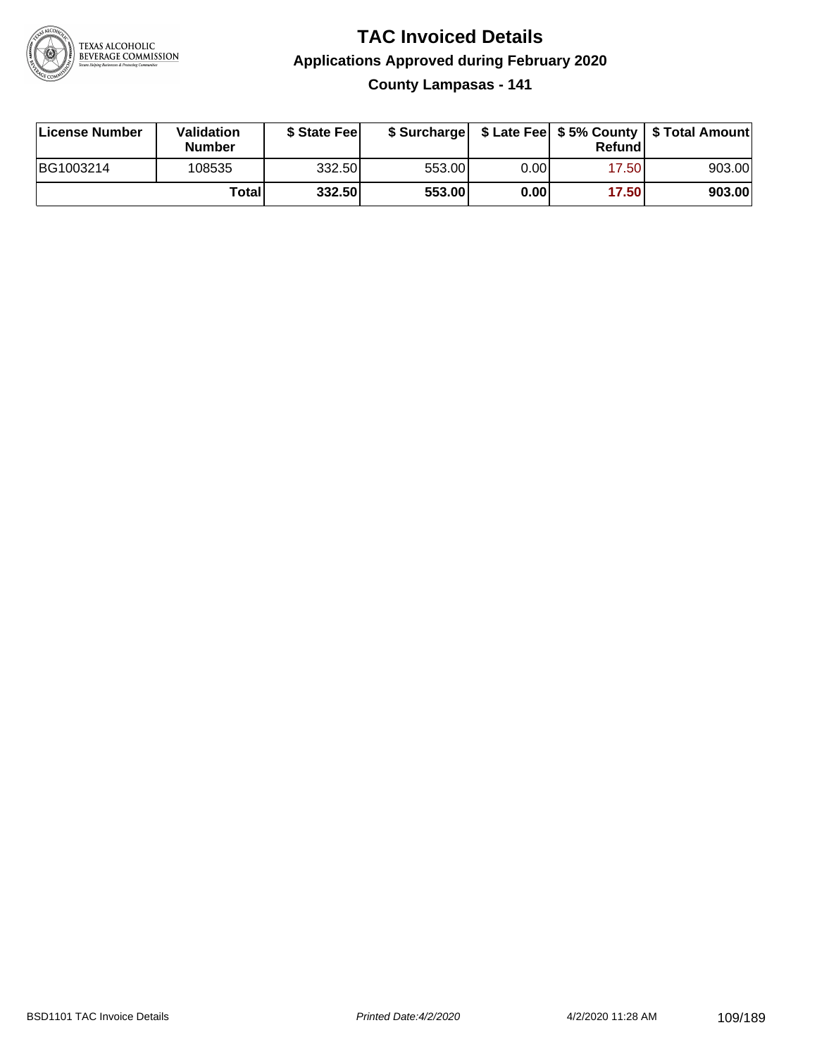# TAC Invoiced Details

## Applications Approved during February 2020

### County Lampasas - 141

| License Number | Validation Number | $ State Fee | $ Surcharge | $ Late Fee | $ 5% County Refund | $ Total Amount |
|---|---|---|---|---|---|---|
| BG1003214 | 108535 | 332.50 | 553.00 | 0.00 | 17.50 | 903.00 |
| | **Total** | **332.50** | **553.00** | **0.00** | **17.50** | **903.00** |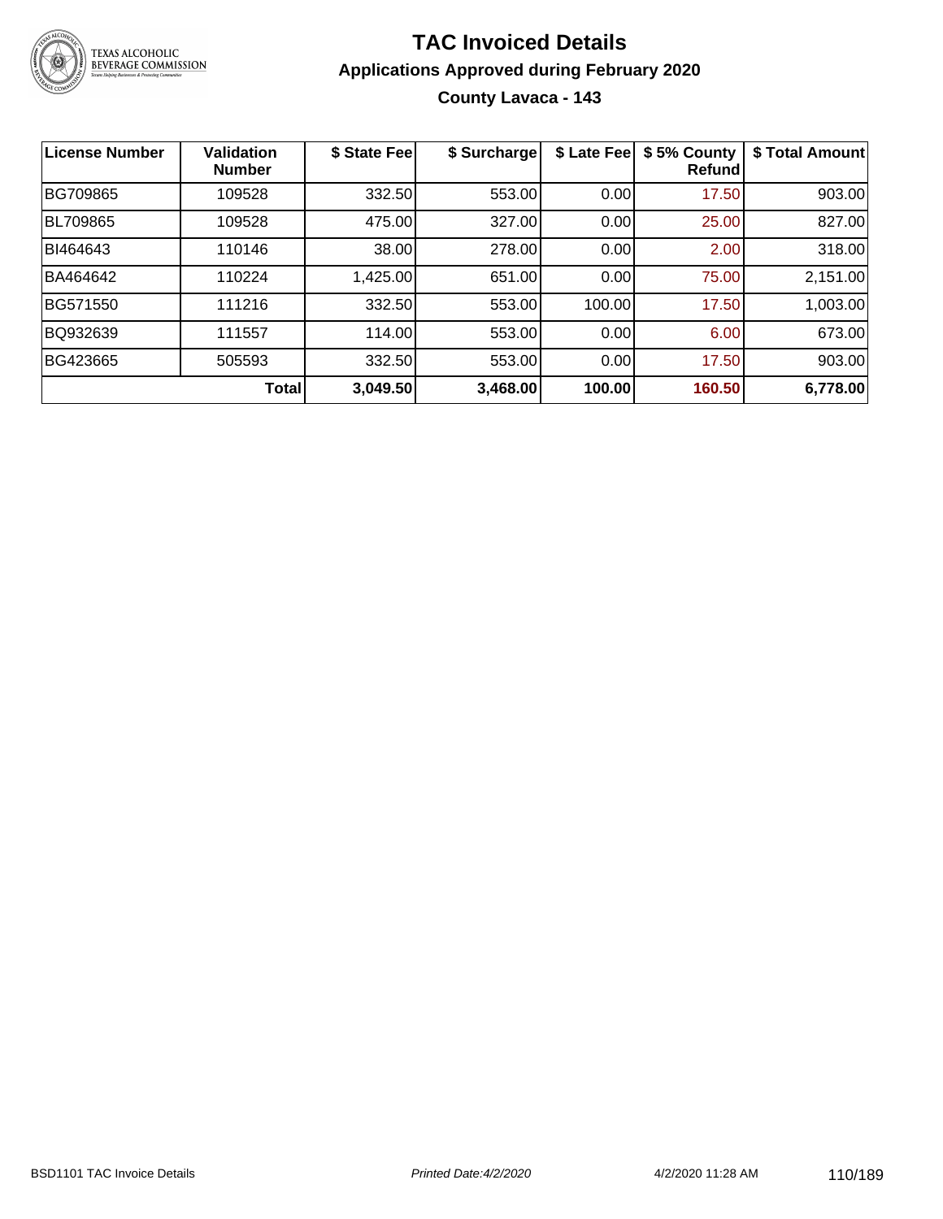# TAC Invoiced Details

## Applications Approved during February 2020

### County Lavaca - 143

| License Number | Validation Number | $ State Fee | $ Surcharge | $ Late Fee | $ 5% County Refund | $ Total Amount |
|---|---|---|---|---|---|---|
| BG709865 | 109528 | 332.50 | 553.00 | 0.00 | 17.50 | 903.00 |
| BL709865 | 109528 | 475.00 | 327.00 | 0.00 | 25.00 | 827.00 |
| BI464643 | 110146 | 38.00 | 278.00 | 0.00 | 2.00 | 318.00 |
| BA464642 | 110224 | 1,425.00 | 651.00 | 0.00 | 75.00 | 2,151.00 |
| BG571550 | 111216 | 332.50 | 553.00 | 100.00 | 17.50 | 1,003.00 |
| BQ932639 | 111557 | 114.00 | 553.00 | 0.00 | 6.00 | 673.00 |
| BG423665 | 505593 | 332.50 | 553.00 | 0.00 | 17.50 | 903.00 |
| | **Total** | **3,049.50** | **3,468.00** | **100.00** | **160.50** | **6,778.00** |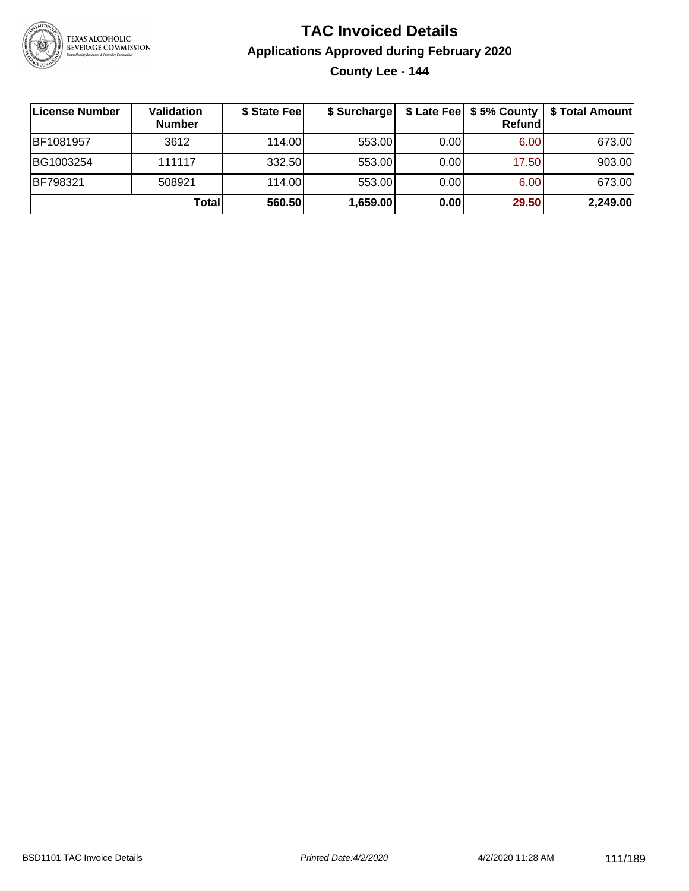# TAC Invoiced Details

## Applications Approved during February 2020

### County Lee - 144

| License Number | Validation Number | $ State Fee | $ Surcharge | $ Late Fee | $ 5% County Refund | $ Total Amount |
|---|---|---|---|---|---|---|
| BF1081957 | 3612 | 114.00 | 553.00 | 0.00 | 6.00 | 673.00 |
| BG1003254 | 111117 | 332.50 | 553.00 | 0.00 | 17.50 | 903.00 |
| BF798321 | 508921 | 114.00 | 553.00 | 0.00 | 6.00 | 673.00 |
| | **Total** | **560.50** | **1,659.00** | **0.00** | **29.50** | **2,249.00** |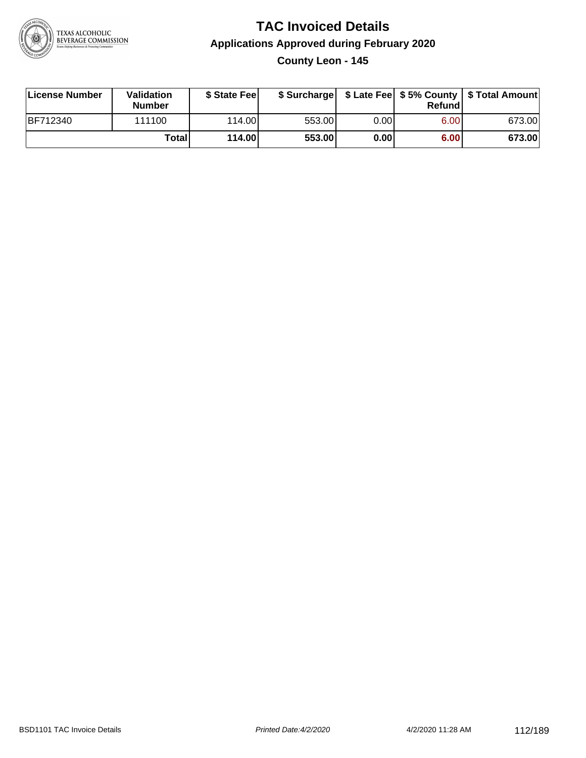# TAC Invoiced Details

## Applications Approved during February 2020

### County Leon - 145

| License Number | Validation Number | $ State Fee | $ Surcharge | $ Late Fee | $ 5% County Refund | $ Total Amount |
|---|---|---|---|---|---|---|
| BF712340 | 111100 | 114.00 | 553.00 | 0.00 | 6.00 | 673.00 |
| | **Total** | **114.00** | **553.00** | **0.00** | **6.00** | **673.00** |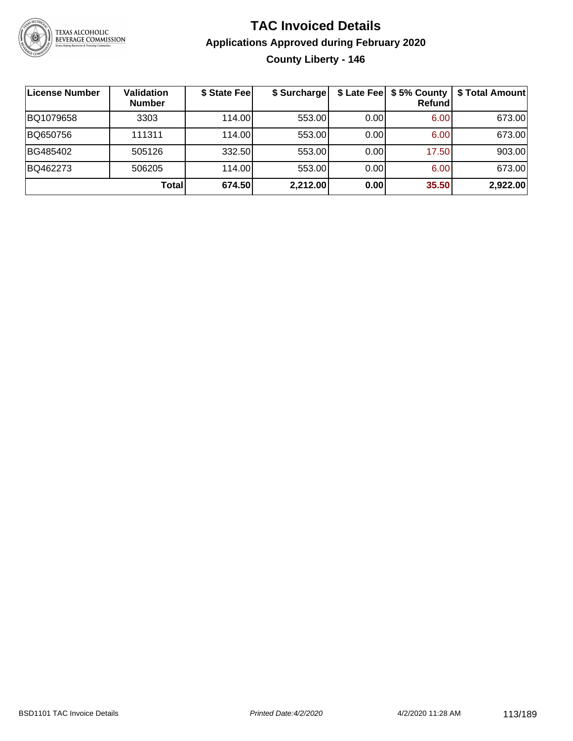# TAC Invoiced Details

## Applications Approved during February 2020

### County Liberty - 146

| License Number | Validation Number | $ State Fee | $ Surcharge | $ Late Fee | $ 5% County Refund | $ Total Amount |
|---|---|---|---|---|---|---|
| BQ1079658 | 3303 | 114.00 | 553.00 | 0.00 | 6.00 | 673.00 |
| BQ650756 | 111311 | 114.00 | 553.00 | 0.00 | 6.00 | 673.00 |
| BG485402 | 505126 | 332.50 | 553.00 | 0.00 | 17.50 | 903.00 |
| BQ462273 | 506205 | 114.00 | 553.00 | 0.00 | 6.00 | 673.00 |
| | **Total** | **674.50** | **2,212.00** | **0.00** | **35.50** | **2,922.00** |

BSD1101 TAC Invoice Details *Printed Date:4/2/2020* 4/2/2020 11:28 AM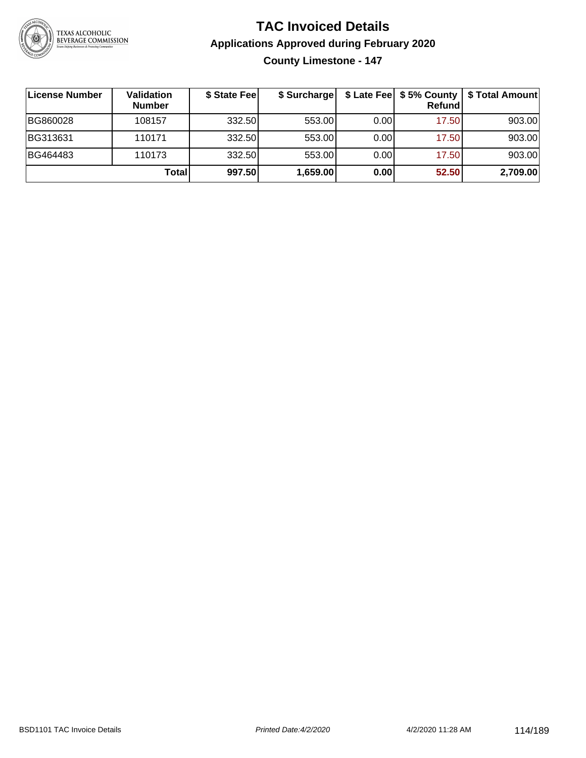# TAC Invoiced Details

## Applications Approved during February 2020

### County Limestone - 147

| License Number | Validation Number | $ State Fee | $ Surcharge | $ Late Fee | $ 5% County Refund | $ Total Amount |
|---|---|---|---|---|---|---|
| BG860028 | 108157 | 332.50 | 553.00 | 0.00 | 17.50 | 903.00 |
| BG313631 | 110171 | 332.50 | 553.00 | 0.00 | 17.50 | 903.00 |
| BG464483 | 110173 | 332.50 | 553.00 | 0.00 | 17.50 | 903.00 |
| | **Total** | **997.50** | **1,659.00** | **0.00** | **52.50** | **2,709.00** |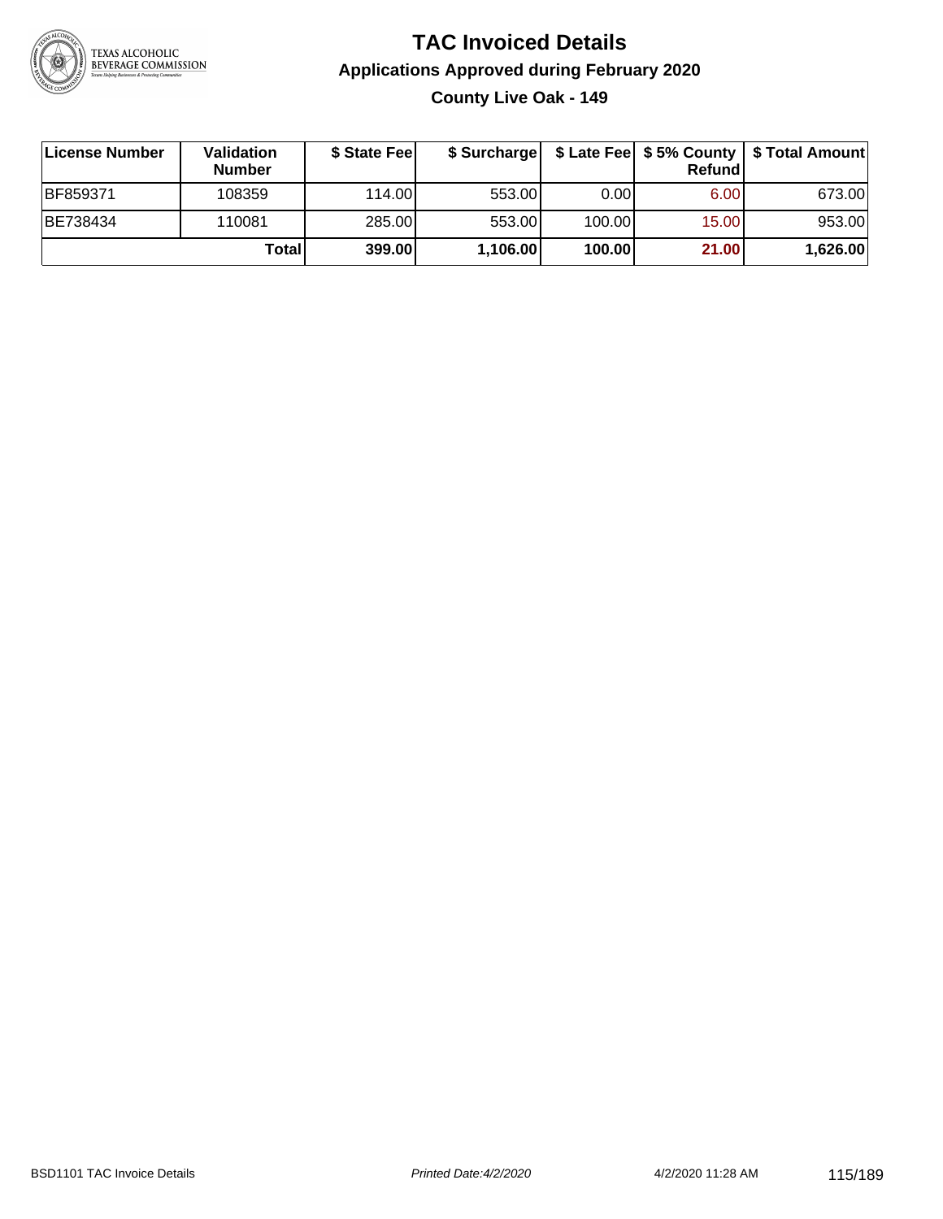# TAC Invoiced Details

## Applications Approved during February 2020

### County Live Oak - 149

| License Number | Validation Number | $ State Fee | $ Surcharge | $ Late Fee | $ 5% County Refund | $ Total Amount |
| --- | --- | --- | --- | --- | --- | --- |
| BF859371 | 108359 | 114.00 | 553.00 | 0.00 | 6.00 | 673.00 |
| BE738434 | 110081 | 285.00 | 553.00 | 100.00 | 15.00 | 953.00 |
| | **Total** | **399.00** | **1,106.00** | **100.00** | **21.00** | **1,626.00** |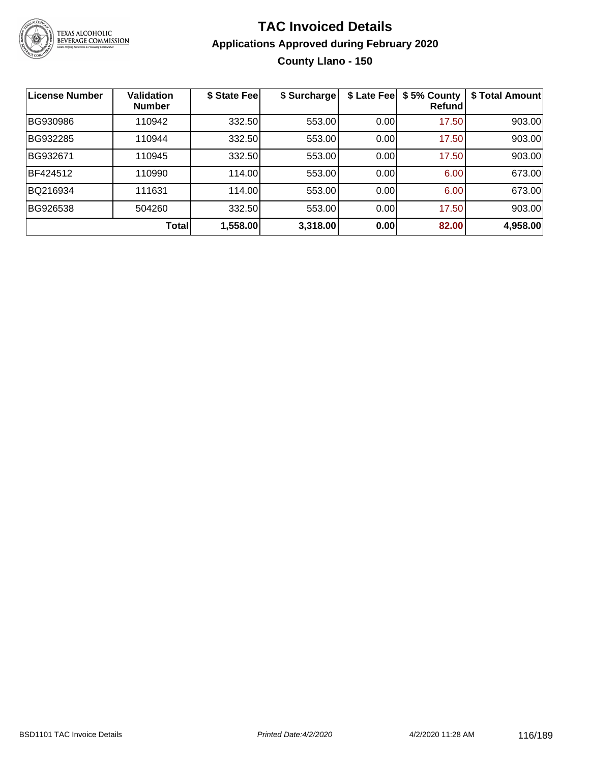# TAC Invoiced Details

## Applications Approved during February 2020

### County Llano - 150

| License Number | Validation Number | $ State Fee | $ Surcharge | $ Late Fee | $ 5% County Refund | $ Total Amount |
|---|---|---|---|---|---|---|
| BG930986 | 110942 | 332.50 | 553.00 | 0.00 | 17.50 | 903.00 |
| BG932285 | 110944 | 332.50 | 553.00 | 0.00 | 17.50 | 903.00 |
| BG932671 | 110945 | 332.50 | 553.00 | 0.00 | 17.50 | 903.00 |
| BF424512 | 110990 | 114.00 | 553.00 | 0.00 | 6.00 | 673.00 |
| BQ216934 | 111631 | 114.00 | 553.00 | 0.00 | 6.00 | 673.00 |
| BG926538 | 504260 | 332.50 | 553.00 | 0.00 | 17.50 | 903.00 |
| | **Total** | **1,558.00** | **3,318.00** | **0.00** | **82.00** | **4,958.00** |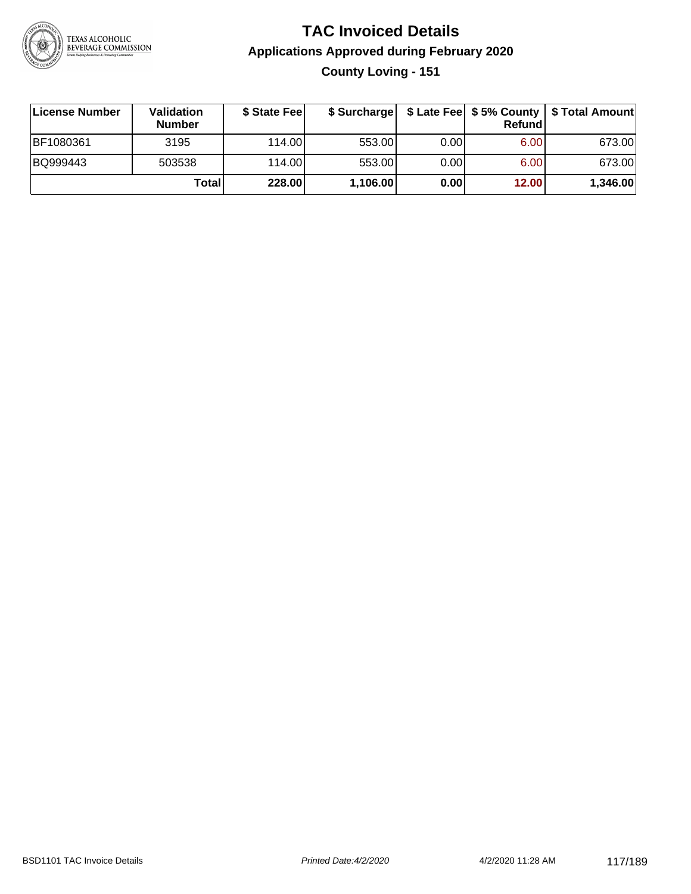# TAC Invoiced Details

## Applications Approved during February 2020

### County Loving - 151

| License Number | Validation Number | $ State Fee | $ Surcharge | $ Late Fee | $ 5% County Refund | $ Total Amount |
|---|---|---|---|---|---|---|
| BF1080361 | 3195 | 114.00 | 553.00 | 0.00 | 6.00 | 673.00 |
| BQ999443 | 503538 | 114.00 | 553.00 | 0.00 | 6.00 | 673.00 |
| | **Total** | **228.00** | **1,106.00** | **0.00** | **12.00** | **1,346.00** |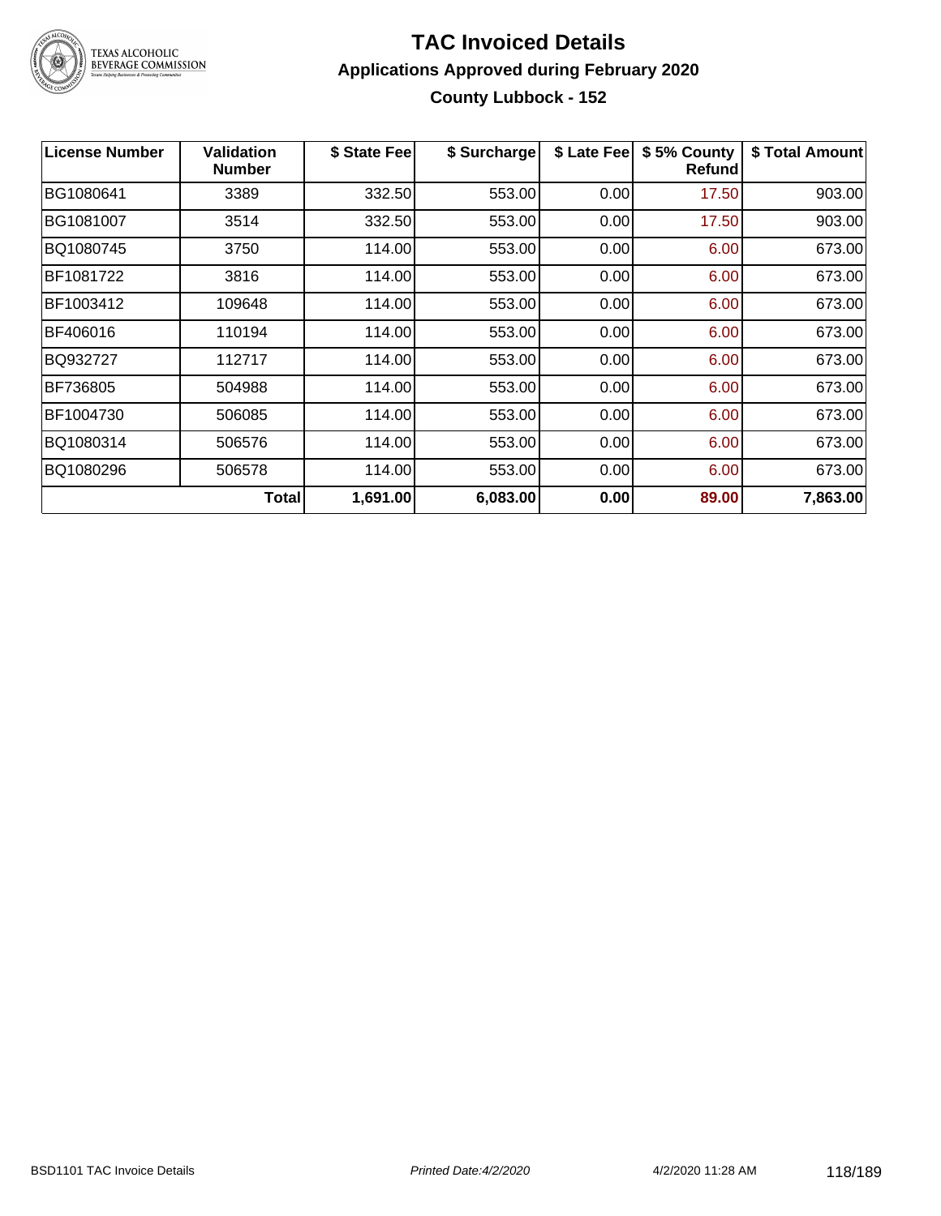# TAC Invoiced Details

## Applications Approved during February 2020

### County Lubbock - 152

| License Number | Validation Number | $ State Fee | $ Surcharge | $ Late Fee | $ 5% County Refund | $ Total Amount |
|---|---|---|---|---|---|---|
| BG1080641 | 3389 | 332.50 | 553.00 | 0.00 | 17.50 | 903.00 |
| BG1081007 | 3514 | 332.50 | 553.00 | 0.00 | 17.50 | 903.00 |
| BQ1080745 | 3750 | 114.00 | 553.00 | 0.00 | 6.00 | 673.00 |
| BF1081722 | 3816 | 114.00 | 553.00 | 0.00 | 6.00 | 673.00 |
| BF1003412 | 109648 | 114.00 | 553.00 | 0.00 | 6.00 | 673.00 |
| BF406016 | 110194 | 114.00 | 553.00 | 0.00 | 6.00 | 673.00 |
| BQ932727 | 112717 | 114.00 | 553.00 | 0.00 | 6.00 | 673.00 |
| BF736805 | 504988 | 114.00 | 553.00 | 0.00 | 6.00 | 673.00 |
| BF1004730 | 506085 | 114.00 | 553.00 | 0.00 | 6.00 | 673.00 |
| BQ1080314 | 506576 | 114.00 | 553.00 | 0.00 | 6.00 | 673.00 |
| BQ1080296 | 506578 | 114.00 | 553.00 | 0.00 | 6.00 | 673.00 |
| | **Total** | **1,691.00** | **6,083.00** | **0.00** | **89.00** | **7,863.00** |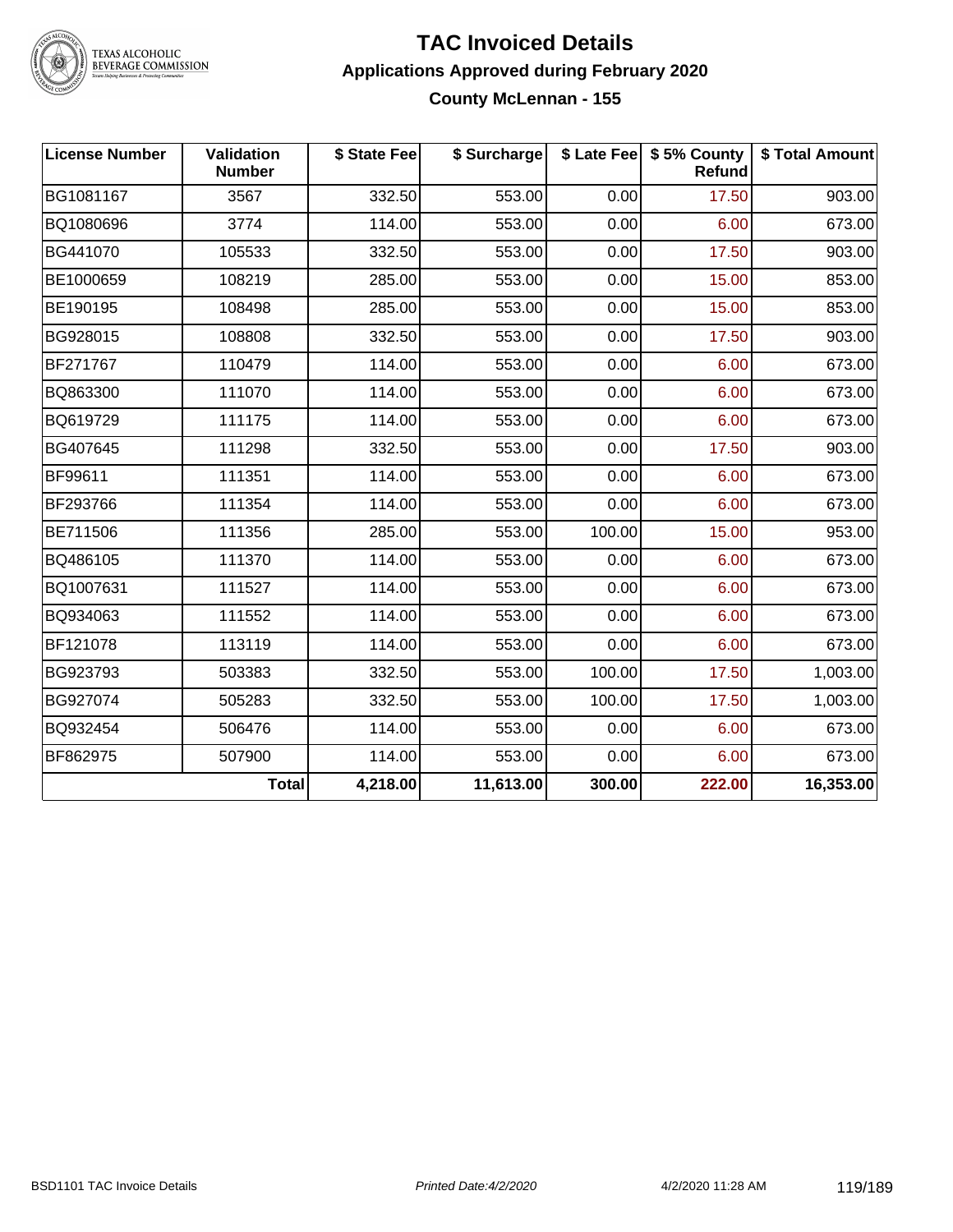# TAC Invoiced Details

## Applications Approved during February 2020

### County McLennan - 155

| License Number | Validation Number | $ State Fee | $ Surcharge | $ Late Fee | $ 5% County Refund | $ Total Amount |
|---|---|---|---|---|---|---|
| BG1081167 | 3567 | 332.50 | 553.00 | 0.00 | 17.50 | 903.00 |
| BQ1080696 | 3774 | 114.00 | 553.00 | 0.00 | 6.00 | 673.00 |
| BG441070 | 105533 | 332.50 | 553.00 | 0.00 | 17.50 | 903.00 |
| BE1000659 | 108219 | 285.00 | 553.00 | 0.00 | 15.00 | 853.00 |
| BE190195 | 108498 | 285.00 | 553.00 | 0.00 | 15.00 | 853.00 |
| BG928015 | 108808 | 332.50 | 553.00 | 0.00 | 17.50 | 903.00 |
| BF271767 | 110479 | 114.00 | 553.00 | 0.00 | 6.00 | 673.00 |
| BQ863300 | 111070 | 114.00 | 553.00 | 0.00 | 6.00 | 673.00 |
| BQ619729 | 111175 | 114.00 | 553.00 | 0.00 | 6.00 | 673.00 |
| BG407645 | 111298 | 332.50 | 553.00 | 0.00 | 17.50 | 903.00 |
| BF99611 | 111351 | 114.00 | 553.00 | 0.00 | 6.00 | 673.00 |
| BF293766 | 111354 | 114.00 | 553.00 | 0.00 | 6.00 | 673.00 |
| BE711506 | 111356 | 285.00 | 553.00 | 100.00 | 15.00 | 953.00 |
| BQ486105 | 111370 | 114.00 | 553.00 | 0.00 | 6.00 | 673.00 |
| BQ1007631 | 111527 | 114.00 | 553.00 | 0.00 | 6.00 | 673.00 |
| BQ934063 | 111552 | 114.00 | 553.00 | 0.00 | 6.00 | 673.00 |
| BF121078 | 113119 | 114.00 | 553.00 | 0.00 | 6.00 | 673.00 |
| BG923793 | 503383 | 332.50 | 553.00 | 100.00 | 17.50 | 1,003.00 |
| BG927074 | 505283 | 332.50 | 553.00 | 100.00 | 17.50 | 1,003.00 |
| BQ932454 | 506476 | 114.00 | 553.00 | 0.00 | 6.00 | 673.00 |
| BF862975 | 507900 | 114.00 | 553.00 | 0.00 | 6.00 | 673.00 |
| | **Total** | **4,218.00** | **11,613.00** | **300.00** | **222.00** | **16,353.00** |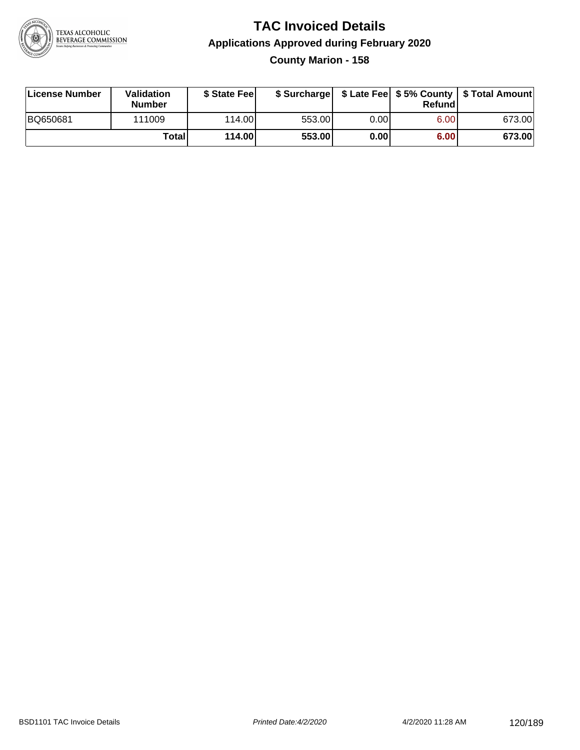# TAC Invoiced Details

## Applications Approved during February 2020

### County Marion - 158

| License Number | Validation Number | $ State Fee | $ Surcharge | $ Late Fee | $ 5% County Refund | $ Total Amount |
|---|---|---|---|---|---|---|
| BQ650681 | 111009 | 114.00 | 553.00 | 0.00 | 6.00 | 673.00 |
| | **Total** | **114.00** | **553.00** | **0.00** | **6.00** | **673.00** |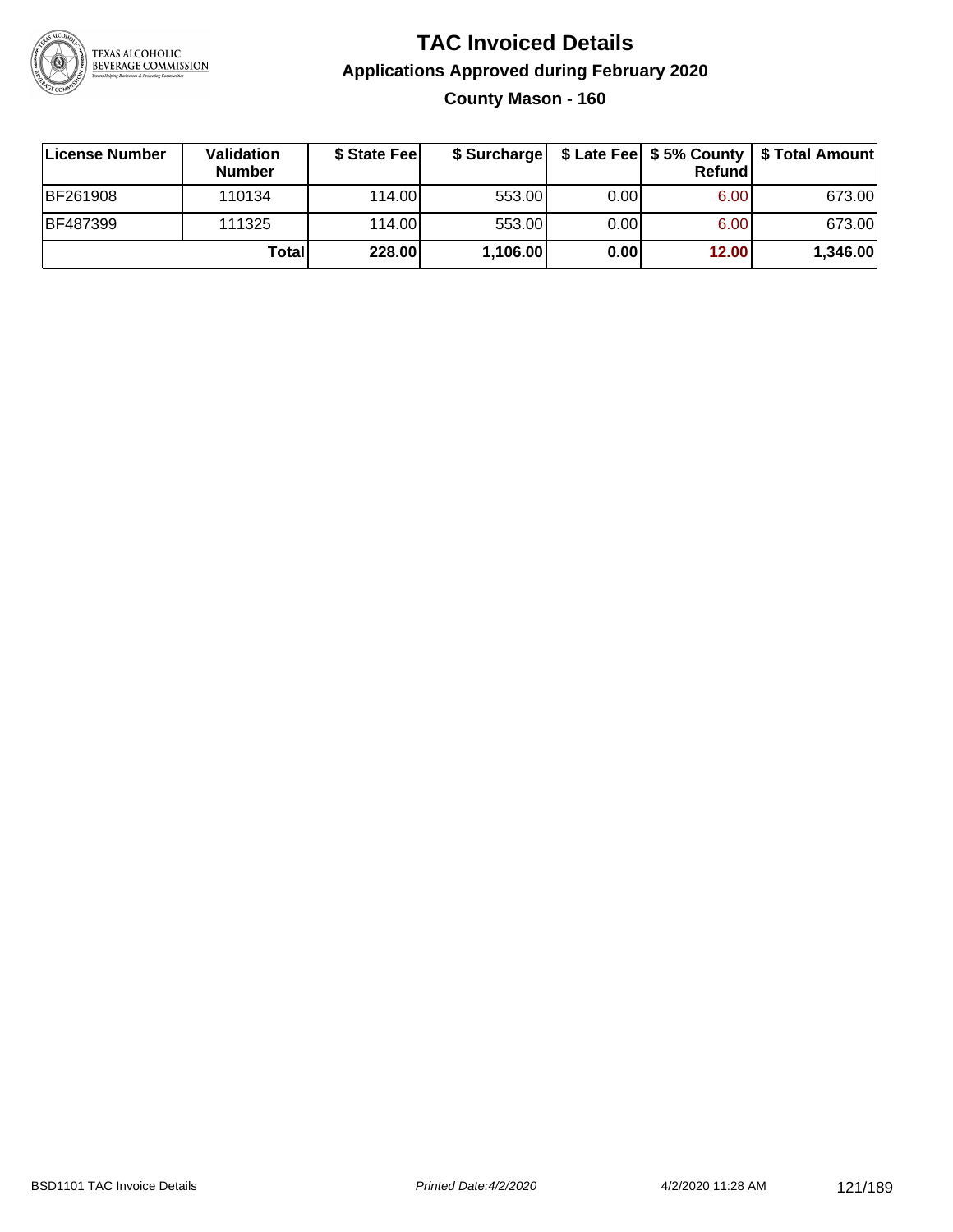# TAC Invoiced Details

## Applications Approved during February 2020

### County Mason - 160

| License Number | Validation Number | $ State Fee | $ Surcharge | $ Late Fee | $ 5% County Refund | $ Total Amount |
|---|---|---|---|---|---|---|
| BF261908 | 110134 | 114.00 | 553.00 | 0.00 | 6.00 | 673.00 |
| BF487399 | 111325 | 114.00 | 553.00 | 0.00 | 6.00 | 673.00 |
| | **Total** | **228.00** | **1,106.00** | **0.00** | **12.00** | **1,346.00** |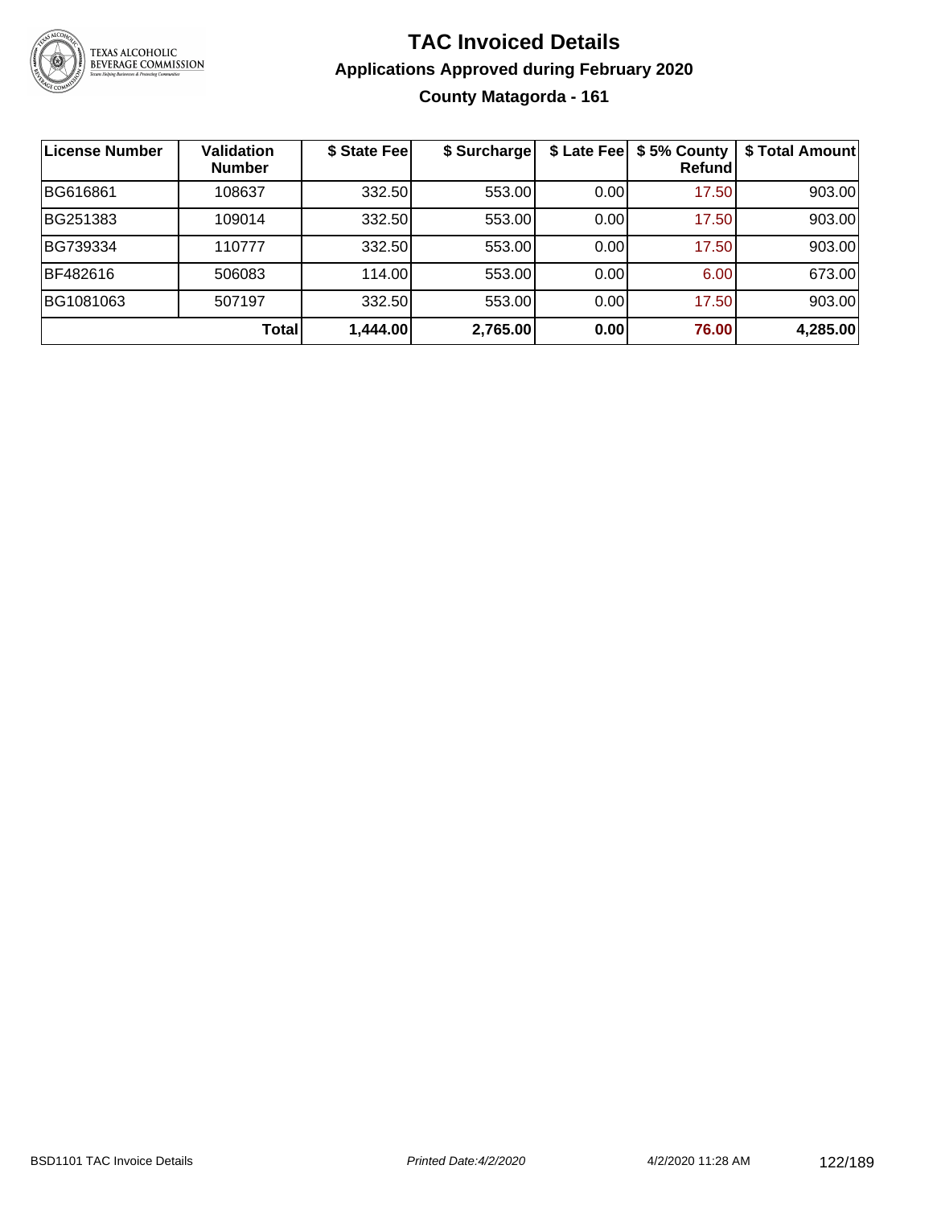# TAC Invoiced Details

## Applications Approved during February 2020

### County Matagorda - 161

| License Number | Validation Number | $ State Fee | $ Surcharge | $ Late Fee | $ 5% County Refund | $ Total Amount |
|---|---|---|---|---|---|---|
| BG616861 | 108637 | 332.50 | 553.00 | 0.00 | 17.50 | 903.00 |
| BG251383 | 109014 | 332.50 | 553.00 | 0.00 | 17.50 | 903.00 |
| BG739334 | 110777 | 332.50 | 553.00 | 0.00 | 17.50 | 903.00 |
| BF482616 | 506083 | 114.00 | 553.00 | 0.00 | 6.00 | 673.00 |
| BG1081063 | 507197 | 332.50 | 553.00 | 0.00 | 17.50 | 903.00 |
| | **Total** | **1,444.00** | **2,765.00** | **0.00** | **76.00** | **4,285.00** |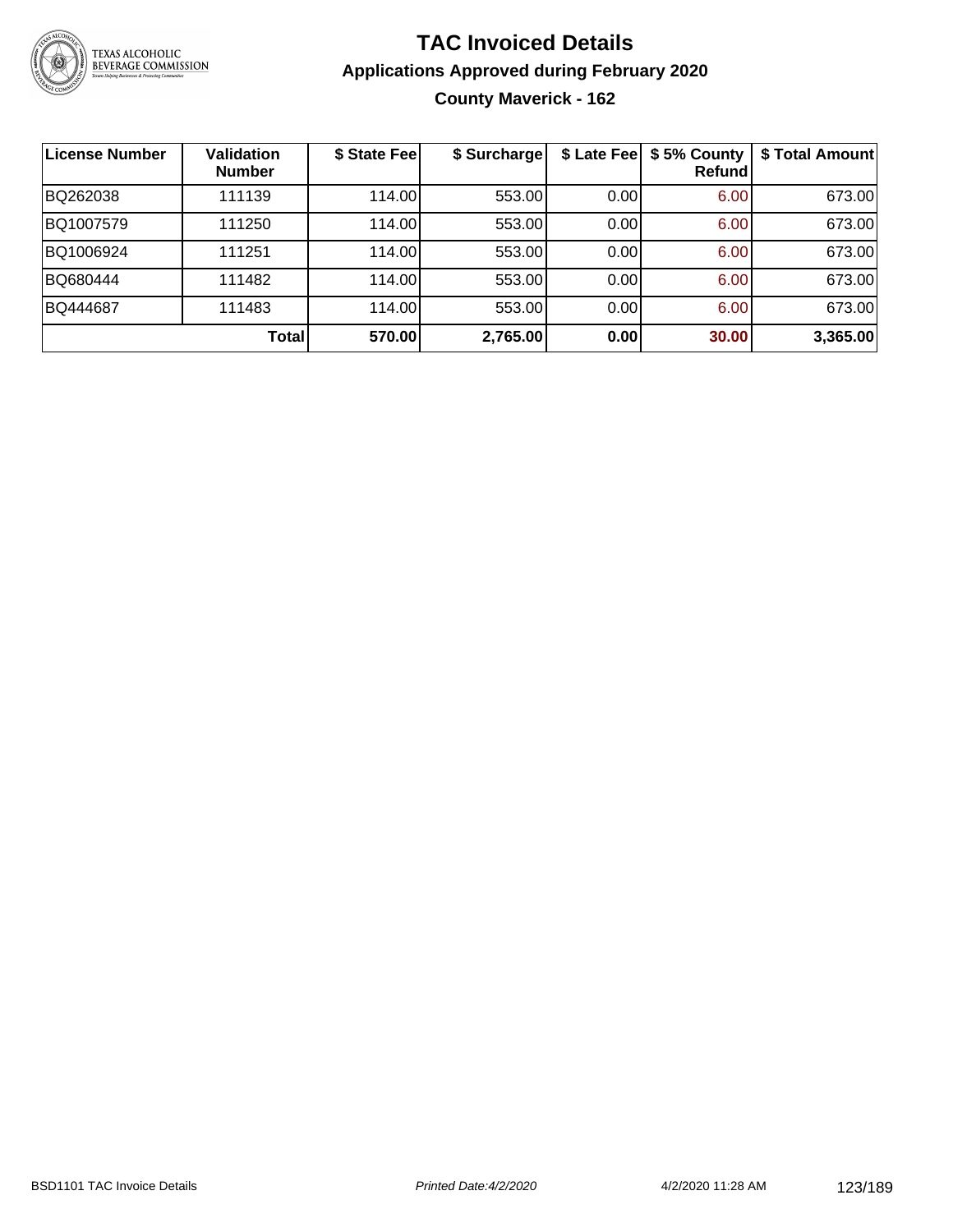# TAC Invoiced Details

## Applications Approved during February 2020

### County Maverick - 162

| License Number | Validation Number | $ State Fee | $ Surcharge | $ Late Fee | $ 5% County Refund | $ Total Amount |
|---|---|---|---|---|---|---|
| BQ262038 | 111139 | 114.00 | 553.00 | 0.00 | 6.00 | 673.00 |
| BQ1007579 | 111250 | 114.00 | 553.00 | 0.00 | 6.00 | 673.00 |
| BQ1006924 | 111251 | 114.00 | 553.00 | 0.00 | 6.00 | 673.00 |
| BQ680444 | 111482 | 114.00 | 553.00 | 0.00 | 6.00 | 673.00 |
| BQ444687 | 111483 | 114.00 | 553.00 | 0.00 | 6.00 | 673.00 |
| | **Total** | **570.00** | **2,765.00** | **0.00** | **30.00** | **3,365.00** |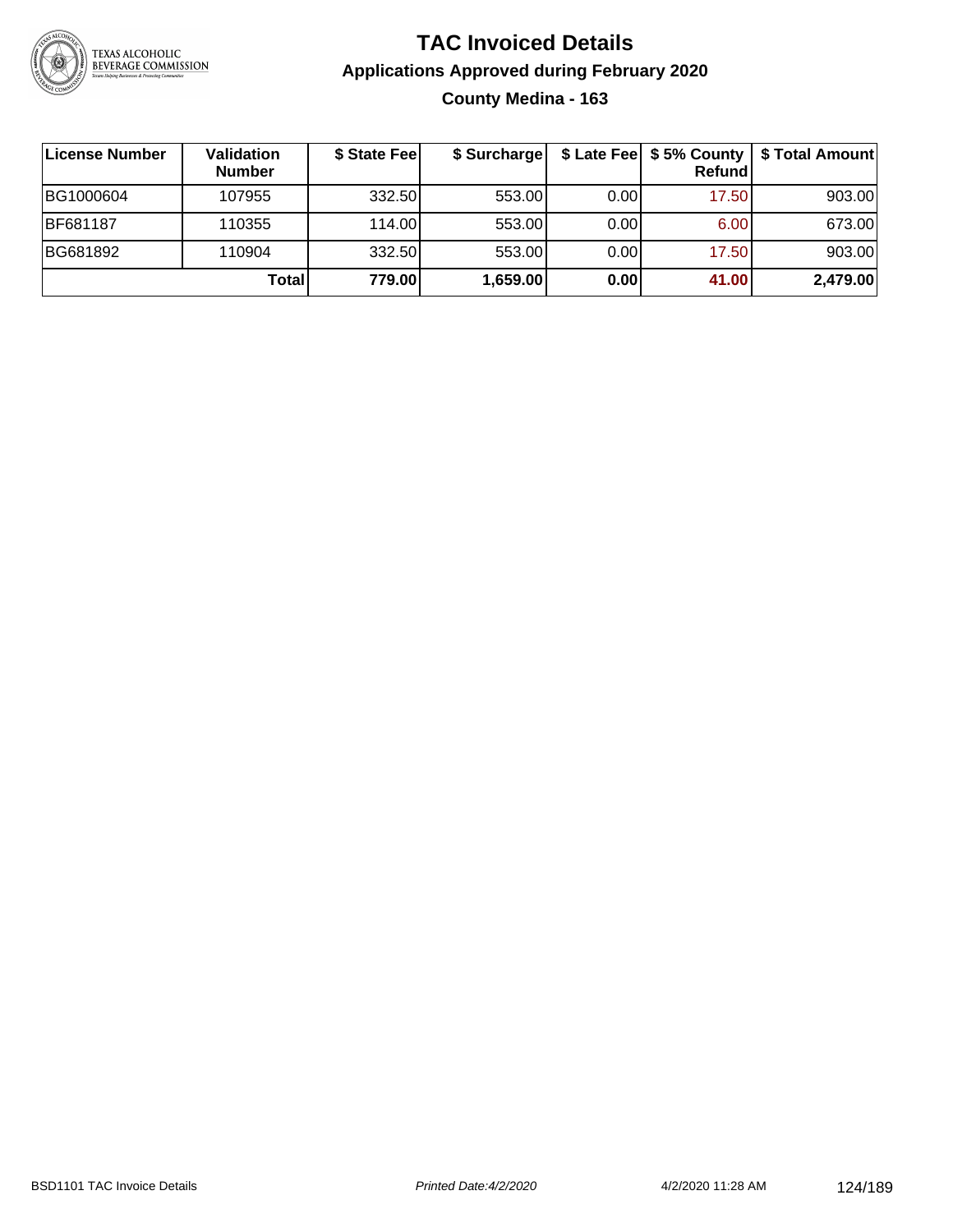# TAC Invoiced Details

## Applications Approved during February 2020

### County Medina - 163

| License Number | Validation Number | $ State Fee | $ Surcharge | $ Late Fee | $ 5% County Refund | $ Total Amount |
|---|---|---|---|---|---|---|
| BG1000604 | 107955 | 332.50 | 553.00 | 0.00 | 17.50 | 903.00 |
| BF681187 | 110355 | 114.00 | 553.00 | 0.00 | 6.00 | 673.00 |
| BG681892 | 110904 | 332.50 | 553.00 | 0.00 | 17.50 | 903.00 |
| | **Total** | **779.00** | **1,659.00** | **0.00** | **41.00** | **2,479.00** |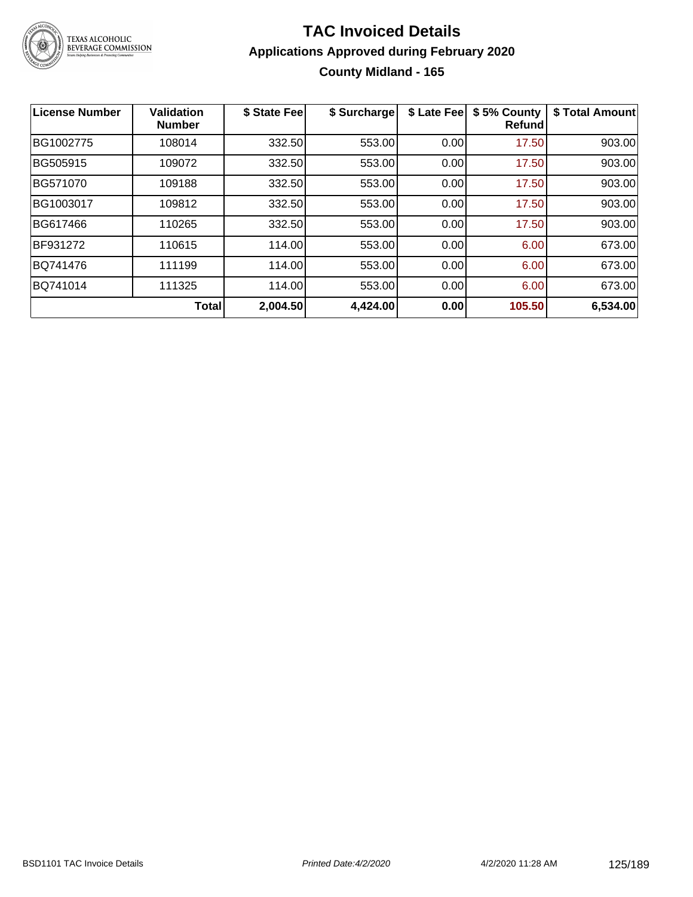# TAC Invoiced Details

## Applications Approved during February 2020

### County Midland - 165

| License Number | Validation Number | $ State Fee | $ Surcharge | $ Late Fee | $ 5% County Refund | $ Total Amount |
|---|---|---|---|---|---|---|
| BG1002775 | 108014 | 332.50 | 553.00 | 0.00 | 17.50 | 903.00 |
| BG505915 | 109072 | 332.50 | 553.00 | 0.00 | 17.50 | 903.00 |
| BG571070 | 109188 | 332.50 | 553.00 | 0.00 | 17.50 | 903.00 |
| BG1003017 | 109812 | 332.50 | 553.00 | 0.00 | 17.50 | 903.00 |
| BG617466 | 110265 | 332.50 | 553.00 | 0.00 | 17.50 | 903.00 |
| BF931272 | 110615 | 114.00 | 553.00 | 0.00 | 6.00 | 673.00 |
| BQ741476 | 111199 | 114.00 | 553.00 | 0.00 | 6.00 | 673.00 |
| BQ741014 | 111325 | 114.00 | 553.00 | 0.00 | 6.00 | 673.00 |
| | **Total** | **2,004.50** | **4,424.00** | **0.00** | **105.50** | **6,534.00** |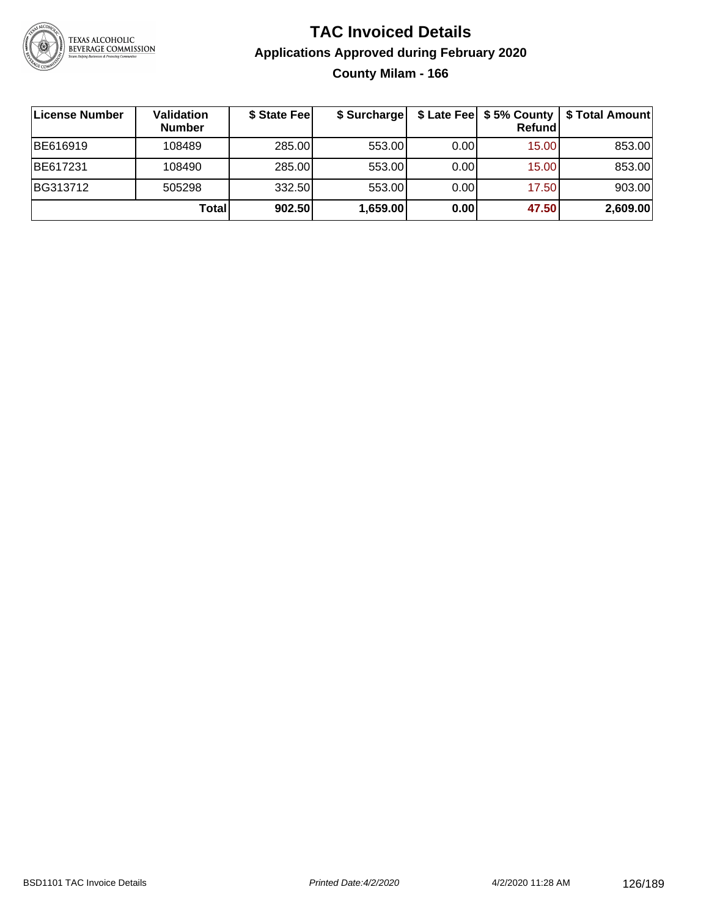# TAC Invoiced Details

## Applications Approved during February 2020

### County Milam - 166

| License Number | Validation Number | $ State Fee | $ Surcharge | $ Late Fee | $ 5% County Refund | $ Total Amount |
|---|---|---|---|---|---|---|
| BE616919 | 108489 | 285.00 | 553.00 | 0.00 | 15.00 | 853.00 |
| BE617231 | 108490 | 285.00 | 553.00 | 0.00 | 15.00 | 853.00 |
| BG313712 | 505298 | 332.50 | 553.00 | 0.00 | 17.50 | 903.00 |
| | **Total** | **902.50** | **1,659.00** | **0.00** | **47.50** | **2,609.00** |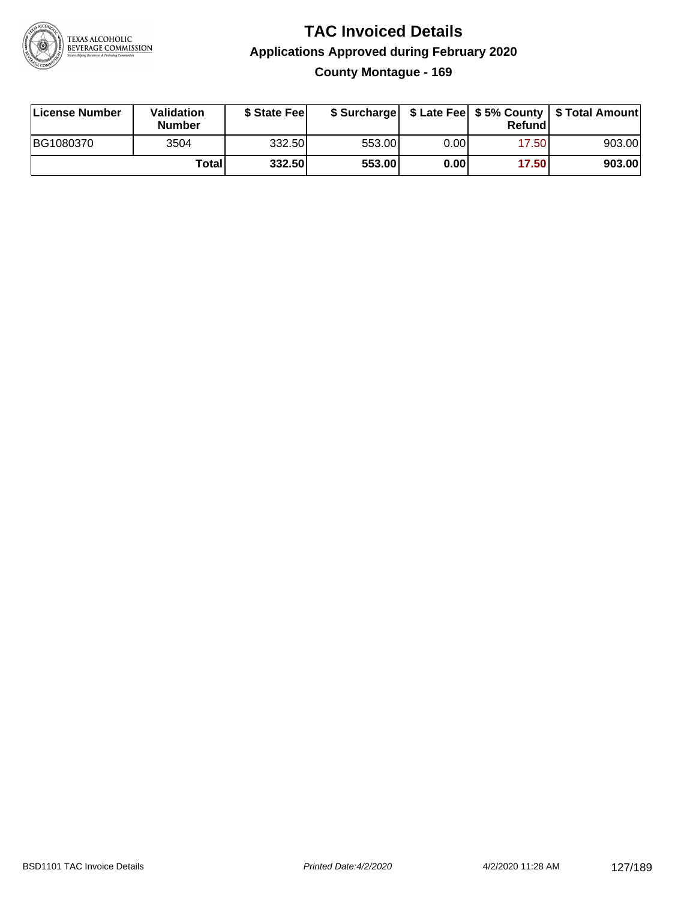# TAC Invoiced Details

## Applications Approved during February 2020

### County Montague - 169

| License Number | Validation Number | $ State Fee | $ Surcharge | $ Late Fee | $ 5% County Refund | $ Total Amount |
|---|---|---|---|---|---|---|
| BG1080370 | 3504 | 332.50 | 553.00 | 0.00 | 17.50 | 903.00 |
| | **Total** | **332.50** | **553.00** | **0.00** | **17.50** | **903.00** |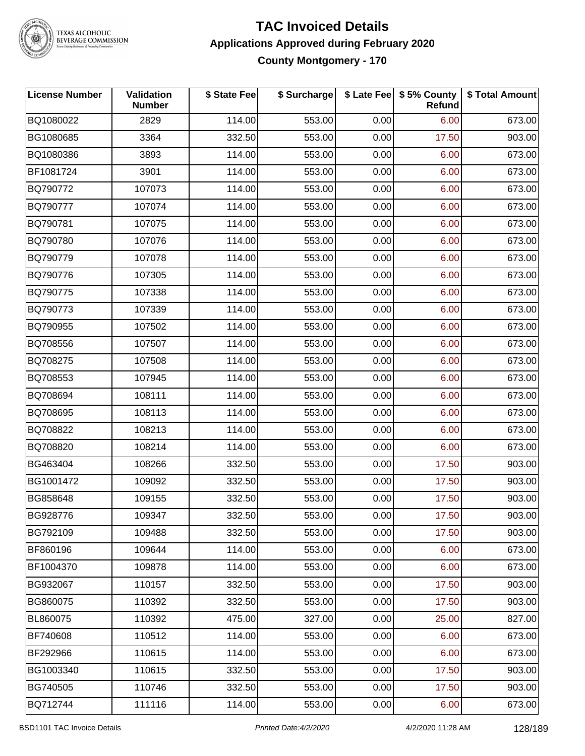# TAC Invoiced Details

## Applications Approved during February 2020

### County Montgomery - 170

| License Number | Validation Number | $ State Fee | $ Surcharge | $ Late Fee | $ 5% County Refund | $ Total Amount |
|---|---|---|---|---|---|---|
| BQ1080022 | 2829 | 114.00 | 553.00 | 0.00 | 6.00 | 673.00 |
| BG1080685 | 3364 | 332.50 | 553.00 | 0.00 | 17.50 | 903.00 |
| BQ1080386 | 3893 | 114.00 | 553.00 | 0.00 | 6.00 | 673.00 |
| BF1081724 | 3901 | 114.00 | 553.00 | 0.00 | 6.00 | 673.00 |
| BQ790772 | 107073 | 114.00 | 553.00 | 0.00 | 6.00 | 673.00 |
| BQ790777 | 107074 | 114.00 | 553.00 | 0.00 | 6.00 | 673.00 |
| BQ790781 | 107075 | 114.00 | 553.00 | 0.00 | 6.00 | 673.00 |
| BQ790780 | 107076 | 114.00 | 553.00 | 0.00 | 6.00 | 673.00 |
| BQ790779 | 107078 | 114.00 | 553.00 | 0.00 | 6.00 | 673.00 |
| BQ790776 | 107305 | 114.00 | 553.00 | 0.00 | 6.00 | 673.00 |
| BQ790775 | 107338 | 114.00 | 553.00 | 0.00 | 6.00 | 673.00 |
| BQ790773 | 107339 | 114.00 | 553.00 | 0.00 | 6.00 | 673.00 |
| BQ790955 | 107502 | 114.00 | 553.00 | 0.00 | 6.00 | 673.00 |
| BQ708556 | 107507 | 114.00 | 553.00 | 0.00 | 6.00 | 673.00 |
| BQ708275 | 107508 | 114.00 | 553.00 | 0.00 | 6.00 | 673.00 |
| BQ708553 | 107945 | 114.00 | 553.00 | 0.00 | 6.00 | 673.00 |
| BQ708694 | 108111 | 114.00 | 553.00 | 0.00 | 6.00 | 673.00 |
| BQ708695 | 108113 | 114.00 | 553.00 | 0.00 | 6.00 | 673.00 |
| BQ708822 | 108213 | 114.00 | 553.00 | 0.00 | 6.00 | 673.00 |
| BQ708820 | 108214 | 114.00 | 553.00 | 0.00 | 6.00 | 673.00 |
| BG463404 | 108266 | 332.50 | 553.00 | 0.00 | 17.50 | 903.00 |
| BG1001472 | 109092 | 332.50 | 553.00 | 0.00 | 17.50 | 903.00 |
| BG858648 | 109155 | 332.50 | 553.00 | 0.00 | 17.50 | 903.00 |
| BG928776 | 109347 | 332.50 | 553.00 | 0.00 | 17.50 | 903.00 |
| BG792109 | 109488 | 332.50 | 553.00 | 0.00 | 17.50 | 903.00 |
| BF860196 | 109644 | 114.00 | 553.00 | 0.00 | 6.00 | 673.00 |
| BF1004370 | 109878 | 114.00 | 553.00 | 0.00 | 6.00 | 673.00 |
| BG932067 | 110157 | 332.50 | 553.00 | 0.00 | 17.50 | 903.00 |
| BG860075 | 110392 | 332.50 | 553.00 | 0.00 | 17.50 | 903.00 |
| BL860075 | 110392 | 475.00 | 327.00 | 0.00 | 25.00 | 827.00 |
| BF740608 | 110512 | 114.00 | 553.00 | 0.00 | 6.00 | 673.00 |
| BF292966 | 110615 | 114.00 | 553.00 | 0.00 | 6.00 | 673.00 |
| BG1003340 | 110615 | 332.50 | 553.00 | 0.00 | 17.50 | 903.00 |
| BG740505 | 110746 | 332.50 | 553.00 | 0.00 | 17.50 | 903.00 |
| BQ712744 | 111116 | 114.00 | 553.00 | 0.00 | 6.00 | 673.00 |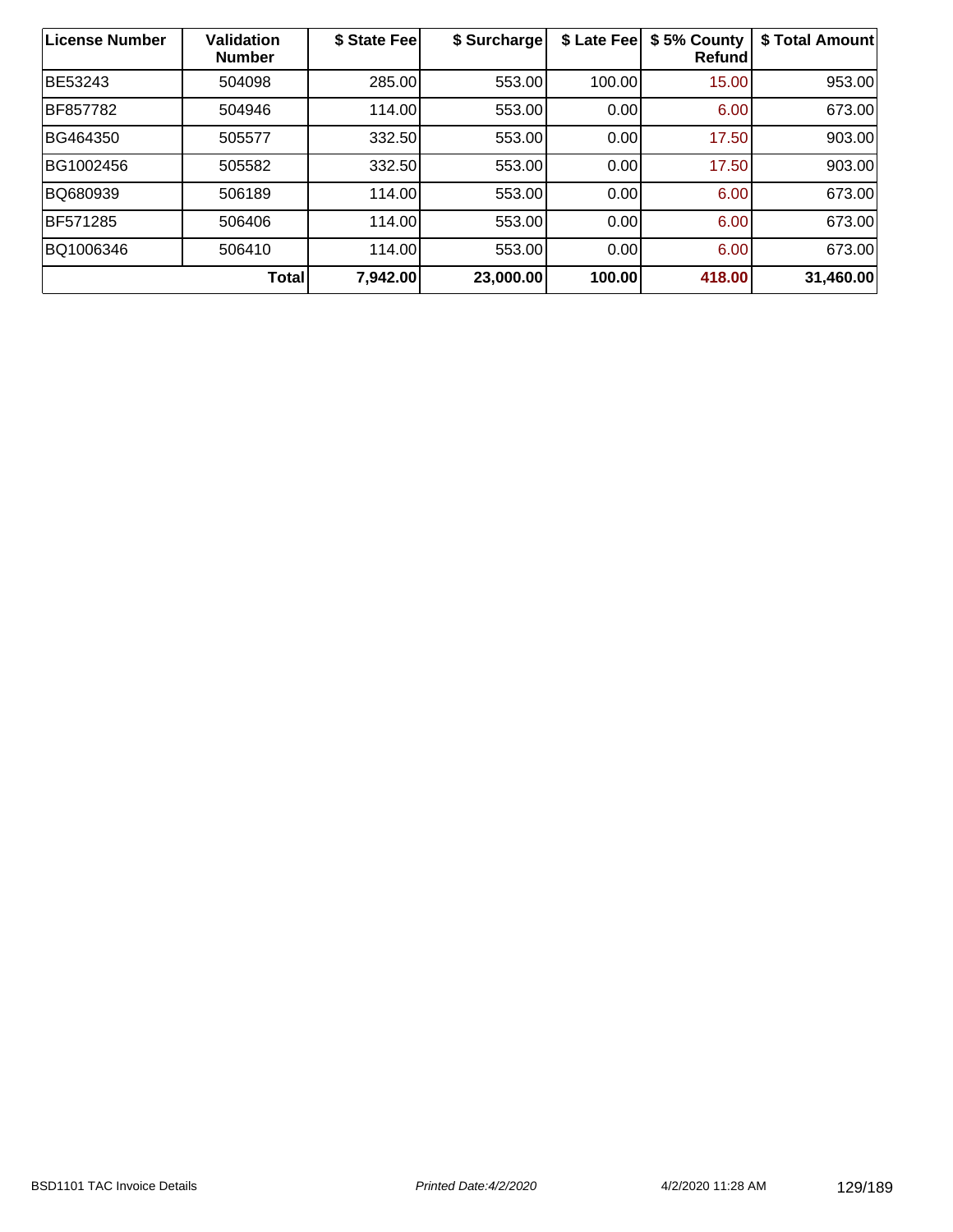| License Number | Validation Number | $ State Fee | $ Surcharge | $ Late Fee | $ 5% County Refund | $ Total Amount |
|---|---|---|---|---|---|---|
| BE53243 | 504098 | 285.00 | 553.00 | 100.00 | 15.00 | 953.00 |
| BF857782 | 504946 | 114.00 | 553.00 | 0.00 | 6.00 | 673.00 |
| BG464350 | 505577 | 332.50 | 553.00 | 0.00 | 17.50 | 903.00 |
| BG1002456 | 505582 | 332.50 | 553.00 | 0.00 | 17.50 | 903.00 |
| BQ680939 | 506189 | 114.00 | 553.00 | 0.00 | 6.00 | 673.00 |
| BF571285 | 506406 | 114.00 | 553.00 | 0.00 | 6.00 | 673.00 |
| BQ1006346 | 506410 | 114.00 | 553.00 | 0.00 | 6.00 | 673.00 |
| | **Total** | **7,942.00** | **23,000.00** | **100.00** | **418.00** | **31,460.00** |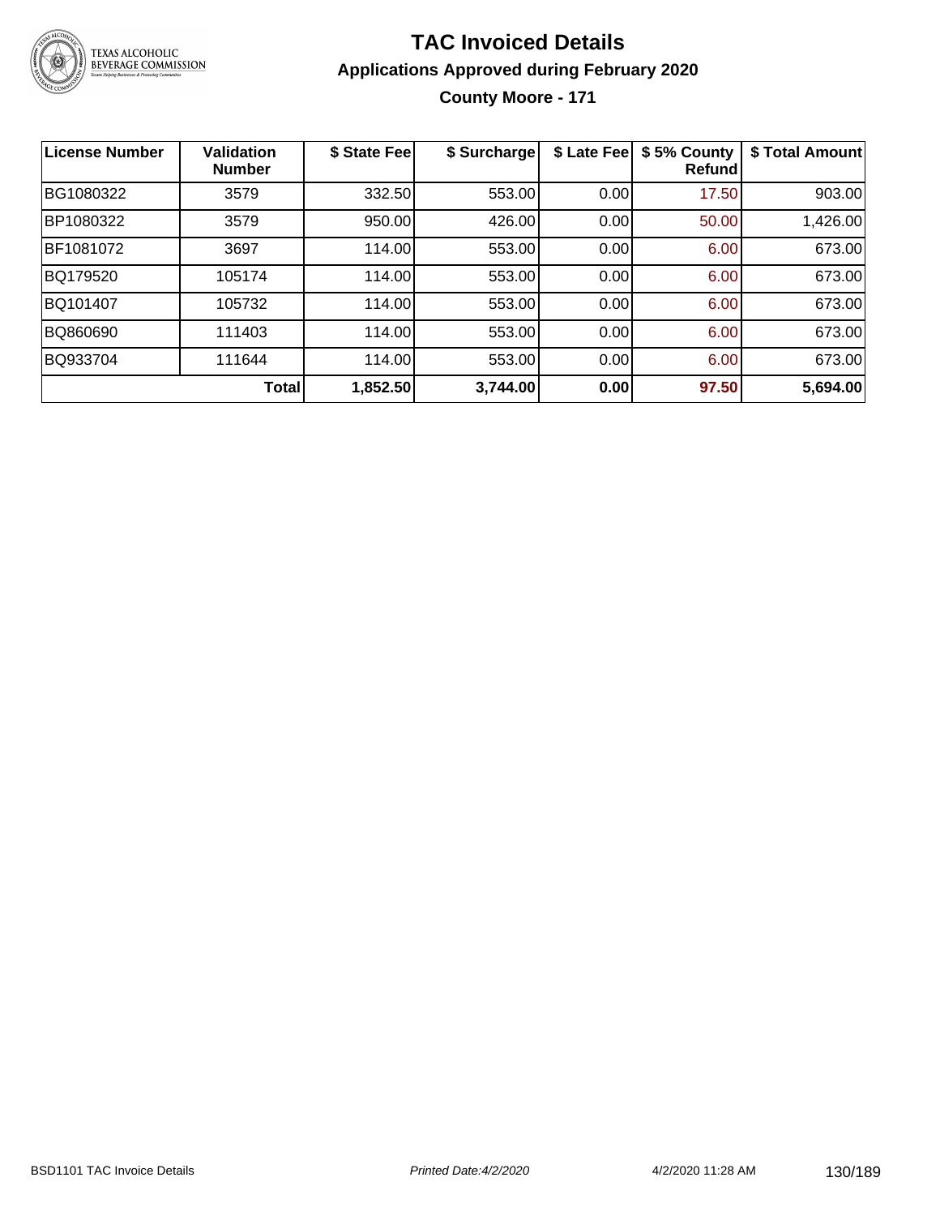# TAC Invoiced Details

## Applications Approved during February 2020

### County Moore - 171

| License Number | Validation Number | $ State Fee | $ Surcharge | $ Late Fee | $ 5% County Refund | $ Total Amount |
|---|---|---|---|---|---|---|
| BG1080322 | 3579 | 332.50 | 553.00 | 0.00 | 17.50 | 903.00 |
| BP1080322 | 3579 | 950.00 | 426.00 | 0.00 | 50.00 | 1,426.00 |
| BF1081072 | 3697 | 114.00 | 553.00 | 0.00 | 6.00 | 673.00 |
| BQ179520 | 105174 | 114.00 | 553.00 | 0.00 | 6.00 | 673.00 |
| BQ101407 | 105732 | 114.00 | 553.00 | 0.00 | 6.00 | 673.00 |
| BQ860690 | 111403 | 114.00 | 553.00 | 0.00 | 6.00 | 673.00 |
| BQ933704 | 111644 | 114.00 | 553.00 | 0.00 | 6.00 | 673.00 |
| | **Total** | **1,852.50** | **3,744.00** | **0.00** | **97.50** | **5,694.00** |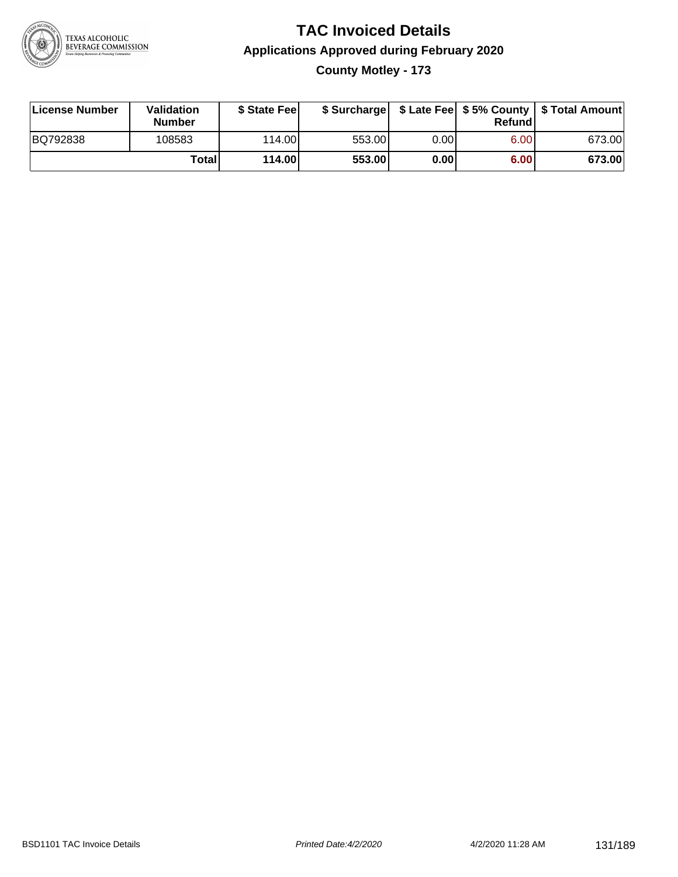# TAC Invoiced Details

## Applications Approved during February 2020

### County Motley - 173

| License Number | Validation Number | $ State Fee | $ Surcharge | $ Late Fee | $ 5% County Refund | $ Total Amount |
|---|---|---|---|---|---|---|
| BQ792838 | 108583 | 114.00 | 553.00 | 0.00 | 6.00 | 673.00 |
| | **Total** | **114.00** | **553.00** | **0.00** | **6.00** | **673.00** |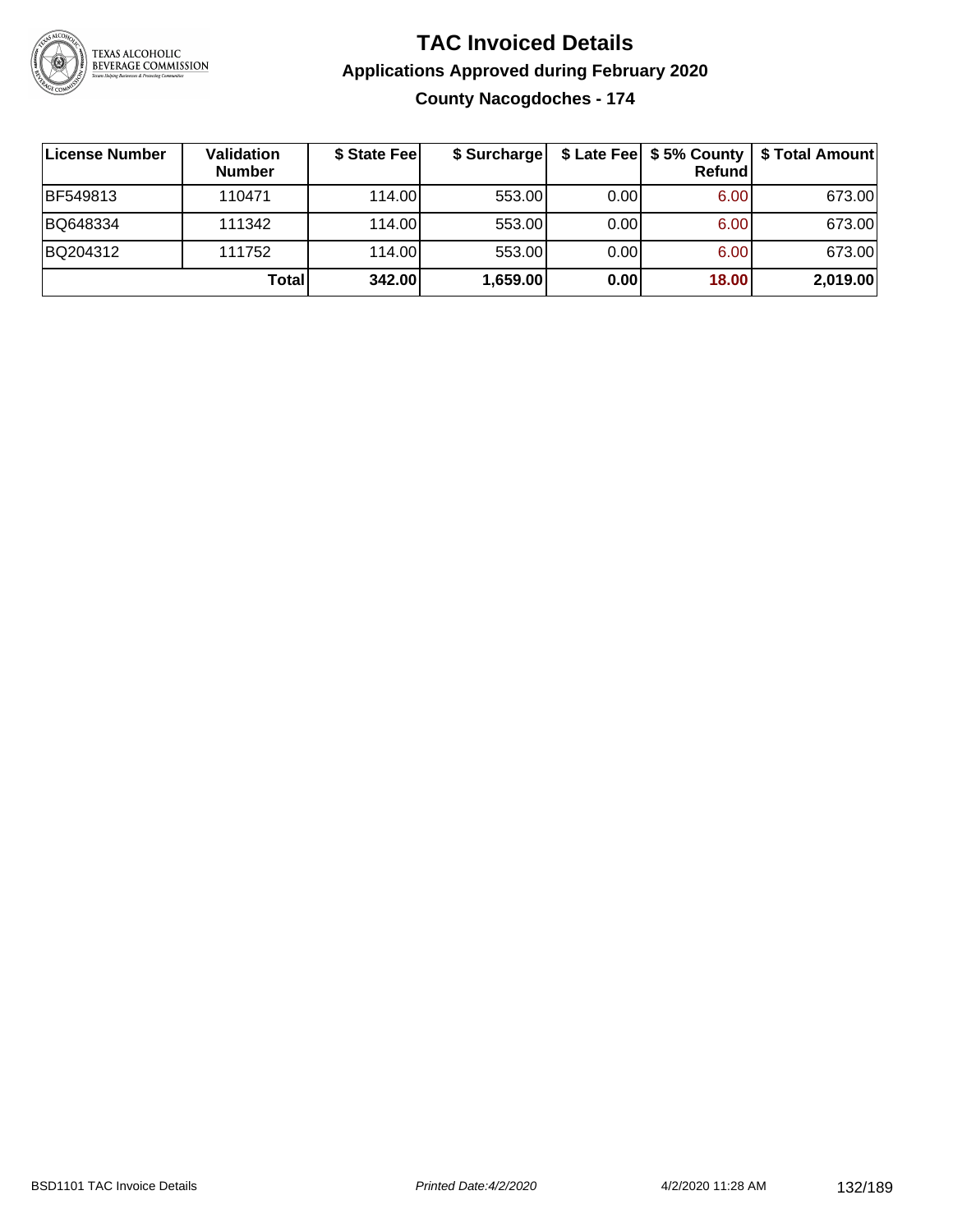# TAC Invoiced Details

## Applications Approved during February 2020

### County Nacogdoches - 174

| License Number | Validation Number | $ State Fee | $ Surcharge | $ Late Fee | $ 5% County Refund | $ Total Amount |
|---|---|---|---|---|---|---|
| BF549813 | 110471 | 114.00 | 553.00 | 0.00 | 6.00 | 673.00 |
| BQ648334 | 111342 | 114.00 | 553.00 | 0.00 | 6.00 | 673.00 |
| BQ204312 | 111752 | 114.00 | 553.00 | 0.00 | 6.00 | 673.00 |
| | **Total** | **342.00** | **1,659.00** | **0.00** | **18.00** | **2,019.00** |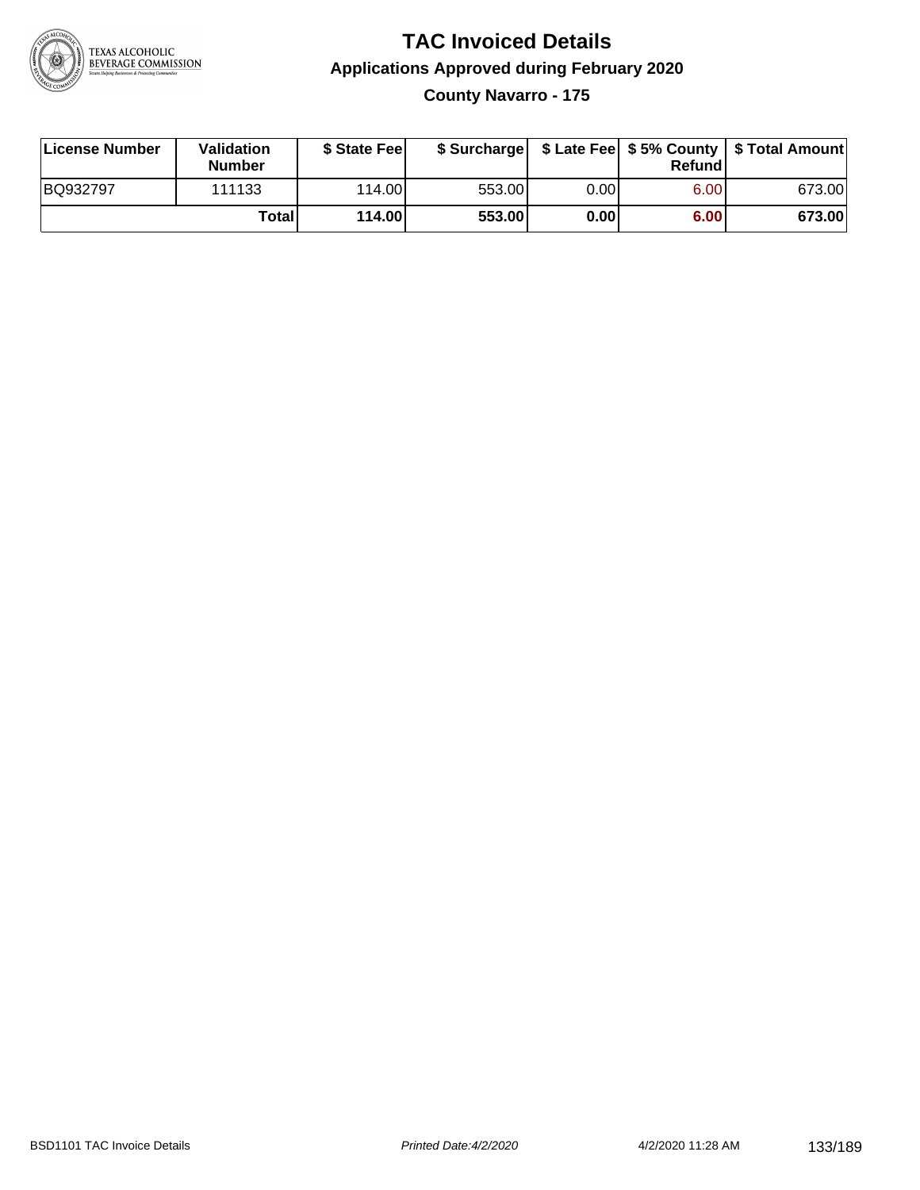# TAC Invoiced Details

## Applications Approved during February 2020

### County Navarro - 175

| License Number | Validation Number | $ State Fee | $ Surcharge | $ Late Fee | $ 5% County Refund | $ Total Amount |
|---|---|---|---|---|---|---|
| BQ932797 | 111133 | 114.00 | 553.00 | 0.00 | 6.00 | 673.00 |
| | Total | **114.00** | **553.00** | **0.00** | **6.00** | **673.00** |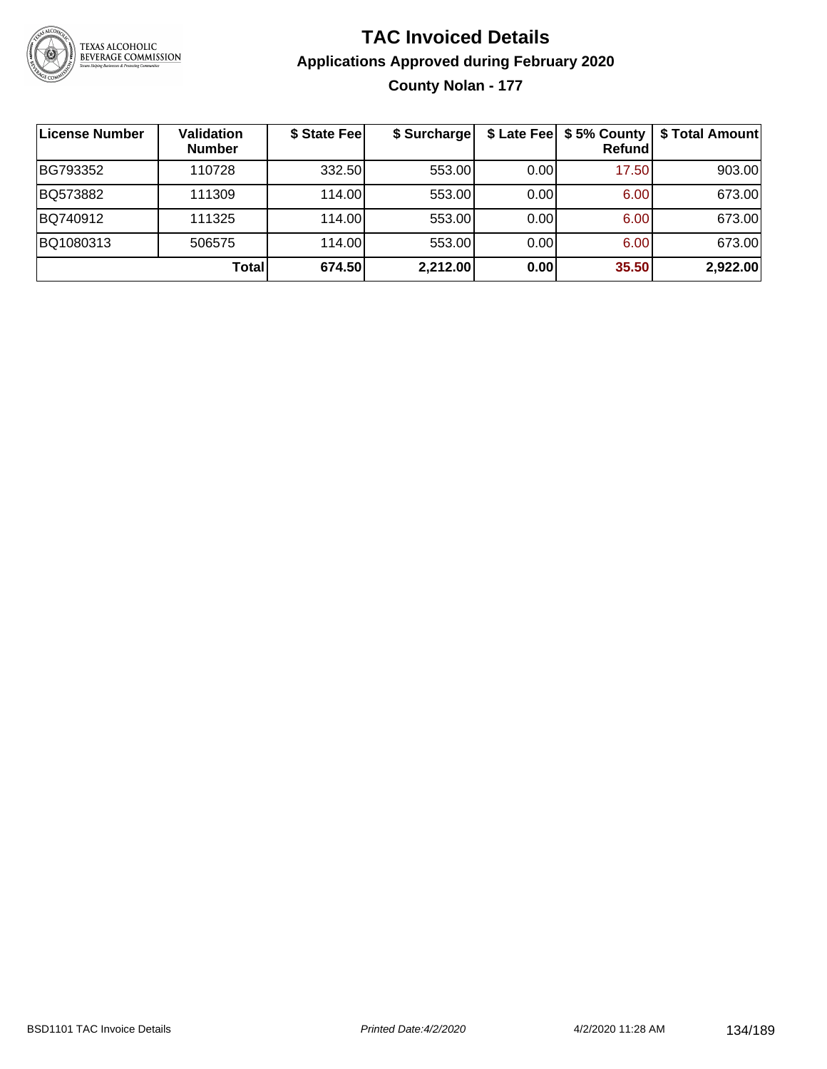# TAC Invoiced Details

## Applications Approved during February 2020

### County Nolan - 177

| License Number | Validation Number | $ State Fee | $ Surcharge | $ Late Fee | $ 5% County Refund | $ Total Amount |
|---|---|---|---|---|---|---|
| BG793352 | 110728 | 332.50 | 553.00 | 0.00 | 17.50 | 903.00 |
| BQ573882 | 111309 | 114.00 | 553.00 | 0.00 | 6.00 | 673.00 |
| BQ740912 | 111325 | 114.00 | 553.00 | 0.00 | 6.00 | 673.00 |
| BQ1080313 | 506575 | 114.00 | 553.00 | 0.00 | 6.00 | 673.00 |
| | **Total** | **674.50** | **2,212.00** | **0.00** | **35.50** | **2,922.00** |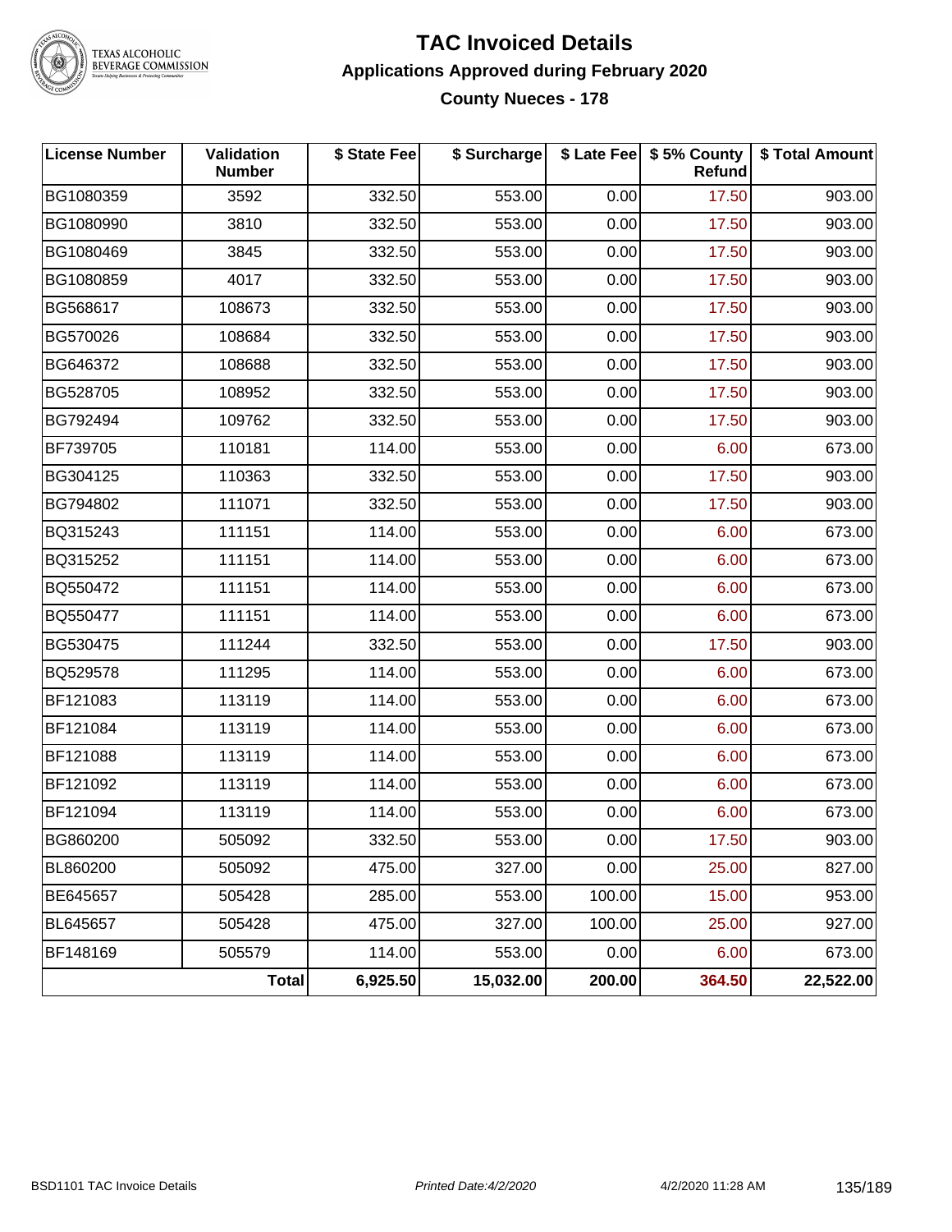# TAC Invoiced Details

## Applications Approved during February 2020

### County Nueces - 178

| License Number | Validation Number | $ State Fee | $ Surcharge | $ Late Fee | $ 5% County Refund | $ Total Amount |
|---|---|---|---|---|---|---|
| BG1080359 | 3592 | 332.50 | 553.00 | 0.00 | 17.50 | 903.00 |
| BG1080990 | 3810 | 332.50 | 553.00 | 0.00 | 17.50 | 903.00 |
| BG1080469 | 3845 | 332.50 | 553.00 | 0.00 | 17.50 | 903.00 |
| BG1080859 | 4017 | 332.50 | 553.00 | 0.00 | 17.50 | 903.00 |
| BG568617 | 108673 | 332.50 | 553.00 | 0.00 | 17.50 | 903.00 |
| BG570026 | 108684 | 332.50 | 553.00 | 0.00 | 17.50 | 903.00 |
| BG646372 | 108688 | 332.50 | 553.00 | 0.00 | 17.50 | 903.00 |
| BG528705 | 108952 | 332.50 | 553.00 | 0.00 | 17.50 | 903.00 |
| BG792494 | 109762 | 332.50 | 553.00 | 0.00 | 17.50 | 903.00 |
| BF739705 | 110181 | 114.00 | 553.00 | 0.00 | 6.00 | 673.00 |
| BG304125 | 110363 | 332.50 | 553.00 | 0.00 | 17.50 | 903.00 |
| BG794802 | 111071 | 332.50 | 553.00 | 0.00 | 17.50 | 903.00 |
| BQ315243 | 111151 | 114.00 | 553.00 | 0.00 | 6.00 | 673.00 |
| BQ315252 | 111151 | 114.00 | 553.00 | 0.00 | 6.00 | 673.00 |
| BQ550472 | 111151 | 114.00 | 553.00 | 0.00 | 6.00 | 673.00 |
| BQ550477 | 111151 | 114.00 | 553.00 | 0.00 | 6.00 | 673.00 |
| BG530475 | 111244 | 332.50 | 553.00 | 0.00 | 17.50 | 903.00 |
| BQ529578 | 111295 | 114.00 | 553.00 | 0.00 | 6.00 | 673.00 |
| BF121083 | 113119 | 114.00 | 553.00 | 0.00 | 6.00 | 673.00 |
| BF121084 | 113119 | 114.00 | 553.00 | 0.00 | 6.00 | 673.00 |
| BF121088 | 113119 | 114.00 | 553.00 | 0.00 | 6.00 | 673.00 |
| BF121092 | 113119 | 114.00 | 553.00 | 0.00 | 6.00 | 673.00 |
| BF121094 | 113119 | 114.00 | 553.00 | 0.00 | 6.00 | 673.00 |
| BG860200 | 505092 | 332.50 | 553.00 | 0.00 | 17.50 | 903.00 |
| BL860200 | 505092 | 475.00 | 327.00 | 0.00 | 25.00 | 827.00 |
| BE645657 | 505428 | 285.00 | 553.00 | 100.00 | 15.00 | 953.00 |
| BL645657 | 505428 | 475.00 | 327.00 | 100.00 | 25.00 | 927.00 |
| BF148169 | 505579 | 114.00 | 553.00 | 0.00 | 6.00 | 673.00 |
| | **Total** | **6,925.50** | **15,032.00** | **200.00** | **364.50** | **22,522.00** |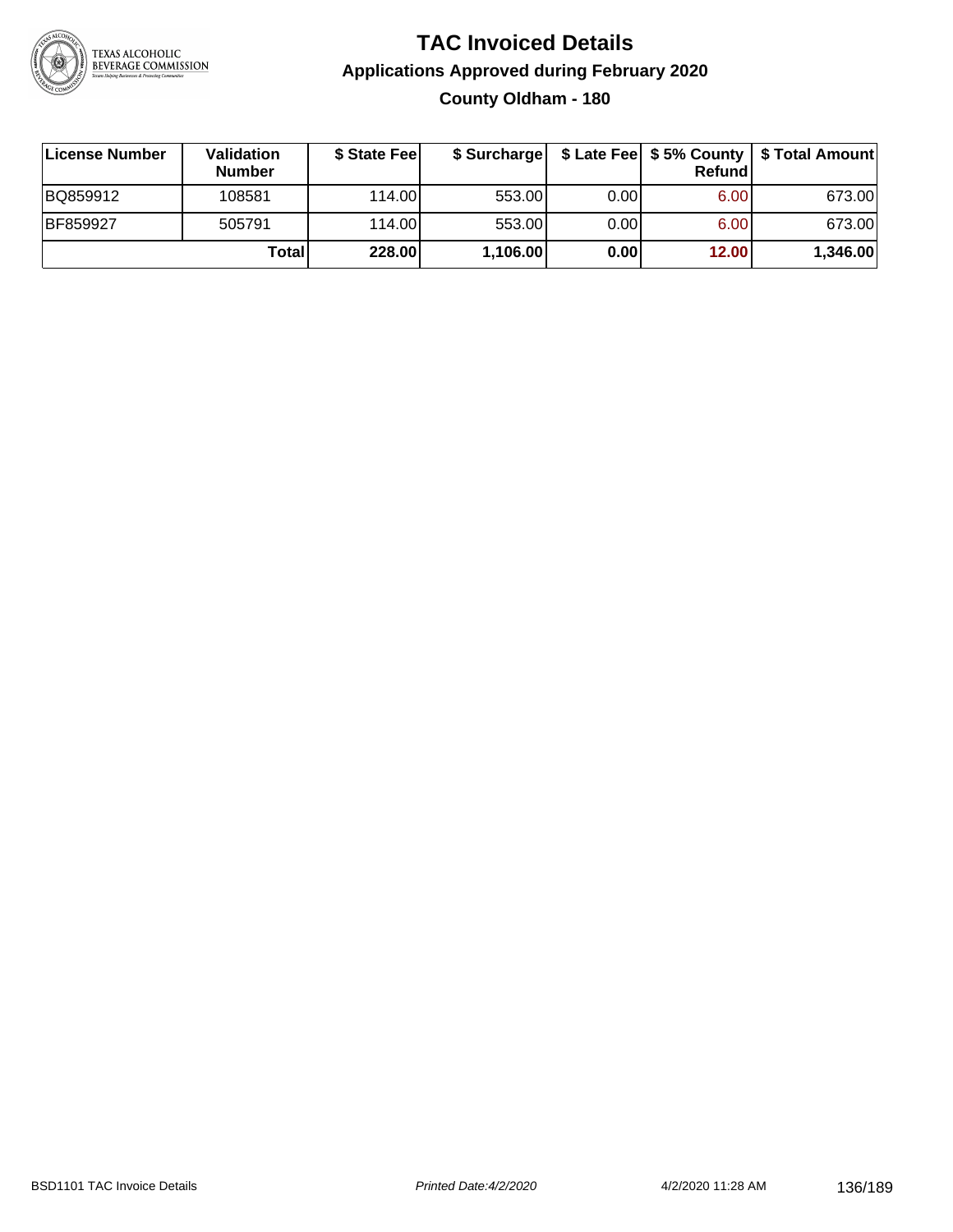# TAC Invoiced Details

## Applications Approved during February 2020

### County Oldham - 180

| License Number | Validation Number | $ State Fee | $ Surcharge | $ Late Fee | $ 5% County Refund | $ Total Amount |
|---|---|---|---|---|---|---|
| BQ859912 | 108581 | 114.00 | 553.00 | 0.00 | 6.00 | 673.00 |
| BF859927 | 505791 | 114.00 | 553.00 | 0.00 | 6.00 | 673.00 |
| | **Total** | **228.00** | **1,106.00** | **0.00** | **12.00** | **1,346.00** |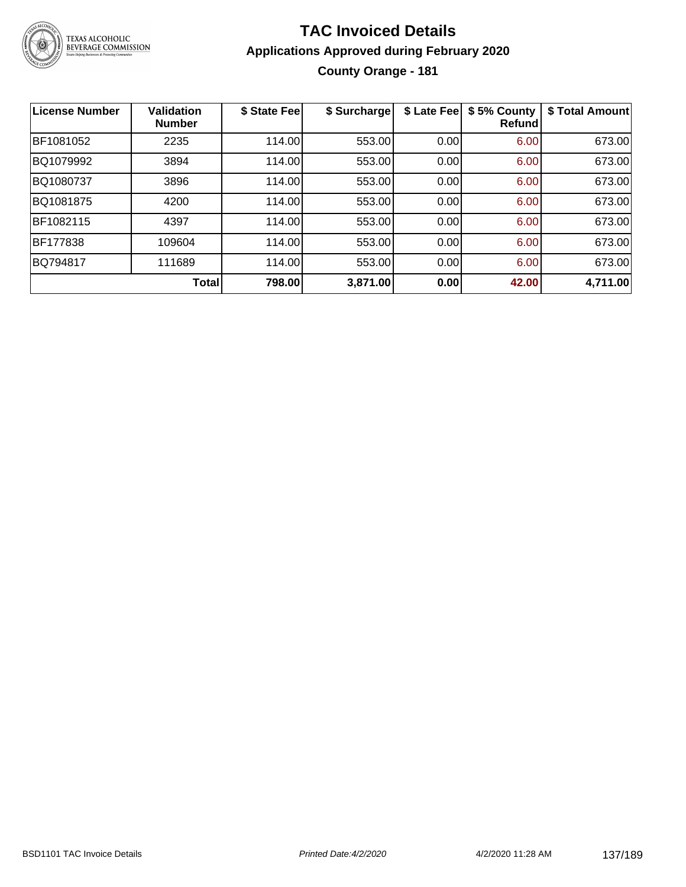# TAC Invoiced Details

## Applications Approved during February 2020

### County Orange - 181

| License Number | Validation Number | $ State Fee | $ Surcharge | $ Late Fee | $ 5% County Refund | $ Total Amount |
|---|---|---|---|---|---|---|
| BF1081052 | 2235 | 114.00 | 553.00 | 0.00 | 6.00 | 673.00 |
| BQ1079992 | 3894 | 114.00 | 553.00 | 0.00 | 6.00 | 673.00 |
| BQ1080737 | 3896 | 114.00 | 553.00 | 0.00 | 6.00 | 673.00 |
| BQ1081875 | 4200 | 114.00 | 553.00 | 0.00 | 6.00 | 673.00 |
| BF1082115 | 4397 | 114.00 | 553.00 | 0.00 | 6.00 | 673.00 |
| BF177838 | 109604 | 114.00 | 553.00 | 0.00 | 6.00 | 673.00 |
| BQ794817 | 111689 | 114.00 | 553.00 | 0.00 | 6.00 | 673.00 |
| | **Total** | **798.00** | **3,871.00** | **0.00** | **42.00** | **4,711.00** |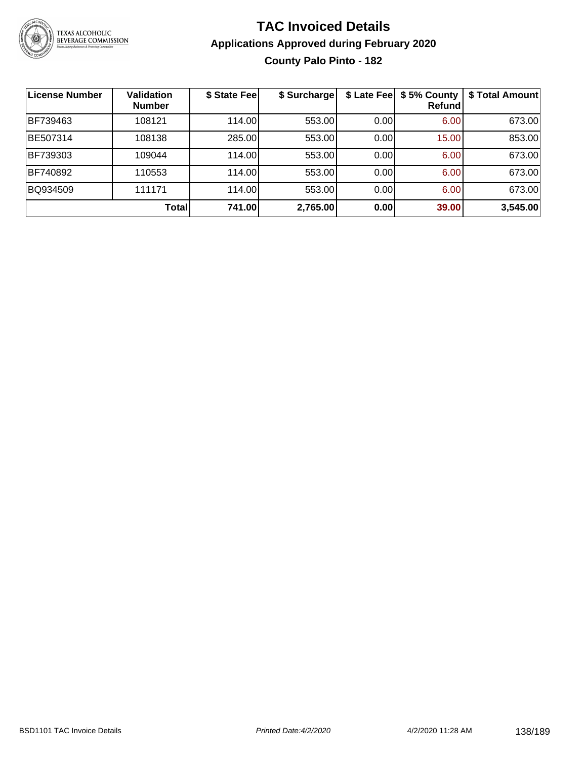# TAC Invoiced Details

## Applications Approved during February 2020

### County Palo Pinto - 182

| License Number | Validation Number | $ State Fee | $ Surcharge | $ Late Fee | $ 5% County Refund | $ Total Amount |
|---|---|---|---|---|---|---|
| BF739463 | 108121 | 114.00 | 553.00 | 0.00 | 6.00 | 673.00 |
| BE507314 | 108138 | 285.00 | 553.00 | 0.00 | 15.00 | 853.00 |
| BF739303 | 109044 | 114.00 | 553.00 | 0.00 | 6.00 | 673.00 |
| BF740892 | 110553 | 114.00 | 553.00 | 0.00 | 6.00 | 673.00 |
| BQ934509 | 111171 | 114.00 | 553.00 | 0.00 | 6.00 | 673.00 |
| | **Total** | **741.00** | **2,765.00** | **0.00** | **39.00** | **3,545.00** |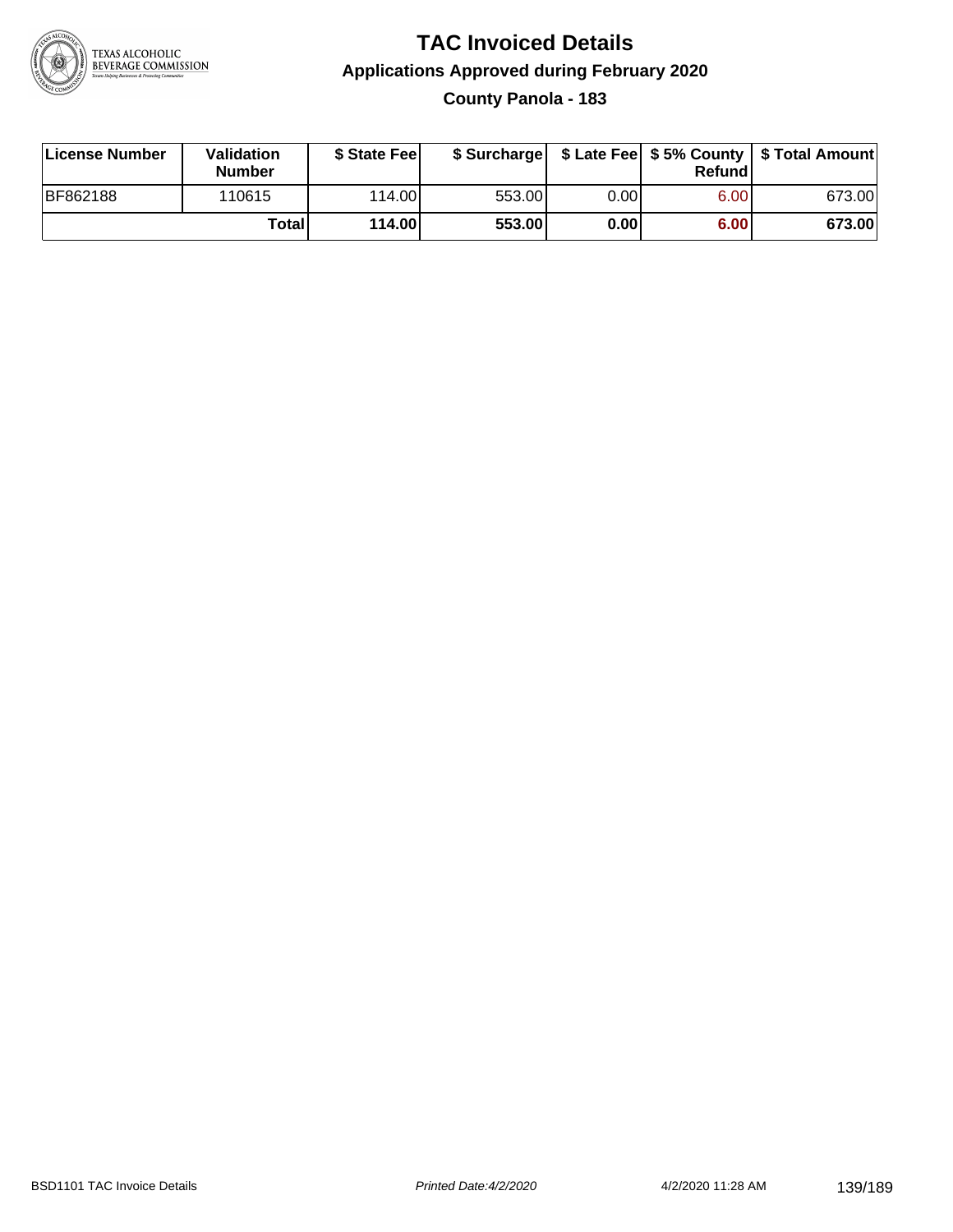# TAC Invoiced Details

## Applications Approved during February 2020

### County Panola - 183

| License Number | Validation Number | $ State Fee | $ Surcharge | $ Late Fee | $ 5% County Refund | $ Total Amount |
|---|---|---|---|---|---|---|
| BF862188 | 110615 | 114.00 | 553.00 | 0.00 | 6.00 | 673.00 |
| | **Total** | **114.00** | **553.00** | **0.00** | **6.00** | **673.00** |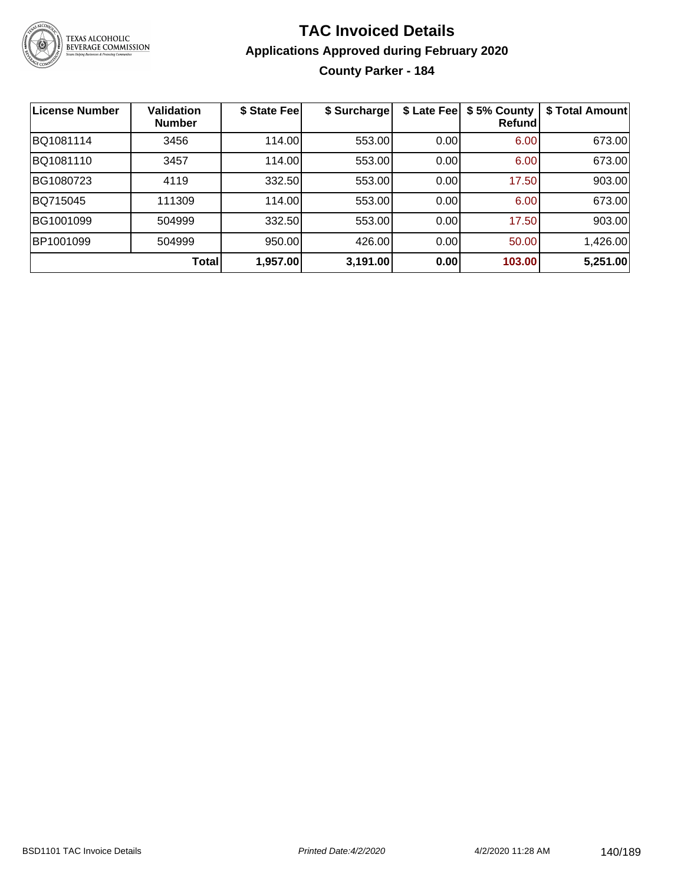# TAC Invoiced Details

## Applications Approved during February 2020

### County Parker - 184

| License Number | Validation Number | $ State Fee | $ Surcharge | $ Late Fee | $ 5% County Refund | $ Total Amount |
|---|---|---|---|---|---|---|
| BQ1081114 | 3456 | 114.00 | 553.00 | 0.00 | 6.00 | 673.00 |
| BQ1081110 | 3457 | 114.00 | 553.00 | 0.00 | 6.00 | 673.00 |
| BG1080723 | 4119 | 332.50 | 553.00 | 0.00 | 17.50 | 903.00 |
| BQ715045 | 111309 | 114.00 | 553.00 | 0.00 | 6.00 | 673.00 |
| BG1001099 | 504999 | 332.50 | 553.00 | 0.00 | 17.50 | 903.00 |
| BP1001099 | 504999 | 950.00 | 426.00 | 0.00 | 50.00 | 1,426.00 |
| | **Total** | **1,957.00** | **3,191.00** | **0.00** | **103.00** | **5,251.00** |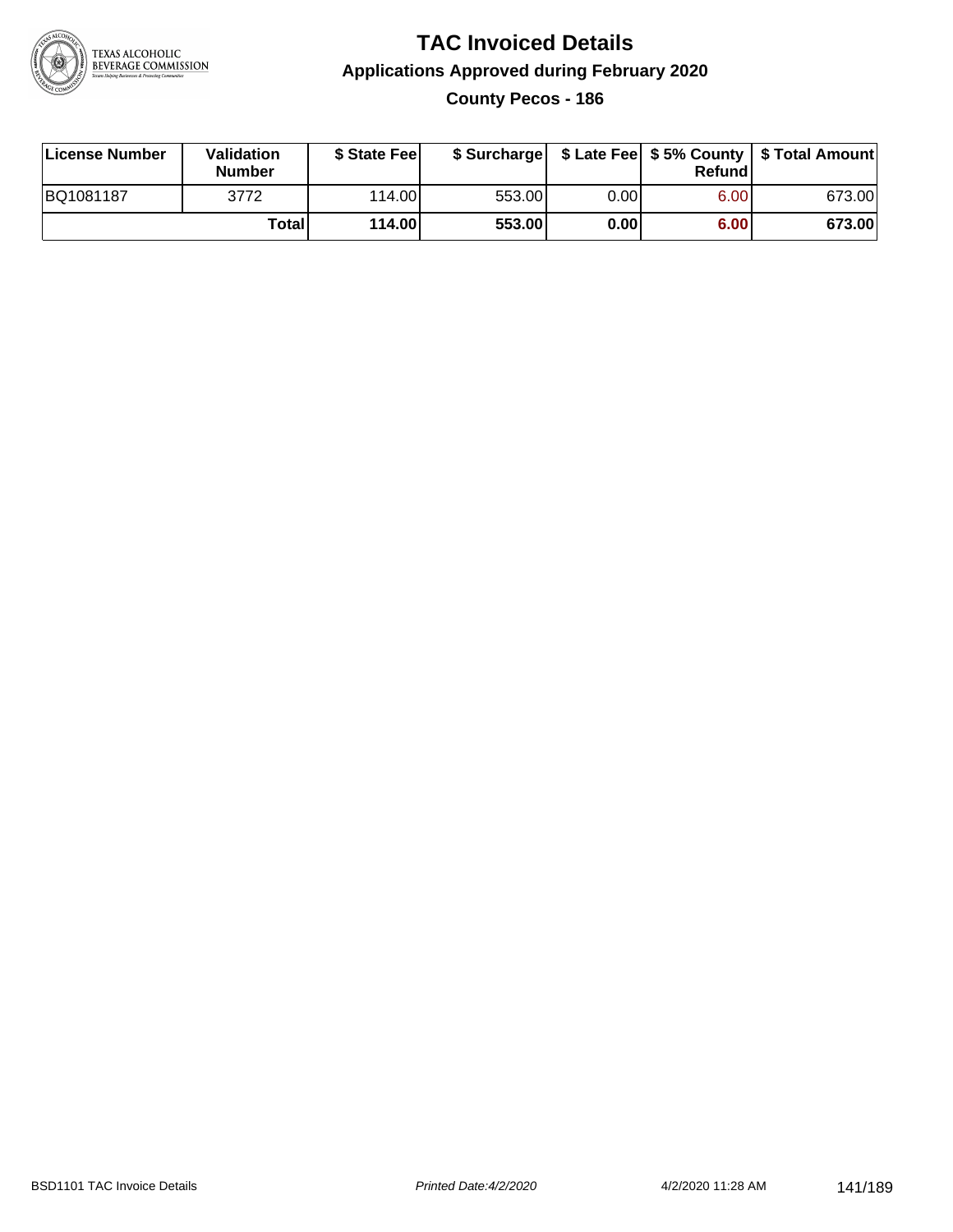# TAC Invoiced Details

## Applications Approved during February 2020

### County Pecos - 186

| License Number | Validation Number | $ State Fee | $ Surcharge | $ Late Fee | $ 5% County Refund | $ Total Amount |
|---|---|---|---|---|---|---|
| BQ1081187 | 3772 | 114.00 | 553.00 | 0.00 | 6.00 | 673.00 |
| | **Total** | **114.00** | **553.00** | **0.00** | **6.00** | **673.00** |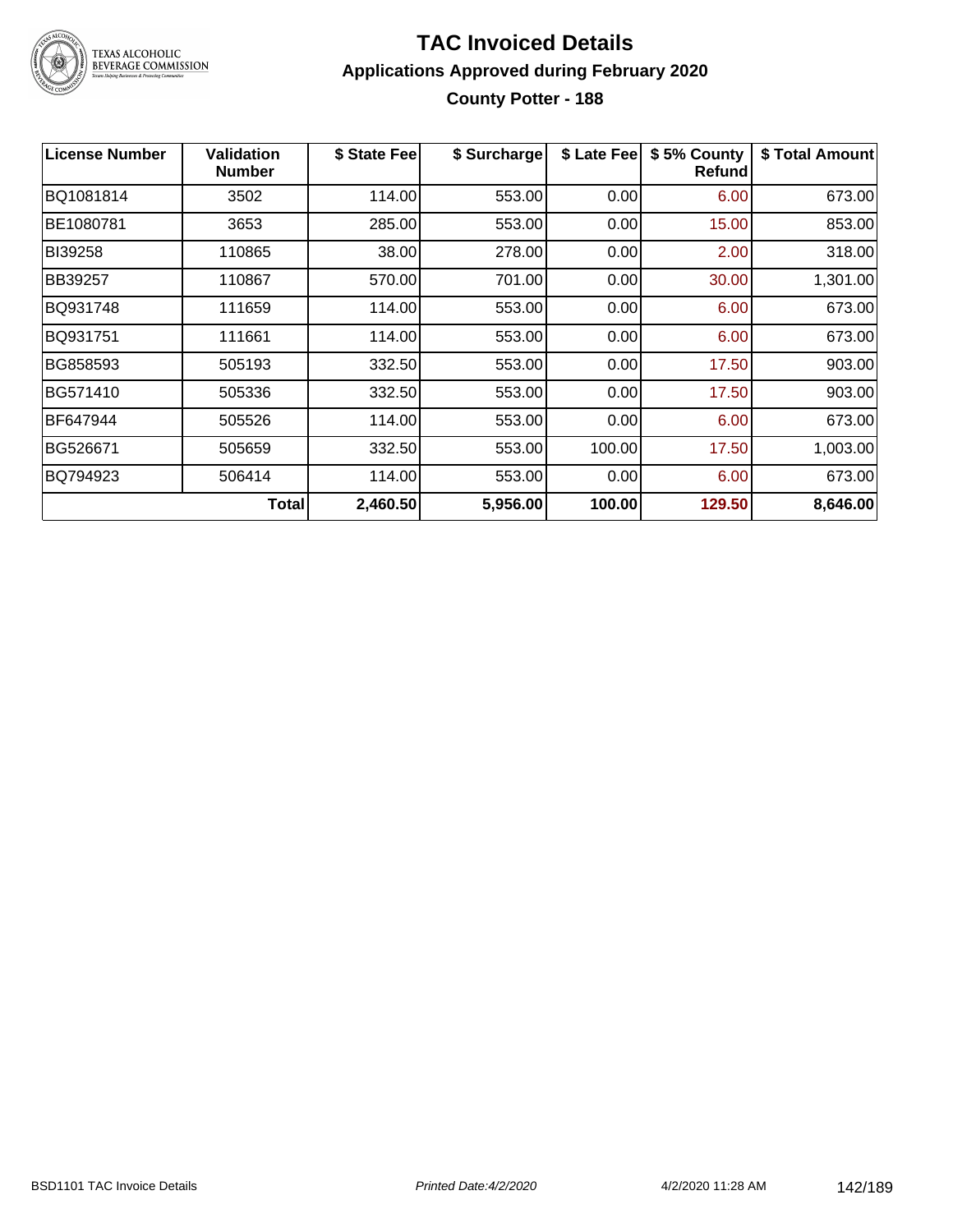# TAC Invoiced Details

## Applications Approved during February 2020

### County Potter - 188

| License Number | Validation Number | $ State Fee | $ Surcharge | $ Late Fee | $ 5% County Refund | $ Total Amount |
|---|---|---|---|---|---|---|
| BQ1081814 | 3502 | 114.00 | 553.00 | 0.00 | 6.00 | 673.00 |
| BE1080781 | 3653 | 285.00 | 553.00 | 0.00 | 15.00 | 853.00 |
| BI39258 | 110865 | 38.00 | 278.00 | 0.00 | 2.00 | 318.00 |
| BB39257 | 110867 | 570.00 | 701.00 | 0.00 | 30.00 | 1,301.00 |
| BQ931748 | 111659 | 114.00 | 553.00 | 0.00 | 6.00 | 673.00 |
| BQ931751 | 111661 | 114.00 | 553.00 | 0.00 | 6.00 | 673.00 |
| BG858593 | 505193 | 332.50 | 553.00 | 0.00 | 17.50 | 903.00 |
| BG571410 | 505336 | 332.50 | 553.00 | 0.00 | 17.50 | 903.00 |
| BF647944 | 505526 | 114.00 | 553.00 | 0.00 | 6.00 | 673.00 |
| BG526671 | 505659 | 332.50 | 553.00 | 100.00 | 17.50 | 1,003.00 |
| BQ794923 | 506414 | 114.00 | 553.00 | 0.00 | 6.00 | 673.00 |
| | **Total** | **2,460.50** | **5,956.00** | **100.00** | **129.50** | **8,646.00** |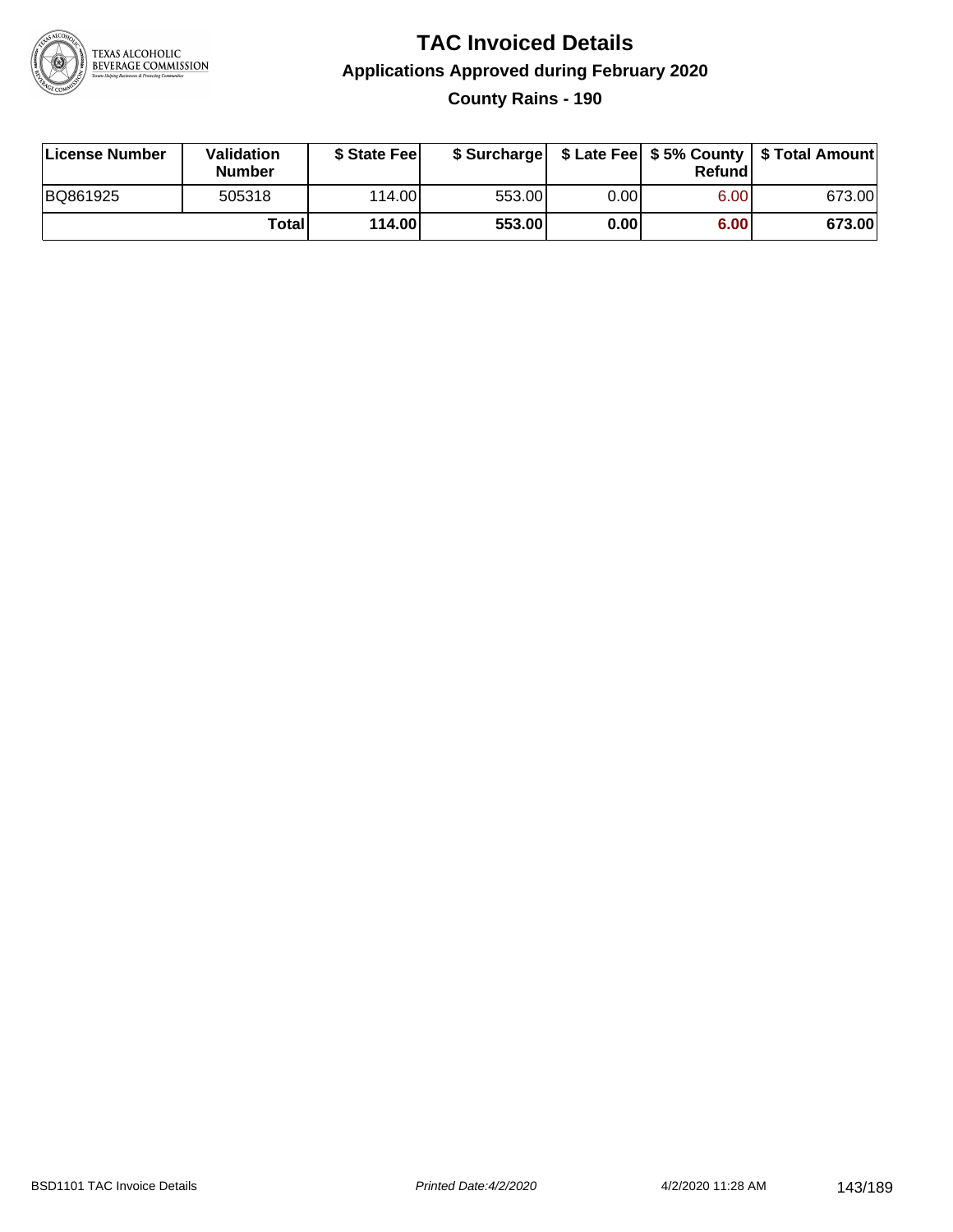# TAC Invoiced Details

## Applications Approved during February 2020

### County Rains - 190

| License Number | Validation Number | $ State Fee | $ Surcharge | $ Late Fee | $ 5% County Refund | $ Total Amount |
|---|---|---|---|---|---|---|
| BQ861925 | 505318 | 114.00 | 553.00 | 0.00 | 6.00 | 673.00 |
| | **Total** | **114.00** | **553.00** | **0.00** | **6.00** | **673.00** |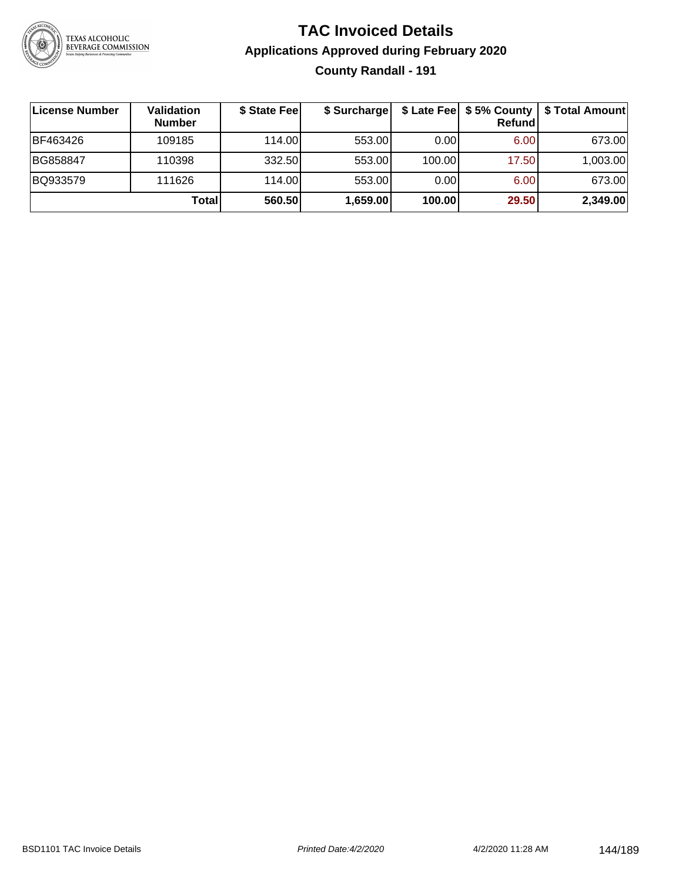# TAC Invoiced Details

## Applications Approved during February 2020

### County Randall - 191

| License Number | Validation Number | $ State Fee | $ Surcharge | $ Late Fee | $ 5% County Refund | $ Total Amount |
|---|---|---|---|---|---|---|
| BF463426 | 109185 | 114.00 | 553.00 | 0.00 | 6.00 | 673.00 |
| BG858847 | 110398 | 332.50 | 553.00 | 100.00 | 17.50 | 1,003.00 |
| BQ933579 | 111626 | 114.00 | 553.00 | 0.00 | 6.00 | 673.00 |
| | **Total** | **560.50** | **1,659.00** | **100.00** | **29.50** | **2,349.00** |

BSD1101 TAC Invoice Details *Printed Date:4/2/2020* 4/2/2020 11:28 AM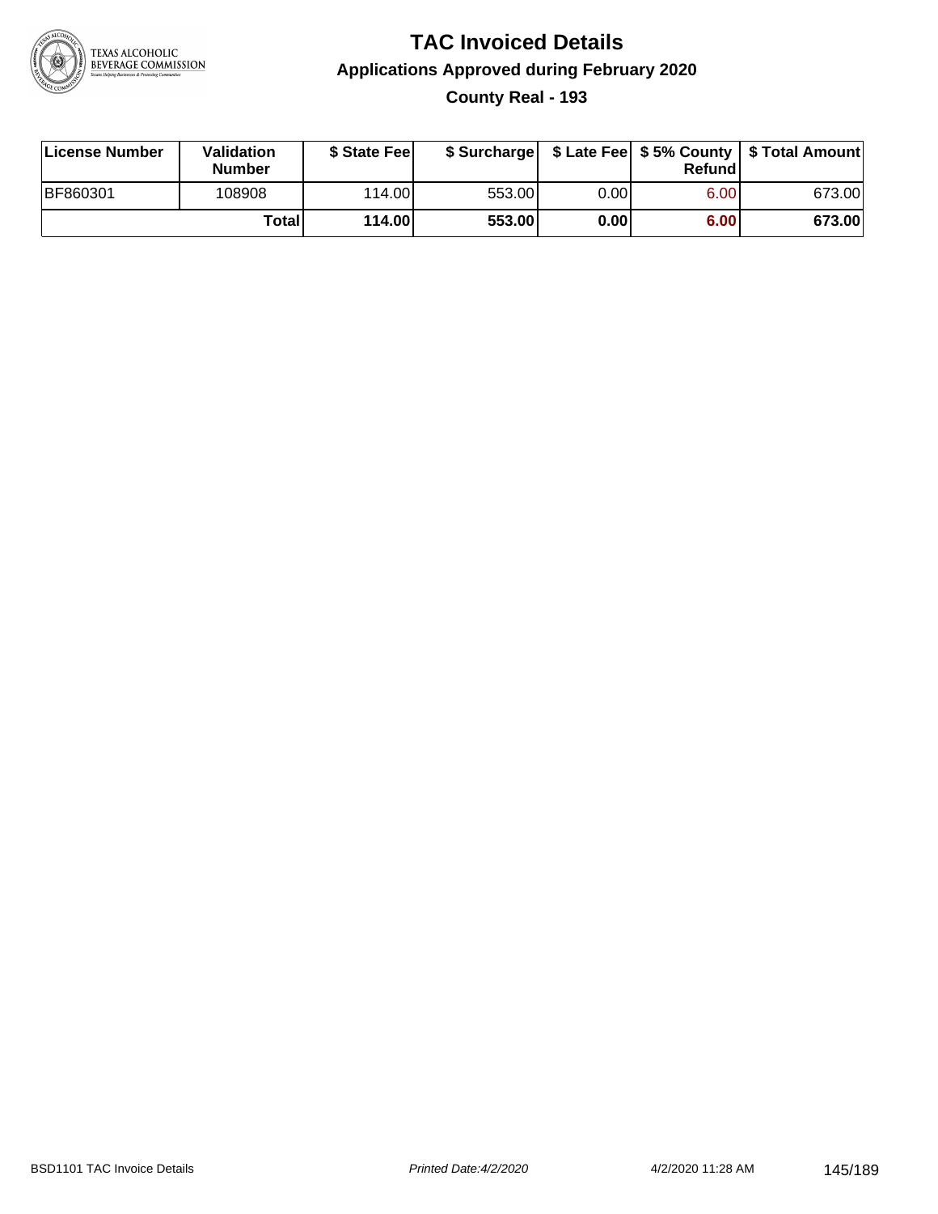# TAC Invoiced Details

## Applications Approved during February 2020

### County Real - 193

| License Number | Validation Number | $ State Fee | $ Surcharge | $ Late Fee | $ 5% County Refund | $ Total Amount |
|---|---|---|---|---|---|---|
| BF860301 | 108908 | 114.00 | 553.00 | 0.00 | 6.00 | 673.00 |
| | **Total** | **114.00** | **553.00** | **0.00** | **6.00** | **673.00** |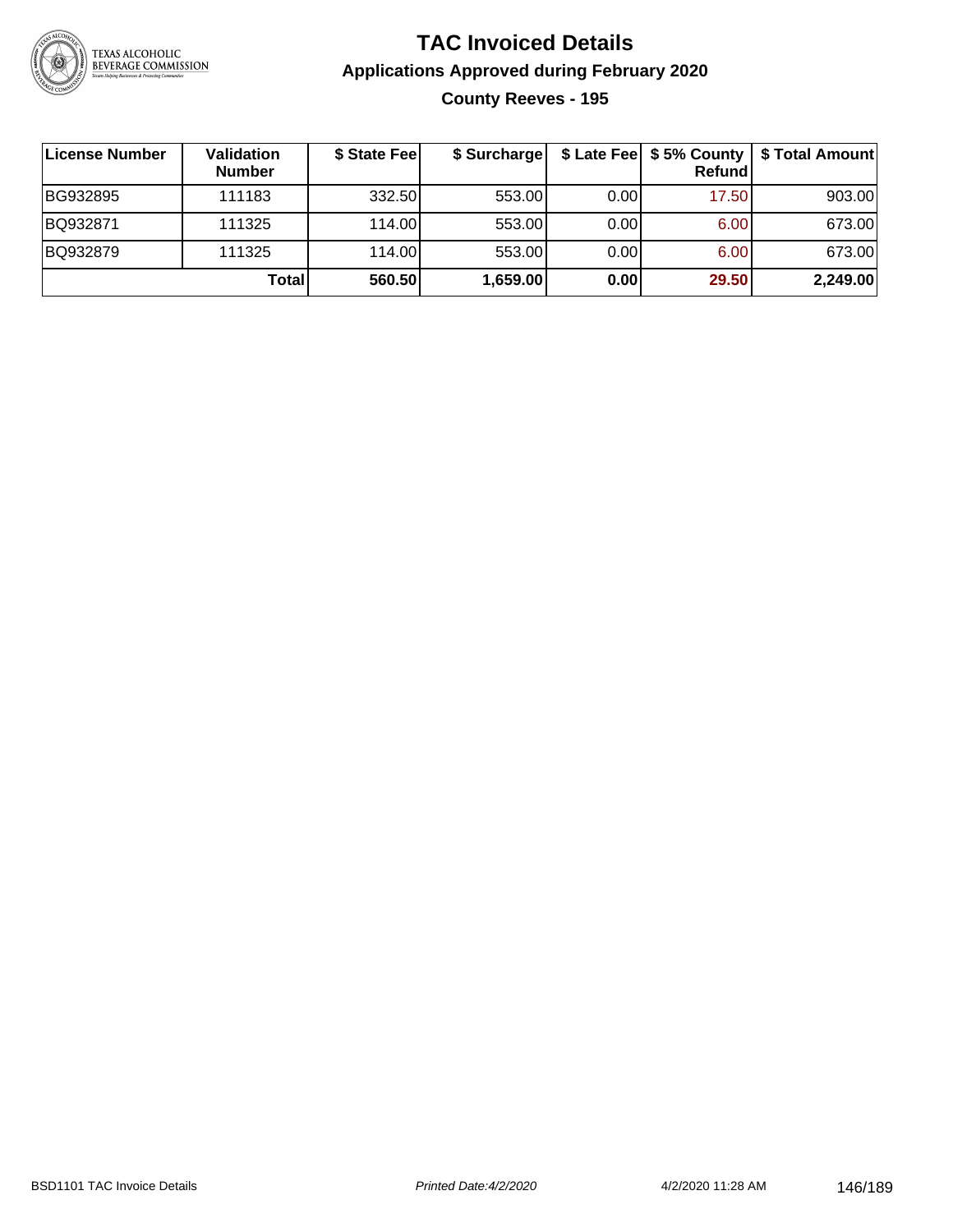# TAC Invoiced Details

## Applications Approved during February 2020

### County Reeves - 195

| License Number | Validation Number | $ State Fee | $ Surcharge | $ Late Fee | $ 5% County Refund | $ Total Amount |
|---|---|---|---|---|---|---|
| BG932895 | 111183 | 332.50 | 553.00 | 0.00 | 17.50 | 903.00 |
| BQ932871 | 111325 | 114.00 | 553.00 | 0.00 | 6.00 | 673.00 |
| BQ932879 | 111325 | 114.00 | 553.00 | 0.00 | 6.00 | 673.00 |
| | **Total** | **560.50** | **1,659.00** | **0.00** | **29.50** | **2,249.00** |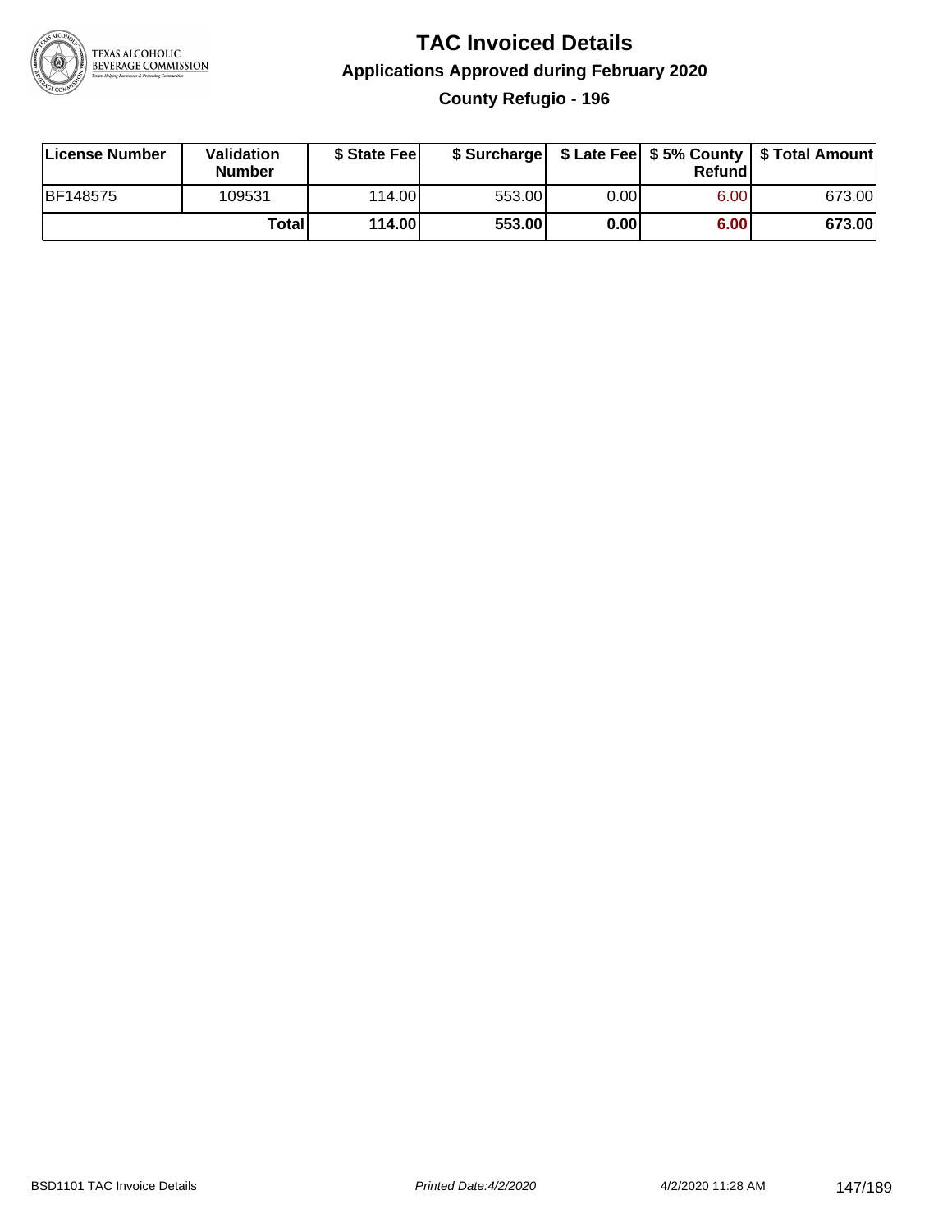# TAC Invoiced Details

## Applications Approved during February 2020

### County Refugio - 196

| License Number | Validation Number | $ State Fee | $ Surcharge | $ Late Fee | $ 5% County Refund | $ Total Amount |
|---|---|---|---|---|---|---|
| BF148575 | 109531 | 114.00 | 553.00 | 0.00 | 6.00 | 673.00 |
| | **Total** | **114.00** | **553.00** | **0.00** | **6.00** | **673.00** |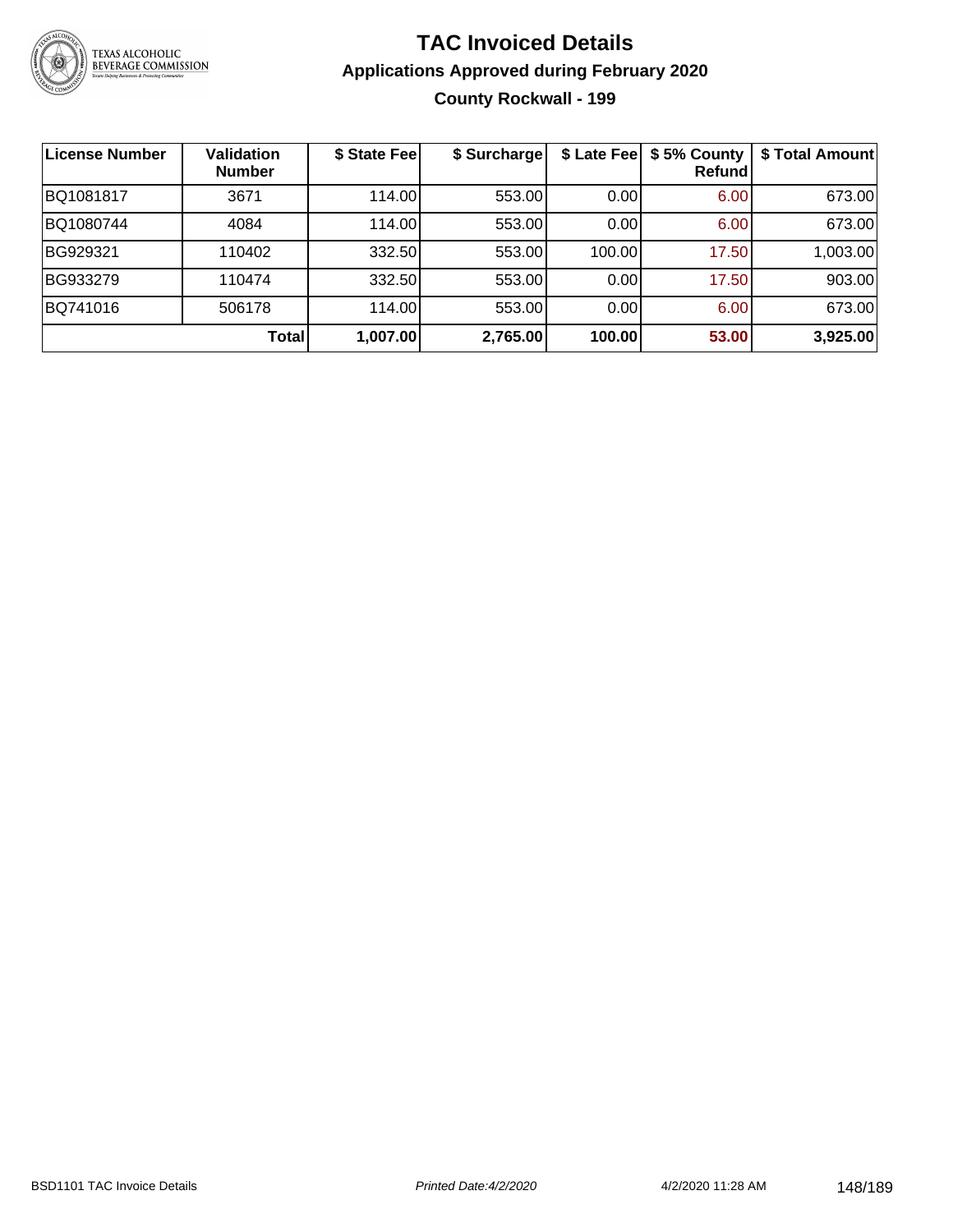# TAC Invoiced Details

## Applications Approved during February 2020

### County Rockwall - 199

| License Number | Validation Number | $ State Fee | $ Surcharge | $ Late Fee | $ 5% County Refund | $ Total Amount |
|---|---|---|---|---|---|---|
| BQ1081817 | 3671 | 114.00 | 553.00 | 0.00 | 6.00 | 673.00 |
| BQ1080744 | 4084 | 114.00 | 553.00 | 0.00 | 6.00 | 673.00 |
| BG929321 | 110402 | 332.50 | 553.00 | 100.00 | 17.50 | 1,003.00 |
| BG933279 | 110474 | 332.50 | 553.00 | 0.00 | 17.50 | 903.00 |
| BQ741016 | 506178 | 114.00 | 553.00 | 0.00 | 6.00 | 673.00 |
| | **Total** | **1,007.00** | **2,765.00** | **100.00** | **53.00** | **3,925.00** |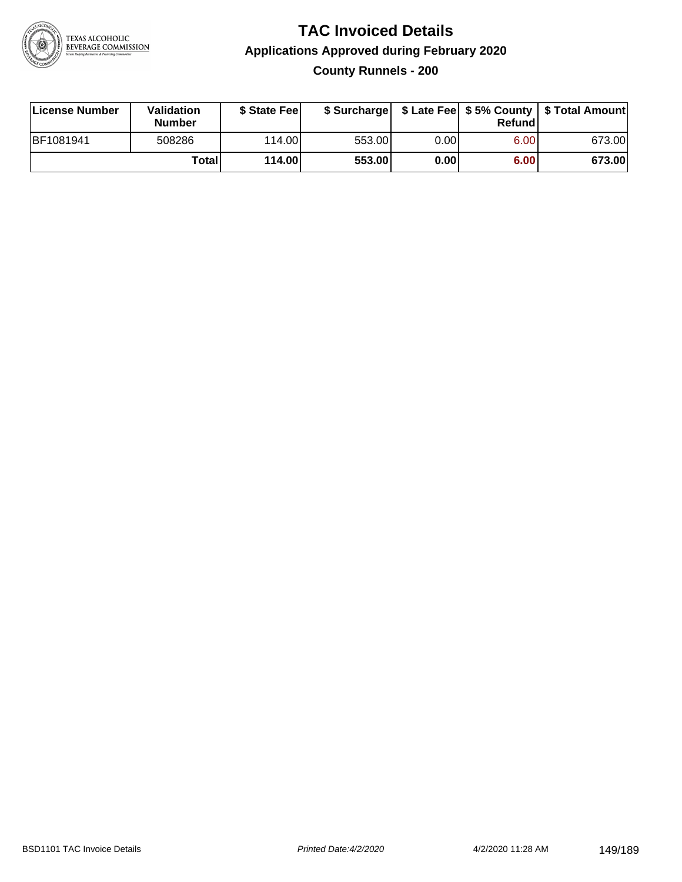# TAC Invoiced Details

## Applications Approved during February 2020

### County Runnels - 200

| License Number | Validation Number | $ State Fee | $ Surcharge | $ Late Fee | $ 5% County Refund | $ Total Amount |
|---|---|---|---|---|---|---|
| BF1081941 | 508286 | 114.00 | 553.00 | 0.00 | 6.00 | 673.00 |
| | **Total** | **114.00** | **553.00** | **0.00** | **6.00** | **673.00** |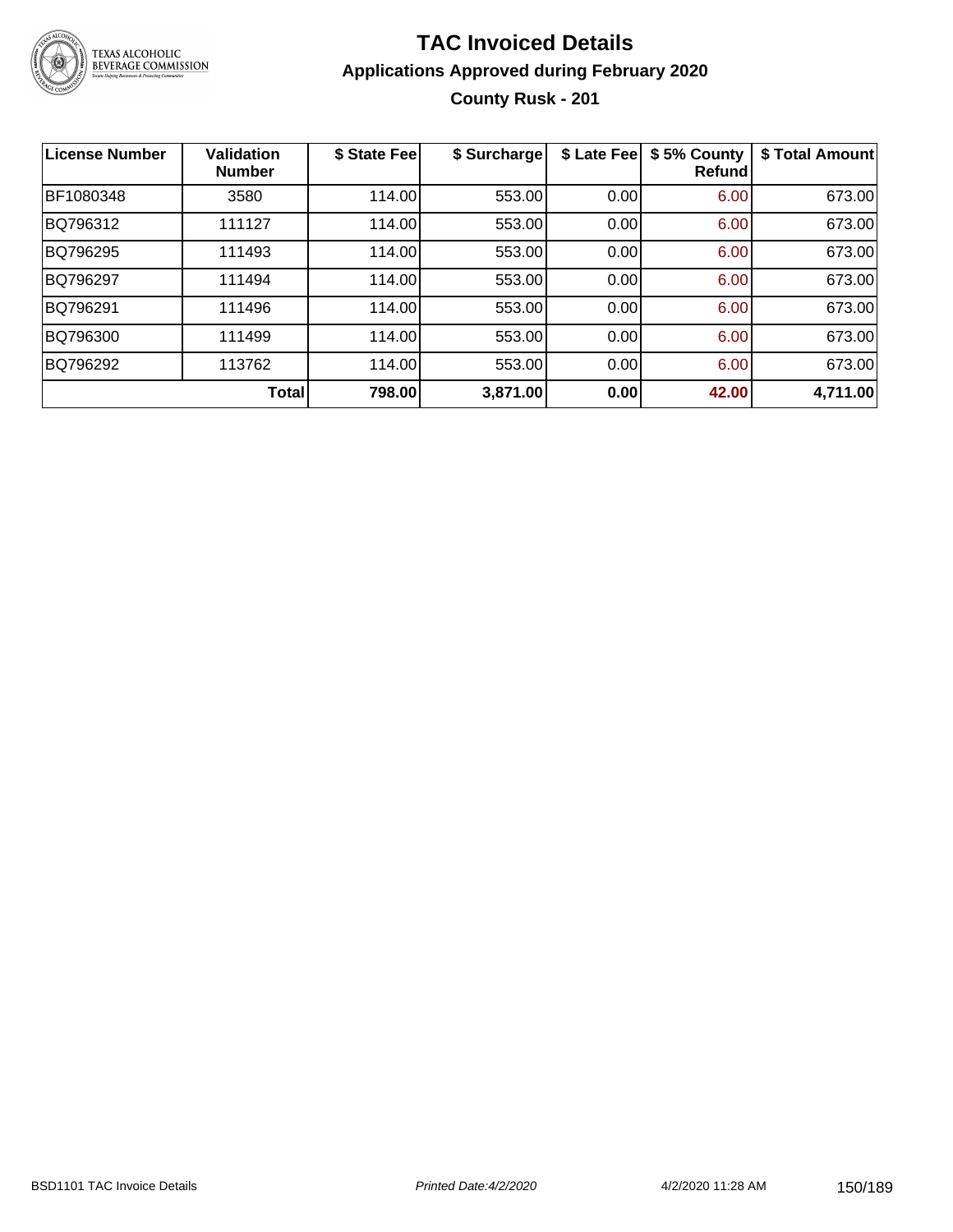# TAC Invoiced Details

## Applications Approved during February 2020

### County Rusk - 201

| License Number | Validation Number | $ State Fee | $ Surcharge | $ Late Fee | $ 5% County Refund | $ Total Amount |
|---|---|---|---|---|---|---|
| BF1080348 | 3580 | 114.00 | 553.00 | 0.00 | 6.00 | 673.00 |
| BQ796312 | 111127 | 114.00 | 553.00 | 0.00 | 6.00 | 673.00 |
| BQ796295 | 111493 | 114.00 | 553.00 | 0.00 | 6.00 | 673.00 |
| BQ796297 | 111494 | 114.00 | 553.00 | 0.00 | 6.00 | 673.00 |
| BQ796291 | 111496 | 114.00 | 553.00 | 0.00 | 6.00 | 673.00 |
| BQ796300 | 111499 | 114.00 | 553.00 | 0.00 | 6.00 | 673.00 |
| BQ796292 | 113762 | 114.00 | 553.00 | 0.00 | 6.00 | 673.00 |
| | **Total** | **798.00** | **3,871.00** | **0.00** | **42.00** | **4,711.00** |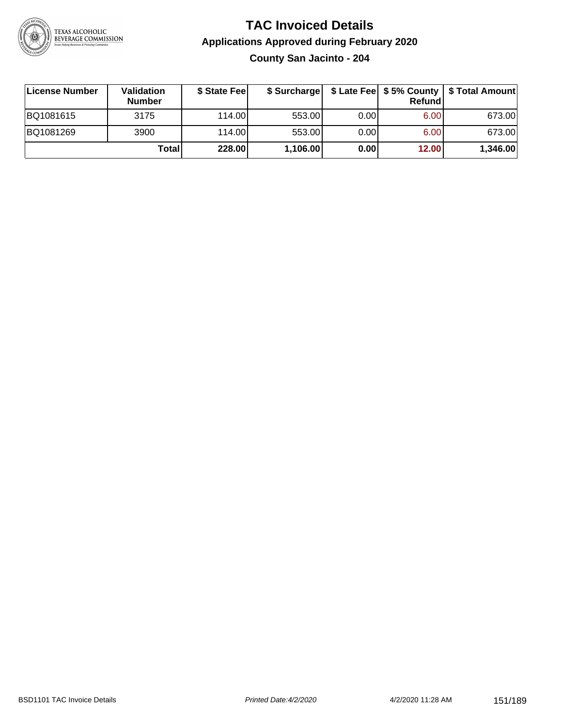# TAC Invoiced Details

## Applications Approved during February 2020

### County San Jacinto - 204

| License Number | Validation Number | $ State Fee | $ Surcharge | $ Late Fee | $ 5% County Refund | $ Total Amount |
|---|---|---|---|---|---|---|
| BQ1081615 | 3175 | 114.00 | 553.00 | 0.00 | 6.00 | 673.00 |
| BQ1081269 | 3900 | 114.00 | 553.00 | 0.00 | 6.00 | 673.00 |
| | **Total** | **228.00** | **1,106.00** | **0.00** | **12.00** | **1,346.00** |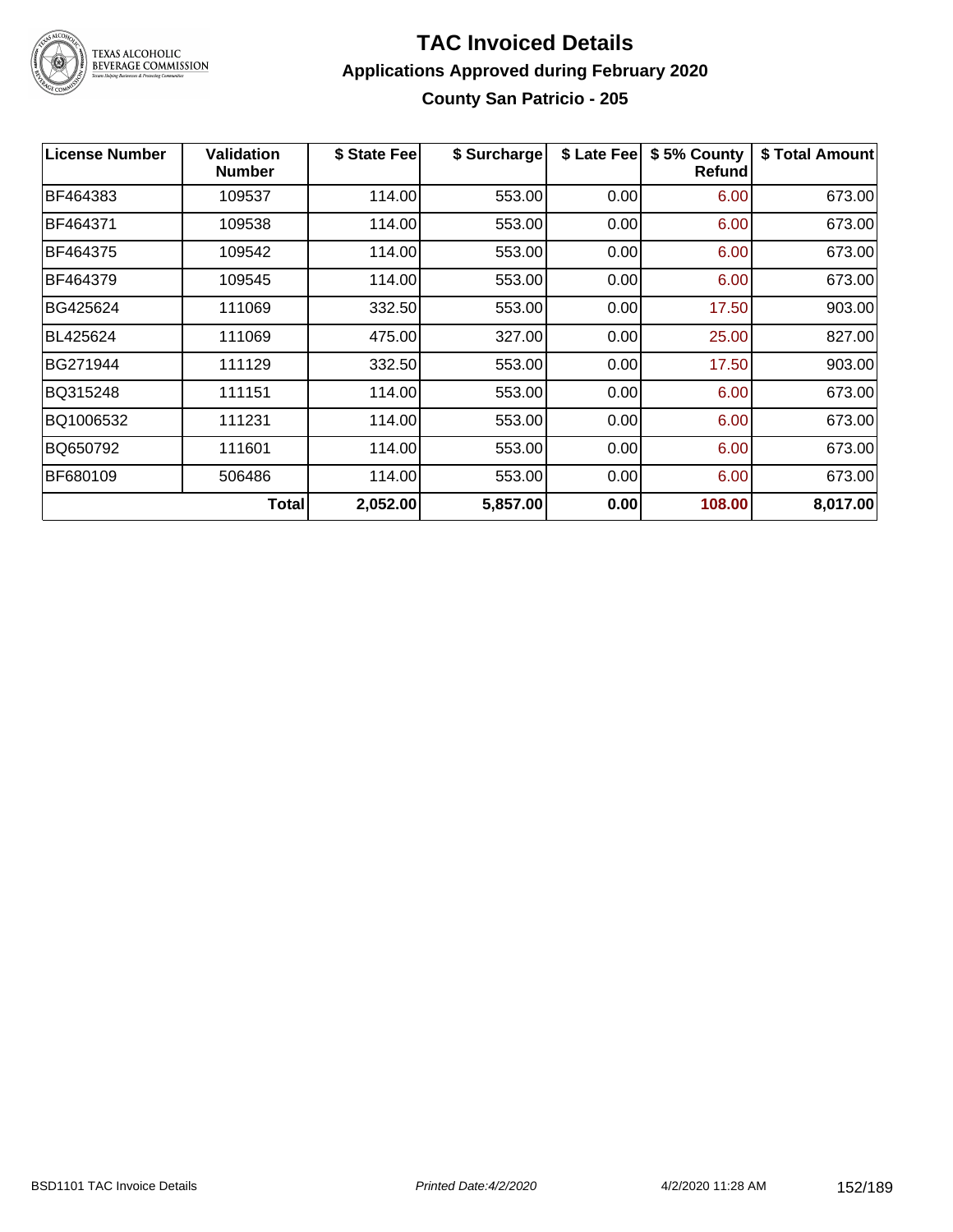# TAC Invoiced Details

## Applications Approved during February 2020

### County San Patricio - 205

| License Number | Validation Number | $ State Fee | $ Surcharge | $ Late Fee | $ 5% County Refund | $ Total Amount |
|---|---|---|---|---|---|---|
| BF464383 | 109537 | 114.00 | 553.00 | 0.00 | 6.00 | 673.00 |
| BF464371 | 109538 | 114.00 | 553.00 | 0.00 | 6.00 | 673.00 |
| BF464375 | 109542 | 114.00 | 553.00 | 0.00 | 6.00 | 673.00 |
| BF464379 | 109545 | 114.00 | 553.00 | 0.00 | 6.00 | 673.00 |
| BG425624 | 111069 | 332.50 | 553.00 | 0.00 | 17.50 | 903.00 |
| BL425624 | 111069 | 475.00 | 327.00 | 0.00 | 25.00 | 827.00 |
| BG271944 | 111129 | 332.50 | 553.00 | 0.00 | 17.50 | 903.00 |
| BQ315248 | 111151 | 114.00 | 553.00 | 0.00 | 6.00 | 673.00 |
| BQ1006532 | 111231 | 114.00 | 553.00 | 0.00 | 6.00 | 673.00 |
| BQ650792 | 111601 | 114.00 | 553.00 | 0.00 | 6.00 | 673.00 |
| BF680109 | 506486 | 114.00 | 553.00 | 0.00 | 6.00 | 673.00 |
| | **Total** | **2,052.00** | **5,857.00** | **0.00** | **108.00** | **8,017.00** |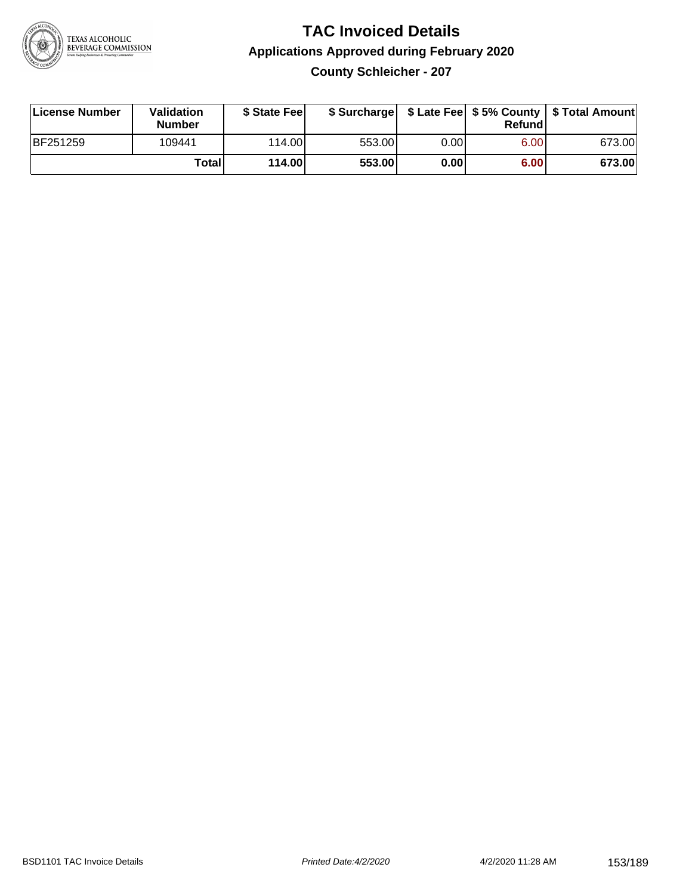# TAC Invoiced Details

## Applications Approved during February 2020

### County Schleicher - 207

| License Number | Validation Number | $ State Fee | $ Surcharge | $ Late Fee | $ 5% County Refund | $ Total Amount |
|---|---|---|---|---|---|---|
| BF251259 | 109441 | 114.00 | 553.00 | 0.00 | 6.00 | 673.00 |
| | **Total** | **114.00** | **553.00** | **0.00** | **6.00** | **673.00** |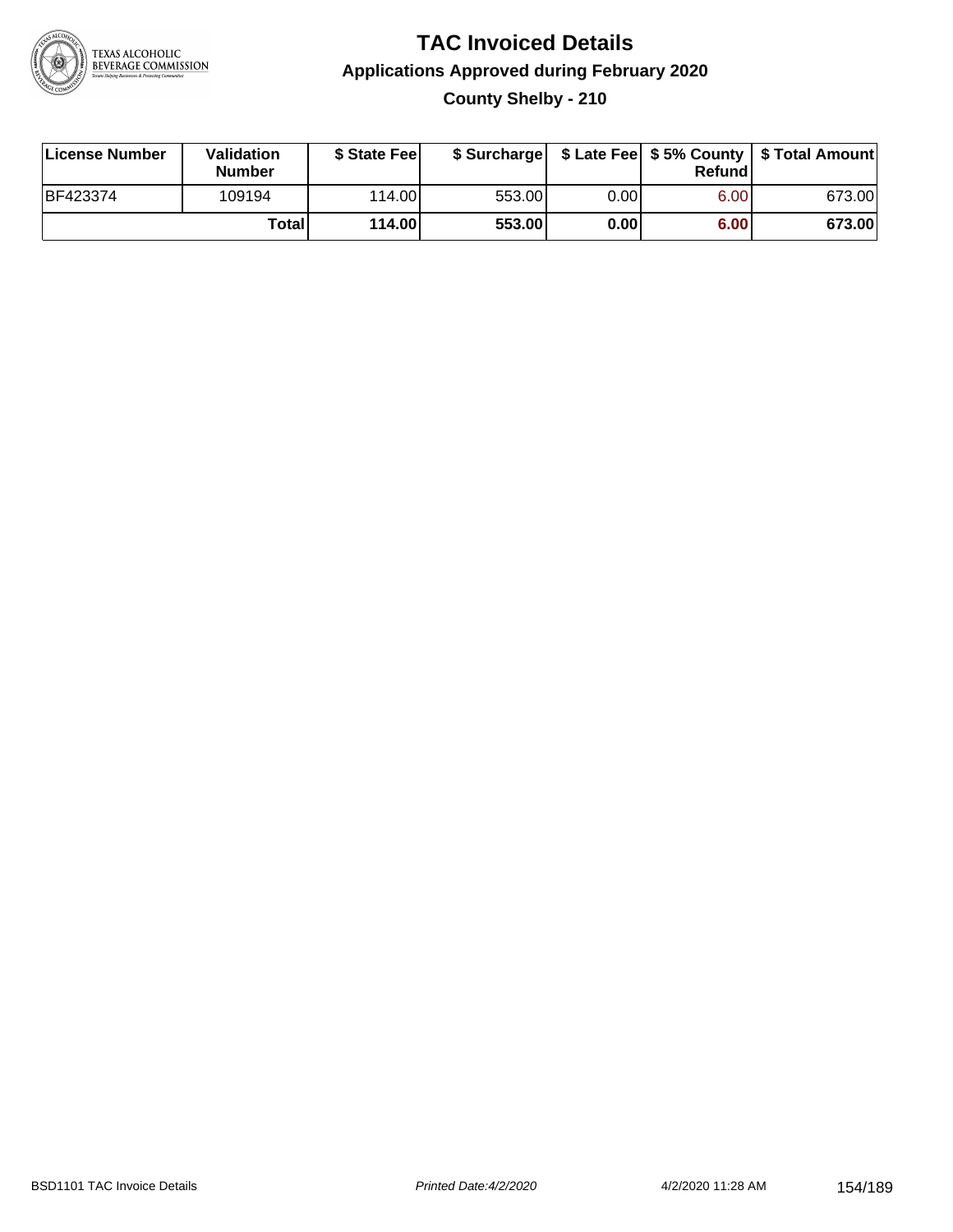# TAC Invoiced Details

## Applications Approved during February 2020

### County Shelby - 210

| License Number | Validation Number | \$ State Fee | \$ Surcharge | \$ Late Fee | \$ 5% County Refund | \$ Total Amount |
|---|---|---|---|---|---|---|
| BF423374 | 109194 | 114.00 | 553.00 | 0.00 | 6.00 | 673.00 |
| | **Total** | **114.00** | **553.00** | **0.00** | **6.00** | **673.00** |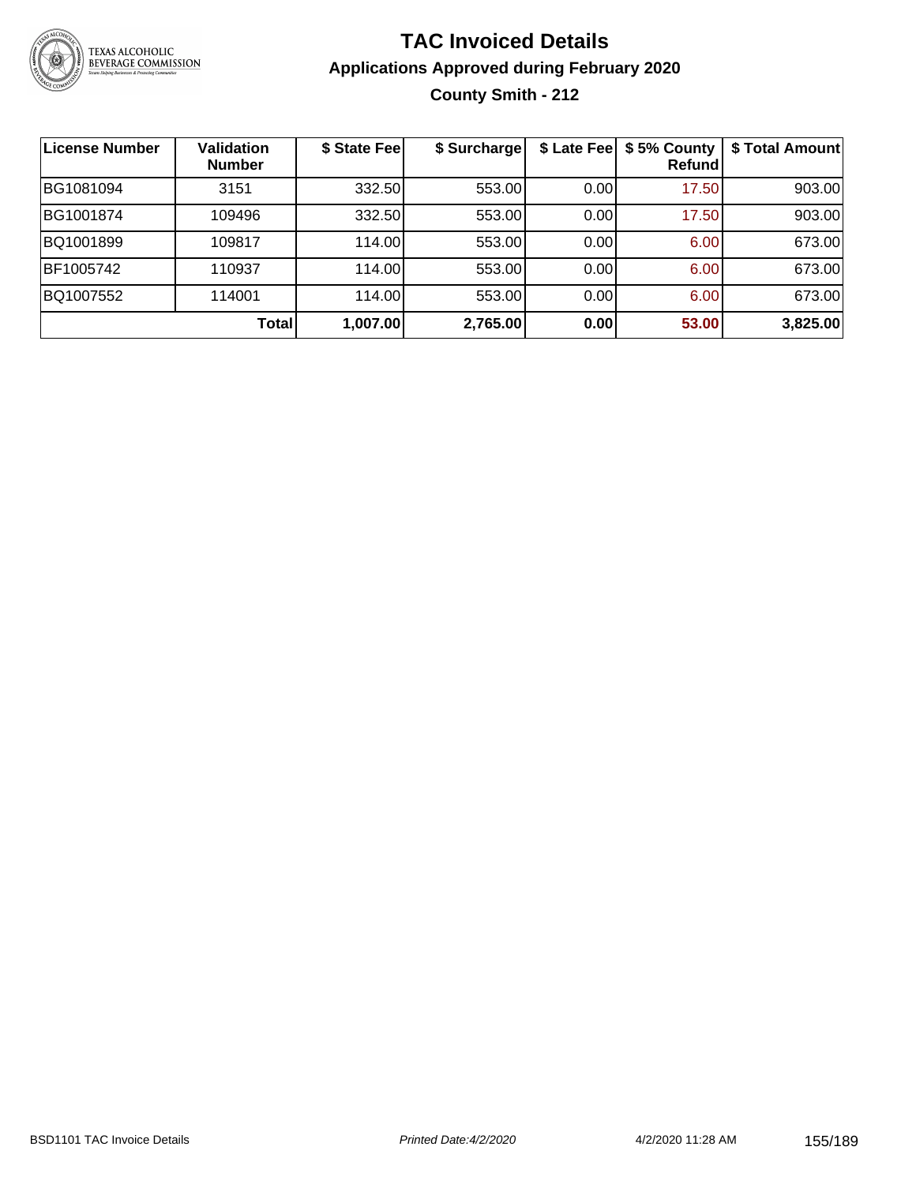# TAC Invoiced Details

## Applications Approved during February 2020

### County Smith - 212

| License Number | Validation Number | $ State Fee | $ Surcharge | $ Late Fee | $ 5% County Refund | $ Total Amount |
|---|---|---|---|---|---|---|
| BG1081094 | 3151 | 332.50 | 553.00 | 0.00 | 17.50 | 903.00 |
| BG1001874 | 109496 | 332.50 | 553.00 | 0.00 | 17.50 | 903.00 |
| BQ1001899 | 109817 | 114.00 | 553.00 | 0.00 | 6.00 | 673.00 |
| BF1005742 | 110937 | 114.00 | 553.00 | 0.00 | 6.00 | 673.00 |
| BQ1007552 | 114001 | 114.00 | 553.00 | 0.00 | 6.00 | 673.00 |
| | **Total** | **1,007.00** | **2,765.00** | **0.00** | **53.00** | **3,825.00** |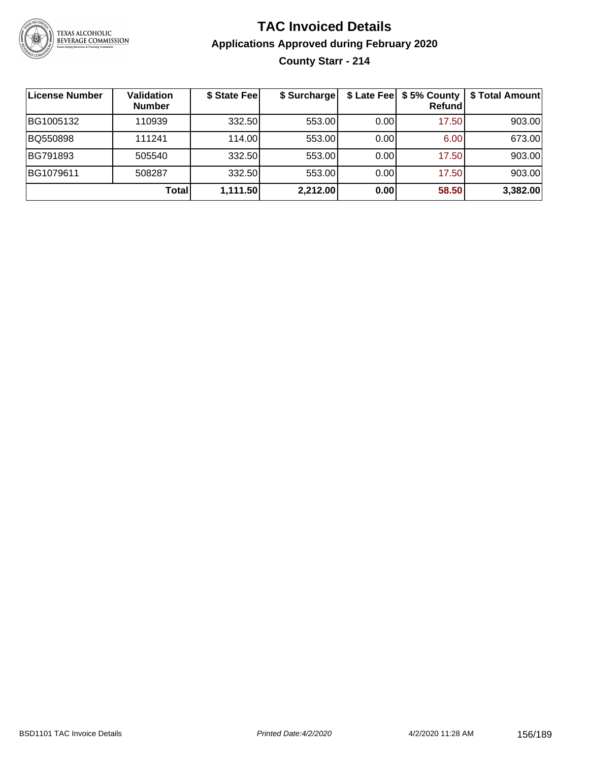# TAC Invoiced Details

## Applications Approved during February 2020

### County Starr - 214

| License Number | Validation Number | $ State Fee | $ Surcharge | $ Late Fee | $ 5% County Refund | $ Total Amount |
|---|---|---|---|---|---|---|
| BG1005132 | 110939 | 332.50 | 553.00 | 0.00 | 17.50 | 903.00 |
| BQ550898 | 111241 | 114.00 | 553.00 | 0.00 | 6.00 | 673.00 |
| BG791893 | 505540 | 332.50 | 553.00 | 0.00 | 17.50 | 903.00 |
| BG1079611 | 508287 | 332.50 | 553.00 | 0.00 | 17.50 | 903.00 |
| | **Total** | **1,111.50** | **2,212.00** | **0.00** | **58.50** | **3,382.00** |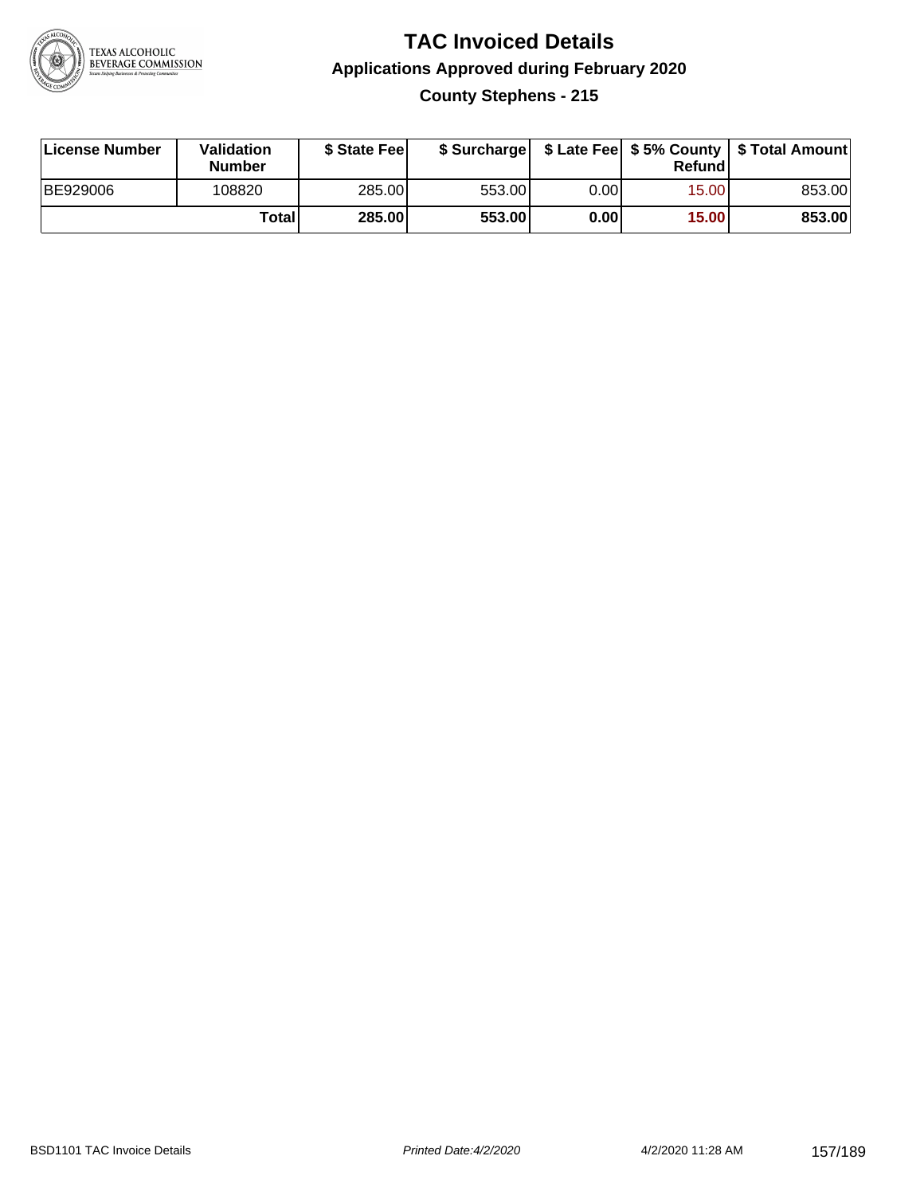# TAC Invoiced Details

## Applications Approved during February 2020

### County Stephens - 215

| License Number | Validation Number | $ State Fee | $ Surcharge | $ Late Fee | $ 5% County Refund | $ Total Amount |
|---|---|---|---|---|---|---|
| BE929006 | 108820 | 285.00 | 553.00 | 0.00 | 15.00 | 853.00 |
| | **Total** | **285.00** | **553.00** | **0.00** | **15.00** | **853.00** |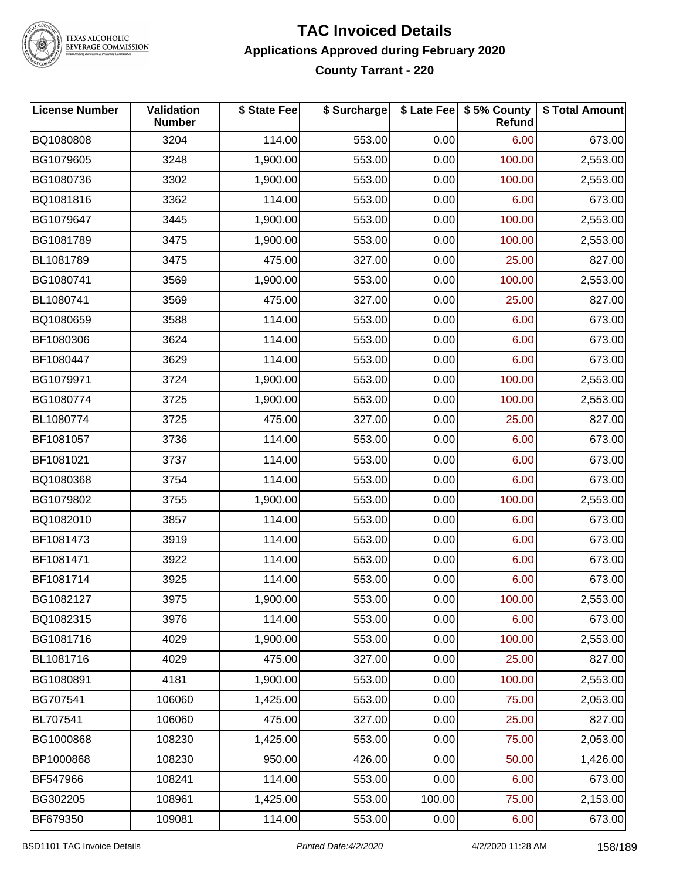# TAC Invoiced Details

## Applications Approved during February 2020

### County Tarrant - 220

| License Number | Validation Number | $ State Fee | $ Surcharge | $ Late Fee | $ 5% County Refund | $ Total Amount |
|---|---|---|---|---|---|---|
| BQ1080808 | 3204 | 114.00 | 553.00 | 0.00 | 6.00 | 673.00 |
| BG1079605 | 3248 | 1,900.00 | 553.00 | 0.00 | 100.00 | 2,553.00 |
| BG1080736 | 3302 | 1,900.00 | 553.00 | 0.00 | 100.00 | 2,553.00 |
| BQ1081816 | 3362 | 114.00 | 553.00 | 0.00 | 6.00 | 673.00 |
| BG1079647 | 3445 | 1,900.00 | 553.00 | 0.00 | 100.00 | 2,553.00 |
| BG1081789 | 3475 | 1,900.00 | 553.00 | 0.00 | 100.00 | 2,553.00 |
| BL1081789 | 3475 | 475.00 | 327.00 | 0.00 | 25.00 | 827.00 |
| BG1080741 | 3569 | 1,900.00 | 553.00 | 0.00 | 100.00 | 2,553.00 |
| BL1080741 | 3569 | 475.00 | 327.00 | 0.00 | 25.00 | 827.00 |
| BQ1080659 | 3588 | 114.00 | 553.00 | 0.00 | 6.00 | 673.00 |
| BF1080306 | 3624 | 114.00 | 553.00 | 0.00 | 6.00 | 673.00 |
| BF1080447 | 3629 | 114.00 | 553.00 | 0.00 | 6.00 | 673.00 |
| BG1079971 | 3724 | 1,900.00 | 553.00 | 0.00 | 100.00 | 2,553.00 |
| BG1080774 | 3725 | 1,900.00 | 553.00 | 0.00 | 100.00 | 2,553.00 |
| BL1080774 | 3725 | 475.00 | 327.00 | 0.00 | 25.00 | 827.00 |
| BF1081057 | 3736 | 114.00 | 553.00 | 0.00 | 6.00 | 673.00 |
| BF1081021 | 3737 | 114.00 | 553.00 | 0.00 | 6.00 | 673.00 |
| BQ1080368 | 3754 | 114.00 | 553.00 | 0.00 | 6.00 | 673.00 |
| BG1079802 | 3755 | 1,900.00 | 553.00 | 0.00 | 100.00 | 2,553.00 |
| BQ1082010 | 3857 | 114.00 | 553.00 | 0.00 | 6.00 | 673.00 |
| BF1081473 | 3919 | 114.00 | 553.00 | 0.00 | 6.00 | 673.00 |
| BF1081471 | 3922 | 114.00 | 553.00 | 0.00 | 6.00 | 673.00 |
| BF1081714 | 3925 | 114.00 | 553.00 | 0.00 | 6.00 | 673.00 |
| BG1082127 | 3975 | 1,900.00 | 553.00 | 0.00 | 100.00 | 2,553.00 |
| BQ1082315 | 3976 | 114.00 | 553.00 | 0.00 | 6.00 | 673.00 |
| BG1081716 | 4029 | 1,900.00 | 553.00 | 0.00 | 100.00 | 2,553.00 |
| BL1081716 | 4029 | 475.00 | 327.00 | 0.00 | 25.00 | 827.00 |
| BG1080891 | 4181 | 1,900.00 | 553.00 | 0.00 | 100.00 | 2,553.00 |
| BG707541 | 106060 | 1,425.00 | 553.00 | 0.00 | 75.00 | 2,053.00 |
| BL707541 | 106060 | 475.00 | 327.00 | 0.00 | 25.00 | 827.00 |
| BG1000868 | 108230 | 1,425.00 | 553.00 | 0.00 | 75.00 | 2,053.00 |
| BP1000868 | 108230 | 950.00 | 426.00 | 0.00 | 50.00 | 1,426.00 |
| BF547966 | 108241 | 114.00 | 553.00 | 0.00 | 6.00 | 673.00 |
| BG302205 | 108961 | 1,425.00 | 553.00 | 100.00 | 75.00 | 2,153.00 |
| BF679350 | 109081 | 114.00 | 553.00 | 0.00 | 6.00 | 673.00 |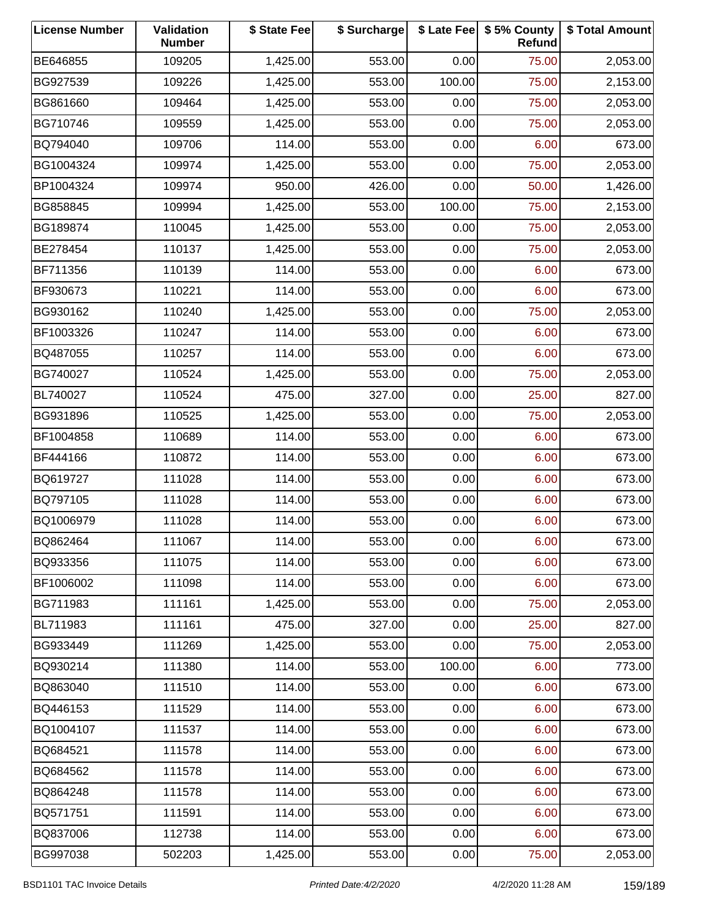| License Number | Validation Number | $ State Fee | $ Surcharge | $ Late Fee | $ 5% County Refund | $ Total Amount |
|---|---|---|---|---|---|---|
| BE646855 | 109205 | 1,425.00 | 553.00 | 0.00 | 75.00 | 2,053.00 |
| BG927539 | 109226 | 1,425.00 | 553.00 | 100.00 | 75.00 | 2,153.00 |
| BG861660 | 109464 | 1,425.00 | 553.00 | 0.00 | 75.00 | 2,053.00 |
| BG710746 | 109559 | 1,425.00 | 553.00 | 0.00 | 75.00 | 2,053.00 |
| BQ794040 | 109706 | 114.00 | 553.00 | 0.00 | 6.00 | 673.00 |
| BG1004324 | 109974 | 1,425.00 | 553.00 | 0.00 | 75.00 | 2,053.00 |
| BP1004324 | 109974 | 950.00 | 426.00 | 0.00 | 50.00 | 1,426.00 |
| BG858845 | 109994 | 1,425.00 | 553.00 | 100.00 | 75.00 | 2,153.00 |
| BG189874 | 110045 | 1,425.00 | 553.00 | 0.00 | 75.00 | 2,053.00 |
| BE278454 | 110137 | 1,425.00 | 553.00 | 0.00 | 75.00 | 2,053.00 |
| BF711356 | 110139 | 114.00 | 553.00 | 0.00 | 6.00 | 673.00 |
| BF930673 | 110221 | 114.00 | 553.00 | 0.00 | 6.00 | 673.00 |
| BG930162 | 110240 | 1,425.00 | 553.00 | 0.00 | 75.00 | 2,053.00 |
| BF1003326 | 110247 | 114.00 | 553.00 | 0.00 | 6.00 | 673.00 |
| BQ487055 | 110257 | 114.00 | 553.00 | 0.00 | 6.00 | 673.00 |
| BG740027 | 110524 | 1,425.00 | 553.00 | 0.00 | 75.00 | 2,053.00 |
| BL740027 | 110524 | 475.00 | 327.00 | 0.00 | 25.00 | 827.00 |
| BG931896 | 110525 | 1,425.00 | 553.00 | 0.00 | 75.00 | 2,053.00 |
| BF1004858 | 110689 | 114.00 | 553.00 | 0.00 | 6.00 | 673.00 |
| BF444166 | 110872 | 114.00 | 553.00 | 0.00 | 6.00 | 673.00 |
| BQ619727 | 111028 | 114.00 | 553.00 | 0.00 | 6.00 | 673.00 |
| BQ797105 | 111028 | 114.00 | 553.00 | 0.00 | 6.00 | 673.00 |
| BQ1006979 | 111028 | 114.00 | 553.00 | 0.00 | 6.00 | 673.00 |
| BQ862464 | 111067 | 114.00 | 553.00 | 0.00 | 6.00 | 673.00 |
| BQ933356 | 111075 | 114.00 | 553.00 | 0.00 | 6.00 | 673.00 |
| BF1006002 | 111098 | 114.00 | 553.00 | 0.00 | 6.00 | 673.00 |
| BG711983 | 111161 | 1,425.00 | 553.00 | 0.00 | 75.00 | 2,053.00 |
| BL711983 | 111161 | 475.00 | 327.00 | 0.00 | 25.00 | 827.00 |
| BG933449 | 111269 | 1,425.00 | 553.00 | 0.00 | 75.00 | 2,053.00 |
| BQ930214 | 111380 | 114.00 | 553.00 | 100.00 | 6.00 | 773.00 |
| BQ863040 | 111510 | 114.00 | 553.00 | 0.00 | 6.00 | 673.00 |
| BQ446153 | 111529 | 114.00 | 553.00 | 0.00 | 6.00 | 673.00 |
| BQ1004107 | 111537 | 114.00 | 553.00 | 0.00 | 6.00 | 673.00 |
| BQ684521 | 111578 | 114.00 | 553.00 | 0.00 | 6.00 | 673.00 |
| BQ684562 | 111578 | 114.00 | 553.00 | 0.00 | 6.00 | 673.00 |
| BQ864248 | 111578 | 114.00 | 553.00 | 0.00 | 6.00 | 673.00 |
| BQ571751 | 111591 | 114.00 | 553.00 | 0.00 | 6.00 | 673.00 |
| BQ837006 | 112738 | 114.00 | 553.00 | 0.00 | 6.00 | 673.00 |
| BG997038 | 502203 | 1,425.00 | 553.00 | 0.00 | 75.00 | 2,053.00 |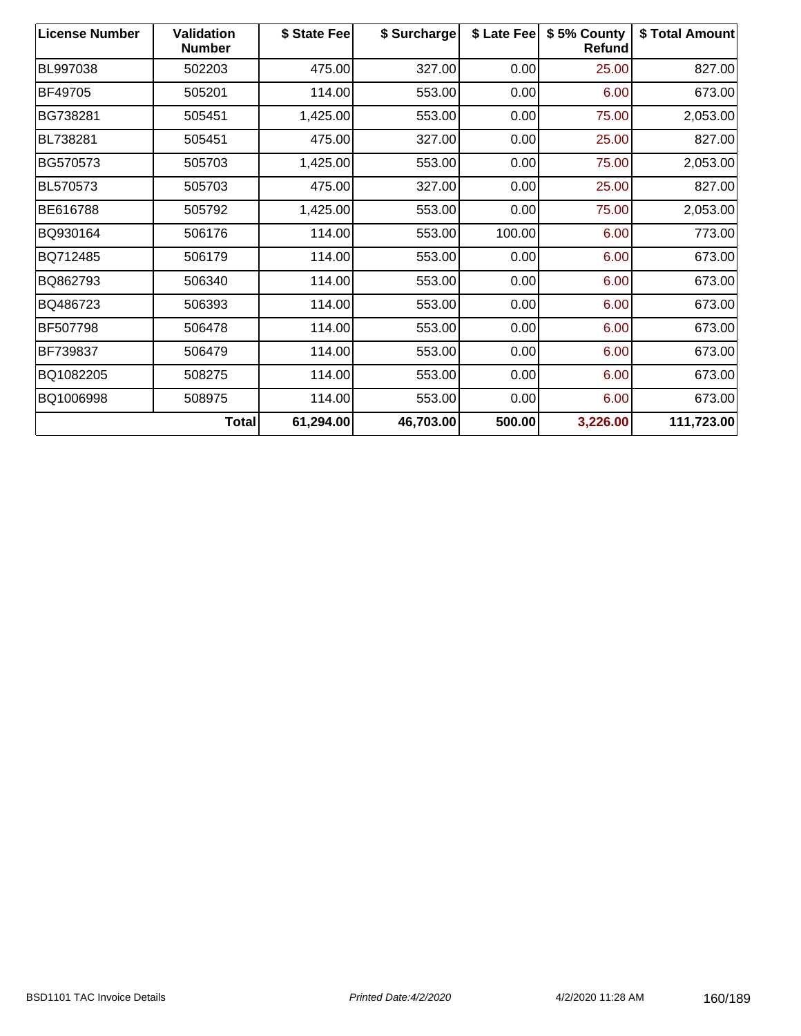| License Number | Validation Number | $ State Fee | $ Surcharge | $ Late Fee | $ 5% County Refund | $ Total Amount |
|---|---|---|---|---|---|---|
| BL997038 | 502203 | 475.00 | 327.00 | 0.00 | 25.00 | 827.00 |
| BF49705 | 505201 | 114.00 | 553.00 | 0.00 | 6.00 | 673.00 |
| BG738281 | 505451 | 1,425.00 | 553.00 | 0.00 | 75.00 | 2,053.00 |
| BL738281 | 505451 | 475.00 | 327.00 | 0.00 | 25.00 | 827.00 |
| BG570573 | 505703 | 1,425.00 | 553.00 | 0.00 | 75.00 | 2,053.00 |
| BL570573 | 505703 | 475.00 | 327.00 | 0.00 | 25.00 | 827.00 |
| BE616788 | 505792 | 1,425.00 | 553.00 | 0.00 | 75.00 | 2,053.00 |
| BQ930164 | 506176 | 114.00 | 553.00 | 100.00 | 6.00 | 773.00 |
| BQ712485 | 506179 | 114.00 | 553.00 | 0.00 | 6.00 | 673.00 |
| BQ862793 | 506340 | 114.00 | 553.00 | 0.00 | 6.00 | 673.00 |
| BQ486723 | 506393 | 114.00 | 553.00 | 0.00 | 6.00 | 673.00 |
| BF507798 | 506478 | 114.00 | 553.00 | 0.00 | 6.00 | 673.00 |
| BF739837 | 506479 | 114.00 | 553.00 | 0.00 | 6.00 | 673.00 |
| BQ1082205 | 508275 | 114.00 | 553.00 | 0.00 | 6.00 | 673.00 |
| BQ1006998 | 508975 | 114.00 | 553.00 | 0.00 | 6.00 | 673.00 |
| | **Total** | **61,294.00** | **46,703.00** | **500.00** | **3,226.00** | **111,723.00** |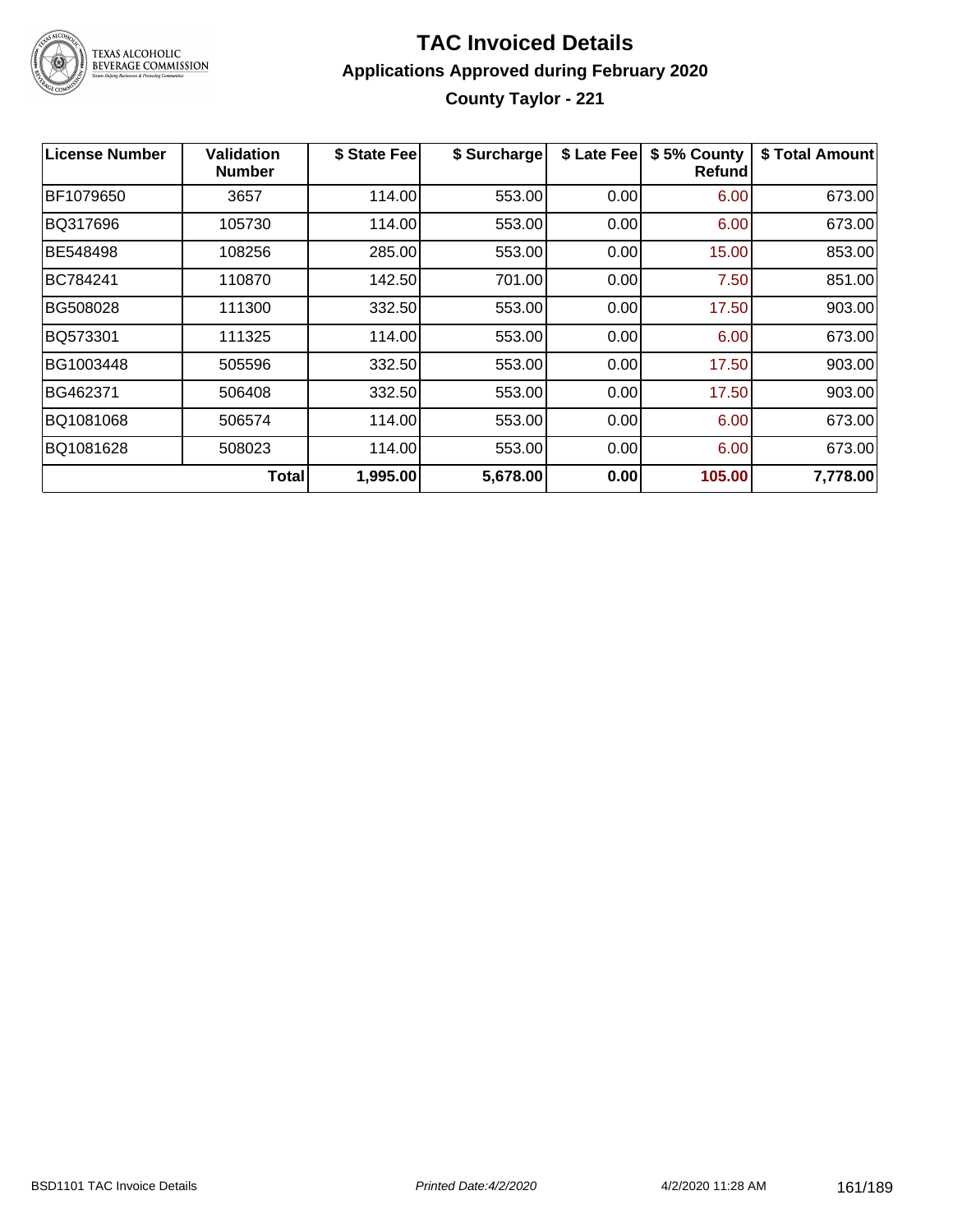# TAC Invoiced Details

## Applications Approved during February 2020

### County Taylor - 221

| License Number | Validation Number | $ State Fee | $ Surcharge | $ Late Fee | $ 5% County Refund | $ Total Amount |
|---|---|---|---|---|---|---|
| BF1079650 | 3657 | 114.00 | 553.00 | 0.00 | 6.00 | 673.00 |
| BQ317696 | 105730 | 114.00 | 553.00 | 0.00 | 6.00 | 673.00 |
| BE548498 | 108256 | 285.00 | 553.00 | 0.00 | 15.00 | 853.00 |
| BC784241 | 110870 | 142.50 | 701.00 | 0.00 | 7.50 | 851.00 |
| BG508028 | 111300 | 332.50 | 553.00 | 0.00 | 17.50 | 903.00 |
| BQ573301 | 111325 | 114.00 | 553.00 | 0.00 | 6.00 | 673.00 |
| BG1003448 | 505596 | 332.50 | 553.00 | 0.00 | 17.50 | 903.00 |
| BG462371 | 506408 | 332.50 | 553.00 | 0.00 | 17.50 | 903.00 |
| BQ1081068 | 506574 | 114.00 | 553.00 | 0.00 | 6.00 | 673.00 |
| BQ1081628 | 508023 | 114.00 | 553.00 | 0.00 | 6.00 | 673.00 |
| | **Total** | **1,995.00** | **5,678.00** | **0.00** | **105.00** | **7,778.00** |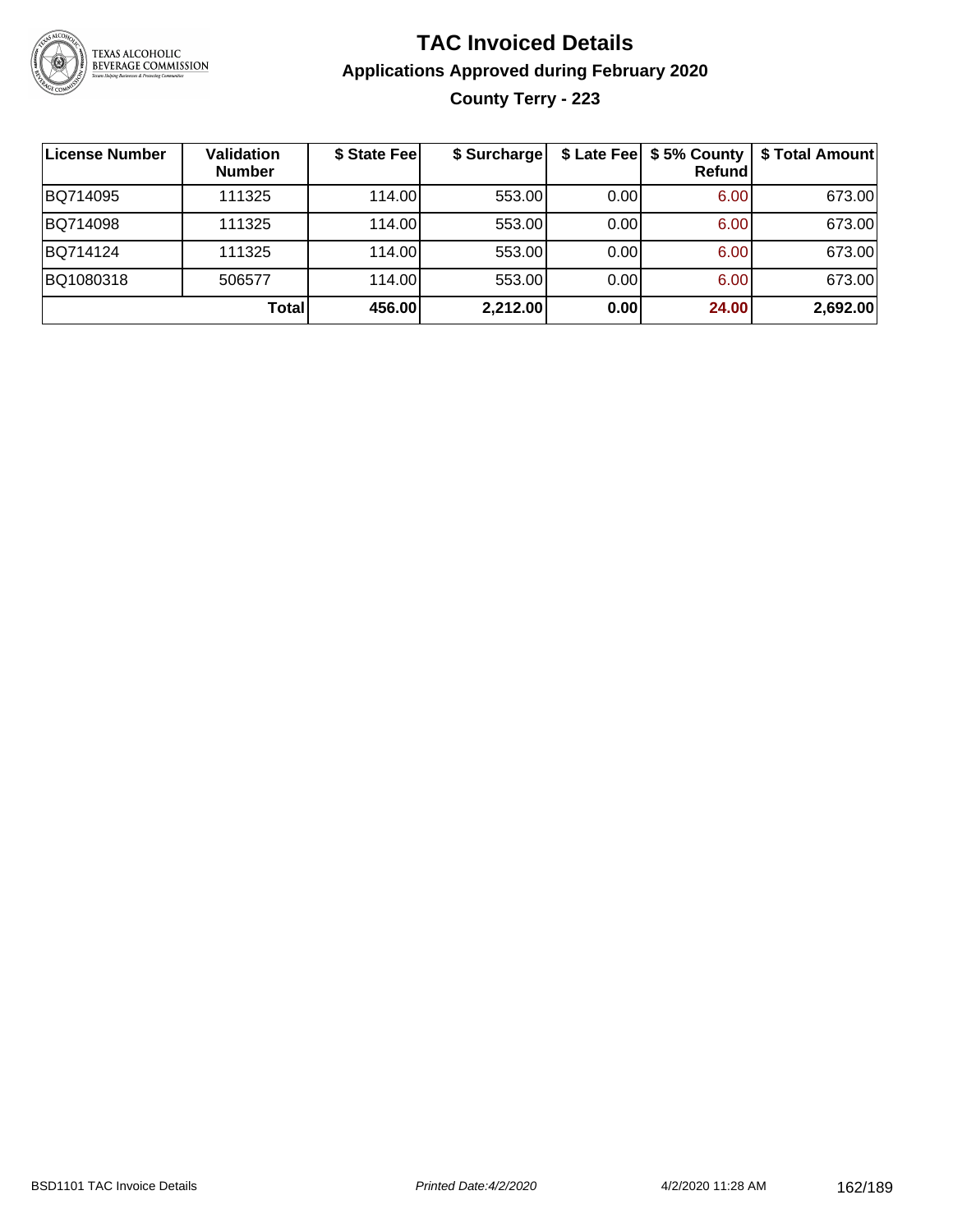# TAC Invoiced Details

## Applications Approved during February 2020

### County Terry - 223

| License Number | Validation Number | $ State Fee | $ Surcharge | $ Late Fee | $ 5% County Refund | $ Total Amount |
|---|---|---|---|---|---|---|
| BQ714095 | 111325 | 114.00 | 553.00 | 0.00 | 6.00 | 673.00 |
| BQ714098 | 111325 | 114.00 | 553.00 | 0.00 | 6.00 | 673.00 |
| BQ714124 | 111325 | 114.00 | 553.00 | 0.00 | 6.00 | 673.00 |
| BQ1080318 | 506577 | 114.00 | 553.00 | 0.00 | 6.00 | 673.00 |
| | **Total** | **456.00** | **2,212.00** | **0.00** | **24.00** | **2,692.00** |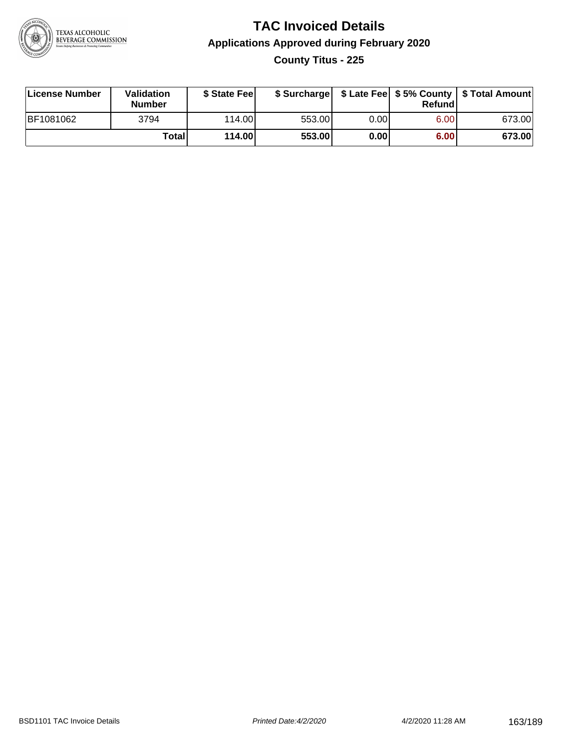# TAC Invoiced Details

## Applications Approved during February 2020

### County Titus - 225

| License Number | Validation Number | $ State Fee | $ Surcharge | $ Late Fee | $ 5% County Refund | $ Total Amount |
|---|---|---|---|---|---|---|
| BF1081062 | 3794 | 114.00 | 553.00 | 0.00 | 6.00 | 673.00 |
| | **Total** | **114.00** | **553.00** | **0.00** | **6.00** | **673.00** |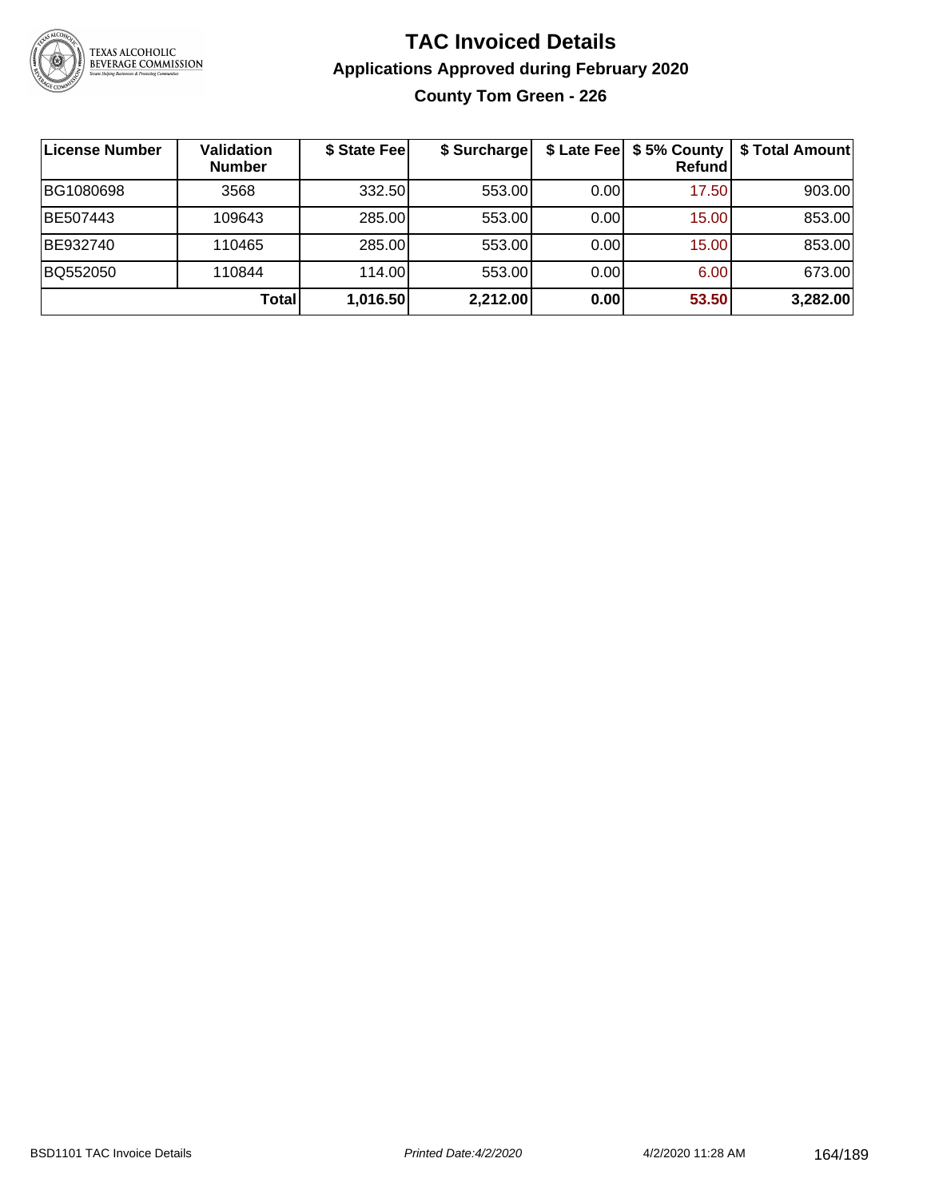# TAC Invoiced Details

## Applications Approved during February 2020

### County Tom Green - 226

| License Number | Validation Number | \$ State Fee | \$ Surcharge | \$ Late Fee | \$ 5% County Refund | \$ Total Amount |
|---|---|---|---|---|---|---|
| BG1080698 | 3568 | 332.50 | 553.00 | 0.00 | 17.50 | 903.00 |
| BE507443 | 109643 | 285.00 | 553.00 | 0.00 | 15.00 | 853.00 |
| BE932740 | 110465 | 285.00 | 553.00 | 0.00 | 15.00 | 853.00 |
| BQ552050 | 110844 | 114.00 | 553.00 | 0.00 | 6.00 | 673.00 |
| | **Total** | **1,016.50** | **2,212.00** | **0.00** | **53.50** | **3,282.00** |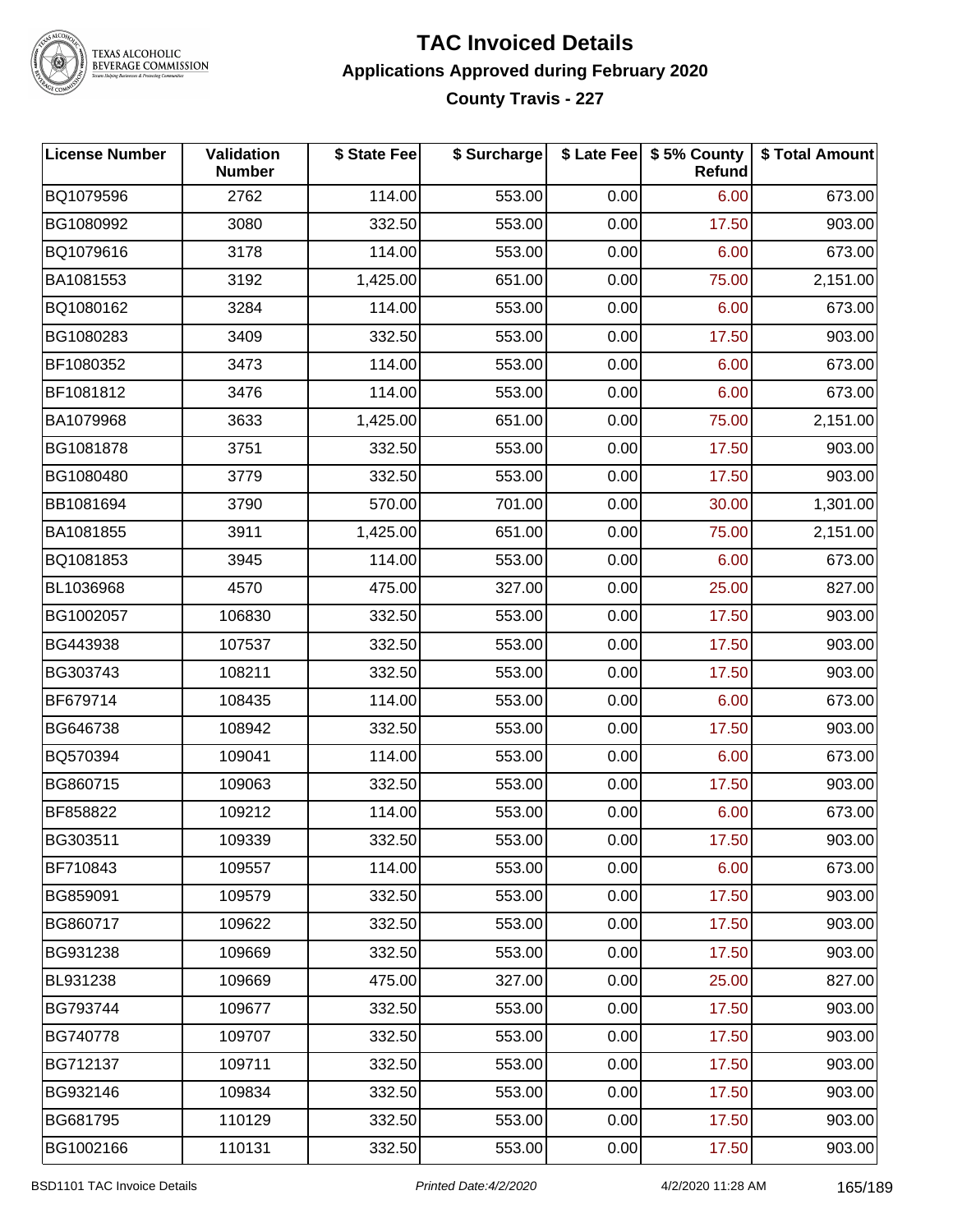# TAC Invoiced Details

## Applications Approved during February 2020

### County Travis - 227

| License Number | Validation Number | $ State Fee | $ Surcharge | $ Late Fee | $ 5% County Refund | $ Total Amount |
|---|---|---|---|---|---|---|
| BQ1079596 | 2762 | 114.00 | 553.00 | 0.00 | 6.00 | 673.00 |
| BG1080992 | 3080 | 332.50 | 553.00 | 0.00 | 17.50 | 903.00 |
| BQ1079616 | 3178 | 114.00 | 553.00 | 0.00 | 6.00 | 673.00 |
| BA1081553 | 3192 | 1,425.00 | 651.00 | 0.00 | 75.00 | 2,151.00 |
| BQ1080162 | 3284 | 114.00 | 553.00 | 0.00 | 6.00 | 673.00 |
| BG1080283 | 3409 | 332.50 | 553.00 | 0.00 | 17.50 | 903.00 |
| BF1080352 | 3473 | 114.00 | 553.00 | 0.00 | 6.00 | 673.00 |
| BF1081812 | 3476 | 114.00 | 553.00 | 0.00 | 6.00 | 673.00 |
| BA1079968 | 3633 | 1,425.00 | 651.00 | 0.00 | 75.00 | 2,151.00 |
| BG1081878 | 3751 | 332.50 | 553.00 | 0.00 | 17.50 | 903.00 |
| BG1080480 | 3779 | 332.50 | 553.00 | 0.00 | 17.50 | 903.00 |
| BB1081694 | 3790 | 570.00 | 701.00 | 0.00 | 30.00 | 1,301.00 |
| BA1081855 | 3911 | 1,425.00 | 651.00 | 0.00 | 75.00 | 2,151.00 |
| BQ1081853 | 3945 | 114.00 | 553.00 | 0.00 | 6.00 | 673.00 |
| BL1036968 | 4570 | 475.00 | 327.00 | 0.00 | 25.00 | 827.00 |
| BG1002057 | 106830 | 332.50 | 553.00 | 0.00 | 17.50 | 903.00 |
| BG443938 | 107537 | 332.50 | 553.00 | 0.00 | 17.50 | 903.00 |
| BG303743 | 108211 | 332.50 | 553.00 | 0.00 | 17.50 | 903.00 |
| BF679714 | 108435 | 114.00 | 553.00 | 0.00 | 6.00 | 673.00 |
| BG646738 | 108942 | 332.50 | 553.00 | 0.00 | 17.50 | 903.00 |
| BQ570394 | 109041 | 114.00 | 553.00 | 0.00 | 6.00 | 673.00 |
| BG860715 | 109063 | 332.50 | 553.00 | 0.00 | 17.50 | 903.00 |
| BF858822 | 109212 | 114.00 | 553.00 | 0.00 | 6.00 | 673.00 |
| BG303511 | 109339 | 332.50 | 553.00 | 0.00 | 17.50 | 903.00 |
| BF710843 | 109557 | 114.00 | 553.00 | 0.00 | 6.00 | 673.00 |
| BG859091 | 109579 | 332.50 | 553.00 | 0.00 | 17.50 | 903.00 |
| BG860717 | 109622 | 332.50 | 553.00 | 0.00 | 17.50 | 903.00 |
| BG931238 | 109669 | 332.50 | 553.00 | 0.00 | 17.50 | 903.00 |
| BL931238 | 109669 | 475.00 | 327.00 | 0.00 | 25.00 | 827.00 |
| BG793744 | 109677 | 332.50 | 553.00 | 0.00 | 17.50 | 903.00 |
| BG740778 | 109707 | 332.50 | 553.00 | 0.00 | 17.50 | 903.00 |
| BG712137 | 109711 | 332.50 | 553.00 | 0.00 | 17.50 | 903.00 |
| BG932146 | 109834 | 332.50 | 553.00 | 0.00 | 17.50 | 903.00 |
| BG681795 | 110129 | 332.50 | 553.00 | 0.00 | 17.50 | 903.00 |
| BG1002166 | 110131 | 332.50 | 553.00 | 0.00 | 17.50 | 903.00 |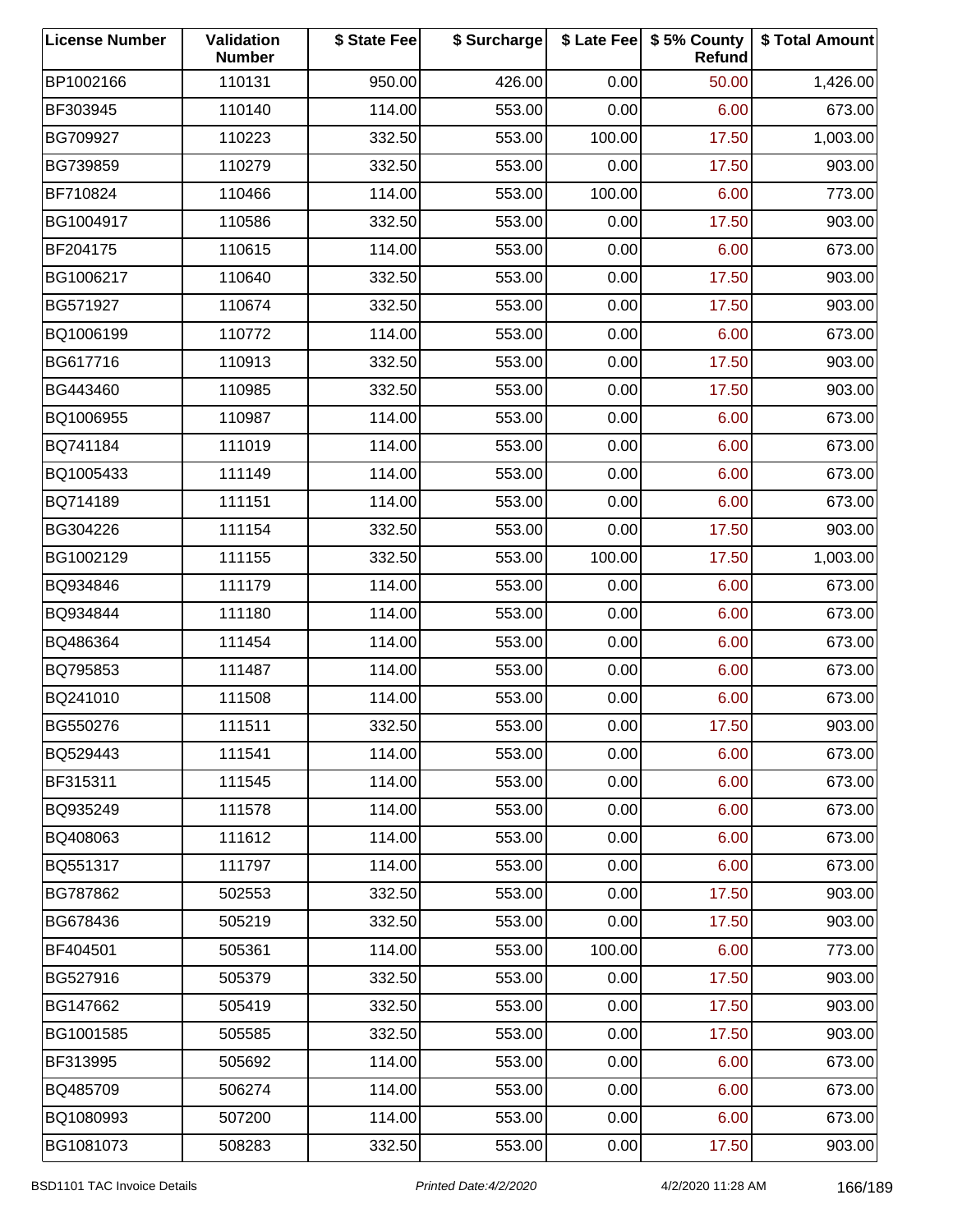| License Number | Validation Number | $ State Fee | $ Surcharge | $ Late Fee | $ 5% County Refund | $ Total Amount |
|---|---|---|---|---|---|---|
| BP1002166 | 110131 | 950.00 | 426.00 | 0.00 | 50.00 | 1,426.00 |
| BF303945 | 110140 | 114.00 | 553.00 | 0.00 | 6.00 | 673.00 |
| BG709927 | 110223 | 332.50 | 553.00 | 100.00 | 17.50 | 1,003.00 |
| BG739859 | 110279 | 332.50 | 553.00 | 0.00 | 17.50 | 903.00 |
| BF710824 | 110466 | 114.00 | 553.00 | 100.00 | 6.00 | 773.00 |
| BG1004917 | 110586 | 332.50 | 553.00 | 0.00 | 17.50 | 903.00 |
| BF204175 | 110615 | 114.00 | 553.00 | 0.00 | 6.00 | 673.00 |
| BG1006217 | 110640 | 332.50 | 553.00 | 0.00 | 17.50 | 903.00 |
| BG571927 | 110674 | 332.50 | 553.00 | 0.00 | 17.50 | 903.00 |
| BQ1006199 | 110772 | 114.00 | 553.00 | 0.00 | 6.00 | 673.00 |
| BG617716 | 110913 | 332.50 | 553.00 | 0.00 | 17.50 | 903.00 |
| BG443460 | 110985 | 332.50 | 553.00 | 0.00 | 17.50 | 903.00 |
| BQ1006955 | 110987 | 114.00 | 553.00 | 0.00 | 6.00 | 673.00 |
| BQ741184 | 111019 | 114.00 | 553.00 | 0.00 | 6.00 | 673.00 |
| BQ1005433 | 111149 | 114.00 | 553.00 | 0.00 | 6.00 | 673.00 |
| BQ714189 | 111151 | 114.00 | 553.00 | 0.00 | 6.00 | 673.00 |
| BG304226 | 111154 | 332.50 | 553.00 | 0.00 | 17.50 | 903.00 |
| BG1002129 | 111155 | 332.50 | 553.00 | 100.00 | 17.50 | 1,003.00 |
| BQ934846 | 111179 | 114.00 | 553.00 | 0.00 | 6.00 | 673.00 |
| BQ934844 | 111180 | 114.00 | 553.00 | 0.00 | 6.00 | 673.00 |
| BQ486364 | 111454 | 114.00 | 553.00 | 0.00 | 6.00 | 673.00 |
| BQ795853 | 111487 | 114.00 | 553.00 | 0.00 | 6.00 | 673.00 |
| BQ241010 | 111508 | 114.00 | 553.00 | 0.00 | 6.00 | 673.00 |
| BG550276 | 111511 | 332.50 | 553.00 | 0.00 | 17.50 | 903.00 |
| BQ529443 | 111541 | 114.00 | 553.00 | 0.00 | 6.00 | 673.00 |
| BF315311 | 111545 | 114.00 | 553.00 | 0.00 | 6.00 | 673.00 |
| BQ935249 | 111578 | 114.00 | 553.00 | 0.00 | 6.00 | 673.00 |
| BQ408063 | 111612 | 114.00 | 553.00 | 0.00 | 6.00 | 673.00 |
| BQ551317 | 111797 | 114.00 | 553.00 | 0.00 | 6.00 | 673.00 |
| BG787862 | 502553 | 332.50 | 553.00 | 0.00 | 17.50 | 903.00 |
| BG678436 | 505219 | 332.50 | 553.00 | 0.00 | 17.50 | 903.00 |
| BF404501 | 505361 | 114.00 | 553.00 | 100.00 | 6.00 | 773.00 |
| BG527916 | 505379 | 332.50 | 553.00 | 0.00 | 17.50 | 903.00 |
| BG147662 | 505419 | 332.50 | 553.00 | 0.00 | 17.50 | 903.00 |
| BG1001585 | 505585 | 332.50 | 553.00 | 0.00 | 17.50 | 903.00 |
| BF313995 | 505692 | 114.00 | 553.00 | 0.00 | 6.00 | 673.00 |
| BQ485709 | 506274 | 114.00 | 553.00 | 0.00 | 6.00 | 673.00 |
| BQ1080993 | 507200 | 114.00 | 553.00 | 0.00 | 6.00 | 673.00 |
| BG1081073 | 508283 | 332.50 | 553.00 | 0.00 | 17.50 | 903.00 |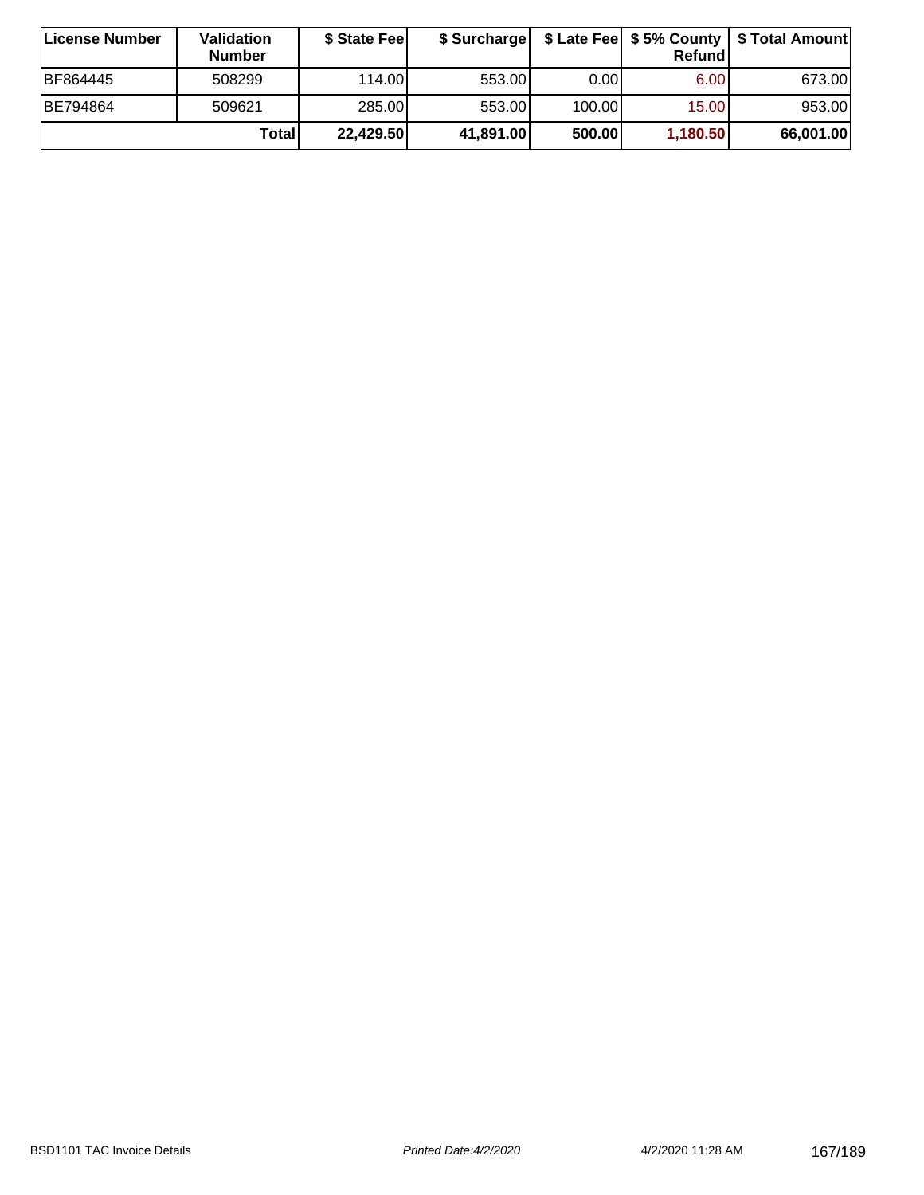| License Number | Validation Number | $ State Fee | $ Surcharge | $ Late Fee | $ 5% County Refund | $ Total Amount |
| --- | --- | --- | --- | --- | --- | --- |
| BF864445 | 508299 | 114.00 | 553.00 | 0.00 | 6.00 | 673.00 |
| BE794864 | 509621 | 285.00 | 553.00 | 100.00 | 15.00 | 953.00 |
| | **Total** | **22,429.50** | **41,891.00** | **500.00** | **1,180.50** | **66,001.00** |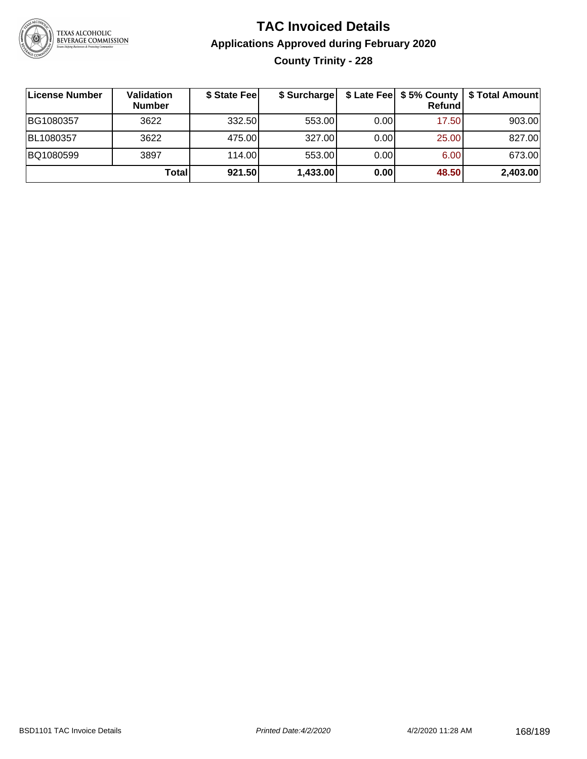# TAC Invoiced Details

## Applications Approved during February 2020

### County Trinity - 228

| License Number | Validation Number | $ State Fee | $ Surcharge | $ Late Fee | $ 5% County Refund | $ Total Amount |
|---|---|---|---|---|---|---|
| BG1080357 | 3622 | 332.50 | 553.00 | 0.00 | 17.50 | 903.00 |
| BL1080357 | 3622 | 475.00 | 327.00 | 0.00 | 25.00 | 827.00 |
| BQ1080599 | 3897 | 114.00 | 553.00 | 0.00 | 6.00 | 673.00 |
| | **Total** | **921.50** | **1,433.00** | **0.00** | **48.50** | **2,403.00** |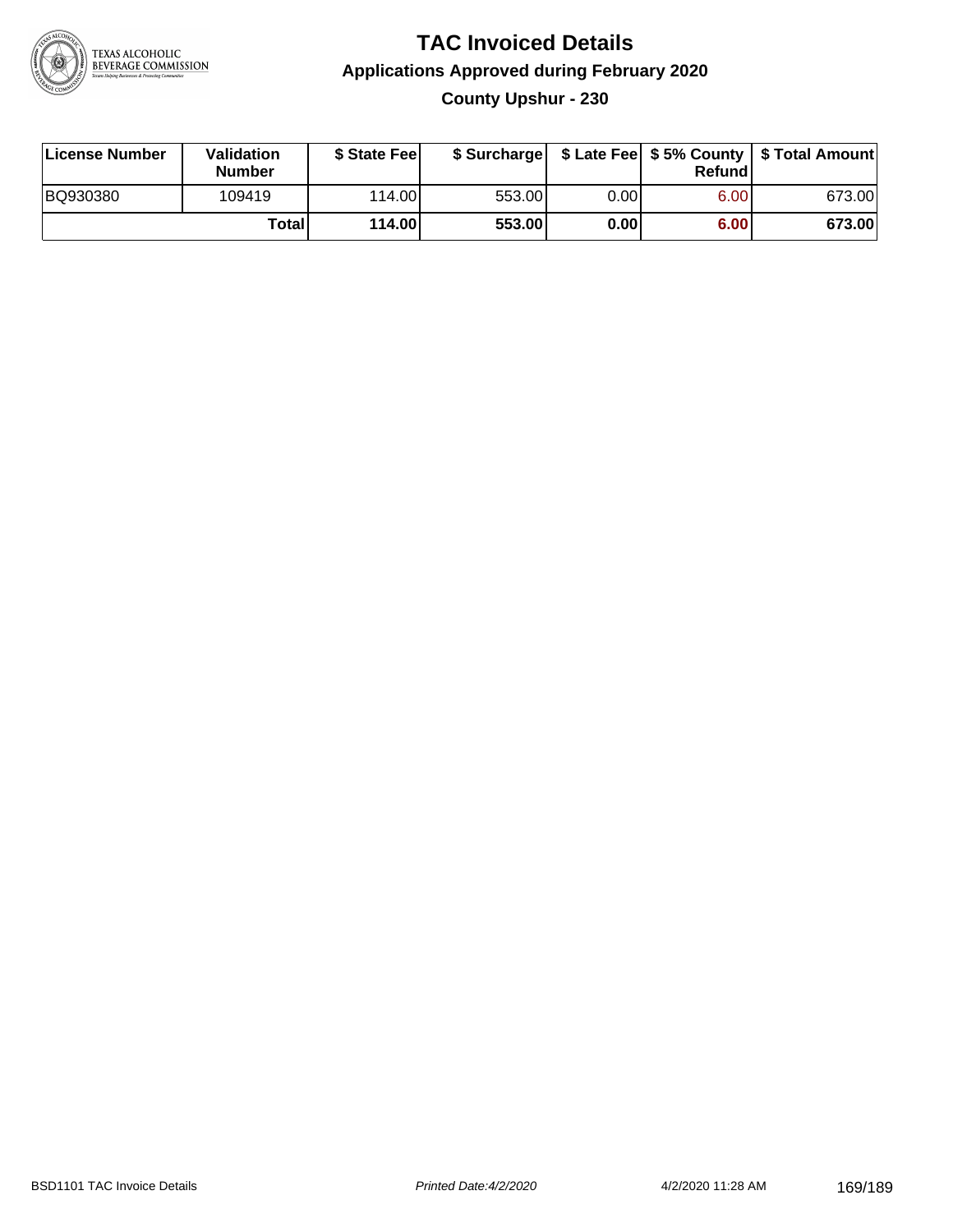# TAC Invoiced Details

## Applications Approved during February 2020

### County Upshur - 230

| License Number | Validation Number | $ State Fee | $ Surcharge | $ Late Fee | $ 5% County Refund | $ Total Amount |
|---|---|---|---|---|---|---|
| BQ930380 | 109419 | 114.00 | 553.00 | 0.00 | 6.00 | 673.00 |
| | **Total** | **114.00** | **553.00** | **0.00** | **6.00** | **673.00** |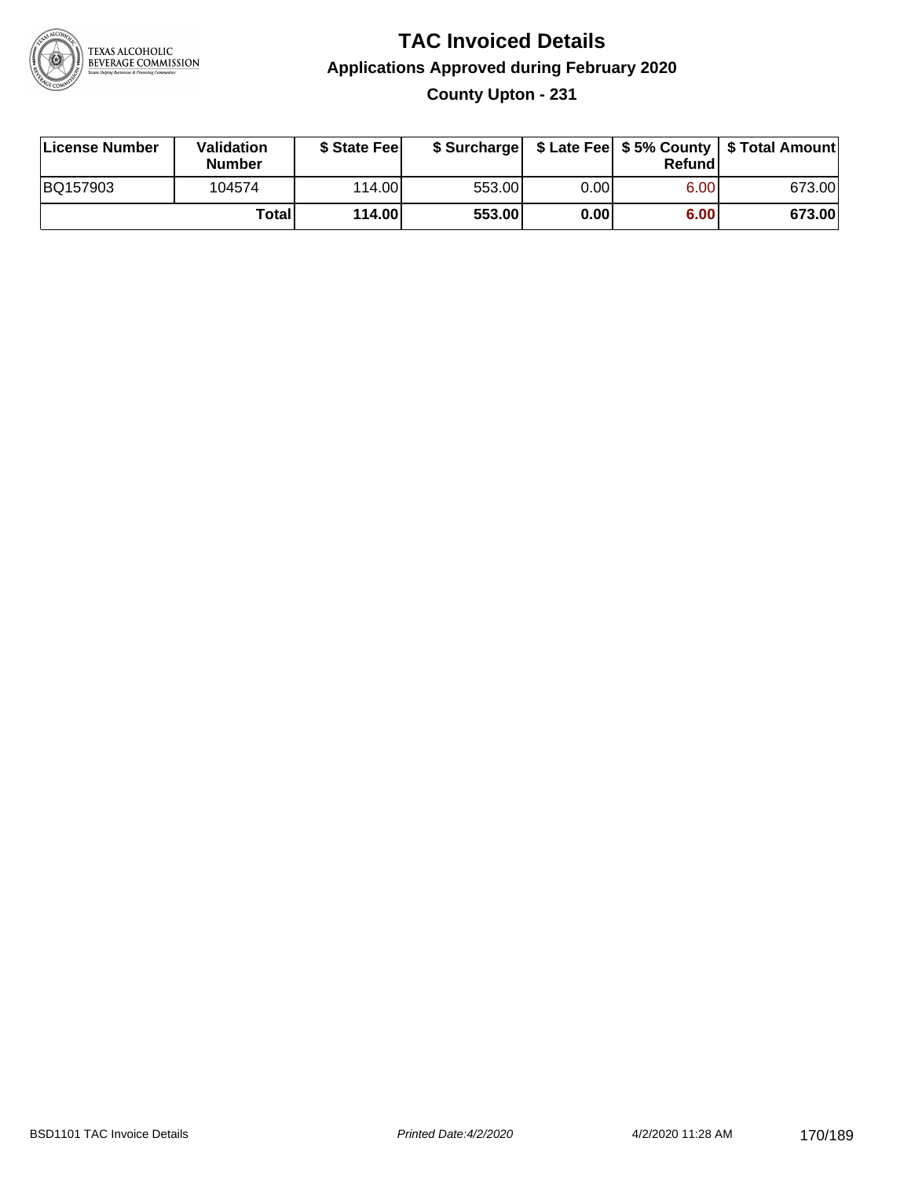# TAC Invoiced Details

## Applications Approved during February 2020

### County Upton - 231

| License Number | Validation Number | $ State Fee | $ Surcharge | $ Late Fee | $ 5% County Refund | $ Total Amount |
|---|---|---|---|---|---|---|
| BQ157903 | 104574 | 114.00 | 553.00 | 0.00 | 6.00 | 673.00 |
| | **Total** | **114.00** | **553.00** | **0.00** | **6.00** | **673.00** |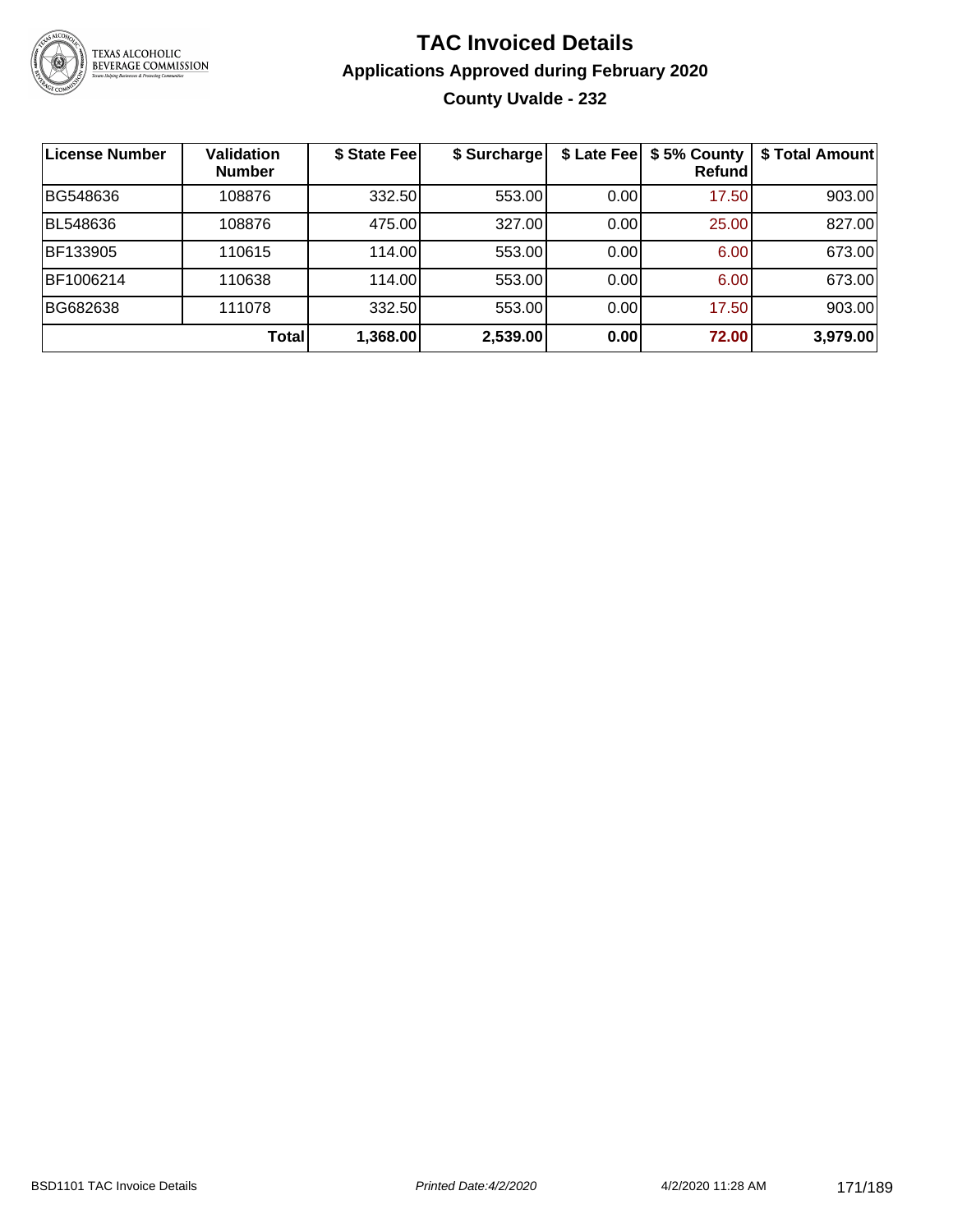# TAC Invoiced Details

## Applications Approved during February 2020

### County Uvalde - 232

| License Number | Validation Number | $ State Fee | $ Surcharge | $ Late Fee | $ 5% County Refund | $ Total Amount |
|---|---|---|---|---|---|---|
| BG548636 | 108876 | 332.50 | 553.00 | 0.00 | 17.50 | 903.00 |
| BL548636 | 108876 | 475.00 | 327.00 | 0.00 | 25.00 | 827.00 |
| BF133905 | 110615 | 114.00 | 553.00 | 0.00 | 6.00 | 673.00 |
| BF1006214 | 110638 | 114.00 | 553.00 | 0.00 | 6.00 | 673.00 |
| BG682638 | 111078 | 332.50 | 553.00 | 0.00 | 17.50 | 903.00 |
| | **Total** | **1,368.00** | **2,539.00** | **0.00** | **72.00** | **3,979.00** |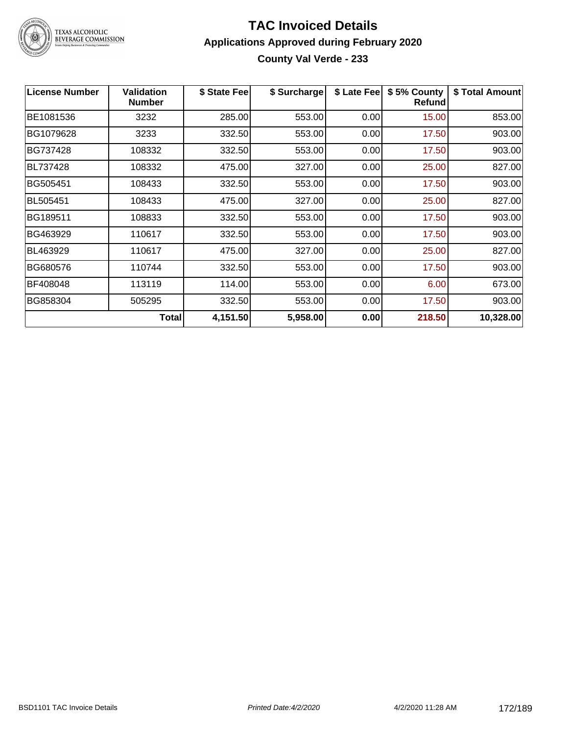# TAC Invoiced Details

## Applications Approved during February 2020

### County Val Verde - 233

| License Number | Validation Number | $ State Fee | $ Surcharge | $ Late Fee | $ 5% County Refund | $ Total Amount |
|---|---|---|---|---|---|---|
| BE1081536 | 3232 | 285.00 | 553.00 | 0.00 | 15.00 | 853.00 |
| BG1079628 | 3233 | 332.50 | 553.00 | 0.00 | 17.50 | 903.00 |
| BG737428 | 108332 | 332.50 | 553.00 | 0.00 | 17.50 | 903.00 |
| BL737428 | 108332 | 475.00 | 327.00 | 0.00 | 25.00 | 827.00 |
| BG505451 | 108433 | 332.50 | 553.00 | 0.00 | 17.50 | 903.00 |
| BL505451 | 108433 | 475.00 | 327.00 | 0.00 | 25.00 | 827.00 |
| BG189511 | 108833 | 332.50 | 553.00 | 0.00 | 17.50 | 903.00 |
| BG463929 | 110617 | 332.50 | 553.00 | 0.00 | 17.50 | 903.00 |
| BL463929 | 110617 | 475.00 | 327.00 | 0.00 | 25.00 | 827.00 |
| BG680576 | 110744 | 332.50 | 553.00 | 0.00 | 17.50 | 903.00 |
| BF408048 | 113119 | 114.00 | 553.00 | 0.00 | 6.00 | 673.00 |
| BG858304 | 505295 | 332.50 | 553.00 | 0.00 | 17.50 | 903.00 |
| | **Total** | **4,151.50** | **5,958.00** | **0.00** | **218.50** | **10,328.00** |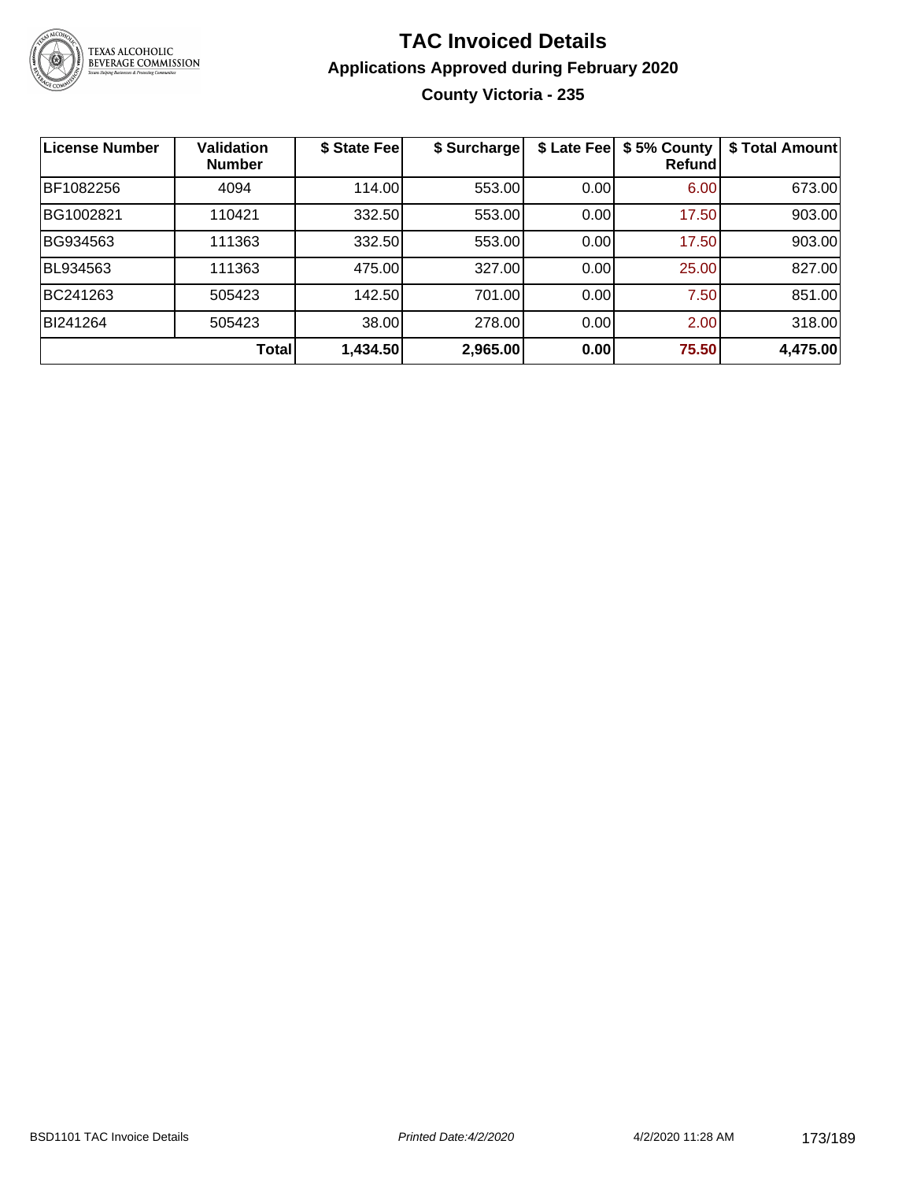# TAC Invoiced Details

## Applications Approved during February 2020

### County Victoria - 235

| License Number | Validation Number | $ State Fee | $ Surcharge | $ Late Fee | $ 5% County Refund | $ Total Amount |
|---|---|---|---|---|---|---|
| BF1082256 | 4094 | 114.00 | 553.00 | 0.00 | 6.00 | 673.00 |
| BG1002821 | 110421 | 332.50 | 553.00 | 0.00 | 17.50 | 903.00 |
| BG934563 | 111363 | 332.50 | 553.00 | 0.00 | 17.50 | 903.00 |
| BL934563 | 111363 | 475.00 | 327.00 | 0.00 | 25.00 | 827.00 |
| BC241263 | 505423 | 142.50 | 701.00 | 0.00 | 7.50 | 851.00 |
| BI241264 | 505423 | 38.00 | 278.00 | 0.00 | 2.00 | 318.00 |
| | **Total** | **1,434.50** | **2,965.00** | **0.00** | **75.50** | **4,475.00** |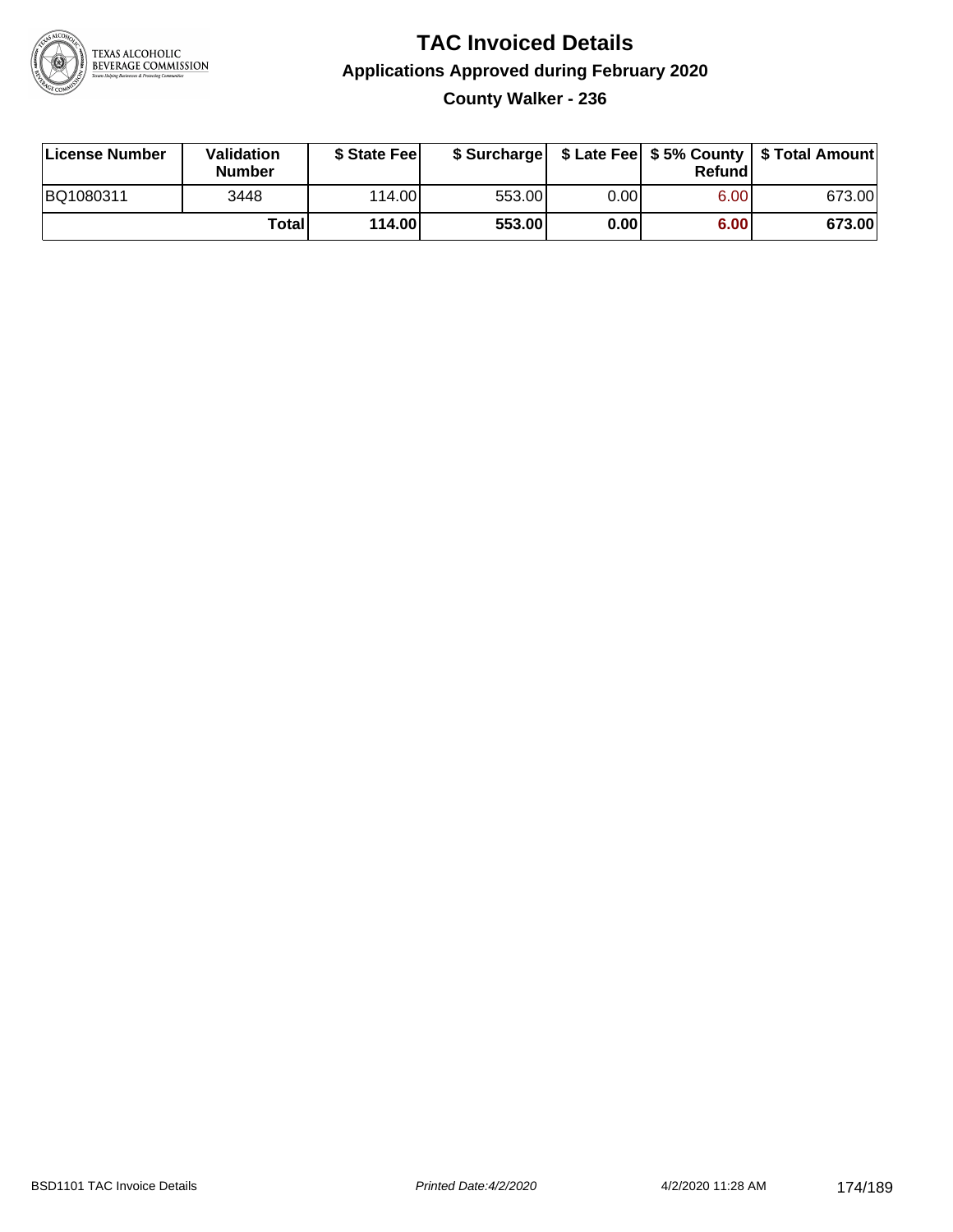# TAC Invoiced Details

## Applications Approved during February 2020

### County Walker - 236

| License Number | Validation Number | $ State Fee | $ Surcharge | $ Late Fee | $ 5% County Refund | $ Total Amount |
|---|---|---|---|---|---|---|
| BQ1080311 | 3448 | 114.00 | 553.00 | 0.00 | 6.00 | 673.00 |
| | **Total** | **114.00** | **553.00** | **0.00** | **6.00** | **673.00** |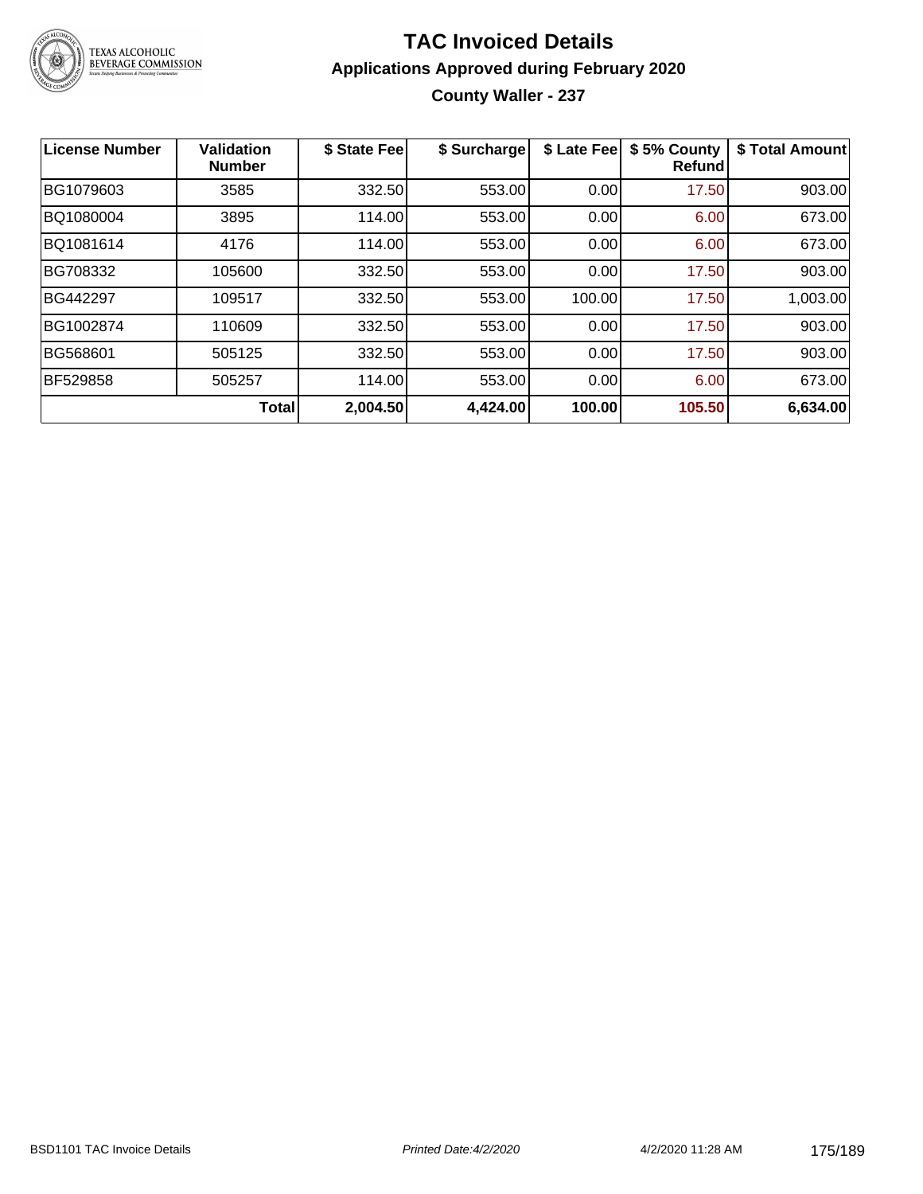# TAC Invoiced Details

## Applications Approved during February 2020

### County Waller - 237

| License Number | Validation Number | $ State Fee | $ Surcharge | $ Late Fee | $ 5% County Refund | $ Total Amount |
|---|---|---|---|---|---|---|
| BG1079603 | 3585 | 332.50 | 553.00 | 0.00 | 17.50 | 903.00 |
| BQ1080004 | 3895 | 114.00 | 553.00 | 0.00 | 6.00 | 673.00 |
| BQ1081614 | 4176 | 114.00 | 553.00 | 0.00 | 6.00 | 673.00 |
| BG708332 | 105600 | 332.50 | 553.00 | 0.00 | 17.50 | 903.00 |
| BG442297 | 109517 | 332.50 | 553.00 | 100.00 | 17.50 | 1,003.00 |
| BG1002874 | 110609 | 332.50 | 553.00 | 0.00 | 17.50 | 903.00 |
| BG568601 | 505125 | 332.50 | 553.00 | 0.00 | 17.50 | 903.00 |
| BF529858 | 505257 | 114.00 | 553.00 | 0.00 | 6.00 | 673.00 |
| | **Total** | **2,004.50** | **4,424.00** | **100.00** | **105.50** | **6,634.00** |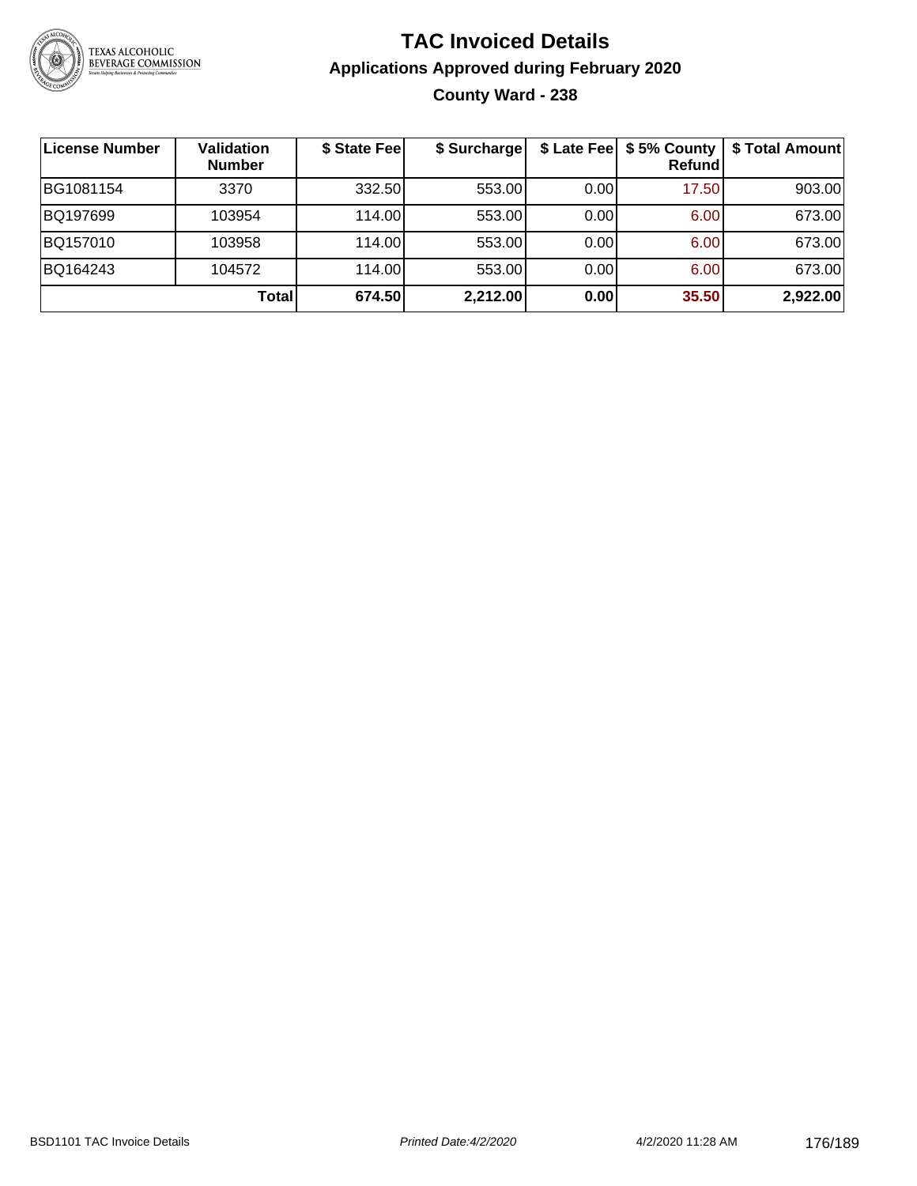# TAC Invoiced Details

## Applications Approved during February 2020

### County Ward - 238

| License Number | Validation Number | $ State Fee | $ Surcharge | $ Late Fee | $ 5% County Refund | $ Total Amount |
|---|---|---|---|---|---|---|
| BG1081154 | 3370 | 332.50 | 553.00 | 0.00 | 17.50 | 903.00 |
| BQ197699 | 103954 | 114.00 | 553.00 | 0.00 | 6.00 | 673.00 |
| BQ157010 | 103958 | 114.00 | 553.00 | 0.00 | 6.00 | 673.00 |
| BQ164243 | 104572 | 114.00 | 553.00 | 0.00 | 6.00 | 673.00 |
| | **Total** | **674.50** | **2,212.00** | **0.00** | **35.50** | **2,922.00** |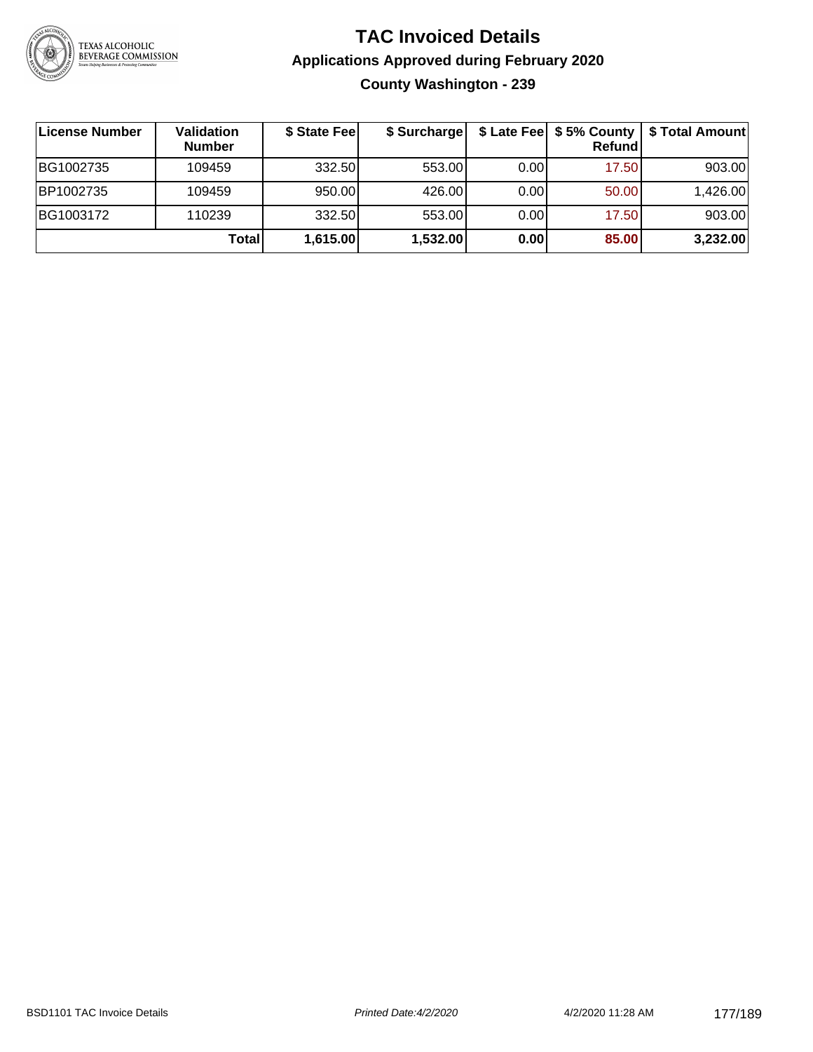# TAC Invoiced Details

## Applications Approved during February 2020

### County Washington - 239

| License Number | Validation Number | $ State Fee | $ Surcharge | $ Late Fee | $ 5% County Refund | $ Total Amount |
|---|---|---|---|---|---|---|
| BG1002735 | 109459 | 332.50 | 553.00 | 0.00 | 17.50 | 903.00 |
| BP1002735 | 109459 | 950.00 | 426.00 | 0.00 | 50.00 | 1,426.00 |
| BG1003172 | 110239 | 332.50 | 553.00 | 0.00 | 17.50 | 903.00 |
| | **Total** | **1,615.00** | **1,532.00** | **0.00** | **85.00** | **3,232.00** |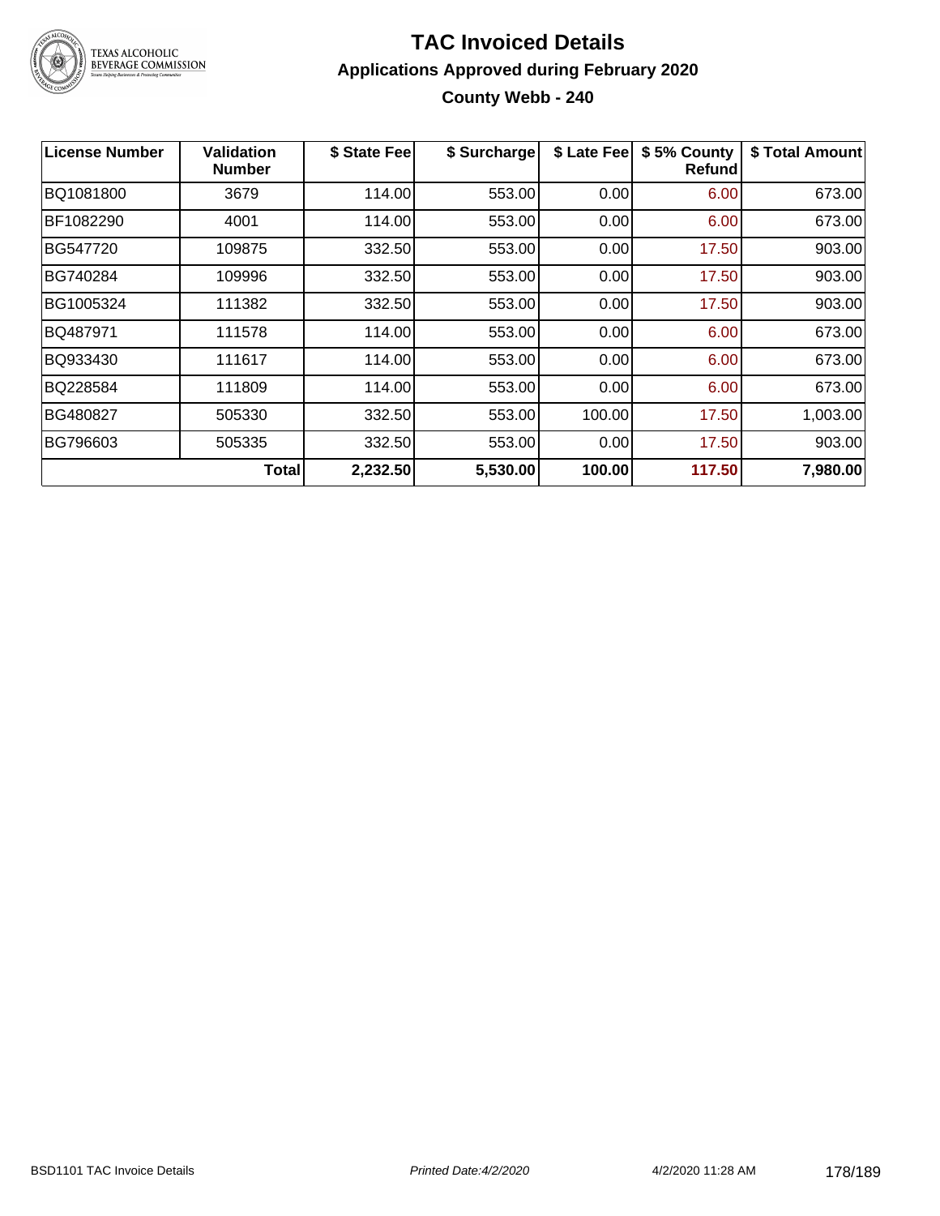# TAC Invoiced Details

## Applications Approved during February 2020

### County Webb - 240

| License Number | Validation Number | $ State Fee | $ Surcharge | $ Late Fee | $ 5% County Refund | $ Total Amount |
|---|---|---|---|---|---|---|
| BQ1081800 | 3679 | 114.00 | 553.00 | 0.00 | 6.00 | 673.00 |
| BF1082290 | 4001 | 114.00 | 553.00 | 0.00 | 6.00 | 673.00 |
| BG547720 | 109875 | 332.50 | 553.00 | 0.00 | 17.50 | 903.00 |
| BG740284 | 109996 | 332.50 | 553.00 | 0.00 | 17.50 | 903.00 |
| BG1005324 | 111382 | 332.50 | 553.00 | 0.00 | 17.50 | 903.00 |
| BQ487971 | 111578 | 114.00 | 553.00 | 0.00 | 6.00 | 673.00 |
| BQ933430 | 111617 | 114.00 | 553.00 | 0.00 | 6.00 | 673.00 |
| BQ228584 | 111809 | 114.00 | 553.00 | 0.00 | 6.00 | 673.00 |
| BG480827 | 505330 | 332.50 | 553.00 | 100.00 | 17.50 | 1,003.00 |
| BG796603 | 505335 | 332.50 | 553.00 | 0.00 | 17.50 | 903.00 |
| | **Total** | **2,232.50** | **5,530.00** | **100.00** | **117.50** | **7,980.00** |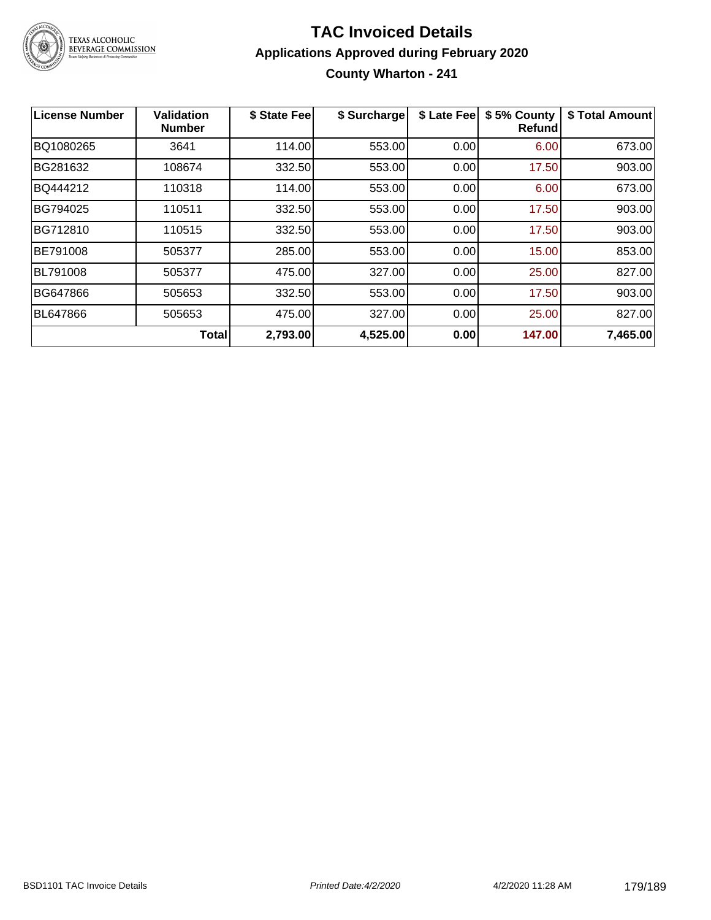# TAC Invoiced Details

## Applications Approved during February 2020

### County Wharton - 241

| License Number | Validation Number | $ State Fee | $ Surcharge | $ Late Fee | $ 5% County Refund | $ Total Amount |
|---|---|---|---|---|---|---|
| BQ1080265 | 3641 | 114.00 | 553.00 | 0.00 | 6.00 | 673.00 |
| BG281632 | 108674 | 332.50 | 553.00 | 0.00 | 17.50 | 903.00 |
| BQ444212 | 110318 | 114.00 | 553.00 | 0.00 | 6.00 | 673.00 |
| BG794025 | 110511 | 332.50 | 553.00 | 0.00 | 17.50 | 903.00 |
| BG712810 | 110515 | 332.50 | 553.00 | 0.00 | 17.50 | 903.00 |
| BE791008 | 505377 | 285.00 | 553.00 | 0.00 | 15.00 | 853.00 |
| BL791008 | 505377 | 475.00 | 327.00 | 0.00 | 25.00 | 827.00 |
| BG647866 | 505653 | 332.50 | 553.00 | 0.00 | 17.50 | 903.00 |
| BL647866 | 505653 | 475.00 | 327.00 | 0.00 | 25.00 | 827.00 |
| | **Total** | **2,793.00** | **4,525.00** | **0.00** | **147.00** | **7,465.00** |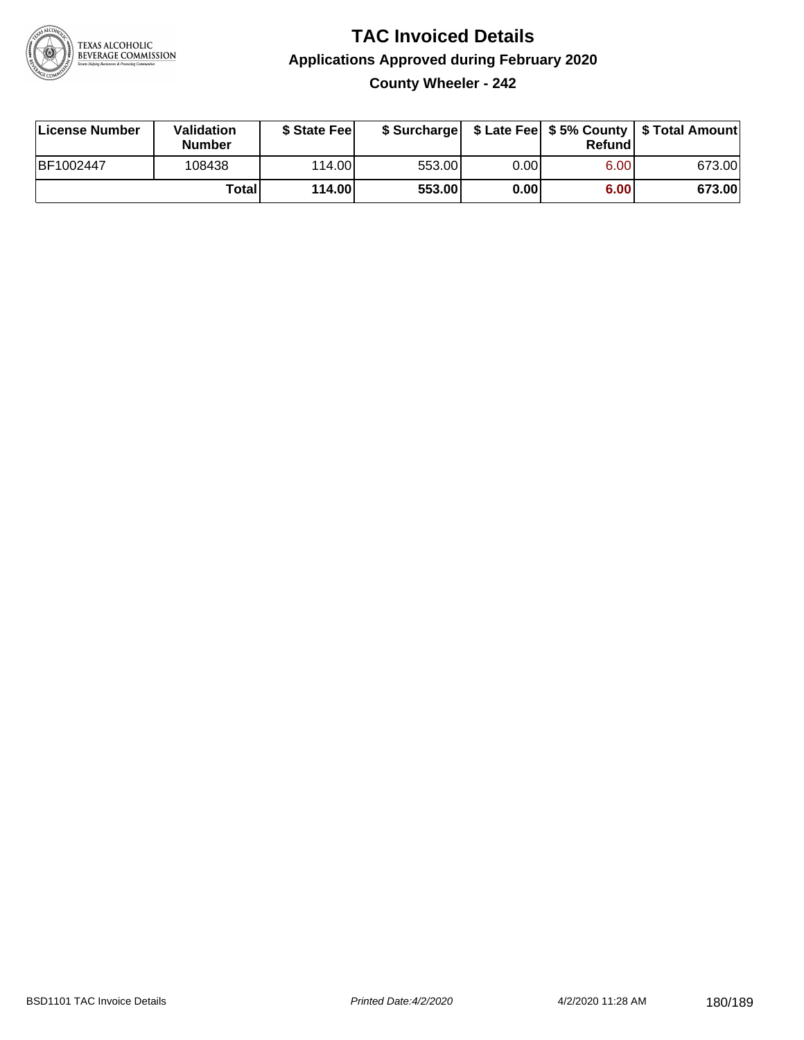# TAC Invoiced Details

## Applications Approved during February 2020

### County Wheeler - 242

| License Number | Validation Number | $ State Fee | $ Surcharge | $ Late Fee | $ 5% County Refund | $ Total Amount |
|---|---|---|---|---|---|---|
| BF1002447 | 108438 | 114.00 | 553.00 | 0.00 | 6.00 | 673.00 |
| | **Total** | **114.00** | **553.00** | **0.00** | **6.00** | **673.00** |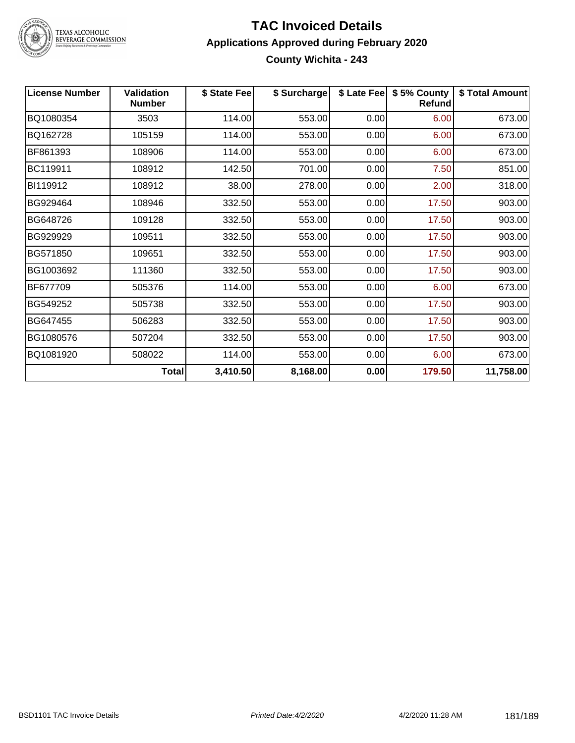# TAC Invoiced Details

## Applications Approved during February 2020

### County Wichita - 243

| License Number | Validation Number | $ State Fee | $ Surcharge | $ Late Fee | $ 5% County Refund | $ Total Amount |
|---|---|---|---|---|---|---|
| BQ1080354 | 3503 | 114.00 | 553.00 | 0.00 | 6.00 | 673.00 |
| BQ162728 | 105159 | 114.00 | 553.00 | 0.00 | 6.00 | 673.00 |
| BF861393 | 108906 | 114.00 | 553.00 | 0.00 | 6.00 | 673.00 |
| BC119911 | 108912 | 142.50 | 701.00 | 0.00 | 7.50 | 851.00 |
| BI119912 | 108912 | 38.00 | 278.00 | 0.00 | 2.00 | 318.00 |
| BG929464 | 108946 | 332.50 | 553.00 | 0.00 | 17.50 | 903.00 |
| BG648726 | 109128 | 332.50 | 553.00 | 0.00 | 17.50 | 903.00 |
| BG929929 | 109511 | 332.50 | 553.00 | 0.00 | 17.50 | 903.00 |
| BG571850 | 109651 | 332.50 | 553.00 | 0.00 | 17.50 | 903.00 |
| BG1003692 | 111360 | 332.50 | 553.00 | 0.00 | 17.50 | 903.00 |
| BF677709 | 505376 | 114.00 | 553.00 | 0.00 | 6.00 | 673.00 |
| BG549252 | 505738 | 332.50 | 553.00 | 0.00 | 17.50 | 903.00 |
| BG647455 | 506283 | 332.50 | 553.00 | 0.00 | 17.50 | 903.00 |
| BG1080576 | 507204 | 332.50 | 553.00 | 0.00 | 17.50 | 903.00 |
| BQ1081920 | 508022 | 114.00 | 553.00 | 0.00 | 6.00 | 673.00 |
| | **Total** | **3,410.50** | **8,168.00** | **0.00** | **179.50** | **11,758.00** |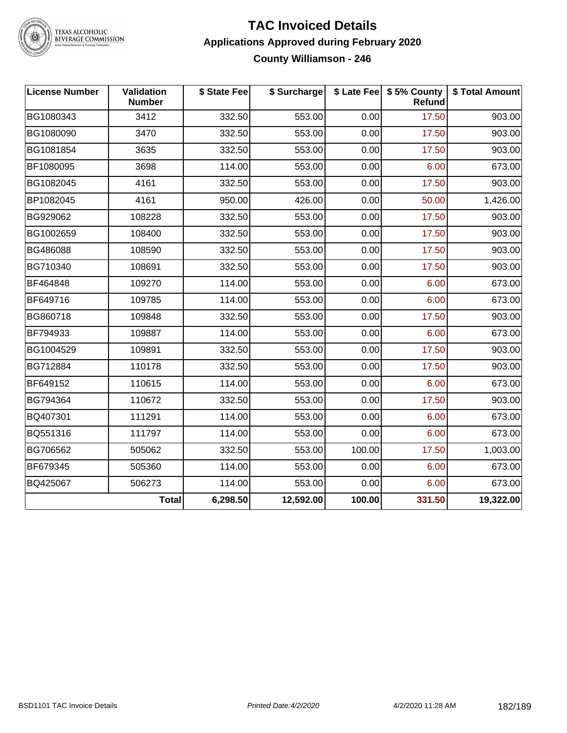# TAC Invoiced Details

## Applications Approved during February 2020

### County Williamson - 246

| License Number | Validation Number | $ State Fee | $ Surcharge | $ Late Fee | $ 5% County Refund | $ Total Amount |
|---|---|---|---|---|---|---|
| BG1080343 | 3412 | 332.50 | 553.00 | 0.00 | 17.50 | 903.00 |
| BG1080090 | 3470 | 332.50 | 553.00 | 0.00 | 17.50 | 903.00 |
| BG1081854 | 3635 | 332.50 | 553.00 | 0.00 | 17.50 | 903.00 |
| BF1080095 | 3698 | 114.00 | 553.00 | 0.00 | 6.00 | 673.00 |
| BG1082045 | 4161 | 332.50 | 553.00 | 0.00 | 17.50 | 903.00 |
| BP1082045 | 4161 | 950.00 | 426.00 | 0.00 | 50.00 | 1,426.00 |
| BG929062 | 108228 | 332.50 | 553.00 | 0.00 | 17.50 | 903.00 |
| BG1002659 | 108400 | 332.50 | 553.00 | 0.00 | 17.50 | 903.00 |
| BG486088 | 108590 | 332.50 | 553.00 | 0.00 | 17.50 | 903.00 |
| BG710340 | 108691 | 332.50 | 553.00 | 0.00 | 17.50 | 903.00 |
| BF464848 | 109270 | 114.00 | 553.00 | 0.00 | 6.00 | 673.00 |
| BF649716 | 109785 | 114.00 | 553.00 | 0.00 | 6.00 | 673.00 |
| BG860718 | 109848 | 332.50 | 553.00 | 0.00 | 17.50 | 903.00 |
| BF794933 | 109887 | 114.00 | 553.00 | 0.00 | 6.00 | 673.00 |
| BG1004529 | 109891 | 332.50 | 553.00 | 0.00 | 17.50 | 903.00 |
| BG712884 | 110178 | 332.50 | 553.00 | 0.00 | 17.50 | 903.00 |
| BF649152 | 110615 | 114.00 | 553.00 | 0.00 | 6.00 | 673.00 |
| BG794364 | 110672 | 332.50 | 553.00 | 0.00 | 17.50 | 903.00 |
| BQ407301 | 111291 | 114.00 | 553.00 | 0.00 | 6.00 | 673.00 |
| BQ551316 | 111797 | 114.00 | 553.00 | 0.00 | 6.00 | 673.00 |
| BG706562 | 505062 | 332.50 | 553.00 | 100.00 | 17.50 | 1,003.00 |
| BF679345 | 505360 | 114.00 | 553.00 | 0.00 | 6.00 | 673.00 |
| BQ425067 | 506273 | 114.00 | 553.00 | 0.00 | 6.00 | 673.00 |
| | **Total** | **6,298.50** | **12,592.00** | **100.00** | **331.50** | **19,322.00** |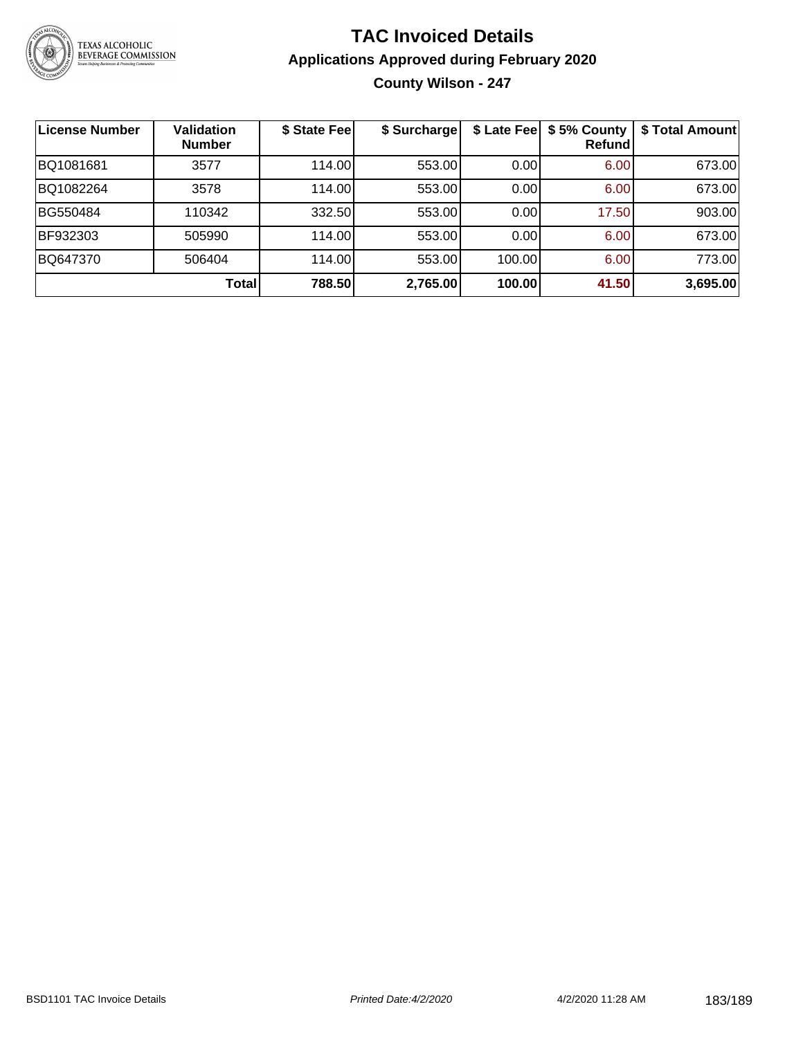# TAC Invoiced Details

## Applications Approved during February 2020

### County Wilson - 247

| License Number | Validation Number | $ State Fee | $ Surcharge | $ Late Fee | $ 5% County Refund | $ Total Amount |
|---|---|---|---|---|---|---|
| BQ1081681 | 3577 | 114.00 | 553.00 | 0.00 | 6.00 | 673.00 |
| BQ1082264 | 3578 | 114.00 | 553.00 | 0.00 | 6.00 | 673.00 |
| BG550484 | 110342 | 332.50 | 553.00 | 0.00 | 17.50 | 903.00 |
| BF932303 | 505990 | 114.00 | 553.00 | 0.00 | 6.00 | 673.00 |
| BQ647370 | 506404 | 114.00 | 553.00 | 100.00 | 6.00 | 773.00 |
| | **Total** | **788.50** | **2,765.00** | **100.00** | **41.50** | **3,695.00** |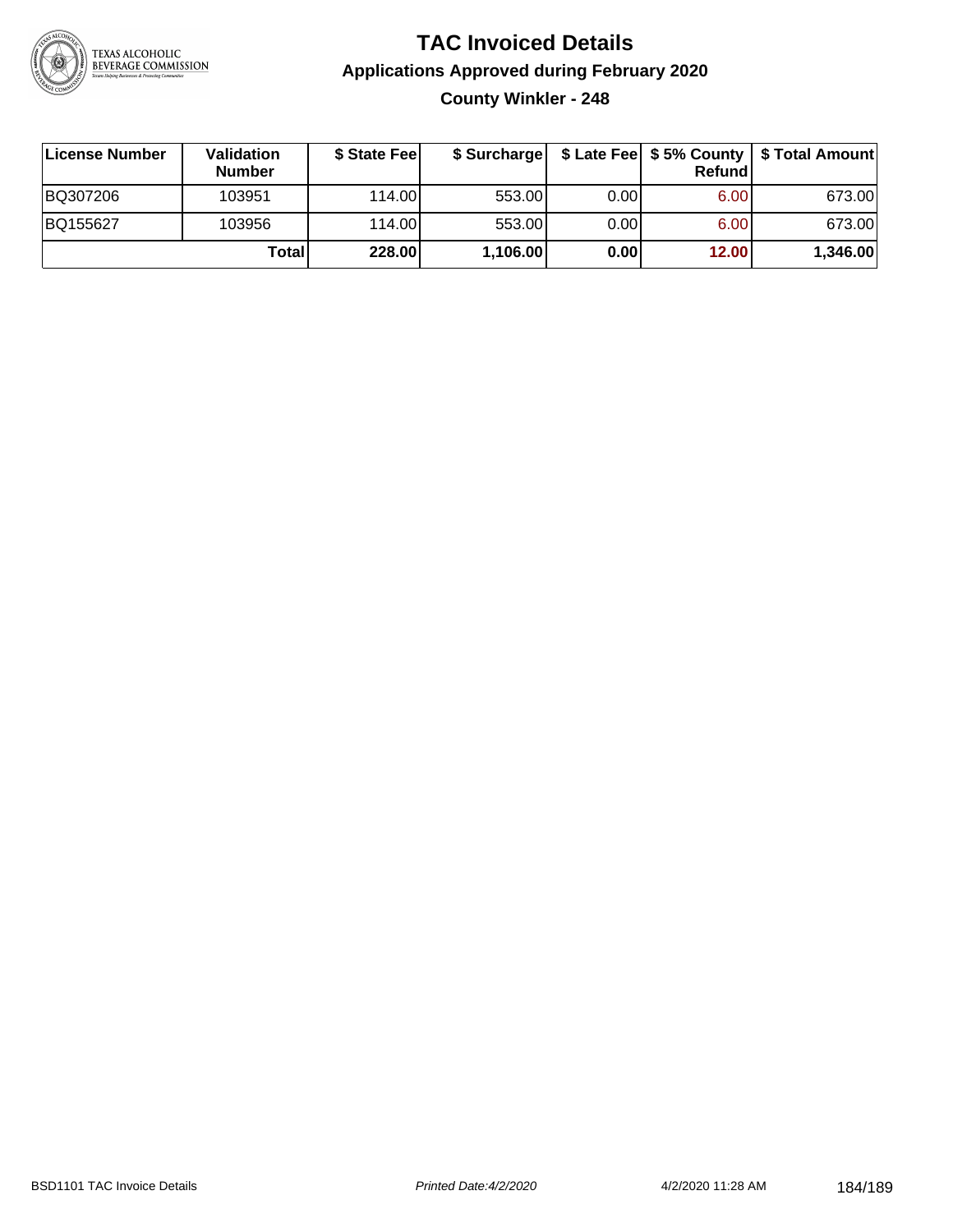# TAC Invoiced Details

## Applications Approved during February 2020

### County Winkler - 248

| License Number | Validation Number | $ State Fee | $ Surcharge | $ Late Fee | $ 5% County Refund | $ Total Amount |
|---|---|---|---|---|---|---|
| BQ307206 | 103951 | 114.00 | 553.00 | 0.00 | 6.00 | 673.00 |
| BQ155627 | 103956 | 114.00 | 553.00 | 0.00 | 6.00 | 673.00 |
| | **Total** | **228.00** | **1,106.00** | **0.00** | **12.00** | **1,346.00** |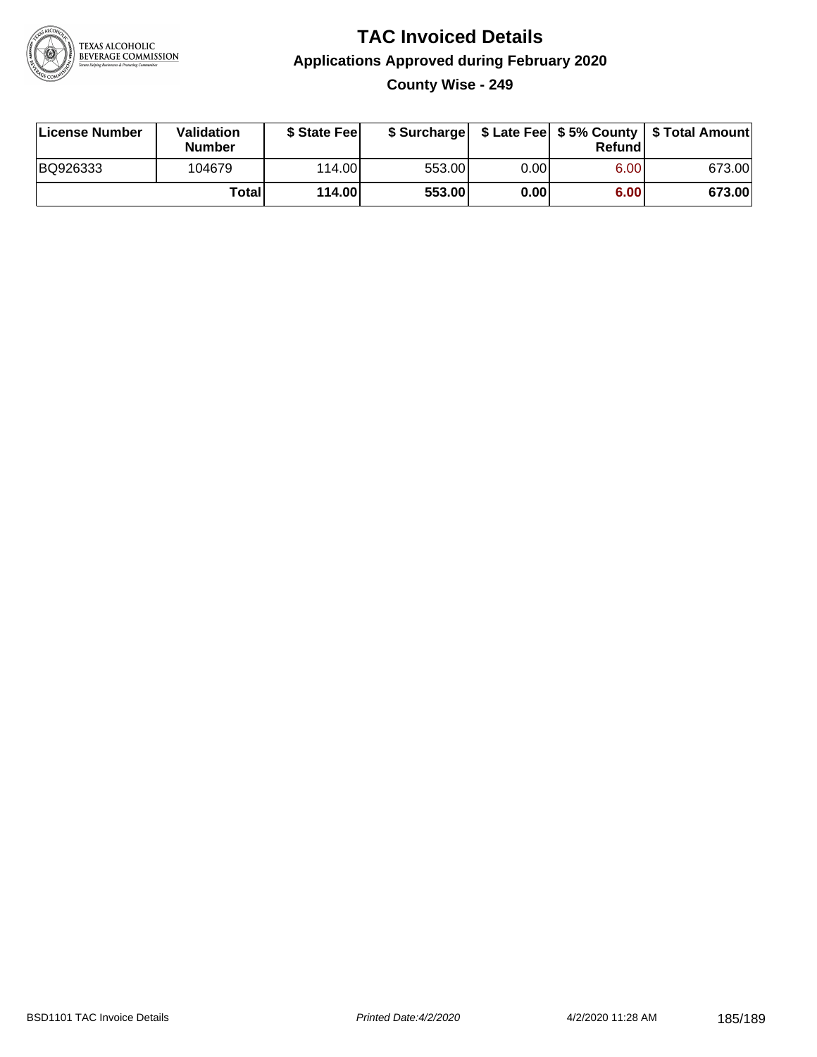# TAC Invoiced Details

## Applications Approved during February 2020

### County Wise - 249

| License Number | Validation Number | $ State Fee | $ Surcharge | $ Late Fee | $ 5% County Refund | $ Total Amount |
|---|---|---|---|---|---|---|
| BQ926333 | 104679 | 114.00 | 553.00 | 0.00 | 6.00 | 673.00 |
| | **Total** | **114.00** | **553.00** | **0.00** | **6.00** | **673.00** |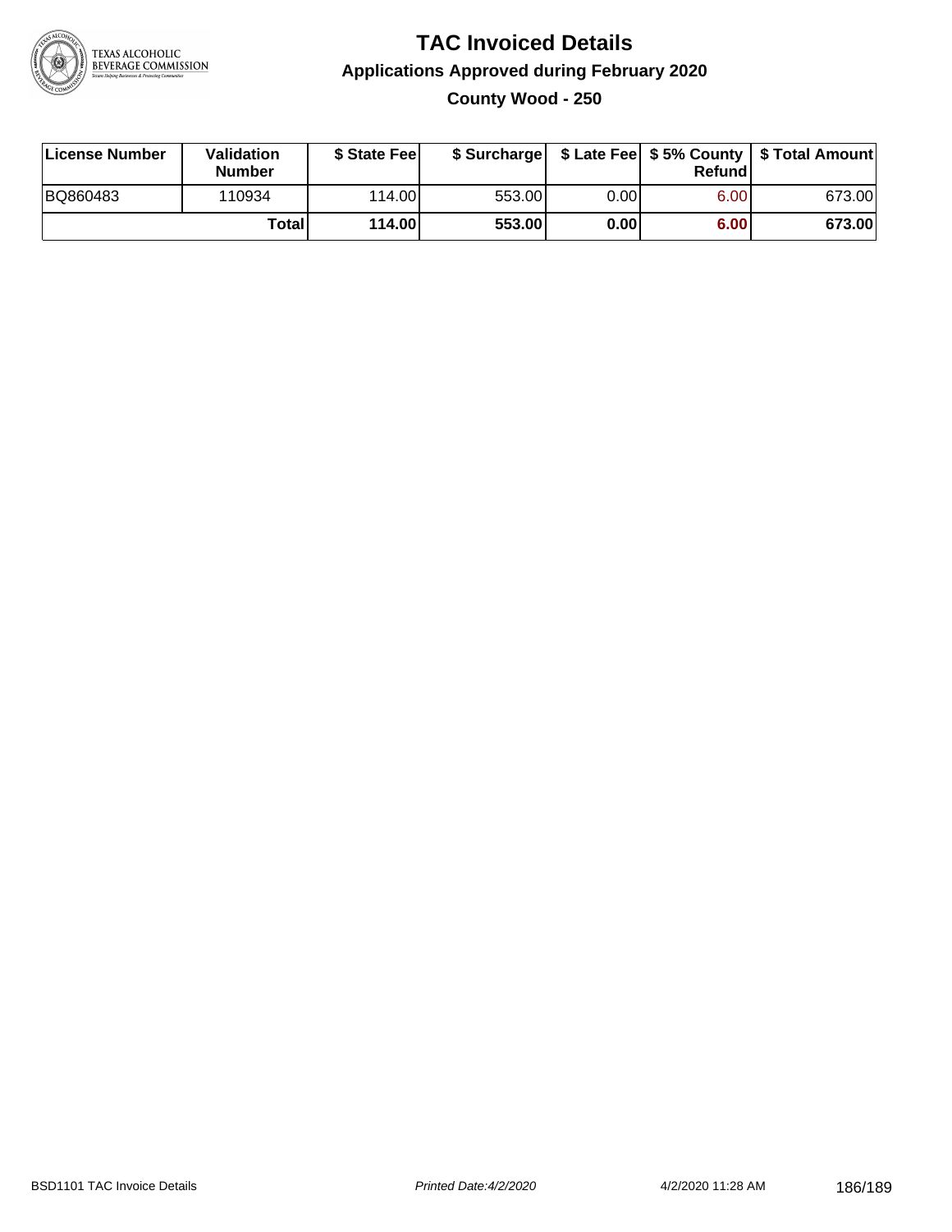# TAC Invoiced Details

## Applications Approved during February 2020

### County Wood - 250

| License Number | Validation Number | $ State Fee | $ Surcharge | $ Late Fee | $ 5% County Refund | $ Total Amount |
|---|---|---|---|---|---|---|
| BQ860483 | 110934 | 114.00 | 553.00 | 0.00 | 6.00 | 673.00 |
| | **Total** | **114.00** | **553.00** | **0.00** | **6.00** | **673.00** |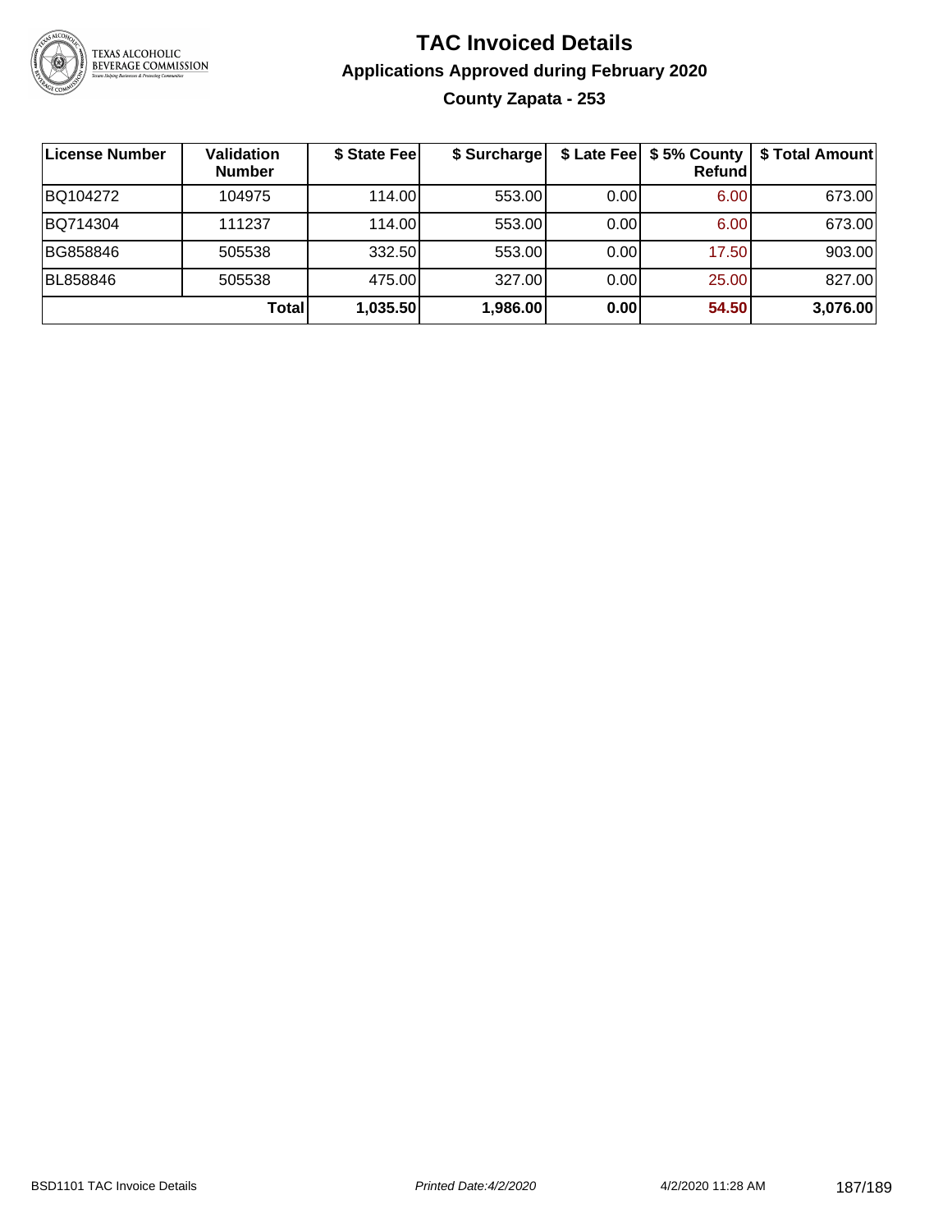# TAC Invoiced Details

## Applications Approved during February 2020

### County Zapata - 253

| License Number | Validation Number | $ State Fee | $ Surcharge | $ Late Fee | $ 5% County Refund | $ Total Amount |
|---|---|---|---|---|---|---|
| BQ104272 | 104975 | 114.00 | 553.00 | 0.00 | 6.00 | 673.00 |
| BQ714304 | 111237 | 114.00 | 553.00 | 0.00 | 6.00 | 673.00 |
| BG858846 | 505538 | 332.50 | 553.00 | 0.00 | 17.50 | 903.00 |
| BL858846 | 505538 | 475.00 | 327.00 | 0.00 | 25.00 | 827.00 |
| | **Total** | **1,035.50** | **1,986.00** | **0.00** | **54.50** | **3,076.00** |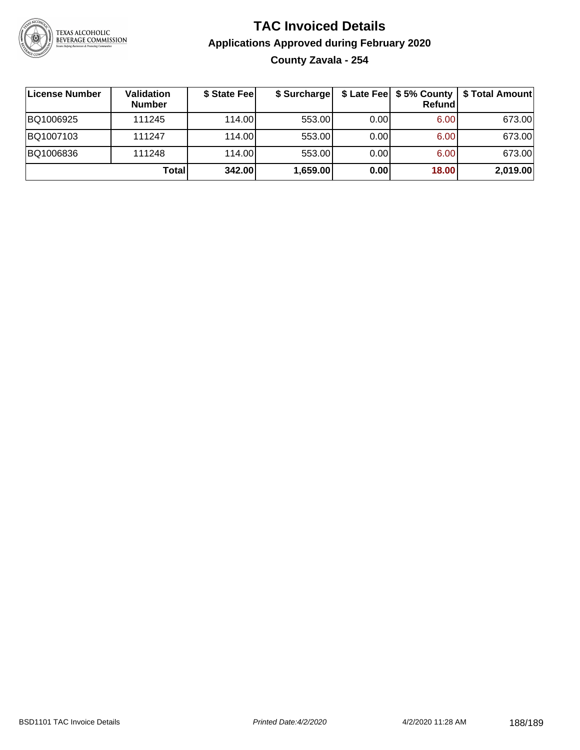# TAC Invoiced Details

## Applications Approved during February 2020

### County Zavala - 254

| License Number | Validation Number | $ State Fee | $ Surcharge | $ Late Fee | $ 5% County Refund | $ Total Amount |
|---|---|---|---|---|---|---|
| BQ1006925 | 111245 | 114.00 | 553.00 | 0.00 | 6.00 | 673.00 |
| BQ1007103 | 111247 | 114.00 | 553.00 | 0.00 | 6.00 | 673.00 |
| BQ1006836 | 111248 | 114.00 | 553.00 | 0.00 | 6.00 | 673.00 |
| | **Total** | **342.00** | **1,659.00** | **0.00** | **18.00** | **2,019.00** |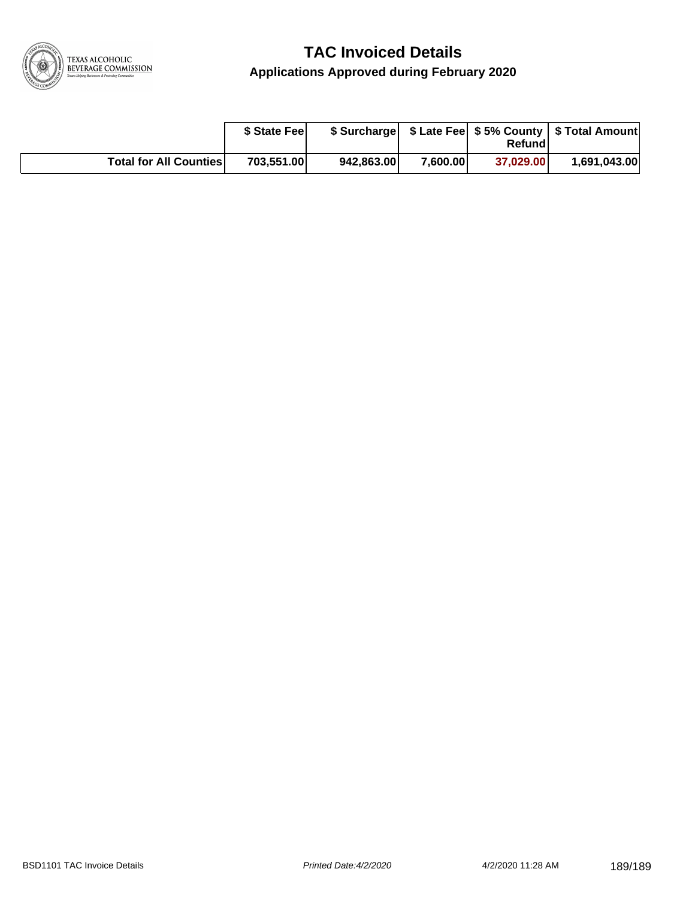# TAC Invoiced Details

## Applications Approved during February 2020

| | \$ State Fee | \$ Surcharge | \$ Late Fee | \$ 5% County Refund | \$ Total Amount |
|---|---|---|---|---|---|
| **Total for All Counties** | 703,551.00 | 942,863.00 | 7,600.00 | 37,029.00 | 1,691,043.00 |